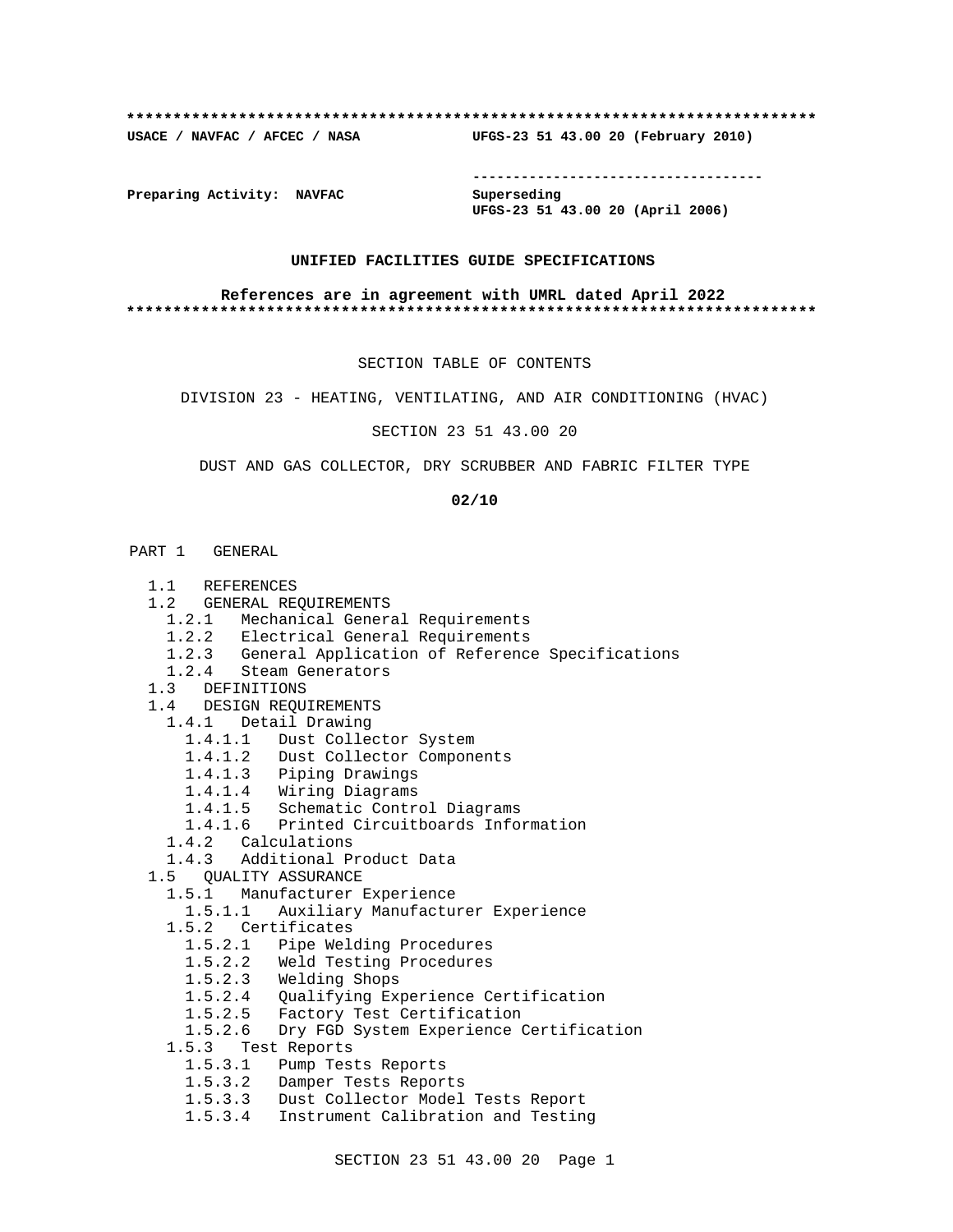**************************************************************************

**USACE / NAVFAC / AFCEC / NASA** **UFGS-23 51 43.00 20 (February 2010)**

-----------------------------------

**Preparing Activity: NAVFAC** **Superseding**
**UFGS-23 51 43.00 20 (April 2006)**

**UNIFIED FACILITIES GUIDE SPECIFICATIONS**

**References are in agreement with UMRL dated April 2022**

**************************************************************************

SECTION TABLE OF CONTENTS

DIVISION 23 - HEATING, VENTILATING, AND AIR CONDITIONING (HVAC)

SECTION 23 51 43.00 20

DUST AND GAS COLLECTOR, DRY SCRUBBER AND FABRIC FILTER TYPE

**02/10**

PART 1 GENERAL

- 1.1 REFERENCES
- 1.2 GENERAL REQUIREMENTS
  - 1.2.1 Mechanical General Requirements
  - 1.2.2 Electrical General Requirements
  - 1.2.3 General Application of Reference Specifications
  - 1.2.4 Steam Generators
- 1.3 DEFINITIONS
- 1.4 DESIGN REQUIREMENTS
  - 1.4.1 Detail Drawing
    - 1.4.1.1 Dust Collector System
    - 1.4.1.2 Dust Collector Components
    - 1.4.1.3 Piping Drawings
    - 1.4.1.4 Wiring Diagrams
    - 1.4.1.5 Schematic Control Diagrams
    - 1.4.1.6 Printed Circuitboards Information
  - 1.4.2 Calculations
  - 1.4.3 Additional Product Data
- 1.5 QUALITY ASSURANCE
  - 1.5.1 Manufacturer Experience
    - 1.5.1.1 Auxiliary Manufacturer Experience
  - 1.5.2 Certificates
    - 1.5.2.1 Pipe Welding Procedures
    - 1.5.2.2 Weld Testing Procedures
    - 1.5.2.3 Welding Shops
    - 1.5.2.4 Qualifying Experience Certification
    - 1.5.2.5 Factory Test Certification
    - 1.5.2.6 Dry FGD System Experience Certification
  - 1.5.3 Test Reports
    - 1.5.3.1 Pump Tests Reports
    - 1.5.3.2 Damper Tests Reports
    - 1.5.3.3 Dust Collector Model Tests Report
    - 1.5.3.4 Instrument Calibration and Testing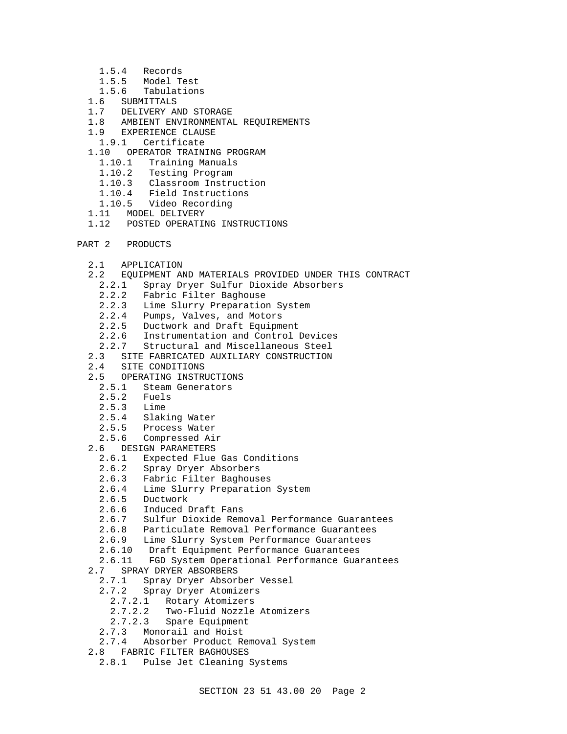1.5.4   Records
    1.5.5   Model Test
    1.5.6   Tabulations
  1.6   SUBMITTALS
  1.7   DELIVERY AND STORAGE
  1.8   AMBIENT ENVIRONMENTAL REQUIREMENTS
  1.9   EXPERIENCE CLAUSE
    1.9.1   Certificate
  1.10   OPERATOR TRAINING PROGRAM
    1.10.1   Training Manuals
    1.10.2   Testing Program
    1.10.3   Classroom Instruction
    1.10.4   Field Instructions
    1.10.5   Video Recording
  1.11   MODEL DELIVERY
  1.12   POSTED OPERATING INSTRUCTIONS

PART 2   PRODUCTS

  2.1   APPLICATION
  2.2   EQUIPMENT AND MATERIALS PROVIDED UNDER THIS CONTRACT
    2.2.1   Spray Dryer Sulfur Dioxide Absorbers
    2.2.2   Fabric Filter Baghouse
    2.2.3   Lime Slurry Preparation System
    2.2.4   Pumps, Valves, and Motors
    2.2.5   Ductwork and Draft Equipment
    2.2.6   Instrumentation and Control Devices
    2.2.7   Structural and Miscellaneous Steel
  2.3   SITE FABRICATED AUXILIARY CONSTRUCTION
  2.4   SITE CONDITIONS
  2.5   OPERATING INSTRUCTIONS
    2.5.1   Steam Generators
    2.5.2   Fuels
    2.5.3   Lime
    2.5.4   Slaking Water
    2.5.5   Process Water
    2.5.6   Compressed Air
  2.6   DESIGN PARAMETERS
    2.6.1   Expected Flue Gas Conditions
    2.6.2   Spray Dryer Absorbers
    2.6.3   Fabric Filter Baghouses
    2.6.4   Lime Slurry Preparation System
    2.6.5   Ductwork
    2.6.6   Induced Draft Fans
    2.6.7   Sulfur Dioxide Removal Performance Guarantees
    2.6.8   Particulate Removal Performance Guarantees
    2.6.9   Lime Slurry System Performance Guarantees
    2.6.10   Draft Equipment Performance Guarantees
    2.6.11   FGD System Operational Performance Guarantees
  2.7   SPRAY DRYER ABSORBERS
    2.7.1   Spray Dryer Absorber Vessel
    2.7.2   Spray Dryer Atomizers
      2.7.2.1   Rotary Atomizers
      2.7.2.2   Two-Fluid Nozzle Atomizers
      2.7.2.3   Spare Equipment
    2.7.3   Monorail and Hoist
    2.7.4   Absorber Product Removal System
  2.8   FABRIC FILTER BAGHOUSES
    2.8.1   Pulse Jet Cleaning Systems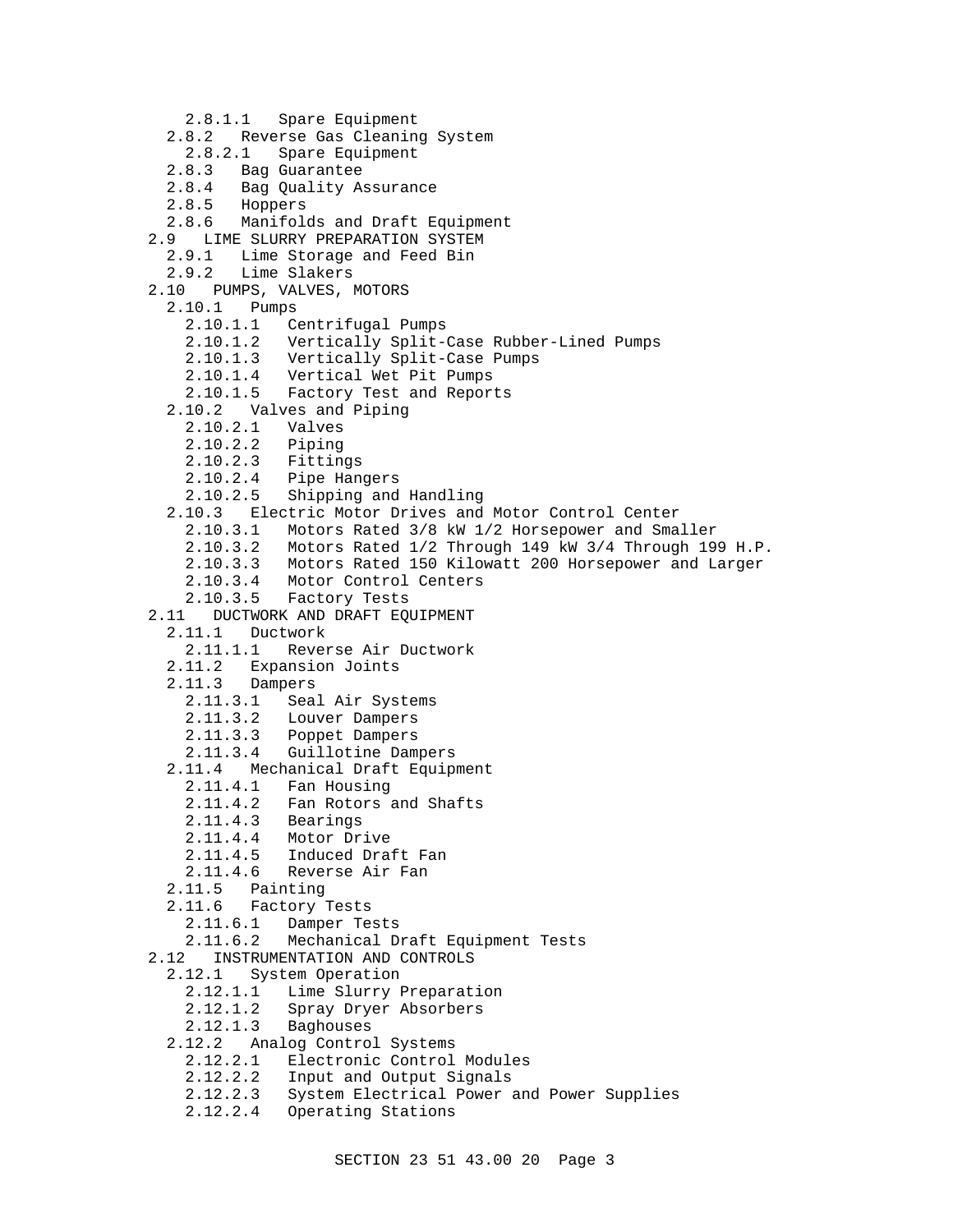2.8.1.1 Spare Equipment
2.8.2 Reverse Gas Cleaning System
2.8.2.1 Spare Equipment
2.8.3 Bag Guarantee
2.8.4 Bag Quality Assurance
2.8.5 Hoppers
2.8.6 Manifolds and Draft Equipment
2.9 LIME SLURRY PREPARATION SYSTEM
2.9.1 Lime Storage and Feed Bin
2.9.2 Lime Slakers
2.10 PUMPS, VALVES, MOTORS
2.10.1 Pumps
2.10.1.1 Centrifugal Pumps
2.10.1.2 Vertically Split-Case Rubber-Lined Pumps
2.10.1.3 Vertically Split-Case Pumps
2.10.1.4 Vertical Wet Pit Pumps
2.10.1.5 Factory Test and Reports
2.10.2 Valves and Piping
2.10.2.1 Valves
2.10.2.2 Piping
2.10.2.3 Fittings
2.10.2.4 Pipe Hangers
2.10.2.5 Shipping and Handling
2.10.3 Electric Motor Drives and Motor Control Center
2.10.3.1 Motors Rated 3/8 kW 1/2 Horsepower and Smaller
2.10.3.2 Motors Rated 1/2 Through 149 kW 3/4 Through 199 H.P.
2.10.3.3 Motors Rated 150 Kilowatt 200 Horsepower and Larger
2.10.3.4 Motor Control Centers
2.10.3.5 Factory Tests
2.11 DUCTWORK AND DRAFT EQUIPMENT
2.11.1 Ductwork
2.11.1.1 Reverse Air Ductwork
2.11.2 Expansion Joints
2.11.3 Dampers
2.11.3.1 Seal Air Systems
2.11.3.2 Louver Dampers
2.11.3.3 Poppet Dampers
2.11.3.4 Guillotine Dampers
2.11.4 Mechanical Draft Equipment
2.11.4.1 Fan Housing
2.11.4.2 Fan Rotors and Shafts
2.11.4.3 Bearings
2.11.4.4 Motor Drive
2.11.4.5 Induced Draft Fan
2.11.4.6 Reverse Air Fan
2.11.5 Painting
2.11.6 Factory Tests
2.11.6.1 Damper Tests
2.11.6.2 Mechanical Draft Equipment Tests
2.12 INSTRUMENTATION AND CONTROLS
2.12.1 System Operation
2.12.1.1 Lime Slurry Preparation
2.12.1.2 Spray Dryer Absorbers
2.12.1.3 Baghouses
2.12.2 Analog Control Systems
2.12.2.1 Electronic Control Modules
2.12.2.2 Input and Output Signals
2.12.2.3 System Electrical Power and Power Supplies
2.12.2.4 Operating Stations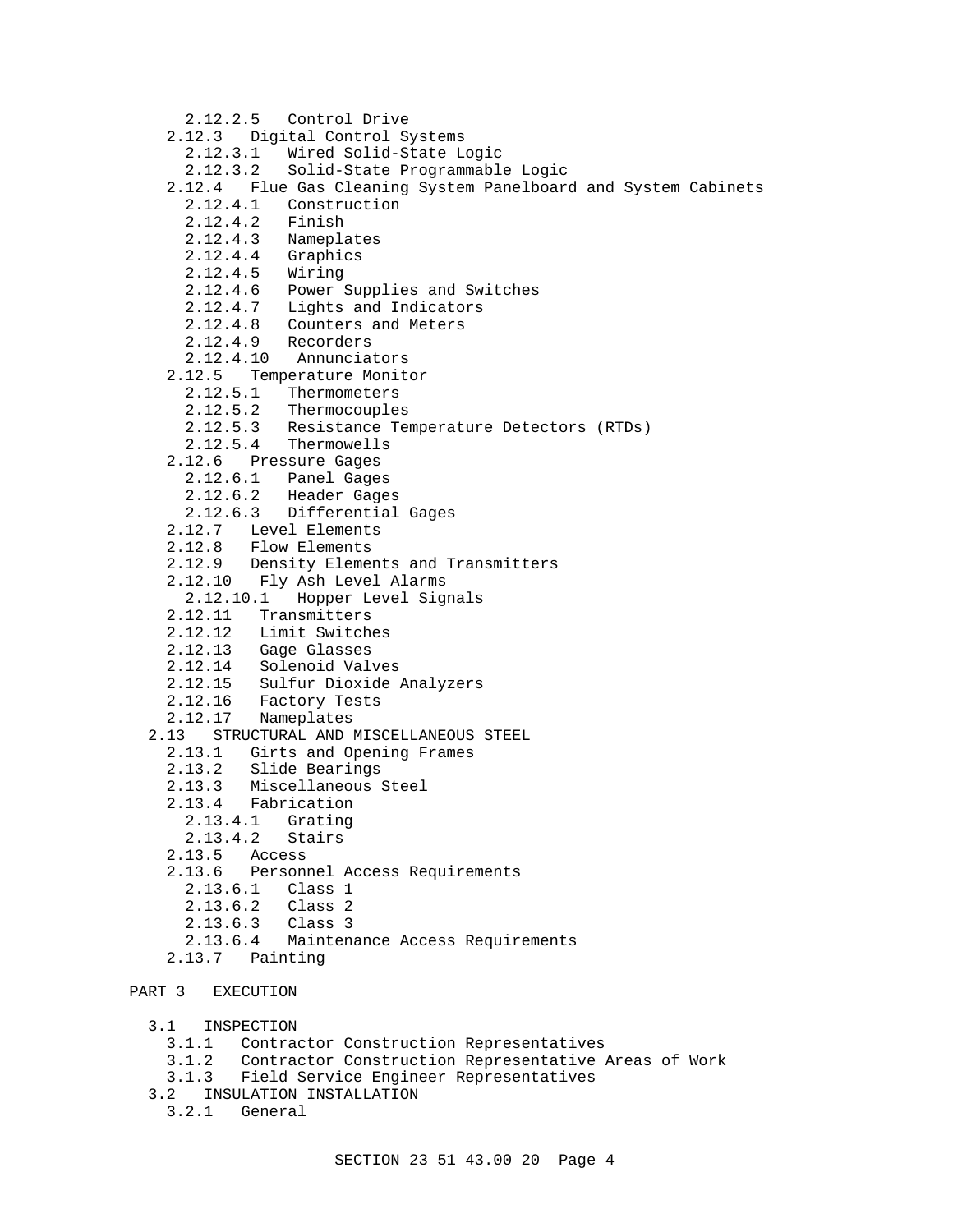2.12.2.5 Control Drive
2.12.3 Digital Control Systems
2.12.3.1 Wired Solid-State Logic
2.12.3.2 Solid-State Programmable Logic
2.12.4 Flue Gas Cleaning System Panelboard and System Cabinets
2.12.4.1 Construction
2.12.4.2 Finish
2.12.4.3 Nameplates
2.12.4.4 Graphics
2.12.4.5 Wiring
2.12.4.6 Power Supplies and Switches
2.12.4.7 Lights and Indicators
2.12.4.8 Counters and Meters
2.12.4.9 Recorders
2.12.4.10 Annunciators
2.12.5 Temperature Monitor
2.12.5.1 Thermometers
2.12.5.2 Thermocouples
2.12.5.3 Resistance Temperature Detectors (RTDs)
2.12.5.4 Thermowells
2.12.6 Pressure Gages
2.12.6.1 Panel Gages
2.12.6.2 Header Gages
2.12.6.3 Differential Gages
2.12.7 Level Elements
2.12.8 Flow Elements
2.12.9 Density Elements and Transmitters
2.12.10 Fly Ash Level Alarms
2.12.10.1 Hopper Level Signals
2.12.11 Transmitters
2.12.12 Limit Switches
2.12.13 Gage Glasses
2.12.14 Solenoid Valves
2.12.15 Sulfur Dioxide Analyzers
2.12.16 Factory Tests
2.12.17 Nameplates
2.13 STRUCTURAL AND MISCELLANEOUS STEEL
2.13.1 Girts and Opening Frames
2.13.2 Slide Bearings
2.13.3 Miscellaneous Steel
2.13.4 Fabrication
2.13.4.1 Grating
2.13.4.2 Stairs
2.13.5 Access
2.13.6 Personnel Access Requirements
2.13.6.1 Class 1
2.13.6.2 Class 2
2.13.6.3 Class 3
2.13.6.4 Maintenance Access Requirements
2.13.7 Painting

PART 3 EXECUTION

3.1 INSPECTION
3.1.1 Contractor Construction Representatives
3.1.2 Contractor Construction Representative Areas of Work
3.1.3 Field Service Engineer Representatives
3.2 INSULATION INSTALLATION
3.2.1 General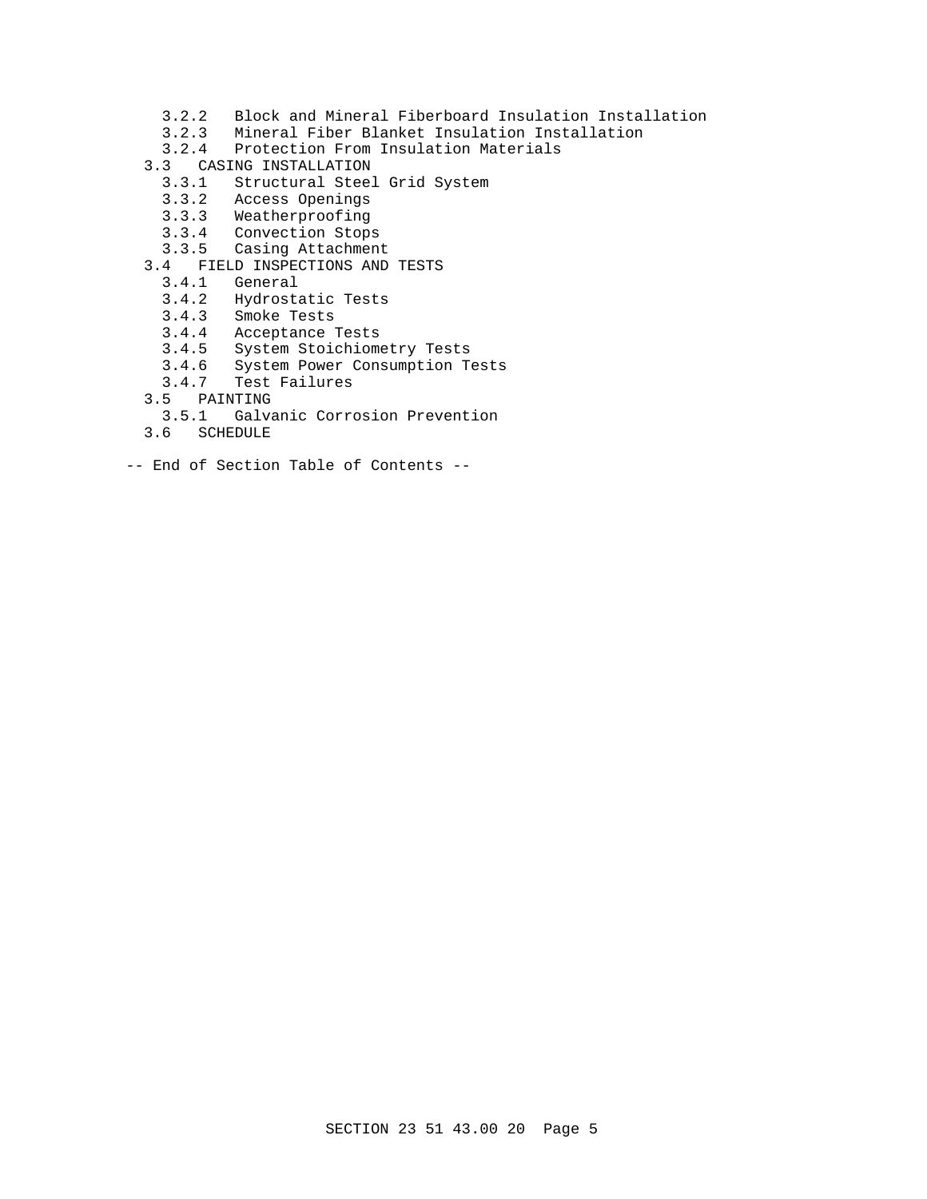3.2.2 Block and Mineral Fiberboard Insulation Installation
3.2.3 Mineral Fiber Blanket Insulation Installation
3.2.4 Protection From Insulation Materials

3.3 CASING INSTALLATION
3.3.1 Structural Steel Grid System
3.3.2 Access Openings
3.3.3 Weatherproofing
3.3.4 Convection Stops
3.3.5 Casing Attachment

3.4 FIELD INSPECTIONS AND TESTS
3.4.1 General
3.4.2 Hydrostatic Tests
3.4.3 Smoke Tests
3.4.4 Acceptance Tests
3.4.5 System Stoichiometry Tests
3.4.6 System Power Consumption Tests
3.4.7 Test Failures

3.5 PAINTING
3.5.1 Galvanic Corrosion Prevention

3.6 SCHEDULE

-- End of Section Table of Contents --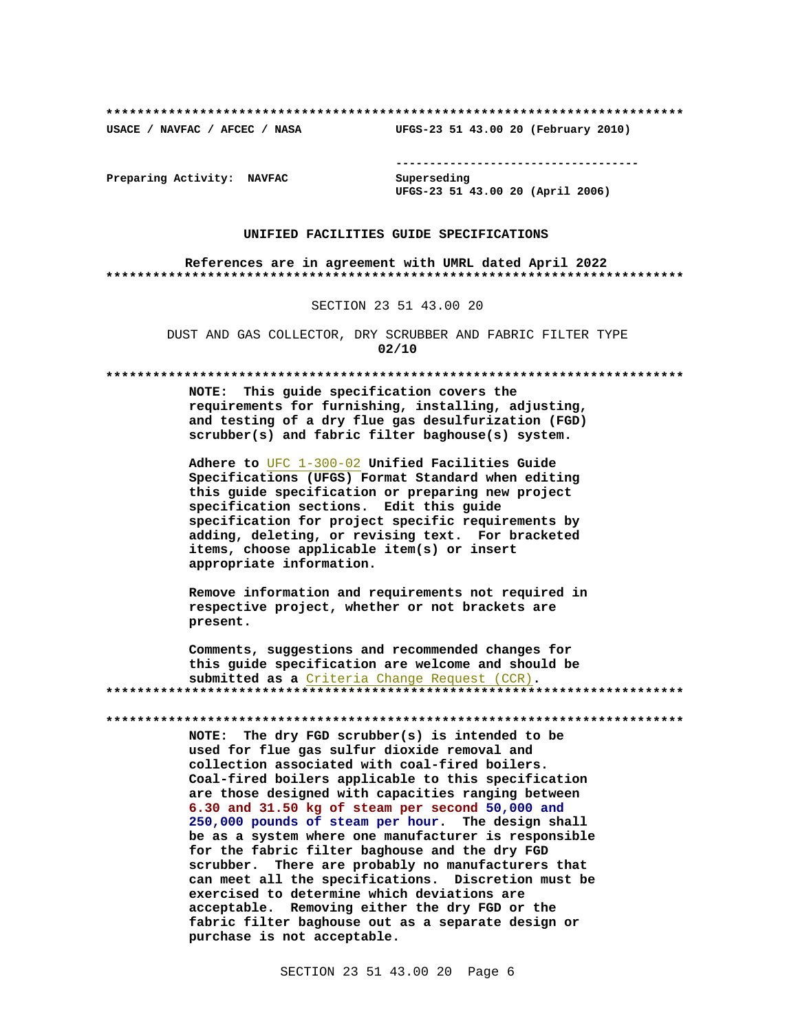**************************************************************************

USACE / NAVFAC / AFCEC / NASA UFGS-23 51 43.00 20 (February 2010)

-----------------------------------

Preparing Activity: NAVFAC

Superseding
UFGS-23 51 43.00 20 (April 2006)

**UNIFIED FACILITIES GUIDE SPECIFICATIONS**

**References are in agreement with UMRL dated April 2022**

**************************************************************************

SECTION 23 51 43.00 20

DUST AND GAS COLLECTOR, DRY SCRUBBER AND FABRIC FILTER TYPE
**02/10**

**************************************************************************

**NOTE: This guide specification covers the requirements for furnishing, installing, adjusting, and testing of a dry flue gas desulfurization (FGD) scrubber(s) and fabric filter baghouse(s) system.**

**Adhere to UFC 1-300-02 Unified Facilities Guide Specifications (UFGS) Format Standard when editing this guide specification or preparing new project specification sections. Edit this guide specification for project specific requirements by adding, deleting, or revising text. For bracketed items, choose applicable item(s) or insert appropriate information.**

**Remove information and requirements not required in respective project, whether or not brackets are present.**

**Comments, suggestions and recommended changes for this guide specification are welcome and should be submitted as a Criteria Change Request (CCR).**

**************************************************************************

**************************************************************************

**NOTE: The dry FGD scrubber(s) is intended to be used for flue gas sulfur dioxide removal and collection associated with coal-fired boilers. Coal-fired boilers applicable to this specification are those designed with capacities ranging between 6.30 and 31.50 kg of steam per second 50,000 and 250,000 pounds of steam per hour. The design shall be as a system where one manufacturer is responsible for the fabric filter baghouse and the dry FGD scrubber. There are probably no manufacturers that can meet all the specifications. Discretion must be exercised to determine which deviations are acceptable. Removing either the dry FGD or the fabric filter baghouse out as a separate design or purchase is not acceptable.**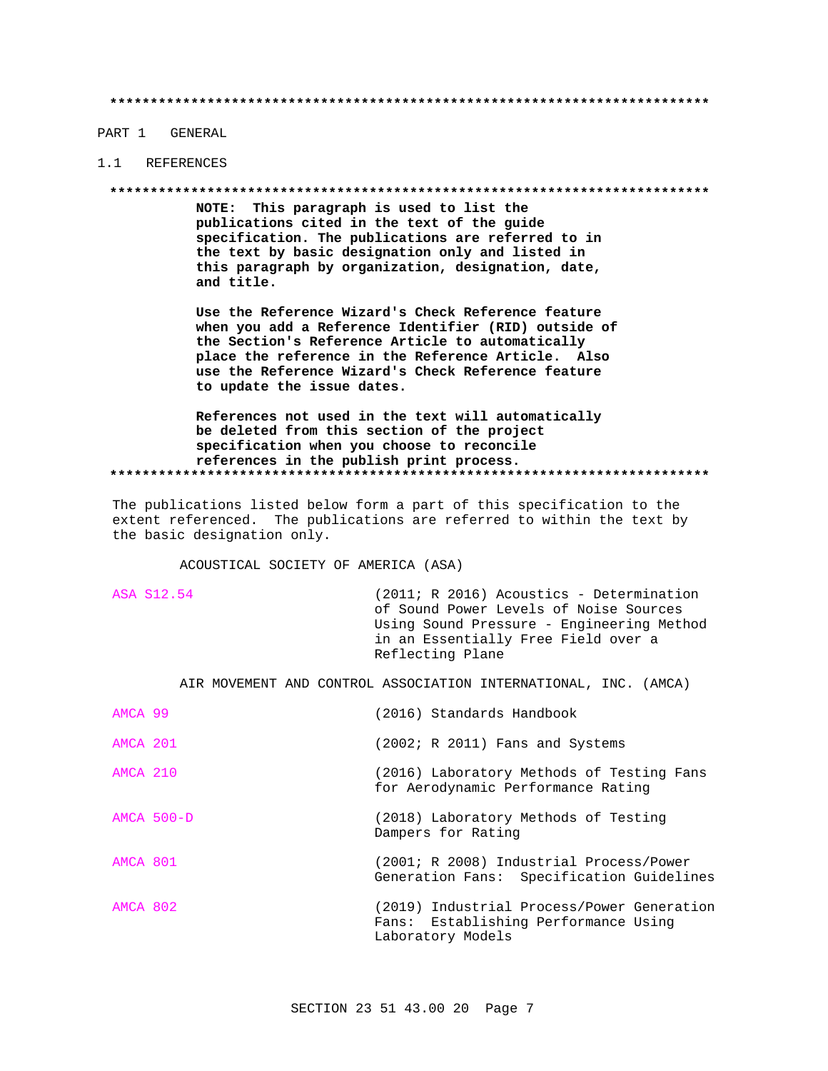**************************************************************************

PART 1 GENERAL

1.1 REFERENCES

**************************************************************************

**NOTE: This paragraph is used to list the publications cited in the text of the guide specification. The publications are referred to in the text by basic designation only and listed in this paragraph by organization, designation, date, and title.**

**Use the Reference Wizard's Check Reference feature when you add a Reference Identifier (RID) outside of the Section's Reference Article to automatically place the reference in the Reference Article. Also use the Reference Wizard's Check Reference feature to update the issue dates.**

**References not used in the text will automatically be deleted from this section of the project specification when you choose to reconcile references in the publish print process.**

**************************************************************************

The publications listed below form a part of this specification to the extent referenced. The publications are referred to within the text by the basic designation only.

ACOUSTICAL SOCIETY OF AMERICA (ASA)

| | |
|---|---|
| ASA S12.54 | (2011; R 2016) Acoustics - Determination of Sound Power Levels of Noise Sources Using Sound Pressure - Engineering Method in an Essentially Free Field over a Reflecting Plane |

AIR MOVEMENT AND CONTROL ASSOCIATION INTERNATIONAL, INC. (AMCA)

| | |
|---|---|
| AMCA 99 | (2016) Standards Handbook |
| AMCA 201 | (2002; R 2011) Fans and Systems |
| AMCA 210 | (2016) Laboratory Methods of Testing Fans for Aerodynamic Performance Rating |
| AMCA 500-D | (2018) Laboratory Methods of Testing Dampers for Rating |
| AMCA 801 | (2001; R 2008) Industrial Process/Power Generation Fans: Specification Guidelines |
| AMCA 802 | (2019) Industrial Process/Power Generation Fans: Establishing Performance Using Laboratory Models |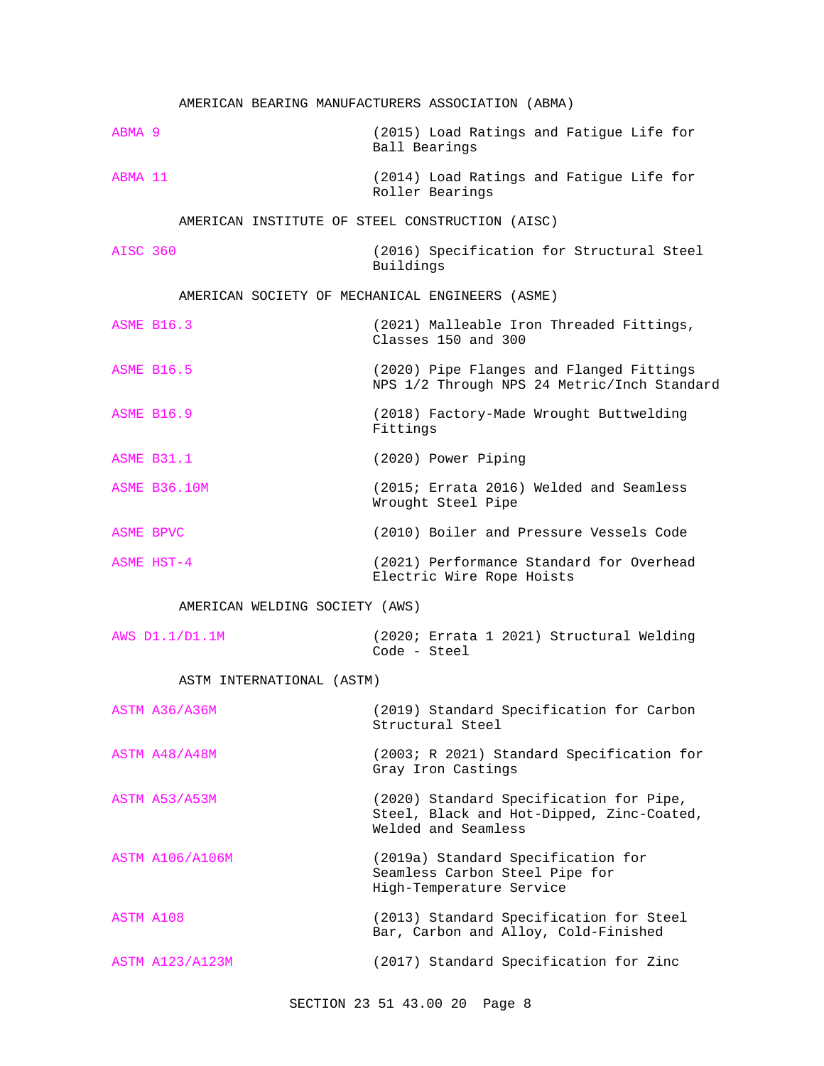AMERICAN BEARING MANUFACTURERS ASSOCIATION (ABMA)

ABMA 9 (2015) Load Ratings and Fatigue Life for Ball Bearings

ABMA 11 (2014) Load Ratings and Fatigue Life for Roller Bearings

AMERICAN INSTITUTE OF STEEL CONSTRUCTION (AISC)

AISC 360 (2016) Specification for Structural Steel Buildings

AMERICAN SOCIETY OF MECHANICAL ENGINEERS (ASME)

ASME B16.3 (2021) Malleable Iron Threaded Fittings, Classes 150 and 300

ASME B16.5 (2020) Pipe Flanges and Flanged Fittings NPS 1/2 Through NPS 24 Metric/Inch Standard

ASME B16.9 (2018) Factory-Made Wrought Buttwelding Fittings

ASME B31.1 (2020) Power Piping

ASME B36.10M (2015; Errata 2016) Welded and Seamless Wrought Steel Pipe

ASME BPVC (2010) Boiler and Pressure Vessels Code

ASME HST-4 (2021) Performance Standard for Overhead Electric Wire Rope Hoists

AMERICAN WELDING SOCIETY (AWS)

AWS D1.1/D1.1M (2020; Errata 1 2021) Structural Welding Code - Steel

ASTM INTERNATIONAL (ASTM)

ASTM A36/A36M (2019) Standard Specification for Carbon Structural Steel

ASTM A48/A48M (2003; R 2021) Standard Specification for Gray Iron Castings

ASTM A53/A53M (2020) Standard Specification for Pipe, Steel, Black and Hot-Dipped, Zinc-Coated, Welded and Seamless

ASTM A106/A106M (2019a) Standard Specification for Seamless Carbon Steel Pipe for High-Temperature Service

ASTM A108 (2013) Standard Specification for Steel Bar, Carbon and Alloy, Cold-Finished

ASTM A123/A123M (2017) Standard Specification for Zinc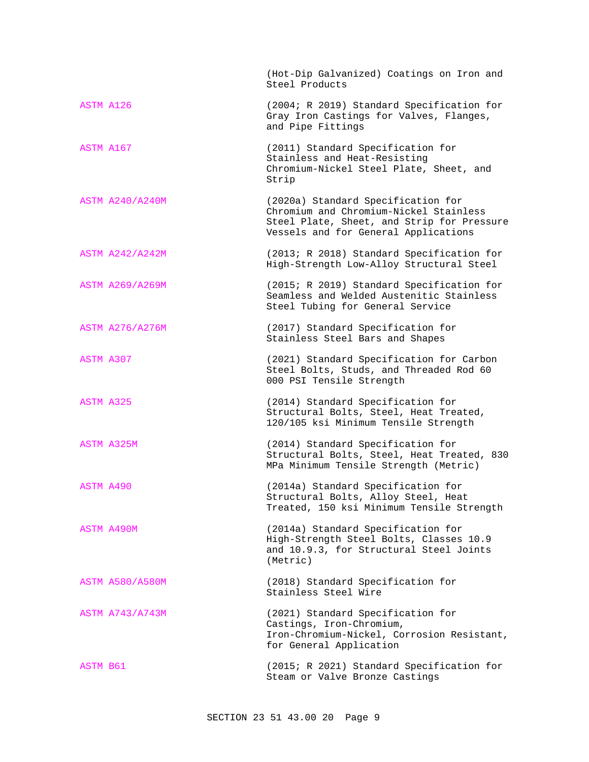| | |
|---|---|
| | (Hot-Dip Galvanized) Coatings on Iron and Steel Products |
| ASTM A126 | (2004; R 2019) Standard Specification for Gray Iron Castings for Valves, Flanges, and Pipe Fittings |
| ASTM A167 | (2011) Standard Specification for Stainless and Heat-Resisting Chromium-Nickel Steel Plate, Sheet, and Strip |
| ASTM A240/A240M | (2020a) Standard Specification for Chromium and Chromium-Nickel Stainless Steel Plate, Sheet, and Strip for Pressure Vessels and for General Applications |
| ASTM A242/A242M | (2013; R 2018) Standard Specification for High-Strength Low-Alloy Structural Steel |
| ASTM A269/A269M | (2015; R 2019) Standard Specification for Seamless and Welded Austenitic Stainless Steel Tubing for General Service |
| ASTM A276/A276M | (2017) Standard Specification for Stainless Steel Bars and Shapes |
| ASTM A307 | (2021) Standard Specification for Carbon Steel Bolts, Studs, and Threaded Rod 60 000 PSI Tensile Strength |
| ASTM A325 | (2014) Standard Specification for Structural Bolts, Steel, Heat Treated, 120/105 ksi Minimum Tensile Strength |
| ASTM A325M | (2014) Standard Specification for Structural Bolts, Steel, Heat Treated, 830 MPa Minimum Tensile Strength (Metric) |
| ASTM A490 | (2014a) Standard Specification for Structural Bolts, Alloy Steel, Heat Treated, 150 ksi Minimum Tensile Strength |
| ASTM A490M | (2014a) Standard Specification for High-Strength Steel Bolts, Classes 10.9 and 10.9.3, for Structural Steel Joints (Metric) |
| ASTM A580/A580M | (2018) Standard Specification for Stainless Steel Wire |
| ASTM A743/A743M | (2021) Standard Specification for Castings, Iron-Chromium, Iron-Chromium-Nickel, Corrosion Resistant, for General Application |
| ASTM B61 | (2015; R 2021) Standard Specification for Steam or Valve Bronze Castings |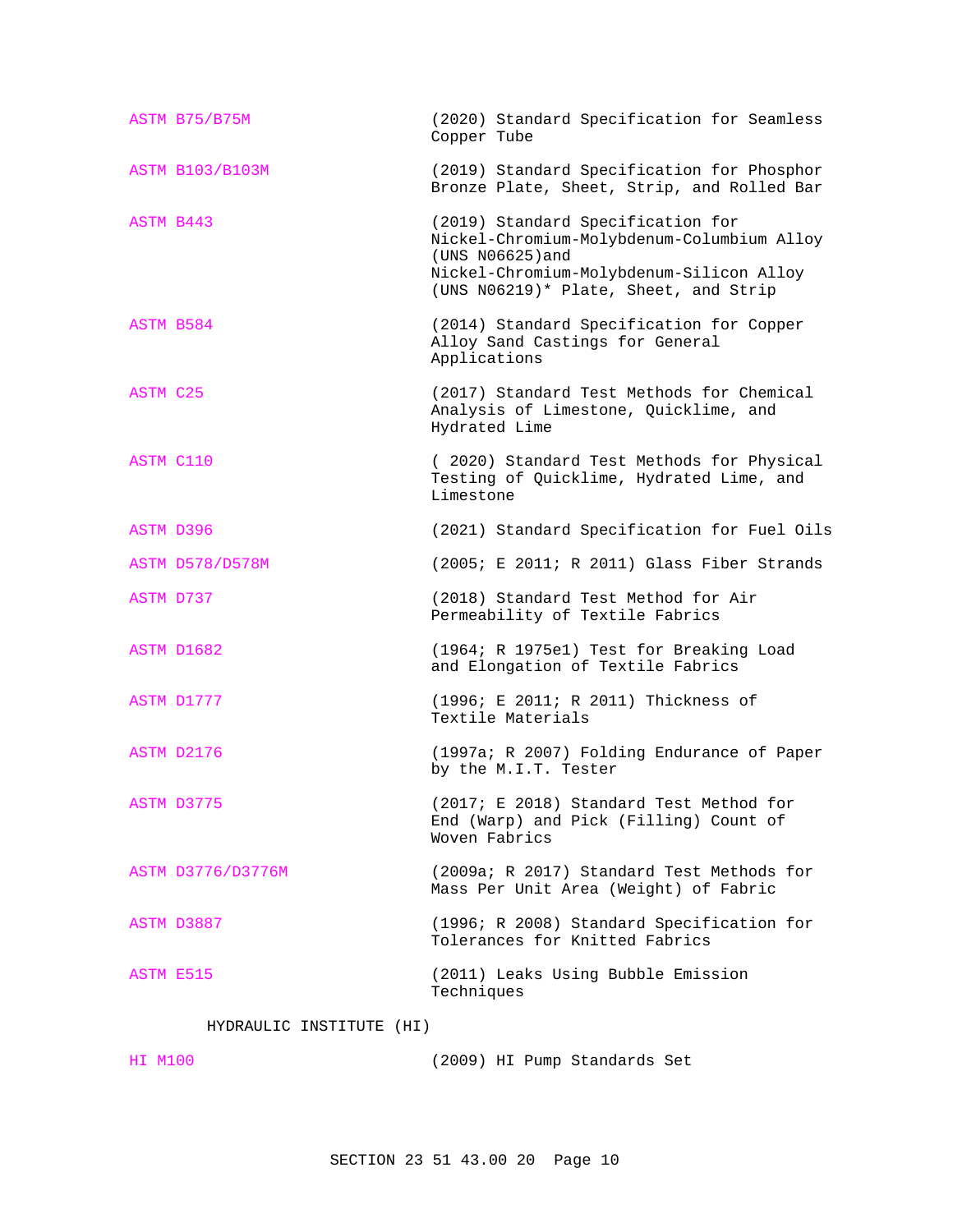ASTM B75/B75M (2020) Standard Specification for Seamless Copper Tube

ASTM B103/B103M (2019) Standard Specification for Phosphor Bronze Plate, Sheet, Strip, and Rolled Bar

ASTM B443 (2019) Standard Specification for Nickel-Chromium-Molybdenum-Columbium Alloy (UNS N06625)and Nickel-Chromium-Molybdenum-Silicon Alloy (UNS N06219)* Plate, Sheet, and Strip

ASTM B584 (2014) Standard Specification for Copper Alloy Sand Castings for General Applications

ASTM C25 (2017) Standard Test Methods for Chemical Analysis of Limestone, Quicklime, and Hydrated Lime

ASTM C110 ( 2020) Standard Test Methods for Physical Testing of Quicklime, Hydrated Lime, and Limestone

ASTM D396 (2021) Standard Specification for Fuel Oils

ASTM D578/D578M (2005; E 2011; R 2011) Glass Fiber Strands

ASTM D737 (2018) Standard Test Method for Air Permeability of Textile Fabrics

ASTM D1682 (1964; R 1975e1) Test for Breaking Load and Elongation of Textile Fabrics

ASTM D1777 (1996; E 2011; R 2011) Thickness of Textile Materials

ASTM D2176 (1997a; R 2007) Folding Endurance of Paper by the M.I.T. Tester

ASTM D3775 (2017; E 2018) Standard Test Method for End (Warp) and Pick (Filling) Count of Woven Fabrics

ASTM D3776/D3776M (2009a; R 2017) Standard Test Methods for Mass Per Unit Area (Weight) of Fabric

ASTM D3887 (1996; R 2008) Standard Specification for Tolerances for Knitted Fabrics

ASTM E515 (2011) Leaks Using Bubble Emission Techniques

HYDRAULIC INSTITUTE (HI)

HI M100 (2009) HI Pump Standards Set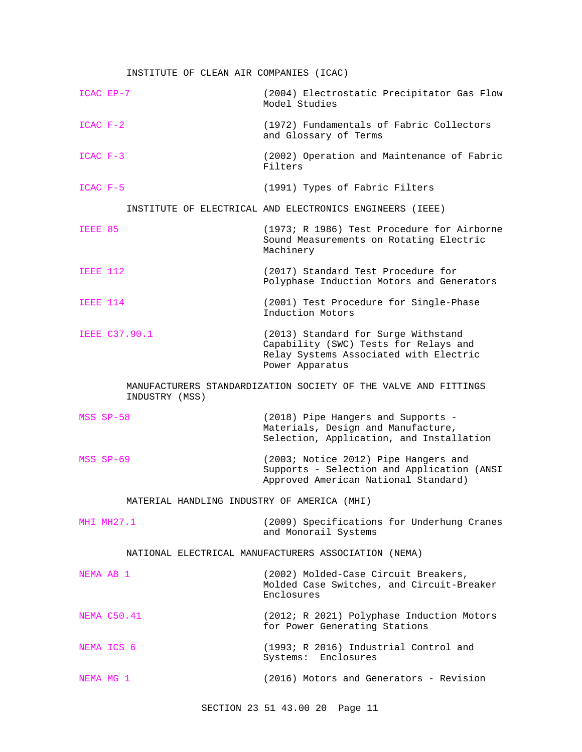INSTITUTE OF CLEAN AIR COMPANIES (ICAC)

ICAC EP-7 (2004) Electrostatic Precipitator Gas Flow Model Studies

ICAC F-2 (1972) Fundamentals of Fabric Collectors and Glossary of Terms

ICAC F-3 (2002) Operation and Maintenance of Fabric Filters

ICAC F-5 (1991) Types of Fabric Filters

INSTITUTE OF ELECTRICAL AND ELECTRONICS ENGINEERS (IEEE)

IEEE 85 (1973; R 1986) Test Procedure for Airborne Sound Measurements on Rotating Electric Machinery

IEEE 112 (2017) Standard Test Procedure for Polyphase Induction Motors and Generators

IEEE 114 (2001) Test Procedure for Single-Phase Induction Motors

IEEE C37.90.1 (2013) Standard for Surge Withstand Capability (SWC) Tests for Relays and Relay Systems Associated with Electric Power Apparatus

MANUFACTURERS STANDARDIZATION SOCIETY OF THE VALVE AND FITTINGS INDUSTRY (MSS)

MSS SP-58 (2018) Pipe Hangers and Supports - Materials, Design and Manufacture, Selection, Application, and Installation

MSS SP-69 (2003; Notice 2012) Pipe Hangers and Supports - Selection and Application (ANSI Approved American National Standard)

MATERIAL HANDLING INDUSTRY OF AMERICA (MHI)

MHI MH27.1 (2009) Specifications for Underhung Cranes and Monorail Systems

NATIONAL ELECTRICAL MANUFACTURERS ASSOCIATION (NEMA)

NEMA AB 1 (2002) Molded-Case Circuit Breakers, Molded Case Switches, and Circuit-Breaker Enclosures

NEMA C50.41 (2012; R 2021) Polyphase Induction Motors for Power Generating Stations

NEMA ICS 6 (1993; R 2016) Industrial Control and Systems: Enclosures

NEMA MG 1 (2016) Motors and Generators - Revision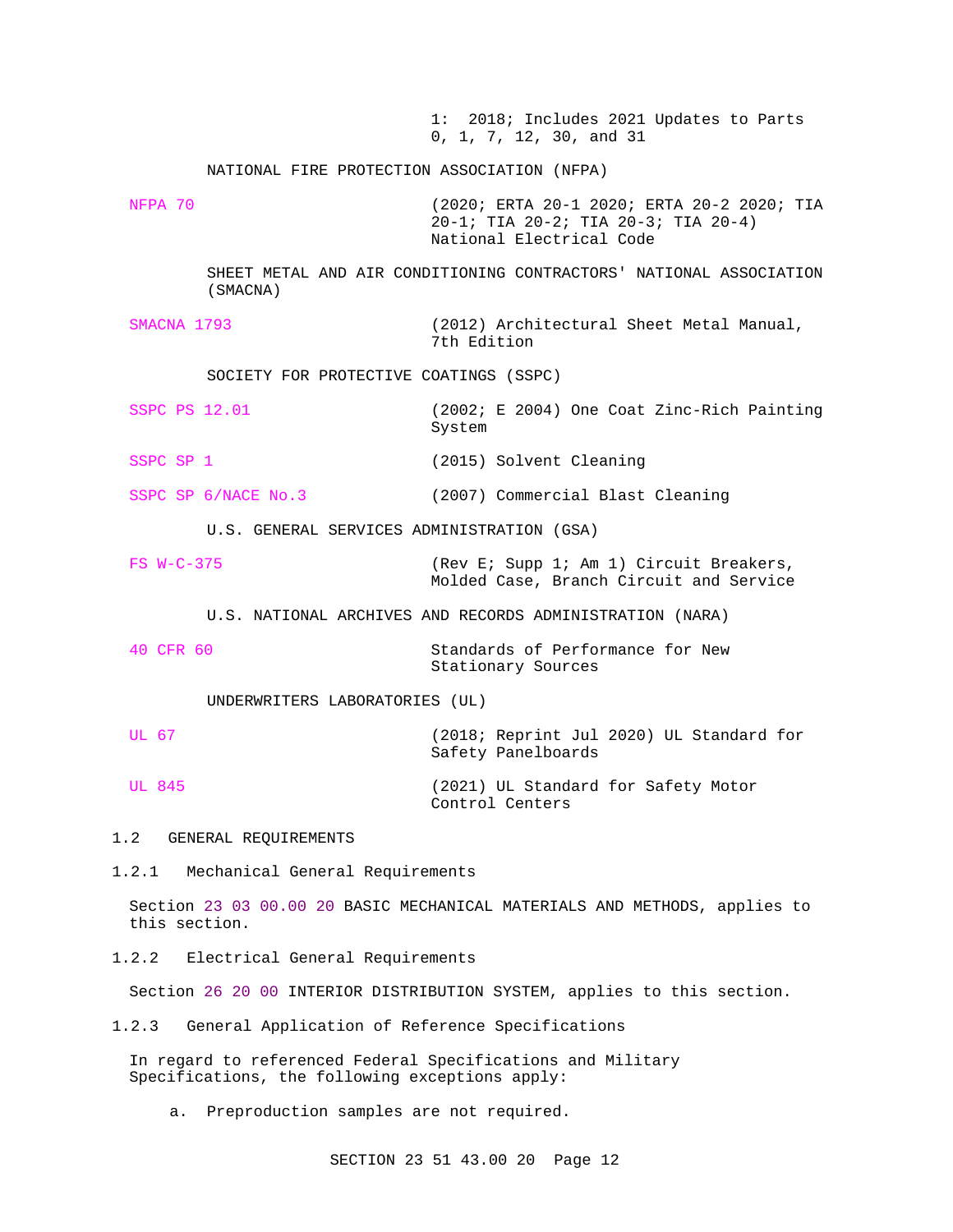1: 2018; Includes 2021 Updates to Parts 0, 1, 7, 12, 30, and 31

NATIONAL FIRE PROTECTION ASSOCIATION (NFPA)

| | |
|---|---|
| NFPA 70 | (2020; ERTA 20-1 2020; ERTA 20-2 2020; TIA 20-1; TIA 20-2; TIA 20-3; TIA 20-4) National Electrical Code |

SHEET METAL AND AIR CONDITIONING CONTRACTORS' NATIONAL ASSOCIATION (SMACNA)

| | |
|---|---|
| SMACNA 1793 | (2012) Architectural Sheet Metal Manual, 7th Edition |

SOCIETY FOR PROTECTIVE COATINGS (SSPC)

| | |
|---|---|
| SSPC PS 12.01 | (2002; E 2004) One Coat Zinc-Rich Painting System |
| SSPC SP 1 | (2015) Solvent Cleaning |
| SSPC SP 6/NACE No.3 | (2007) Commercial Blast Cleaning |

U.S. GENERAL SERVICES ADMINISTRATION (GSA)

| | |
|---|---|
| FS W-C-375 | (Rev E; Supp 1; Am 1) Circuit Breakers, Molded Case, Branch Circuit and Service |

U.S. NATIONAL ARCHIVES AND RECORDS ADMINISTRATION (NARA)

| | |
|---|---|
| 40 CFR 60 | Standards of Performance for New Stationary Sources |

UNDERWRITERS LABORATORIES (UL)

| | |
|---|---|
| UL 67 | (2018; Reprint Jul 2020) UL Standard for Safety Panelboards |
| UL 845 | (2021) UL Standard for Safety Motor Control Centers |

## 1.2 GENERAL REQUIREMENTS

### 1.2.1 Mechanical General Requirements

Section 23 03 00.00 20 BASIC MECHANICAL MATERIALS AND METHODS, applies to this section.

### 1.2.2 Electrical General Requirements

Section 26 20 00 INTERIOR DISTRIBUTION SYSTEM, applies to this section.

### 1.2.3 General Application of Reference Specifications

In regard to referenced Federal Specifications and Military Specifications, the following exceptions apply:

a. Preproduction samples are not required.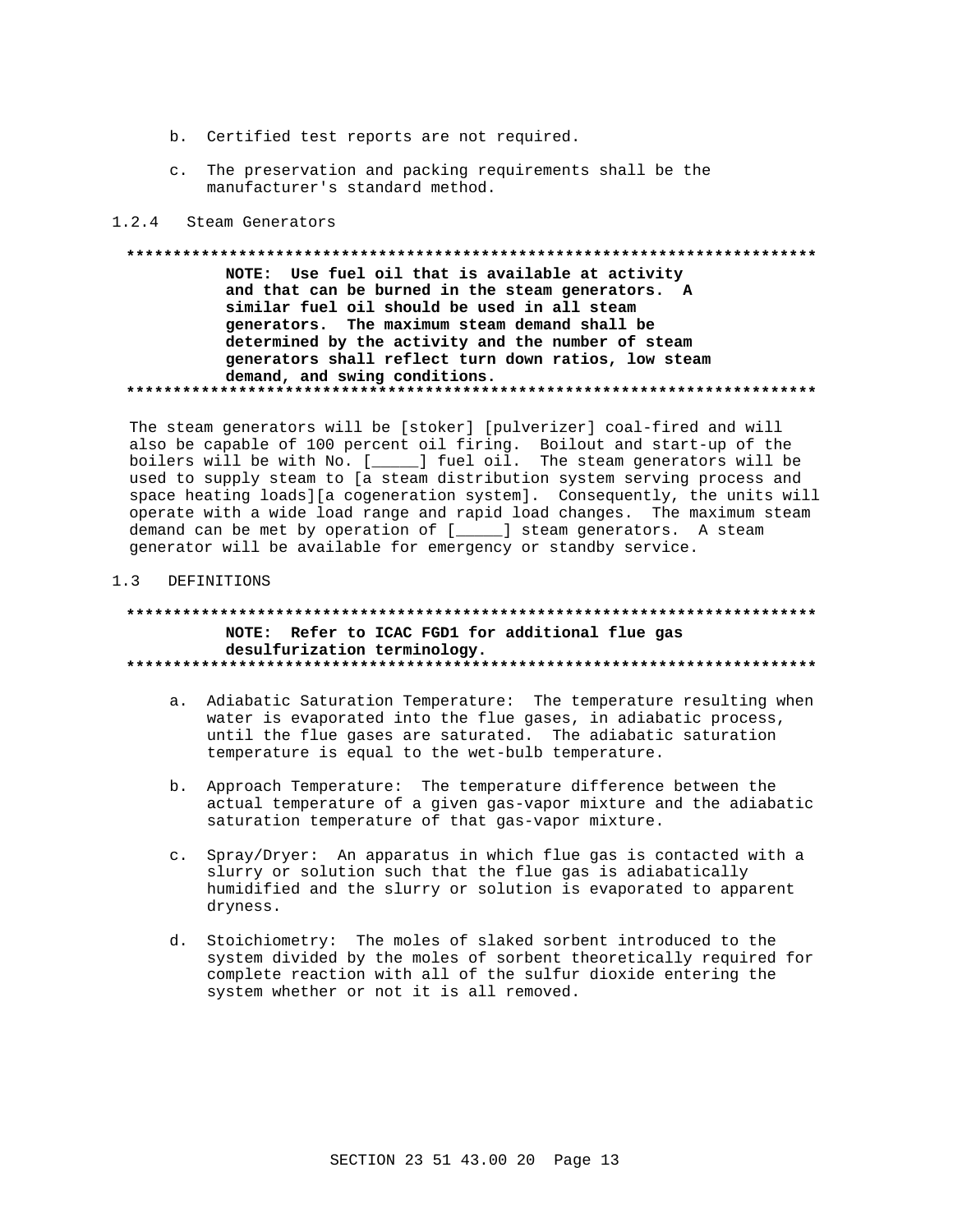b. Certified test reports are not required.

c. The preservation and packing requirements shall be the manufacturer's standard method.

### 1.2.4 Steam Generators

**NOTE: Use fuel oil that is available at activity and that can be burned in the steam generators. A similar fuel oil should be used in all steam generators. The maximum steam demand shall be determined by the activity and the number of steam generators shall reflect turn down ratios, low steam demand, and swing conditions.**

The steam generators will be [stoker] [pulverizer] coal-fired and will also be capable of 100 percent oil firing. Boilout and start-up of the boilers will be with No. [_____] fuel oil. The steam generators will be used to supply steam to [a steam distribution system serving process and space heating loads][a cogeneration system]. Consequently, the units will operate with a wide load range and rapid load changes. The maximum steam demand can be met by operation of [_____] steam generators. A steam generator will be available for emergency or standby service.

## 1.3 DEFINITIONS

**NOTE: Refer to ICAC FGD1 for additional flue gas desulfurization terminology.**

a. Adiabatic Saturation Temperature: The temperature resulting when water is evaporated into the flue gases, in adiabatic process, until the flue gases are saturated. The adiabatic saturation temperature is equal to the wet-bulb temperature.

b. Approach Temperature: The temperature difference between the actual temperature of a given gas-vapor mixture and the adiabatic saturation temperature of that gas-vapor mixture.

c. Spray/Dryer: An apparatus in which flue gas is contacted with a slurry or solution such that the flue gas is adiabatically humidified and the slurry or solution is evaporated to apparent dryness.

d. Stoichiometry: The moles of slaked sorbent introduced to the system divided by the moles of sorbent theoretically required for complete reaction with all of the sulfur dioxide entering the system whether or not it is all removed.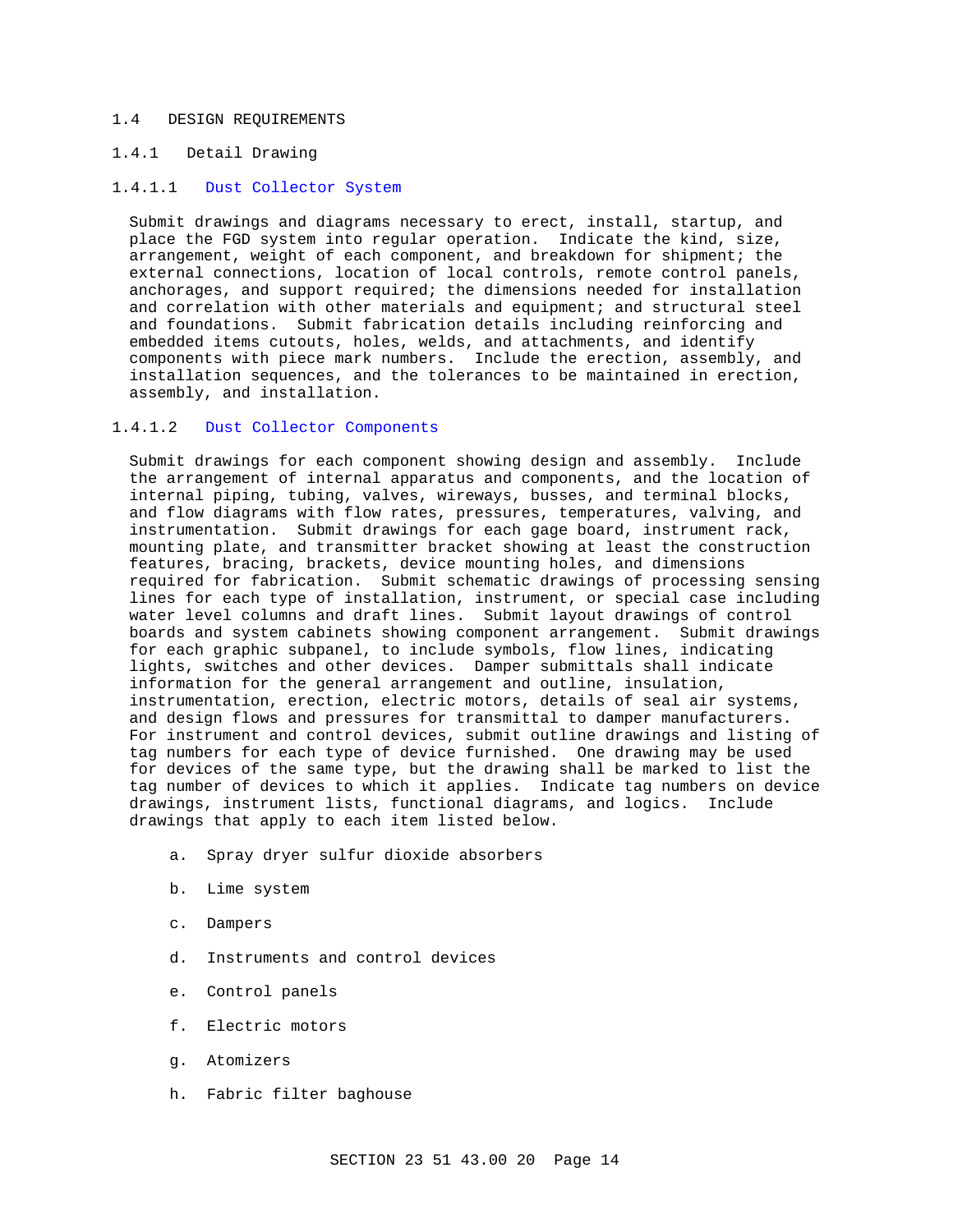## 1.4 DESIGN REQUIREMENTS

### 1.4.1 Detail Drawing

#### 1.4.1.1 Dust Collector System

Submit drawings and diagrams necessary to erect, install, startup, and place the FGD system into regular operation. Indicate the kind, size, arrangement, weight of each component, and breakdown for shipment; the external connections, location of local controls, remote control panels, anchorages, and support required; the dimensions needed for installation and correlation with other materials and equipment; and structural steel and foundations. Submit fabrication details including reinforcing and embedded items cutouts, holes, welds, and attachments, and identify components with piece mark numbers. Include the erection, assembly, and installation sequences, and the tolerances to be maintained in erection, assembly, and installation.

#### 1.4.1.2 Dust Collector Components

Submit drawings for each component showing design and assembly. Include the arrangement of internal apparatus and components, and the location of internal piping, tubing, valves, wireways, busses, and terminal blocks, and flow diagrams with flow rates, pressures, temperatures, valving, and instrumentation. Submit drawings for each gage board, instrument rack, mounting plate, and transmitter bracket showing at least the construction features, bracing, brackets, device mounting holes, and dimensions required for fabrication. Submit schematic drawings of processing sensing lines for each type of installation, instrument, or special case including water level columns and draft lines. Submit layout drawings of control boards and system cabinets showing component arrangement. Submit drawings for each graphic subpanel, to include symbols, flow lines, indicating lights, switches and other devices. Damper submittals shall indicate information for the general arrangement and outline, insulation, instrumentation, erection, electric motors, details of seal air systems, and design flows and pressures for transmittal to damper manufacturers. For instrument and control devices, submit outline drawings and listing of tag numbers for each type of device furnished. One drawing may be used for devices of the same type, but the drawing shall be marked to list the tag number of devices to which it applies. Indicate tag numbers on device drawings, instrument lists, functional diagrams, and logics. Include drawings that apply to each item listed below.

a. Spray dryer sulfur dioxide absorbers

b. Lime system

c. Dampers

d. Instruments and control devices

e. Control panels

f. Electric motors

g. Atomizers

h. Fabric filter baghouse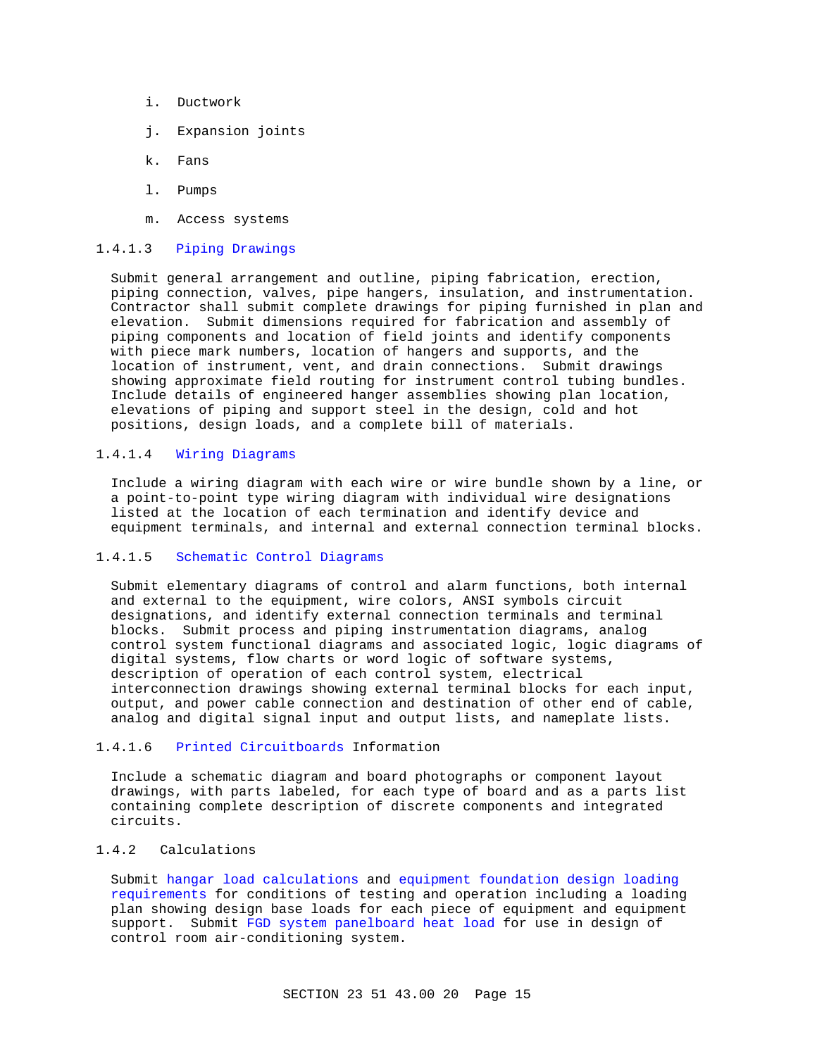i. Ductwork

j. Expansion joints

k. Fans

l. Pumps

m. Access systems

#### 1.4.1.3 Piping Drawings

Submit general arrangement and outline, piping fabrication, erection, piping connection, valves, pipe hangers, insulation, and instrumentation. Contractor shall submit complete drawings for piping furnished in plan and elevation. Submit dimensions required for fabrication and assembly of piping components and location of field joints and identify components with piece mark numbers, location of hangers and supports, and the location of instrument, vent, and drain connections. Submit drawings showing approximate field routing for instrument control tubing bundles. Include details of engineered hanger assemblies showing plan location, elevations of piping and support steel in the design, cold and hot positions, design loads, and a complete bill of materials.

#### 1.4.1.4 Wiring Diagrams

Include a wiring diagram with each wire or wire bundle shown by a line, or a point-to-point type wiring diagram with individual wire designations listed at the location of each termination and identify device and equipment terminals, and internal and external connection terminal blocks.

#### 1.4.1.5 Schematic Control Diagrams

Submit elementary diagrams of control and alarm functions, both internal and external to the equipment, wire colors, ANSI symbols circuit designations, and identify external connection terminals and terminal blocks. Submit process and piping instrumentation diagrams, analog control system functional diagrams and associated logic, logic diagrams of digital systems, flow charts or word logic of software systems, description of operation of each control system, electrical interconnection drawings showing external terminal blocks for each input, output, and power cable connection and destination of other end of cable, analog and digital signal input and output lists, and nameplate lists.

#### 1.4.1.6 Printed Circuitboards Information

Include a schematic diagram and board photographs or component layout drawings, with parts labeled, for each type of board and as a parts list containing complete description of discrete components and integrated circuits.

### 1.4.2 Calculations

Submit hangar load calculations and equipment foundation design loading requirements for conditions of testing and operation including a loading plan showing design base loads for each piece of equipment and equipment support. Submit FGD system panelboard heat load for use in design of control room air-conditioning system.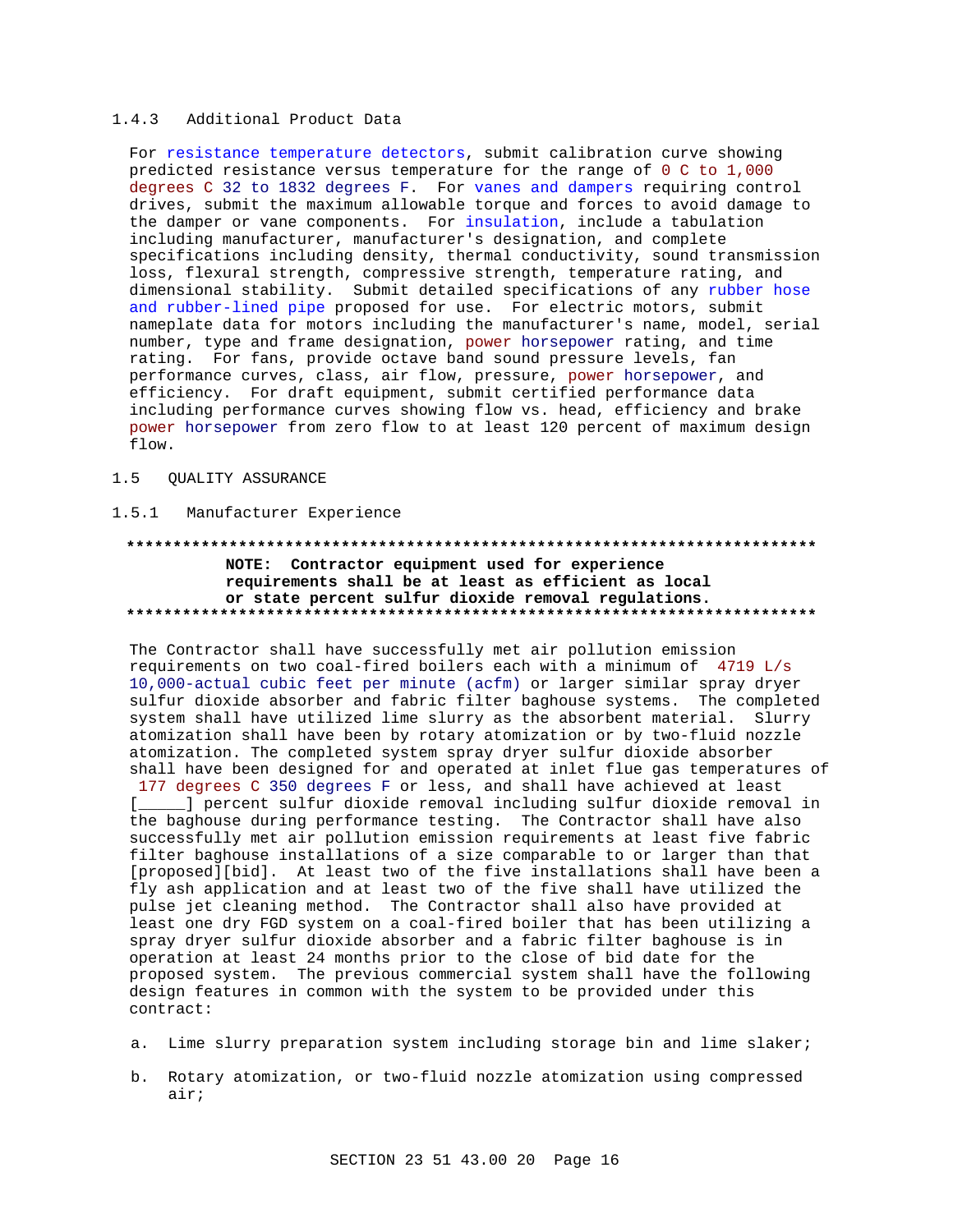### 1.4.3 Additional Product Data

For resistance temperature detectors, submit calibration curve showing predicted resistance versus temperature for the range of 0 C to 1,000 degrees C 32 to 1832 degrees F. For vanes and dampers requiring control drives, submit the maximum allowable torque and forces to avoid damage to the damper or vane components. For insulation, include a tabulation including manufacturer, manufacturer's designation, and complete specifications including density, thermal conductivity, sound transmission loss, flexural strength, compressive strength, temperature rating, and dimensional stability. Submit detailed specifications of any rubber hose and rubber-lined pipe proposed for use. For electric motors, submit nameplate data for motors including the manufacturer's name, model, serial number, type and frame designation, power horsepower rating, and time rating. For fans, provide octave band sound pressure levels, fan performance curves, class, air flow, pressure, power horsepower, and efficiency. For draft equipment, submit certified performance data including performance curves showing flow vs. head, efficiency and brake power horsepower from zero flow to at least 120 percent of maximum design flow.

## 1.5 QUALITY ASSURANCE

### 1.5.1 Manufacturer Experience

**************************************************************************

**NOTE: Contractor equipment used for experience requirements shall be at least as efficient as local or state percent sulfur dioxide removal regulations.**

**************************************************************************

The Contractor shall have successfully met air pollution emission requirements on two coal-fired boilers each with a minimum of 4719 L/s 10,000-actual cubic feet per minute (acfm) or larger similar spray dryer sulfur dioxide absorber and fabric filter baghouse systems. The completed system shall have utilized lime slurry as the absorbent material. Slurry atomization shall have been by rotary atomization or by two-fluid nozzle atomization. The completed system spray dryer sulfur dioxide absorber shall have been designed for and operated at inlet flue gas temperatures of 177 degrees C 350 degrees F or less, and shall have achieved at least [_____] percent sulfur dioxide removal including sulfur dioxide removal in the baghouse during performance testing. The Contractor shall have also successfully met air pollution emission requirements at least five fabric filter baghouse installations of a size comparable to or larger than that [proposed][bid]. At least two of the five installations shall have been a fly ash application and at least two of the five shall have utilized the pulse jet cleaning method. The Contractor shall also have provided at least one dry FGD system on a coal-fired boiler that has been utilizing a spray dryer sulfur dioxide absorber and a fabric filter baghouse is in operation at least 24 months prior to the close of bid date for the proposed system. The previous commercial system shall have the following design features in common with the system to be provided under this contract:

a. Lime slurry preparation system including storage bin and lime slaker;

b. Rotary atomization, or two-fluid nozzle atomization using compressed air;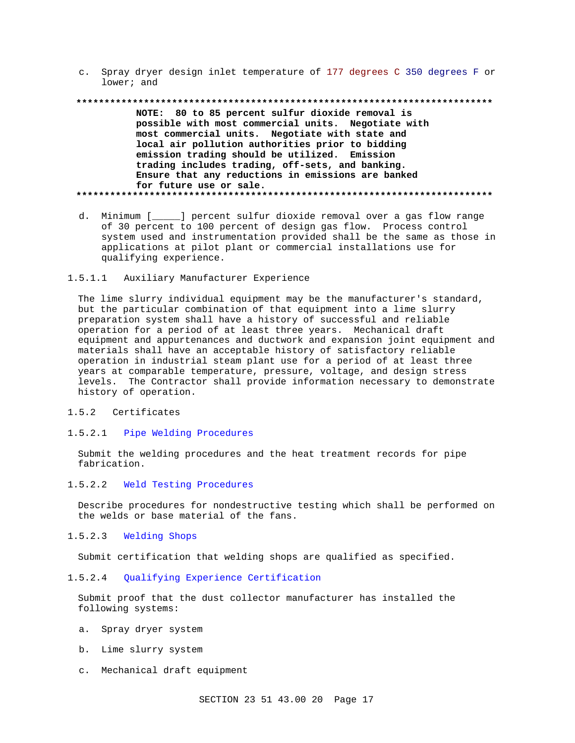c. Spray dryer design inlet temperature of 177 degrees C 350 degrees F or lower; and

**************************************************************************

**NOTE: 80 to 85 percent sulfur dioxide removal is possible with most commercial units. Negotiate with most commercial units. Negotiate with state and local air pollution authorities prior to bidding emission trading should be utilized. Emission trading includes trading, off-sets, and banking. Ensure that any reductions in emissions are banked for future use or sale.**

**************************************************************************

d. Minimum [_____] percent sulfur dioxide removal over a gas flow range of 30 percent to 100 percent of design gas flow. Process control system used and instrumentation provided shall be the same as those in applications at pilot plant or commercial installations use for qualifying experience.

#### 1.5.1.1 Auxiliary Manufacturer Experience

The lime slurry individual equipment may be the manufacturer's standard, but the particular combination of that equipment into a lime slurry preparation system shall have a history of successful and reliable operation for a period of at least three years. Mechanical draft equipment and appurtenances and ductwork and expansion joint equipment and materials shall have an acceptable history of satisfactory reliable operation in industrial steam plant use for a period of at least three years at comparable temperature, pressure, voltage, and design stress levels. The Contractor shall provide information necessary to demonstrate history of operation.

### 1.5.2 Certificates

#### 1.5.2.1 Pipe Welding Procedures

Submit the welding procedures and the heat treatment records for pipe fabrication.

#### 1.5.2.2 Weld Testing Procedures

Describe procedures for nondestructive testing which shall be performed on the welds or base material of the fans.

#### 1.5.2.3 Welding Shops

Submit certification that welding shops are qualified as specified.

#### 1.5.2.4 Qualifying Experience Certification

Submit proof that the dust collector manufacturer has installed the following systems:

a. Spray dryer system

b. Lime slurry system

c. Mechanical draft equipment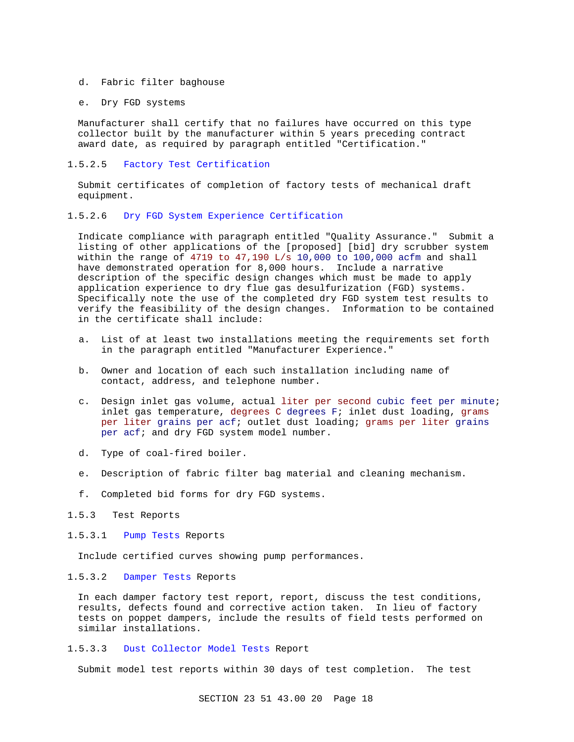d. Fabric filter baghouse

e. Dry FGD systems

Manufacturer shall certify that no failures have occurred on this type collector built by the manufacturer within 5 years preceding contract award date, as required by paragraph entitled "Certification."

#### 1.5.2.5 Factory Test Certification

Submit certificates of completion of factory tests of mechanical draft equipment.

#### 1.5.2.6 Dry FGD System Experience Certification

Indicate compliance with paragraph entitled "Quality Assurance." Submit a listing of other applications of the [proposed] [bid] dry scrubber system within the range of 4719 to 47,190 L/s 10,000 to 100,000 acfm and shall have demonstrated operation for 8,000 hours. Include a narrative description of the specific design changes which must be made to apply application experience to dry flue gas desulfurization (FGD) systems. Specifically note the use of the completed dry FGD system test results to verify the feasibility of the design changes. Information to be contained in the certificate shall include:

a. List of at least two installations meeting the requirements set forth in the paragraph entitled "Manufacturer Experience."

b. Owner and location of each such installation including name of contact, address, and telephone number.

c. Design inlet gas volume, actual liter per second cubic feet per minute; inlet gas temperature, degrees C degrees F; inlet dust loading, grams per liter grains per acf; outlet dust loading; grams per liter grains per acf; and dry FGD system model number.

d. Type of coal-fired boiler.

e. Description of fabric filter bag material and cleaning mechanism.

f. Completed bid forms for dry FGD systems.

### 1.5.3 Test Reports

#### 1.5.3.1 Pump Tests Reports

Include certified curves showing pump performances.

#### 1.5.3.2 Damper Tests Reports

In each damper factory test report, report, discuss the test conditions, results, defects found and corrective action taken. In lieu of factory tests on poppet dampers, include the results of field tests performed on similar installations.

#### 1.5.3.3 Dust Collector Model Tests Report

Submit model test reports within 30 days of test completion. The test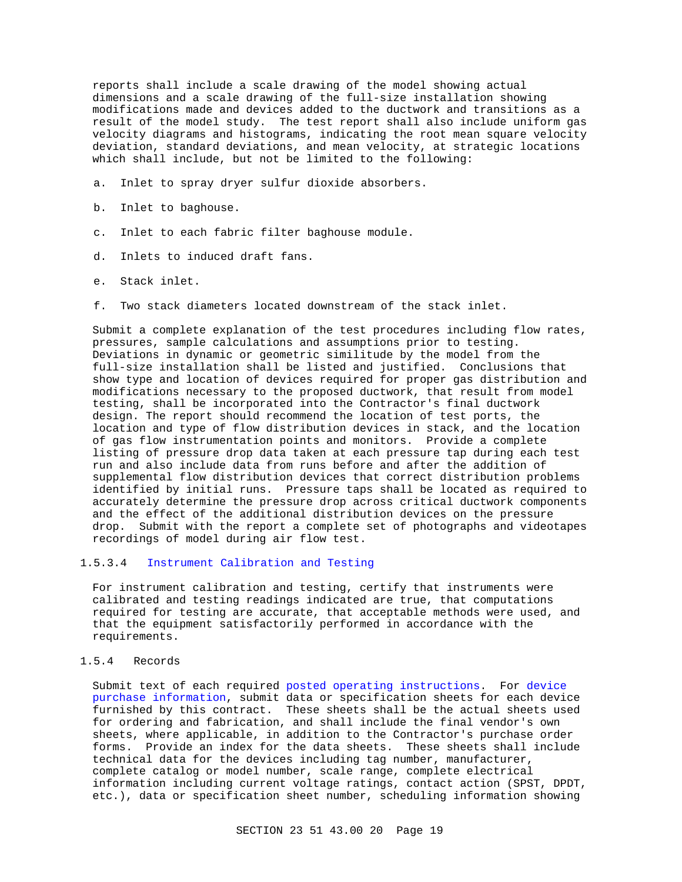reports shall include a scale drawing of the model showing actual dimensions and a scale drawing of the full-size installation showing modifications made and devices added to the ductwork and transitions as a result of the model study. The test report shall also include uniform gas velocity diagrams and histograms, indicating the root mean square velocity deviation, standard deviations, and mean velocity, at strategic locations which shall include, but not be limited to the following:

a. Inlet to spray dryer sulfur dioxide absorbers.

b. Inlet to baghouse.

c. Inlet to each fabric filter baghouse module.

d. Inlets to induced draft fans.

e. Stack inlet.

f. Two stack diameters located downstream of the stack inlet.

Submit a complete explanation of the test procedures including flow rates, pressures, sample calculations and assumptions prior to testing. Deviations in dynamic or geometric similitude by the model from the full-size installation shall be listed and justified. Conclusions that show type and location of devices required for proper gas distribution and modifications necessary to the proposed ductwork, that result from model testing, shall be incorporated into the Contractor's final ductwork design. The report should recommend the location of test ports, the location and type of flow distribution devices in stack, and the location of gas flow instrumentation points and monitors. Provide a complete listing of pressure drop data taken at each pressure tap during each test run and also include data from runs before and after the addition of supplemental flow distribution devices that correct distribution problems identified by initial runs. Pressure taps shall be located as required to accurately determine the pressure drop across critical ductwork components and the effect of the additional distribution devices on the pressure drop. Submit with the report a complete set of photographs and videotapes recordings of model during air flow test.

#### 1.5.3.4 Instrument Calibration and Testing

For instrument calibration and testing, certify that instruments were calibrated and testing readings indicated are true, that computations required for testing are accurate, that acceptable methods were used, and that the equipment satisfactorily performed in accordance with the requirements.

### 1.5.4 Records

Submit text of each required posted operating instructions. For device purchase information, submit data or specification sheets for each device furnished by this contract. These sheets shall be the actual sheets used for ordering and fabrication, and shall include the final vendor's own sheets, where applicable, in addition to the Contractor's purchase order forms. Provide an index for the data sheets. These sheets shall include technical data for the devices including tag number, manufacturer, complete catalog or model number, scale range, complete electrical information including current voltage ratings, contact action (SPST, DPDT, etc.), data or specification sheet number, scheduling information showing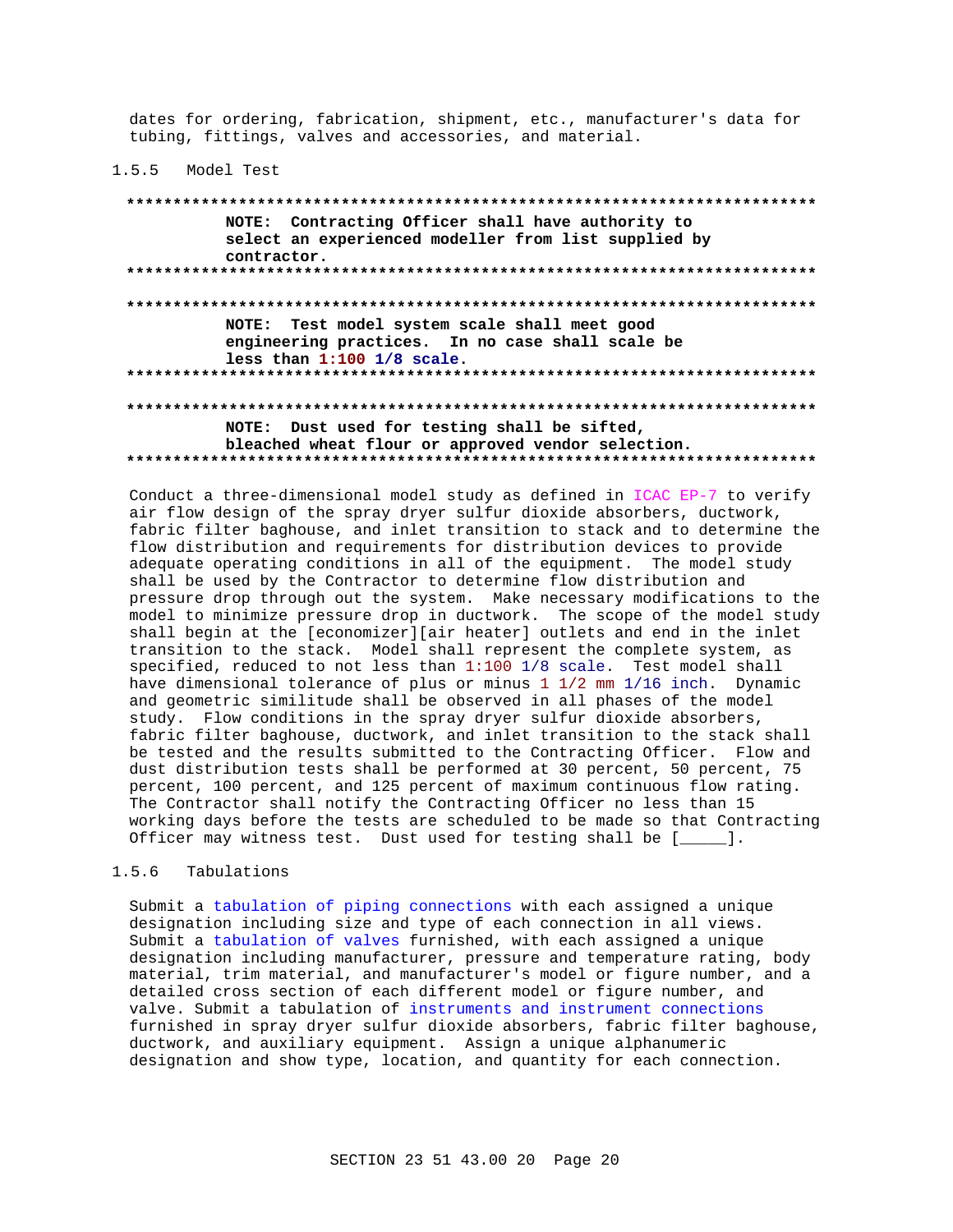dates for ordering, fabrication, shipment, etc., manufacturer's data for tubing, fittings, valves and accessories, and material.

### 1.5.5 Model Test

**************************************************************************
**NOTE: Contracting Officer shall have authority to select an experienced modeller from list supplied by contractor.**
**************************************************************************

**************************************************************************
**NOTE: Test model system scale shall meet good engineering practices. In no case shall scale be less than 1:100 1/8 scale.**
**************************************************************************

**************************************************************************
**NOTE: Dust used for testing shall be sifted, bleached wheat flour or approved vendor selection.**
**************************************************************************

Conduct a three-dimensional model study as defined in ICAC EP-7 to verify air flow design of the spray dryer sulfur dioxide absorbers, ductwork, fabric filter baghouse, and inlet transition to stack and to determine the flow distribution and requirements for distribution devices to provide adequate operating conditions in all of the equipment. The model study shall be used by the Contractor to determine flow distribution and pressure drop through out the system. Make necessary modifications to the model to minimize pressure drop in ductwork. The scope of the model study shall begin at the [economizer][air heater] outlets and end in the inlet transition to the stack. Model shall represent the complete system, as specified, reduced to not less than 1:100 1/8 scale. Test model shall have dimensional tolerance of plus or minus 1 1/2 mm 1/16 inch. Dynamic and geometric similitude shall be observed in all phases of the model study. Flow conditions in the spray dryer sulfur dioxide absorbers, fabric filter baghouse, ductwork, and inlet transition to the stack shall be tested and the results submitted to the Contracting Officer. Flow and dust distribution tests shall be performed at 30 percent, 50 percent, 75 percent, 100 percent, and 125 percent of maximum continuous flow rating. The Contractor shall notify the Contracting Officer no less than 15 working days before the tests are scheduled to be made so that Contracting Officer may witness test. Dust used for testing shall be [_____].

### 1.5.6 Tabulations

Submit a tabulation of piping connections with each assigned a unique designation including size and type of each connection in all views. Submit a tabulation of valves furnished, with each assigned a unique designation including manufacturer, pressure and temperature rating, body material, trim material, and manufacturer's model or figure number, and a detailed cross section of each different model or figure number, and valve. Submit a tabulation of instruments and instrument connections furnished in spray dryer sulfur dioxide absorbers, fabric filter baghouse, ductwork, and auxiliary equipment. Assign a unique alphanumeric designation and show type, location, and quantity for each connection.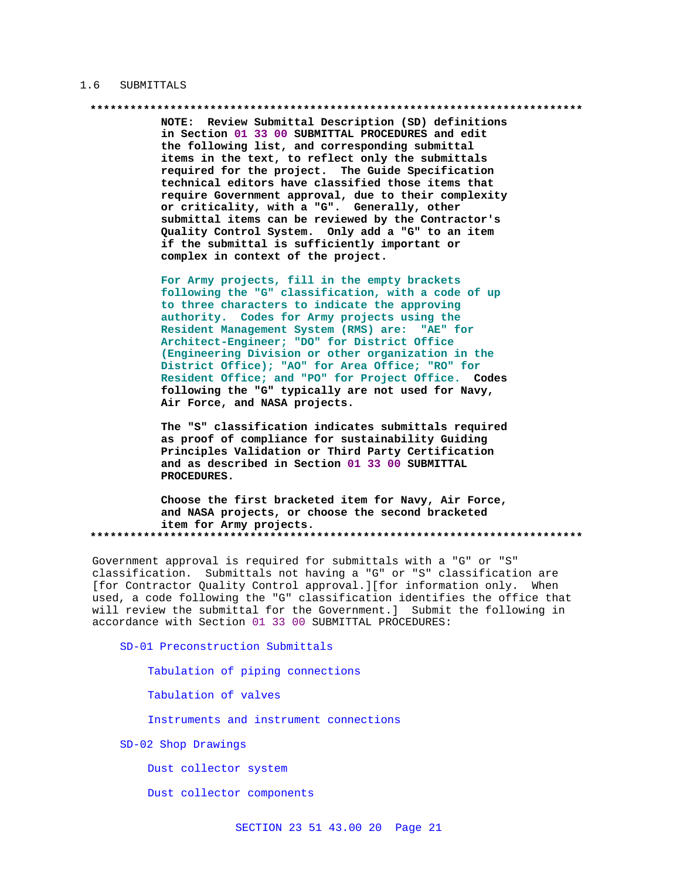## 1.6 SUBMITTALS

**************************************************************************

**NOTE: Review Submittal Description (SD) definitions in Section 01 33 00 SUBMITTAL PROCEDURES and edit the following list, and corresponding submittal items in the text, to reflect only the submittals required for the project. The Guide Specification technical editors have classified those items that require Government approval, due to their complexity or criticality, with a "G". Generally, other submittal items can be reviewed by the Contractor's Quality Control System. Only add a "G" to an item if the submittal is sufficiently important or complex in context of the project.**

**For Army projects, fill in the empty brackets following the "G" classification, with a code of up to three characters to indicate the approving authority. Codes for Army projects using the Resident Management System (RMS) are: "AE" for Architect-Engineer; "DO" for District Office (Engineering Division or other organization in the District Office); "AO" for Area Office; "RO" for Resident Office; and "PO" for Project Office. Codes following the "G" typically are not used for Navy, Air Force, and NASA projects.**

**The "S" classification indicates submittals required as proof of compliance for sustainability Guiding Principles Validation or Third Party Certification and as described in Section 01 33 00 SUBMITTAL PROCEDURES.**

**Choose the first bracketed item for Navy, Air Force, and NASA projects, or choose the second bracketed item for Army projects.**

**************************************************************************

Government approval is required for submittals with a "G" or "S" classification. Submittals not having a "G" or "S" classification are [for Contractor Quality Control approval.][for information only. When used, a code following the "G" classification identifies the office that will review the submittal for the Government.] Submit the following in accordance with Section 01 33 00 SUBMITTAL PROCEDURES:

SD-01 Preconstruction Submittals

Tabulation of piping connections

Tabulation of valves

Instruments and instrument connections

SD-02 Shop Drawings

Dust collector system

Dust collector components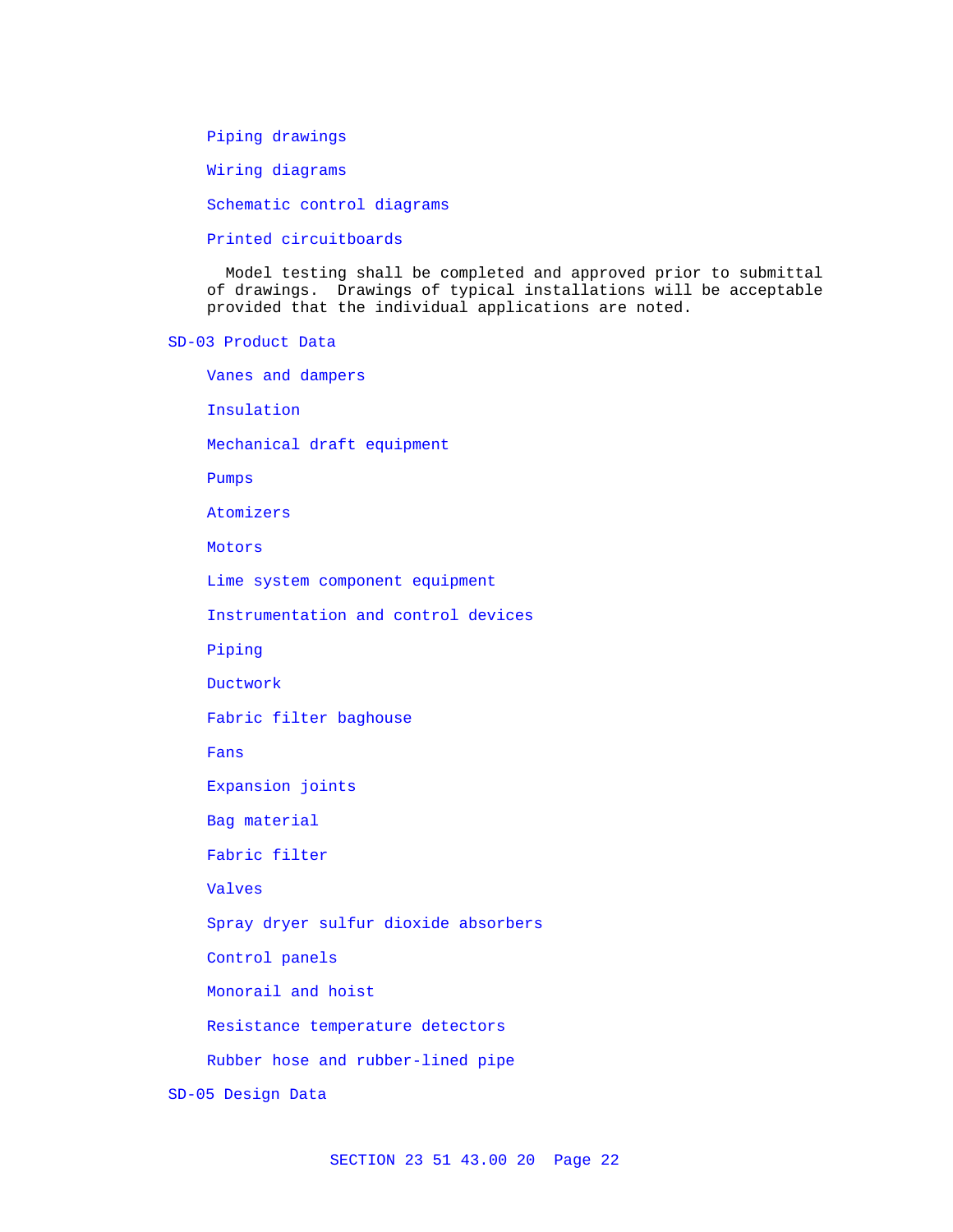Piping drawings

Wiring diagrams

Schematic control diagrams

Printed circuitboards

Model testing shall be completed and approved prior to submittal of drawings. Drawings of typical installations will be acceptable provided that the individual applications are noted.

SD-03 Product Data

Vanes and dampers

Insulation

Mechanical draft equipment

Pumps

Atomizers

Motors

Lime system component equipment

Instrumentation and control devices

Piping

Ductwork

Fabric filter baghouse

Fans

Expansion joints

Bag material

Fabric filter

Valves

Spray dryer sulfur dioxide absorbers

Control panels

Monorail and hoist

Resistance temperature detectors

Rubber hose and rubber-lined pipe

SD-05 Design Data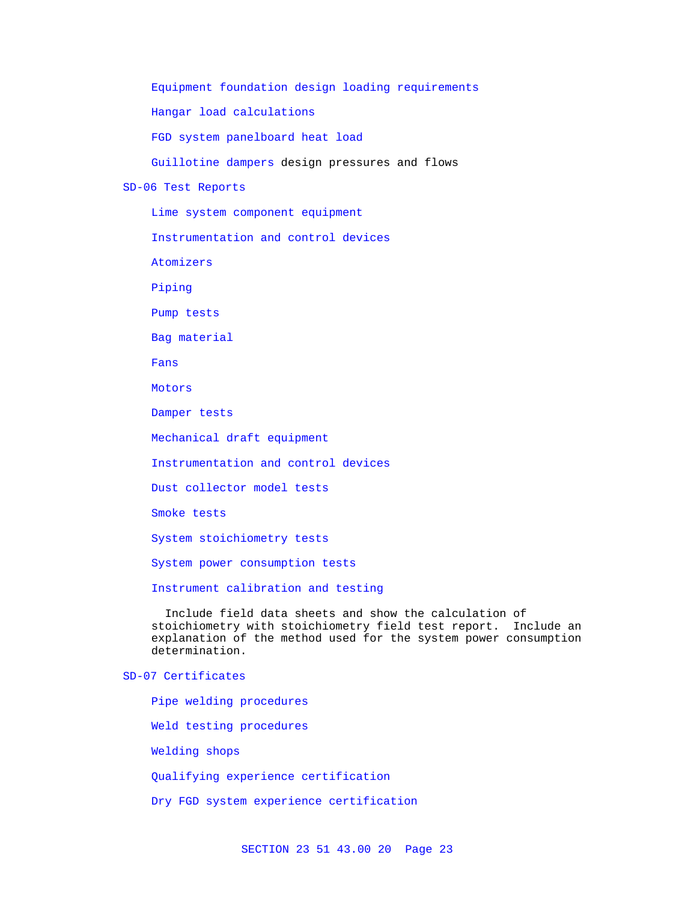Equipment foundation design loading requirements

Hangar load calculations

FGD system panelboard heat load

Guillotine dampers design pressures and flows

SD-06 Test Reports

Lime system component equipment

Instrumentation and control devices

Atomizers

Piping

Pump tests

Bag material

Fans

Motors

Damper tests

Mechanical draft equipment

Instrumentation and control devices

Dust collector model tests

Smoke tests

System stoichiometry tests

System power consumption tests

Instrument calibration and testing

Include field data sheets and show the calculation of stoichiometry with stoichiometry field test report. Include an explanation of the method used for the system power consumption determination.

SD-07 Certificates

Pipe welding procedures

Weld testing procedures

Welding shops

Qualifying experience certification

Dry FGD system experience certification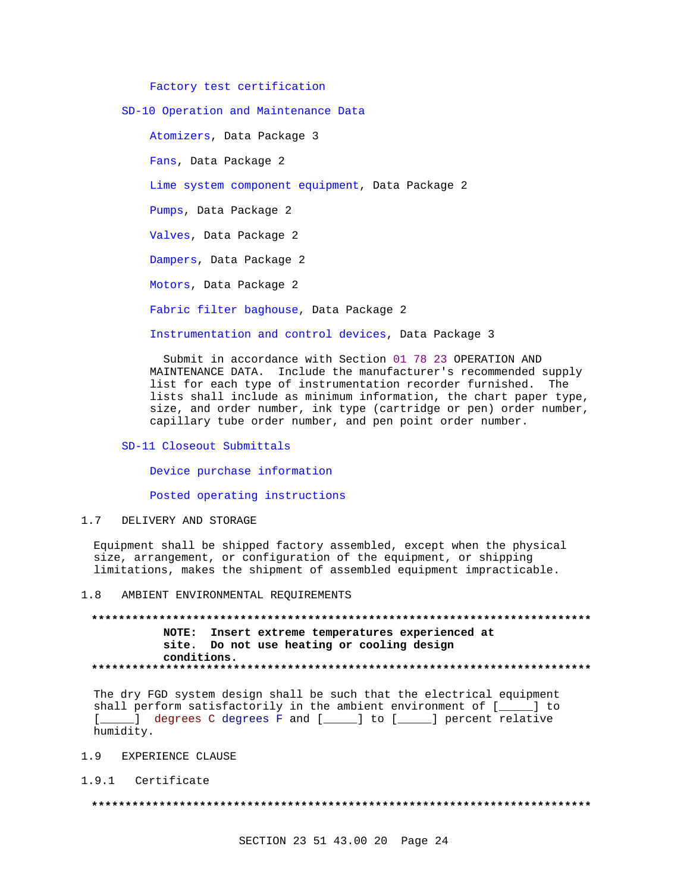Factory test certification

SD-10 Operation and Maintenance Data

Atomizers, Data Package 3

Fans, Data Package 2

Lime system component equipment, Data Package 2

Pumps, Data Package 2

Valves, Data Package 2

Dampers, Data Package 2

Motors, Data Package 2

Fabric filter baghouse, Data Package 2

Instrumentation and control devices, Data Package 3

Submit in accordance with Section 01 78 23 OPERATION AND MAINTENANCE DATA. Include the manufacturer's recommended supply list for each type of instrumentation recorder furnished. The lists shall include as minimum information, the chart paper type, size, and order number, ink type (cartridge or pen) order number, capillary tube order number, and pen point order number.

SD-11 Closeout Submittals

Device purchase information

Posted operating instructions

## 1.7 DELIVERY AND STORAGE

Equipment shall be shipped factory assembled, except when the physical size, arrangement, or configuration of the equipment, or shipping limitations, makes the shipment of assembled equipment impracticable.

## 1.8 AMBIENT ENVIRONMENTAL REQUIREMENTS

**************************************************************************
**NOTE: Insert extreme temperatures experienced at site. Do not use heating or cooling design conditions.**
**************************************************************************

The dry FGD system design shall be such that the electrical equipment shall perform satisfactorily in the ambient environment of [_____] to [_____] degrees C degrees F and [_____] to [_____] percent relative humidity.

## 1.9 EXPERIENCE CLAUSE

### 1.9.1 Certificate

**************************************************************************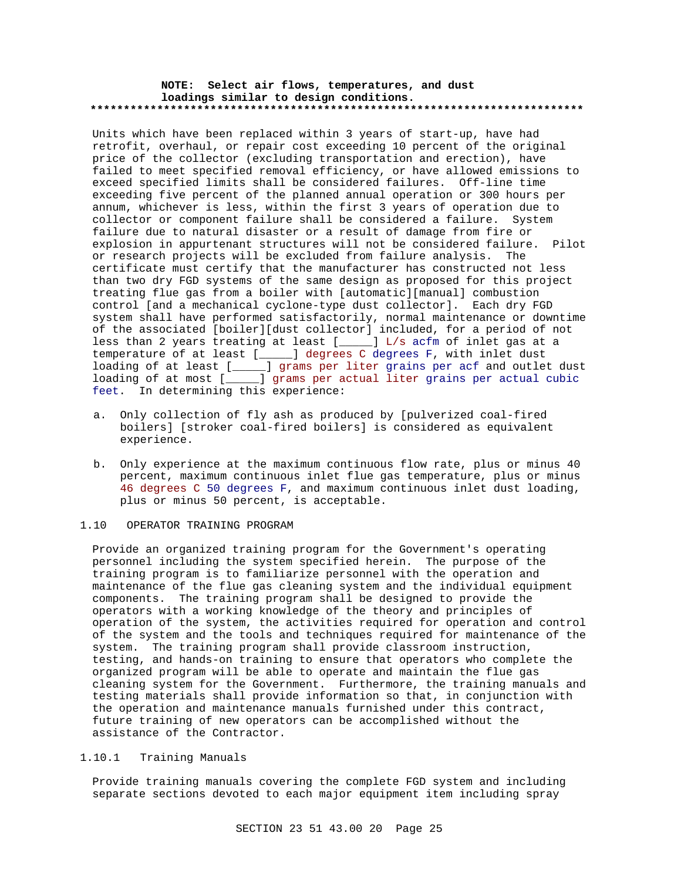**NOTE: Select air flows, temperatures, and dust loadings similar to design conditions.**

**************************************************************************

Units which have been replaced within 3 years of start-up, have had retrofit, overhaul, or repair cost exceeding 10 percent of the original price of the collector (excluding transportation and erection), have failed to meet specified removal efficiency, or have allowed emissions to exceed specified limits shall be considered failures. Off-line time exceeding five percent of the planned annual operation or 300 hours per annum, whichever is less, within the first 3 years of operation due to collector or component failure shall be considered a failure. System failure due to natural disaster or a result of damage from fire or explosion in appurtenant structures will not be considered failure. Pilot or research projects will be excluded from failure analysis. The certificate must certify that the manufacturer has constructed not less than two dry FGD systems of the same design as proposed for this project treating flue gas from a boiler with [automatic][manual] combustion control [and a mechanical cyclone-type dust collector]. Each dry FGD system shall have performed satisfactorily, normal maintenance or downtime of the associated [boiler][dust collector] included, for a period of not less than 2 years treating at least [_____] L/s acfm of inlet gas at a temperature of at least [_____] degrees C degrees F, with inlet dust loading of at least [_____] grams per liter grains per acf and outlet dust loading of at most [_____] grams per actual liter grains per actual cubic feet. In determining this experience:

a. Only collection of fly ash as produced by [pulverized coal-fired boilers] [stroker coal-fired boilers] is considered as equivalent experience.

b. Only experience at the maximum continuous flow rate, plus or minus 40 percent, maximum continuous inlet flue gas temperature, plus or minus 46 degrees C 50 degrees F, and maximum continuous inlet dust loading, plus or minus 50 percent, is acceptable.

## 1.10 OPERATOR TRAINING PROGRAM

Provide an organized training program for the Government's operating personnel including the system specified herein. The purpose of the training program is to familiarize personnel with the operation and maintenance of the flue gas cleaning system and the individual equipment components. The training program shall be designed to provide the operators with a working knowledge of the theory and principles of operation of the system, the activities required for operation and control of the system and the tools and techniques required for maintenance of the system. The training program shall provide classroom instruction, testing, and hands-on training to ensure that operators who complete the organized program will be able to operate and maintain the flue gas cleaning system for the Government. Furthermore, the training manuals and testing materials shall provide information so that, in conjunction with the operation and maintenance manuals furnished under this contract, future training of new operators can be accomplished without the assistance of the Contractor.

### 1.10.1 Training Manuals

Provide training manuals covering the complete FGD system and including separate sections devoted to each major equipment item including spray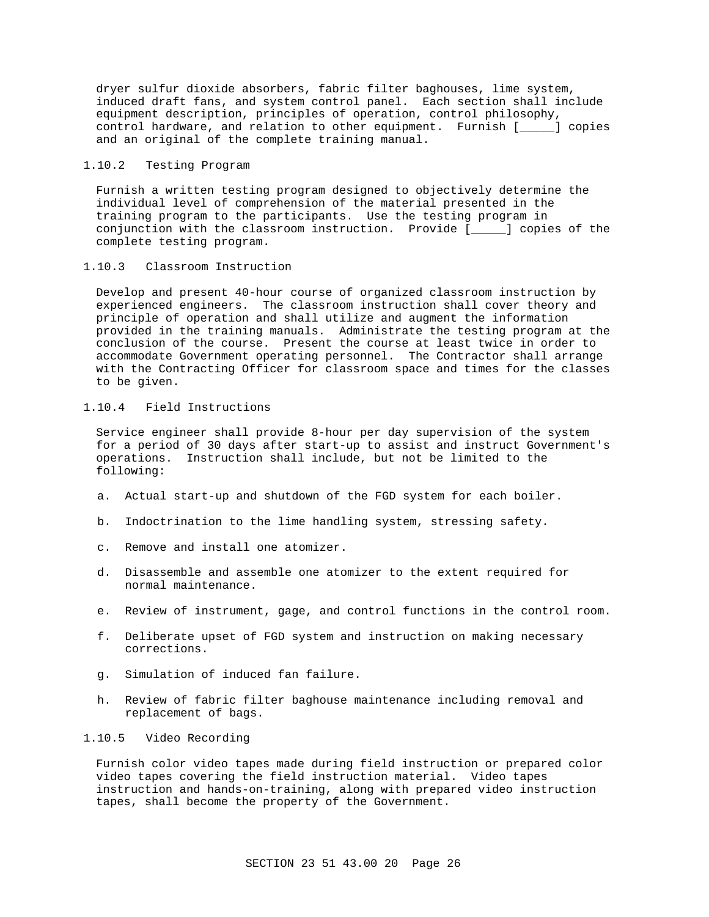dryer sulfur dioxide absorbers, fabric filter baghouses, lime system, induced draft fans, and system control panel. Each section shall include equipment description, principles of operation, control philosophy, control hardware, and relation to other equipment. Furnish [_____] copies and an original of the complete training manual.

### 1.10.2 Testing Program

Furnish a written testing program designed to objectively determine the individual level of comprehension of the material presented in the training program to the participants. Use the testing program in conjunction with the classroom instruction. Provide [_____] copies of the complete testing program.

### 1.10.3 Classroom Instruction

Develop and present 40-hour course of organized classroom instruction by experienced engineers. The classroom instruction shall cover theory and principle of operation and shall utilize and augment the information provided in the training manuals. Administrate the testing program at the conclusion of the course. Present the course at least twice in order to accommodate Government operating personnel. The Contractor shall arrange with the Contracting Officer for classroom space and times for the classes to be given.

### 1.10.4 Field Instructions

Service engineer shall provide 8-hour per day supervision of the system for a period of 30 days after start-up to assist and instruct Government's operations. Instruction shall include, but not be limited to the following:

a. Actual start-up and shutdown of the FGD system for each boiler.

b. Indoctrination to the lime handling system, stressing safety.

c. Remove and install one atomizer.

d. Disassemble and assemble one atomizer to the extent required for normal maintenance.

e. Review of instrument, gage, and control functions in the control room.

f. Deliberate upset of FGD system and instruction on making necessary corrections.

g. Simulation of induced fan failure.

h. Review of fabric filter baghouse maintenance including removal and replacement of bags.

### 1.10.5 Video Recording

Furnish color video tapes made during field instruction or prepared color video tapes covering the field instruction material. Video tapes instruction and hands-on-training, along with prepared video instruction tapes, shall become the property of the Government.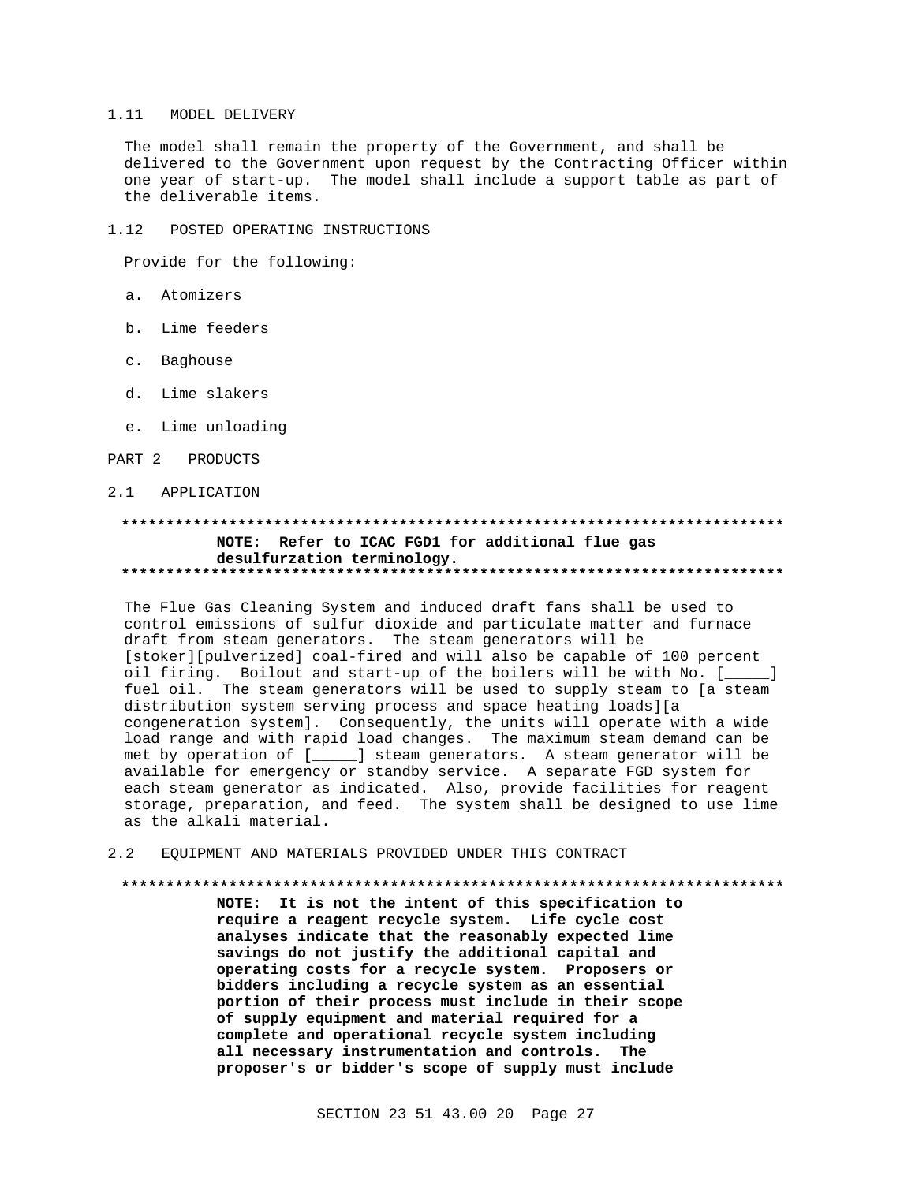## 1.11 MODEL DELIVERY

The model shall remain the property of the Government, and shall be delivered to the Government upon request by the Contracting Officer within one year of start-up. The model shall include a support table as part of the deliverable items.

## 1.12 POSTED OPERATING INSTRUCTIONS

Provide for the following:

a. Atomizers

b. Lime feeders

c. Baghouse

d. Lime slakers

e. Lime unloading

# PART 2 PRODUCTS

## 2.1 APPLICATION

**************************************************************************
**NOTE: Refer to ICAC FGD1 for additional flue gas desulfurzation terminology.**
**************************************************************************

The Flue Gas Cleaning System and induced draft fans shall be used to control emissions of sulfur dioxide and particulate matter and furnace draft from steam generators. The steam generators will be [stoker][pulverized] coal-fired and will also be capable of 100 percent oil firing. Boilout and start-up of the boilers will be with No. [_____] fuel oil. The steam generators will be used to supply steam to [a steam distribution system serving process and space heating loads][a congeneration system]. Consequently, the units will operate with a wide load range and with rapid load changes. The maximum steam demand can be met by operation of [_____] steam generators. A steam generator will be available for emergency or standby service. A separate FGD system for each steam generator as indicated. Also, provide facilities for reagent storage, preparation, and feed. The system shall be designed to use lime as the alkali material.

## 2.2 EQUIPMENT AND MATERIALS PROVIDED UNDER THIS CONTRACT

**************************************************************************
**NOTE: It is not the intent of this specification to require a reagent recycle system. Life cycle cost analyses indicate that the reasonably expected lime savings do not justify the additional capital and operating costs for a recycle system. Proposers or bidders including a recycle system as an essential portion of their process must include in their scope of supply equipment and material required for a complete and operational recycle system including all necessary instrumentation and controls. The proposer's or bidder's scope of supply must include**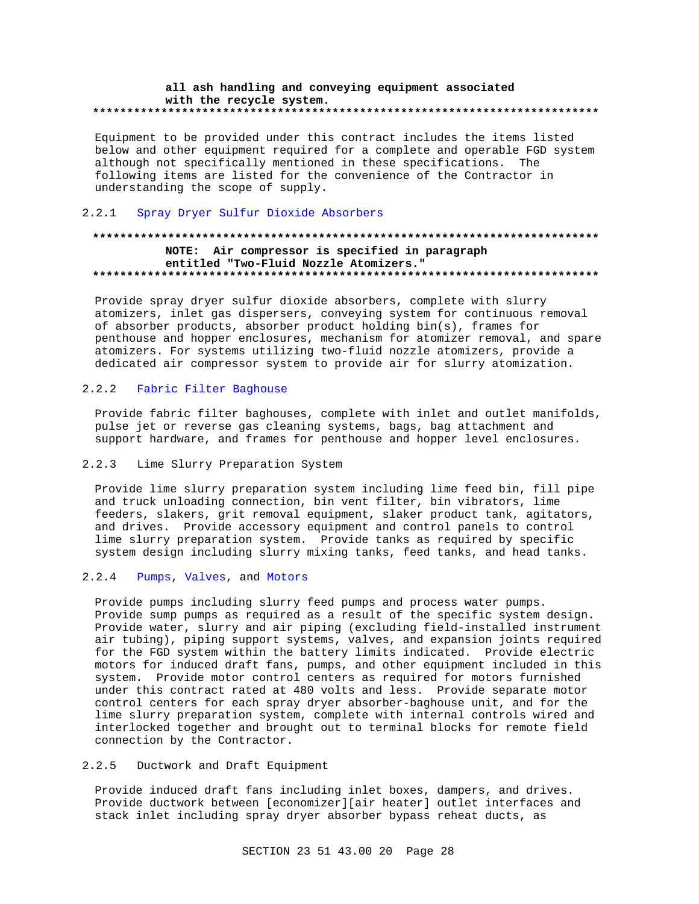all ash handling and conveying equipment associated with the recycle system.
**************************************************************************

Equipment to be provided under this contract includes the items listed below and other equipment required for a complete and operable FGD system although not specifically mentioned in these specifications. The following items are listed for the convenience of the Contractor in understanding the scope of supply.

### 2.2.1 Spray Dryer Sulfur Dioxide Absorbers

**************************************************************************
**NOTE: Air compressor is specified in paragraph entitled "Two-Fluid Nozzle Atomizers."**
**************************************************************************

Provide spray dryer sulfur dioxide absorbers, complete with slurry atomizers, inlet gas dispersers, conveying system for continuous removal of absorber products, absorber product holding bin(s), frames for penthouse and hopper enclosures, mechanism for atomizer removal, and spare atomizers. For systems utilizing two-fluid nozzle atomizers, provide a dedicated air compressor system to provide air for slurry atomization.

### 2.2.2 Fabric Filter Baghouse

Provide fabric filter baghouses, complete with inlet and outlet manifolds, pulse jet or reverse gas cleaning systems, bags, bag attachment and support hardware, and frames for penthouse and hopper level enclosures.

### 2.2.3 Lime Slurry Preparation System

Provide lime slurry preparation system including lime feed bin, fill pipe and truck unloading connection, bin vent filter, bin vibrators, lime feeders, slakers, grit removal equipment, slaker product tank, agitators, and drives. Provide accessory equipment and control panels to control lime slurry preparation system. Provide tanks as required by specific system design including slurry mixing tanks, feed tanks, and head tanks.

### 2.2.4 Pumps, Valves, and Motors

Provide pumps including slurry feed pumps and process water pumps. Provide sump pumps as required as a result of the specific system design. Provide water, slurry and air piping (excluding field-installed instrument air tubing), piping support systems, valves, and expansion joints required for the FGD system within the battery limits indicated. Provide electric motors for induced draft fans, pumps, and other equipment included in this system. Provide motor control centers as required for motors furnished under this contract rated at 480 volts and less. Provide separate motor control centers for each spray dryer absorber-baghouse unit, and for the lime slurry preparation system, complete with internal controls wired and interlocked together and brought out to terminal blocks for remote field connection by the Contractor.

### 2.2.5 Ductwork and Draft Equipment

Provide induced draft fans including inlet boxes, dampers, and drives. Provide ductwork between [economizer][air heater] outlet interfaces and stack inlet including spray dryer absorber bypass reheat ducts, as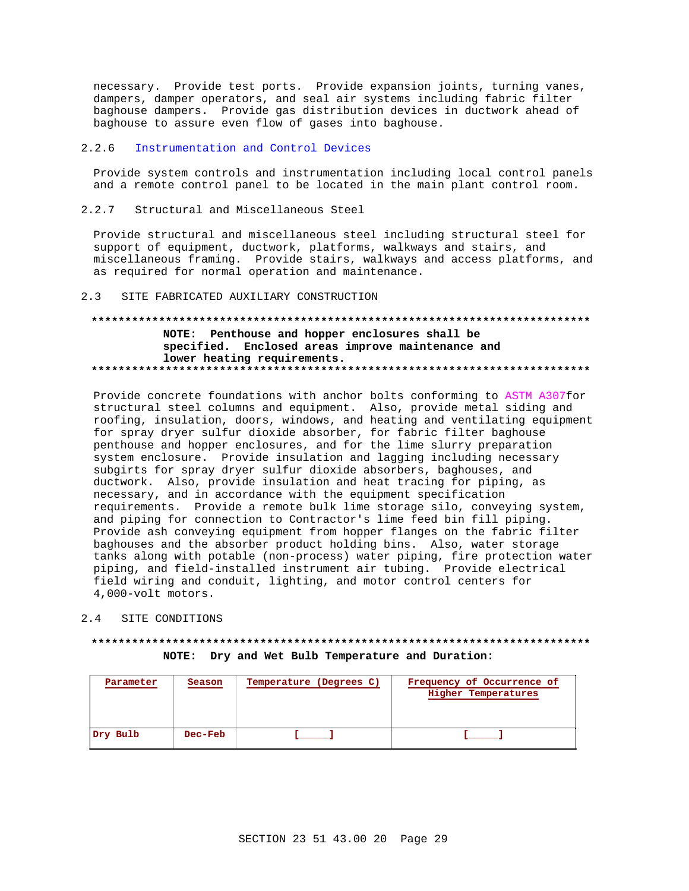necessary. Provide test ports. Provide expansion joints, turning vanes, dampers, damper operators, and seal air systems including fabric filter baghouse dampers. Provide gas distribution devices in ductwork ahead of baghouse to assure even flow of gases into baghouse.

### 2.2.6 Instrumentation and Control Devices

Provide system controls and instrumentation including local control panels and a remote control panel to be located in the main plant control room.

### 2.2.7 Structural and Miscellaneous Steel

Provide structural and miscellaneous steel including structural steel for support of equipment, ductwork, platforms, walkways and stairs, and miscellaneous framing. Provide stairs, walkways and access platforms, and as required for normal operation and maintenance.

## 2.3 SITE FABRICATED AUXILIARY CONSTRUCTION

**************************************************************************

**NOTE: Penthouse and hopper enclosures shall be specified. Enclosed areas improve maintenance and lower heating requirements.**

**************************************************************************

Provide concrete foundations with anchor bolts conforming to ASTM A307for structural steel columns and equipment. Also, provide metal siding and roofing, insulation, doors, windows, and heating and ventilating equipment for spray dryer sulfur dioxide absorber, for fabric filter baghouse penthouse and hopper enclosures, and for the lime slurry preparation system enclosure. Provide insulation and lagging including necessary subgirts for spray dryer sulfur dioxide absorbers, baghouses, and ductwork. Also, provide insulation and heat tracing for piping, as necessary, and in accordance with the equipment specification requirements. Provide a remote bulk lime storage silo, conveying system, and piping for connection to Contractor's lime feed bin fill piping. Provide ash conveying equipment from hopper flanges on the fabric filter baghouses and the absorber product holding bins. Also, water storage tanks along with potable (non-process) water piping, fire protection water piping, and field-installed instrument air tubing. Provide electrical field wiring and conduit, lighting, and motor control centers for 4,000-volt motors.

## 2.4 SITE CONDITIONS

**************************************************************************

**NOTE: Dry and Wet Bulb Temperature and Duration:**

| Parameter | Season | Temperature (Degrees C) | Frequency of Occurrence of Higher Temperatures |
|---|---|---|---|
| Dry Bulb | Dec-Feb | [_____] | [_____] |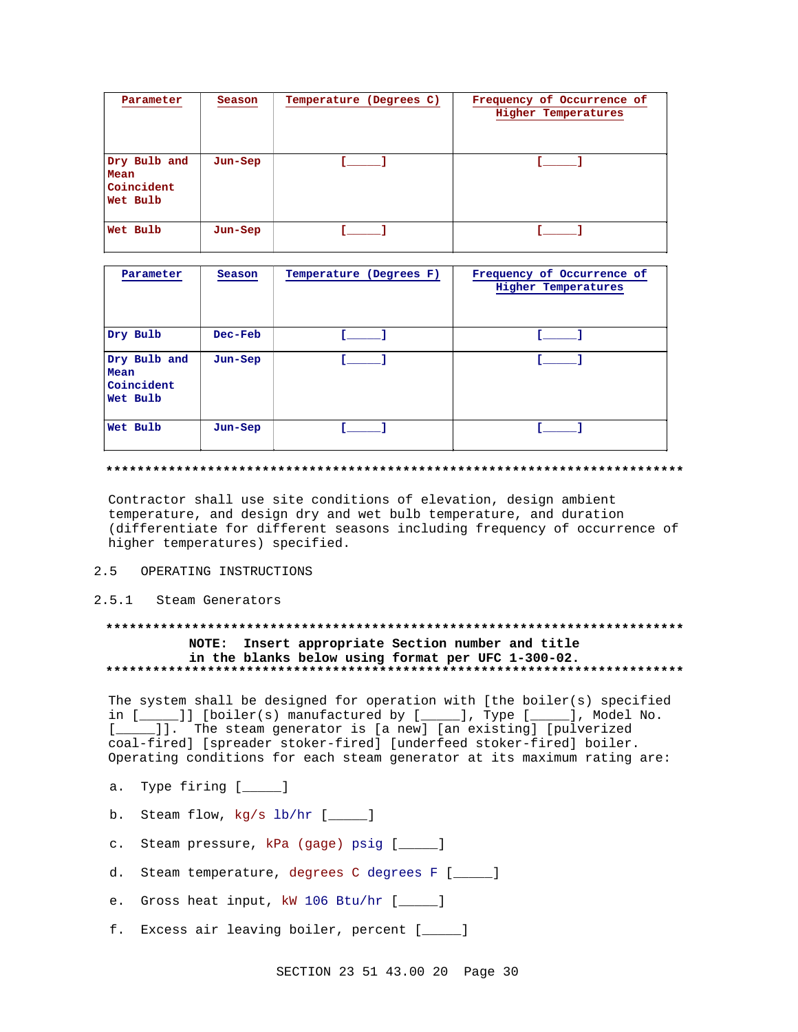| Parameter | Season | Temperature (Degrees C) | Frequency of Occurrence of Higher Temperatures |
|---|---|---|---|
| Dry Bulb and Mean Coincident Wet Bulb | Jun-Sep | [_____] | [_____] |
| Wet Bulb | Jun-Sep | [_____] | [_____] |

| Parameter | Season | Temperature (Degrees F) | Frequency of Occurrence of Higher Temperatures |
|---|---|---|---|
| Dry Bulb | Dec-Feb | [_____] | [_____] |
| Dry Bulb and Mean Coincident Wet Bulb | Jun-Sep | [_____] | [_____] |
| Wet Bulb | Jun-Sep | [_____] | [_____] |

**************************************************************************

Contractor shall use site conditions of elevation, design ambient temperature, and design dry and wet bulb temperature, and duration (differentiate for different seasons including frequency of occurrence of higher temperatures) specified.

## 2.5 OPERATING INSTRUCTIONS

### 2.5.1 Steam Generators

**************************************************************************

**NOTE: Insert appropriate Section number and title in the blanks below using format per UFC 1-300-02.**

**************************************************************************

The system shall be designed for operation with [the boiler(s) specified in [_____]] [boiler(s) manufactured by [_____], Type [_____], Model No. [_____]]. The steam generator is [a new] [an existing] [pulverized coal-fired] [spreader stoker-fired] [underfeed stoker-fired] boiler. Operating conditions for each steam generator at its maximum rating are:

a. Type firing [_____]

b. Steam flow, kg/s lb/hr [_____]

c. Steam pressure, kPa (gage) psig [_____]

d. Steam temperature, degrees C degrees F [_____]

e. Gross heat input, kW 106 Btu/hr [_____]

f. Excess air leaving boiler, percent [_____]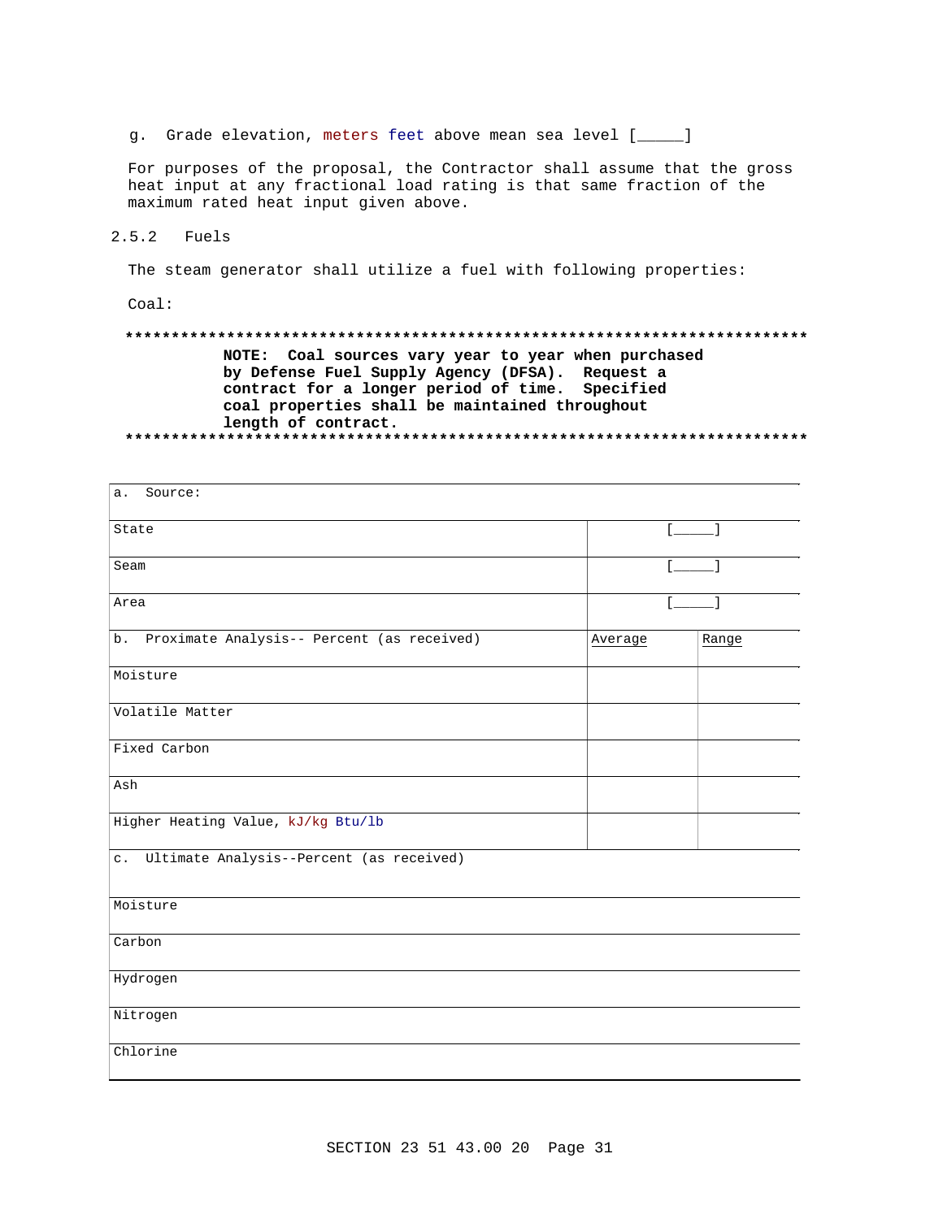g. Grade elevation, meters feet above mean sea level [_____]

For purposes of the proposal, the Contractor shall assume that the gross heat input at any fractional load rating is that same fraction of the maximum rated heat input given above.

### 2.5.2 Fuels

The steam generator shall utilize a fuel with following properties:

Coal:

**************************************************************************

**NOTE: Coal sources vary year to year when purchased by Defense Fuel Supply Agency (DFSA). Request a contract for a longer period of time. Specified coal properties shall be maintained throughout length of contract.**

**************************************************************************

| a. Source: | | |
|---|---|---|
| State | [_____] | |
| Seam | [_____] | |
| Area | [_____] | |
| b. Proximate Analysis-- Percent (as received) | Average | Range |
| Moisture | | |
| Volatile Matter | | |
| Fixed Carbon | | |
| Ash | | |
| Higher Heating Value, kJ/kg Btu/lb | | |
| c. Ultimate Analysis--Percent (as received) | | |
| Moisture | | |
| Carbon | | |
| Hydrogen | | |
| Nitrogen | | |
| Chlorine | | |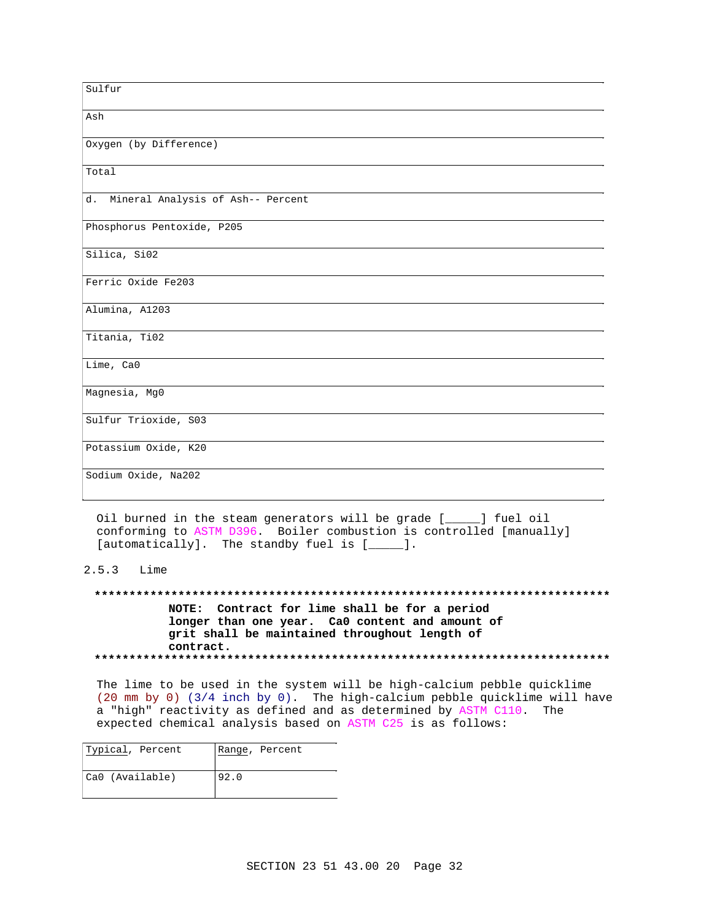| Sulfur |
|---|
| Ash |
| Oxygen (by Difference) |
| Total |
| d. Mineral Analysis of Ash-- Percent |
| Phosphorus Pentoxide, $P_2O_5$ |
| Silica, $SiO_2$ |
| Ferric Oxide $Fe_2O_3$ |
| Alumina, $Al_2O_3$ |
| Titania, $TiO_2$ |
| Lime, CaO |
| Magnesia, MgO |
| Sulfur Trioxide, $SO_3$ |
| Potassium Oxide, $K_2O$ |
| Sodium Oxide, $Na_2O_2$ |

Oil burned in the steam generators will be grade [_____] fuel oil conforming to ASTM D396. Boiler combustion is controlled [manually] [automatically]. The standby fuel is [_____].

## 2.5.3 Lime

**************************************************************************

**NOTE: Contract for lime shall be for a period longer than one year. CaO content and amount of grit shall be maintained throughout length of contract.**

**************************************************************************

The lime to be used in the system will be high-calcium pebble quicklime (20 mm by 0) (3/4 inch by 0). The high-calcium pebble quicklime will have a "high" reactivity as defined and as determined by ASTM C110. The expected chemical analysis based on ASTM C25 is as follows:

| Typical, Percent | Range, Percent |
|---|---|
| CaO (Available) | 92.0 |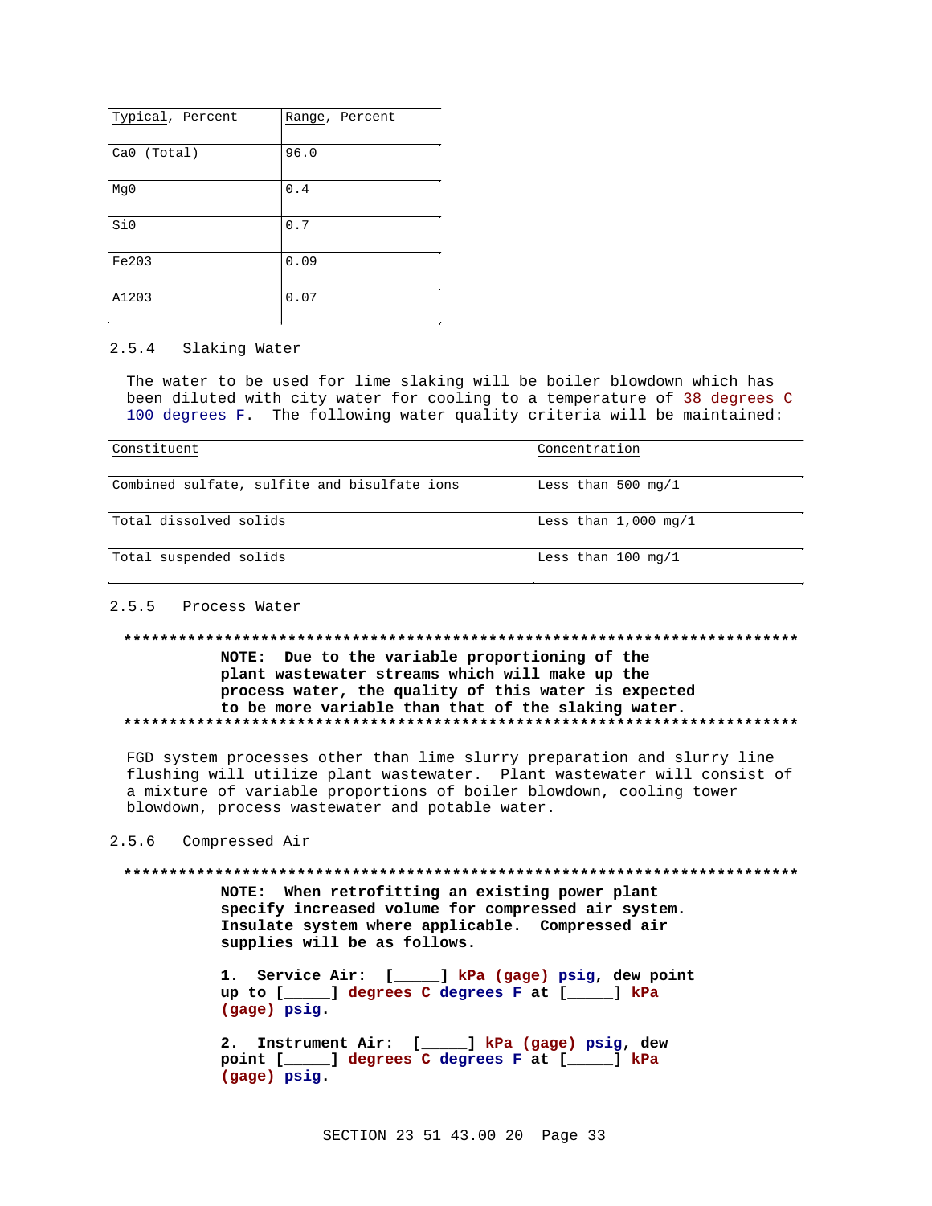| Typical, Percent | Range, Percent |
| --- | --- |
| CaO (Total) | 96.0 |
| MgO | 0.4 |
| SiO | 0.7 |
| $Fe_2O_3$ | 0.09 |
| $Al_2O_3$ | 0.07 |

### 2.5.4 Slaking Water

The water to be used for lime slaking will be boiler blowdown which has been diluted with city water for cooling to a temperature of 38 degrees C 100 degrees F. The following water quality criteria will be maintained:

| Constituent | Concentration |
| --- | --- |
| Combined sulfate, sulfite and bisulfate ions | Less than 500 mg/l |
| Total dissolved solids | Less than 1,000 mg/l |
| Total suspended solids | Less than 100 mg/l |

### 2.5.5 Process Water

**************************************************************************

**NOTE: Due to the variable proportioning of the plant wastewater streams which will make up the process water, the quality of this water is expected to be more variable than that of the slaking water.**

**************************************************************************

FGD system processes other than lime slurry preparation and slurry line flushing will utilize plant wastewater. Plant wastewater will consist of a mixture of variable proportions of boiler blowdown, cooling tower blowdown, process wastewater and potable water.

### 2.5.6 Compressed Air

**************************************************************************

**NOTE: When retrofitting an existing power plant specify increased volume for compressed air system. Insulate system where applicable. Compressed air supplies will be as follows.**

**1. Service Air: [_____] kPa (gage) psig, dew point up to [_____] degrees C degrees F at [_____] kPa (gage) psig.**

**2. Instrument Air: [_____] kPa (gage) psig, dew point [_____] degrees C degrees F at [_____] kPa (gage) psig.**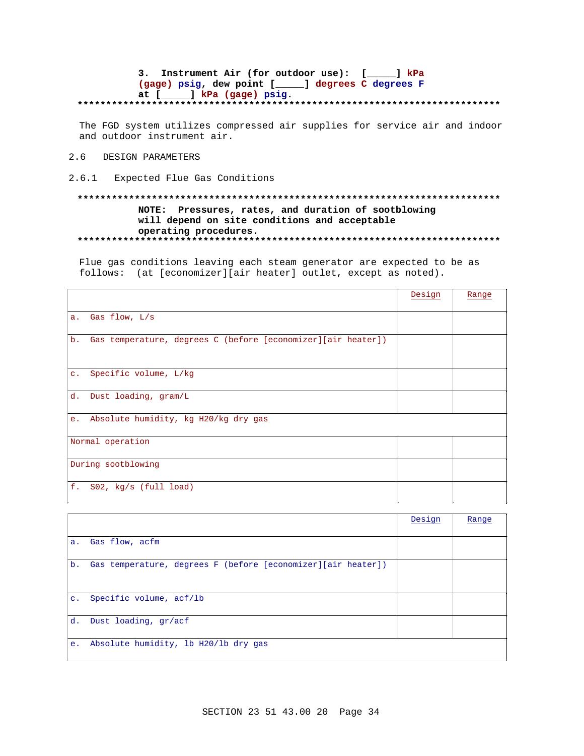3. Instrument Air (for outdoor use): [_____] kPa (gage) psig, dew point [_____] degrees C degrees F at [_____] kPa (gage) psig.
**************************************************************************

The FGD system utilizes compressed air supplies for service air and indoor and outdoor instrument air.

## 2.6 DESIGN PARAMETERS

### 2.6.1 Expected Flue Gas Conditions

**************************************************************************
**NOTE: Pressures, rates, and duration of sootblowing will depend on site conditions and acceptable operating procedures.**
**************************************************************************

Flue gas conditions leaving each steam generator are expected to be as follows: (at [economizer][air heater] outlet, except as noted).

| | Design | Range |
|---|---|---|
| a. Gas flow, L/s | | |
| b. Gas temperature, degrees C (before [economizer][air heater]) | | |
| c. Specific volume, L/kg | | |
| d. Dust loading, gram/L | | |
| e. Absolute humidity, kg $H_2O$/kg dry gas | | |
| Normal operation | | |
| During sootblowing | | |
| f. $SO_2$, kg/s (full load) | | |

| | Design | Range |
|---|---|---|
| a. Gas flow, acfm | | |
| b. Gas temperature, degrees F (before [economizer][air heater]) | | |
| c. Specific volume, acf/lb | | |
| d. Dust loading, gr/acf | | |
| e. Absolute humidity, lb $H_2O$/lb dry gas | | |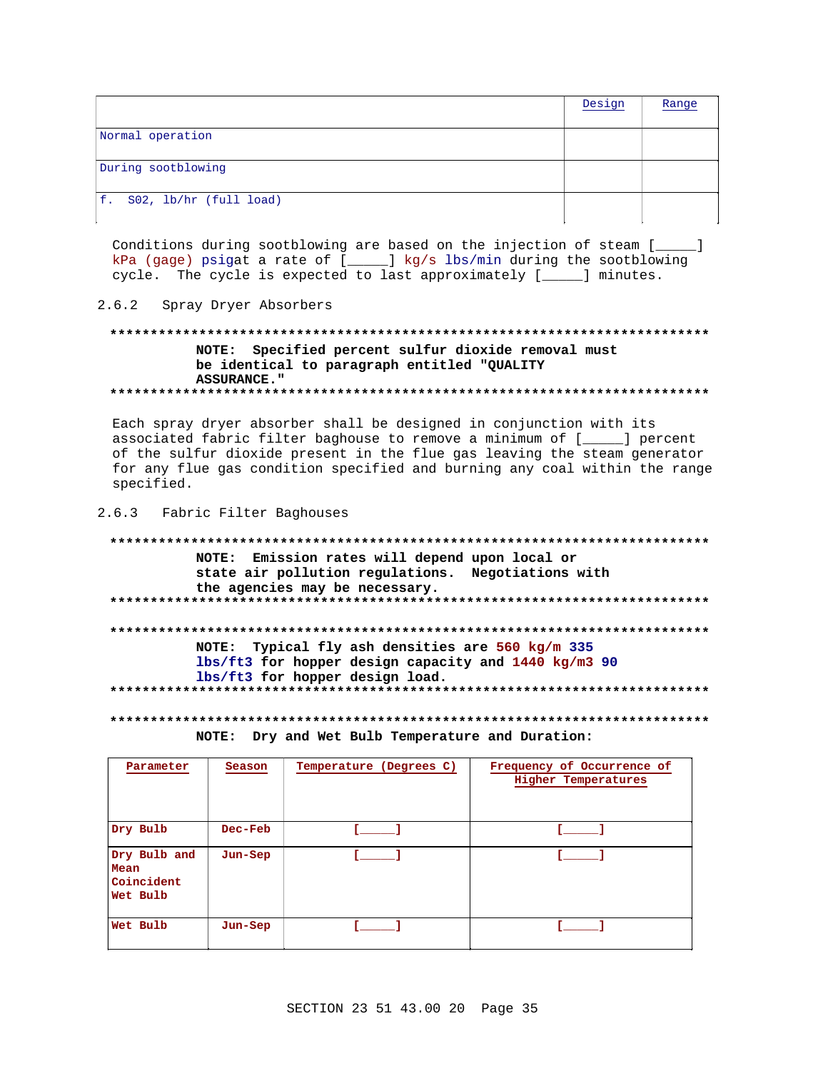| | Design | Range |
|---|---|---|
| Normal operation | | |
| During sootblowing | | |
| f. S02, lb/hr (full load) | | |

Conditions during sootblowing are based on the injection of steam [_____] kPa (gage) psigat a rate of [_____] kg/s lbs/min during the sootblowing cycle. The cycle is expected to last approximately [_____] minutes.

2.6.2 Spray Dryer Absorbers

**************************************************************************

**NOTE: Specified percent sulfur dioxide removal must be identical to paragraph entitled "QUALITY ASSURANCE."**

**************************************************************************

Each spray dryer absorber shall be designed in conjunction with its associated fabric filter baghouse to remove a minimum of [_____] percent of the sulfur dioxide present in the flue gas leaving the steam generator for any flue gas condition specified and burning any coal within the range specified.

2.6.3 Fabric Filter Baghouses

**************************************************************************

**NOTE: Emission rates will depend upon local or state air pollution regulations. Negotiations with the agencies may be necessary.**

**************************************************************************

**************************************************************************

**NOTE: Typical fly ash densities are 560 kg/m 335 lbs/ft3 for hopper design capacity and 1440 kg/m3 90 lbs/ft3 for hopper design load.**

**************************************************************************

**************************************************************************

**NOTE: Dry and Wet Bulb Temperature and Duration:**

| Parameter | Season | Temperature (Degrees C) | Frequency of Occurrence of Higher Temperatures |
|---|---|---|---|
| Dry Bulb | Dec-Feb | [_____] | [_____] |
| Dry Bulb and Mean Coincident Wet Bulb | Jun-Sep | [_____] | [_____] |
| Wet Bulb | Jun-Sep | [_____] | [_____] |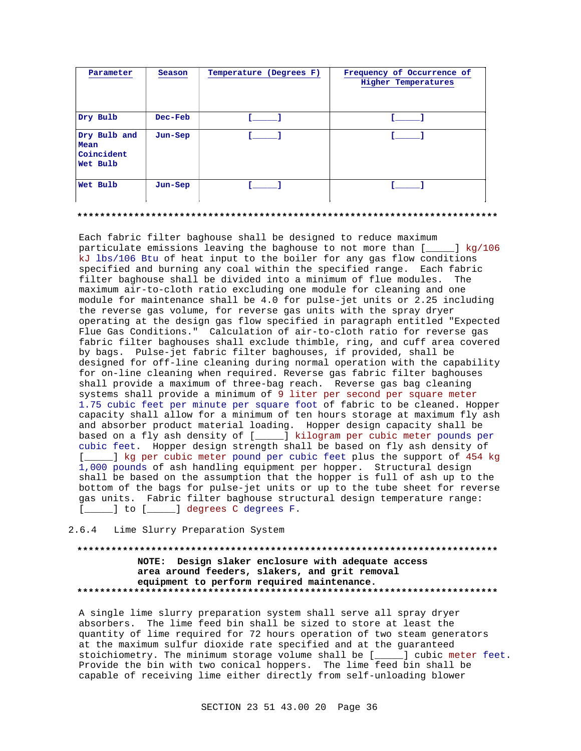| Parameter | Season | Temperature (Degrees F) | Frequency of Occurrence of Higher Temperatures |
|---|---|---|---|
| Dry Bulb | Dec-Feb | [_____] | [_____] |
| Dry Bulb and Mean Coincident Wet Bulb | Jun-Sep | [_____] | [_____] |
| Wet Bulb | Jun-Sep | [_____] | [_____] |

**************************************************************************

Each fabric filter baghouse shall be designed to reduce maximum particulate emissions leaving the baghouse to not more than [_____] kg/106 kJ lbs/106 Btu of heat input to the boiler for any gas flow conditions specified and burning any coal within the specified range. Each fabric filter baghouse shall be divided into a minimum of flue modules. The maximum air-to-cloth ratio excluding one module for cleaning and one module for maintenance shall be 4.0 for pulse-jet units or 2.25 including the reverse gas volume, for reverse gas units with the spray dryer operating at the design gas flow specified in paragraph entitled "Expected Flue Gas Conditions." Calculation of air-to-cloth ratio for reverse gas fabric filter baghouses shall exclude thimble, ring, and cuff area covered by bags. Pulse-jet fabric filter baghouses, if provided, shall be designed for off-line cleaning during normal operation with the capability for on-line cleaning when required. Reverse gas fabric filter baghouses shall provide a maximum of three-bag reach. Reverse gas bag cleaning systems shall provide a minimum of 9 liter per second per square meter 1.75 cubic feet per minute per square foot of fabric to be cleaned. Hopper capacity shall allow for a minimum of ten hours storage at maximum fly ash and absorber product material loading. Hopper design capacity shall be based on a fly ash density of [_____] kilogram per cubic meter pounds per cubic feet. Hopper design strength shall be based on fly ash density of [_____] kg per cubic meter pound per cubic feet plus the support of 454 kg 1,000 pounds of ash handling equipment per hopper. Structural design shall be based on the assumption that the hopper is full of ash up to the bottom of the bags for pulse-jet units or up to the tube sheet for reverse gas units. Fabric filter baghouse structural design temperature range: [_____] to [_____] degrees C degrees F.

### 2.6.4 Lime Slurry Preparation System

**************************************************************************

**NOTE: Design slaker enclosure with adequate access area around feeders, slakers, and grit removal equipment to perform required maintenance.**

**************************************************************************

A single lime slurry preparation system shall serve all spray dryer absorbers. The lime feed bin shall be sized to store at least the quantity of lime required for 72 hours operation of two steam generators at the maximum sulfur dioxide rate specified and at the guaranteed stoichiometry. The minimum storage volume shall be [_____] cubic meter feet. Provide the bin with two conical hoppers. The lime feed bin shall be capable of receiving lime either directly from self-unloading blower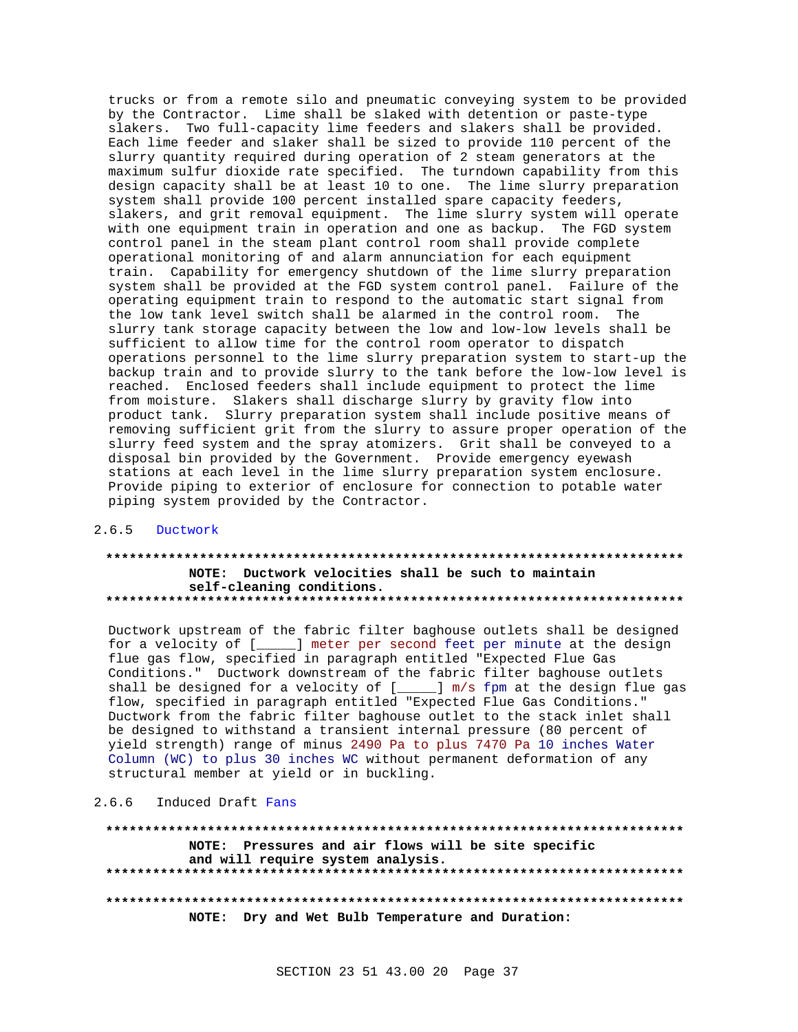trucks or from a remote silo and pneumatic conveying system to be provided by the Contractor. Lime shall be slaked with detention or paste-type slakers. Two full-capacity lime feeders and slakers shall be provided. Each lime feeder and slaker shall be sized to provide 110 percent of the slurry quantity required during operation of 2 steam generators at the maximum sulfur dioxide rate specified. The turndown capability from this design capacity shall be at least 10 to one. The lime slurry preparation system shall provide 100 percent installed spare capacity feeders, slakers, and grit removal equipment. The lime slurry system will operate with one equipment train in operation and one as backup. The FGD system control panel in the steam plant control room shall provide complete operational monitoring of and alarm annunciation for each equipment train. Capability for emergency shutdown of the lime slurry preparation system shall be provided at the FGD system control panel. Failure of the operating equipment train to respond to the automatic start signal from the low tank level switch shall be alarmed in the control room. The slurry tank storage capacity between the low and low-low levels shall be sufficient to allow time for the control room operator to dispatch operations personnel to the lime slurry preparation system to start-up the backup train and to provide slurry to the tank before the low-low level is reached. Enclosed feeders shall include equipment to protect the lime from moisture. Slakers shall discharge slurry by gravity flow into product tank. Slurry preparation system shall include positive means of removing sufficient grit from the slurry to assure proper operation of the slurry feed system and the spray atomizers. Grit shall be conveyed to a disposal bin provided by the Government. Provide emergency eyewash stations at each level in the lime slurry preparation system enclosure. Provide piping to exterior of enclosure for connection to potable water piping system provided by the Contractor.

### 2.6.5 Ductwork

**************************************************************************

**NOTE: Ductwork velocities shall be such to maintain self-cleaning conditions.**

**************************************************************************

Ductwork upstream of the fabric filter baghouse outlets shall be designed for a velocity of [_____] meter per second feet per minute at the design flue gas flow, specified in paragraph entitled "Expected Flue Gas Conditions." Ductwork downstream of the fabric filter baghouse outlets shall be designed for a velocity of [_____] m/s fpm at the design flue gas flow, specified in paragraph entitled "Expected Flue Gas Conditions." Ductwork from the fabric filter baghouse outlet to the stack inlet shall be designed to withstand a transient internal pressure (80 percent of yield strength) range of minus 2490 Pa to plus 7470 Pa 10 inches Water Column (WC) to plus 30 inches WC without permanent deformation of any structural member at yield or in buckling.

### 2.6.6 Induced Draft Fans

**************************************************************************

**NOTE: Pressures and air flows will be site specific and will require system analysis.**

**************************************************************************

**************************************************************************

**NOTE: Dry and Wet Bulb Temperature and Duration:**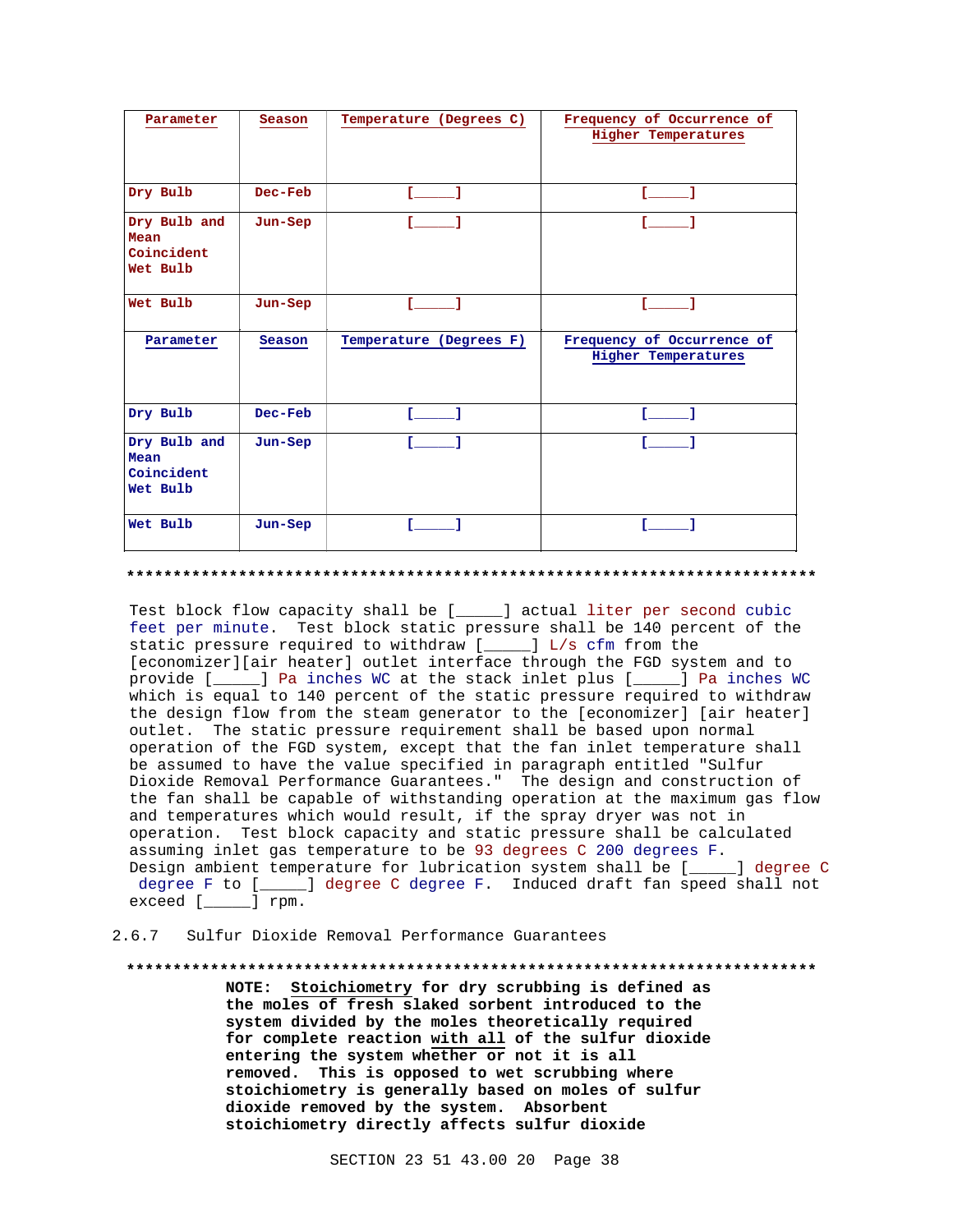| Parameter | Season | Temperature (Degrees C) | Frequency of Occurrence of Higher Temperatures |
|---|---|---|---|
| Dry Bulb | Dec-Feb | [_____] | [_____] |
| Dry Bulb and Mean Coincident Wet Bulb | Jun-Sep | [_____] | [_____] |
| Wet Bulb | Jun-Sep | [_____] | [_____] |
| **Parameter** | **Season** | **Temperature (Degrees F)** | **Frequency of Occurrence of Higher Temperatures** |
| Dry Bulb | Dec-Feb | [_____] | [_____] |
| Dry Bulb and Mean Coincident Wet Bulb | Jun-Sep | [_____] | [_____] |
| Wet Bulb | Jun-Sep | [_____] | [_____] |

**************************************************************************

Test block flow capacity shall be [_____] actual liter per second cubic feet per minute. Test block static pressure shall be 140 percent of the static pressure required to withdraw [_____] L/s cfm from the [economizer][air heater] outlet interface through the FGD system and to provide [_____] Pa inches WC at the stack inlet plus [_____] Pa inches WC which is equal to 140 percent of the static pressure required to withdraw the design flow from the steam generator to the [economizer] [air heater] outlet. The static pressure requirement shall be based upon normal operation of the FGD system, except that the fan inlet temperature shall be assumed to have the value specified in paragraph entitled "Sulfur Dioxide Removal Performance Guarantees." The design and construction of the fan shall be capable of withstanding operation at the maximum gas flow and temperatures which would result, if the spray dryer was not in operation. Test block capacity and static pressure shall be calculated assuming inlet gas temperature to be 93 degrees C 200 degrees F. Design ambient temperature for lubrication system shall be [_____] degree C degree F to [_____] degree C degree F. Induced draft fan speed shall not exceed [_____] rpm.

### 2.6.7 Sulfur Dioxide Removal Performance Guarantees

**************************************************************************

**NOTE: Stoichiometry for dry scrubbing is defined as the moles of fresh slaked sorbent introduced to the system divided by the moles theoretically required for complete reaction with all of the sulfur dioxide entering the system whether or not it is all removed. This is opposed to wet scrubbing where stoichiometry is generally based on moles of sulfur dioxide removed by the system. Absorbent stoichiometry directly affects sulfur dioxide**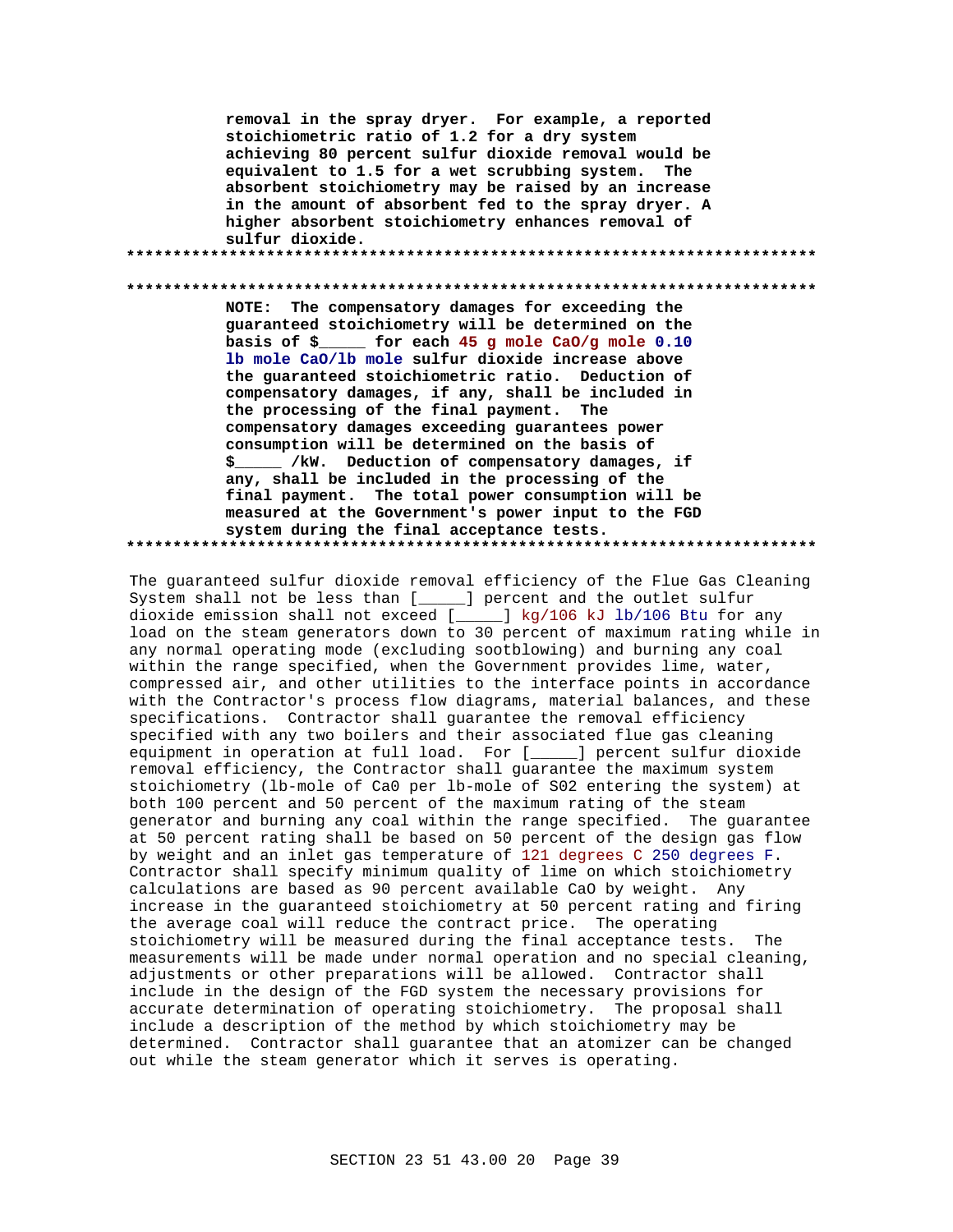**removal in the spray dryer. For example, a reported stoichiometric ratio of 1.2 for a dry system achieving 80 percent sulfur dioxide removal would be equivalent to 1.5 for a wet scrubbing system. The absorbent stoichiometry may be raised by an increase in the amount of absorbent fed to the spray dryer. A higher absorbent stoichiometry enhances removal of sulfur dioxide.**

**************************************************************************

**************************************************************************

**NOTE: The compensatory damages for exceeding the guaranteed stoichiometry will be determined on the basis of $_____ for each 45 g mole CaO/g mole 0.10 lb mole CaO/lb mole sulfur dioxide increase above the guaranteed stoichiometric ratio. Deduction of compensatory damages, if any, shall be included in the processing of the final payment. The compensatory damages exceeding guarantees power consumption will be determined on the basis of $_____ /kW. Deduction of compensatory damages, if any, shall be included in the processing of the final payment. The total power consumption will be measured at the Government's power input to the FGD system during the final acceptance tests.**

**************************************************************************

The guaranteed sulfur dioxide removal efficiency of the Flue Gas Cleaning System shall not be less than [_____] percent and the outlet sulfur dioxide emission shall not exceed [_____] kg/106 kJ lb/106 Btu for any load on the steam generators down to 30 percent of maximum rating while in any normal operating mode (excluding sootblowing) and burning any coal within the range specified, when the Government provides lime, water, compressed air, and other utilities to the interface points in accordance with the Contractor's process flow diagrams, material balances, and these specifications. Contractor shall guarantee the removal efficiency specified with any two boilers and their associated flue gas cleaning equipment in operation at full load. For [_____] percent sulfur dioxide removal efficiency, the Contractor shall guarantee the maximum system stoichiometry (lb-mole of Ca0 per lb-mole of S02 entering the system) at both 100 percent and 50 percent of the maximum rating of the steam generator and burning any coal within the range specified. The guarantee at 50 percent rating shall be based on 50 percent of the design gas flow by weight and an inlet gas temperature of 121 degrees C 250 degrees F. Contractor shall specify minimum quality of lime on which stoichiometry calculations are based as 90 percent available CaO by weight. Any increase in the guaranteed stoichiometry at 50 percent rating and firing the average coal will reduce the contract price. The operating stoichiometry will be measured during the final acceptance tests. The measurements will be made under normal operation and no special cleaning, adjustments or other preparations will be allowed. Contractor shall include in the design of the FGD system the necessary provisions for accurate determination of operating stoichiometry. The proposal shall include a description of the method by which stoichiometry may be determined. Contractor shall guarantee that an atomizer can be changed out while the steam generator which it serves is operating.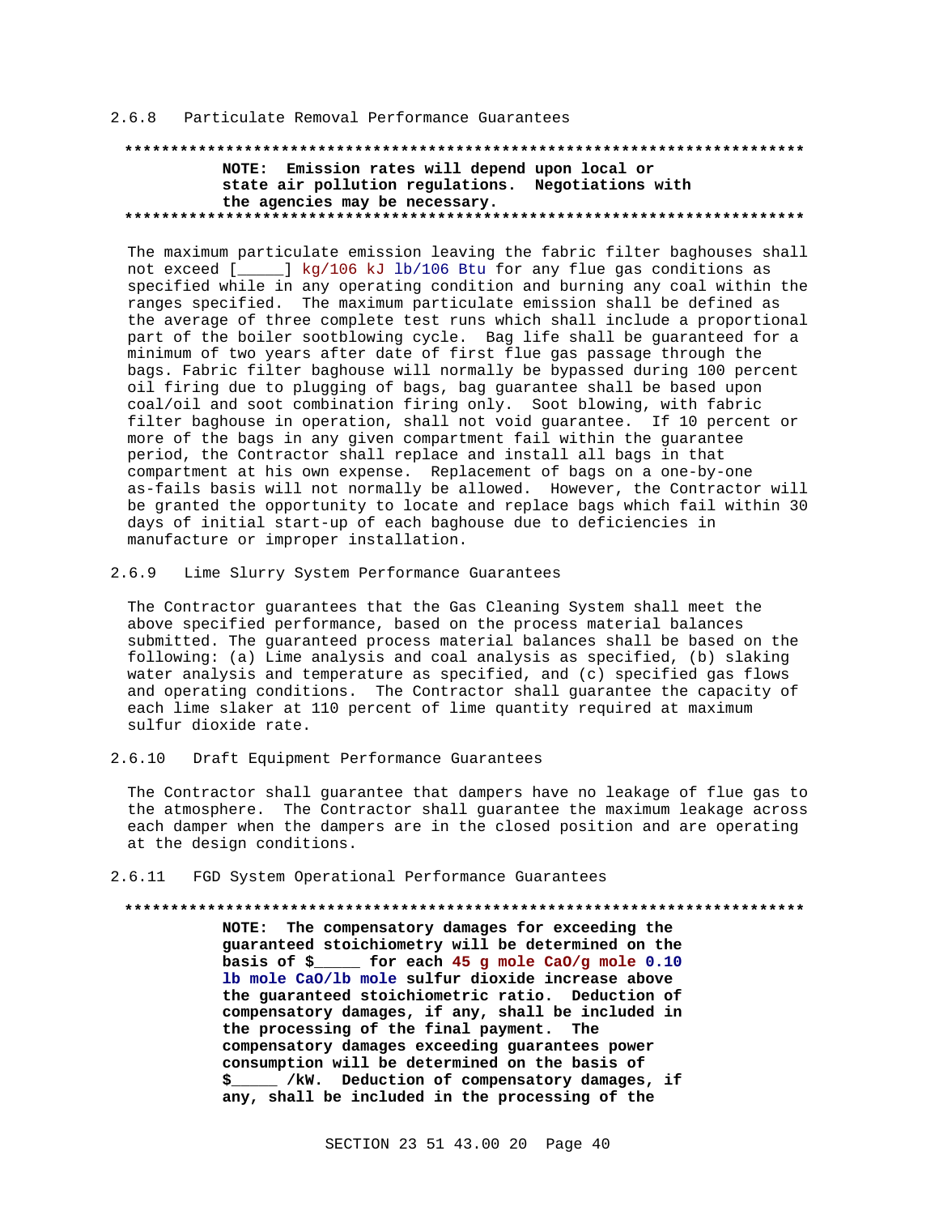### 2.6.8 Particulate Removal Performance Guarantees

**************************************************************************
**NOTE: Emission rates will depend upon local or state air pollution regulations. Negotiations with the agencies may be necessary.**
**************************************************************************

The maximum particulate emission leaving the fabric filter baghouses shall not exceed [_____] kg/106 kJ lb/106 Btu for any flue gas conditions as specified while in any operating condition and burning any coal within the ranges specified. The maximum particulate emission shall be defined as the average of three complete test runs which shall include a proportional part of the boiler sootblowing cycle. Bag life shall be guaranteed for a minimum of two years after date of first flue gas passage through the bags. Fabric filter baghouse will normally be bypassed during 100 percent oil firing due to plugging of bags, bag guarantee shall be based upon coal/oil and soot combination firing only. Soot blowing, with fabric filter baghouse in operation, shall not void guarantee. If 10 percent or more of the bags in any given compartment fail within the guarantee period, the Contractor shall replace and install all bags in that compartment at his own expense. Replacement of bags on a one-by-one as-fails basis will not normally be allowed. However, the Contractor will be granted the opportunity to locate and replace bags which fail within 30 days of initial start-up of each baghouse due to deficiencies in manufacture or improper installation.

### 2.6.9 Lime Slurry System Performance Guarantees

The Contractor guarantees that the Gas Cleaning System shall meet the above specified performance, based on the process material balances submitted. The guaranteed process material balances shall be based on the following: (a) Lime analysis and coal analysis as specified, (b) slaking water analysis and temperature as specified, and (c) specified gas flows and operating conditions. The Contractor shall guarantee the capacity of each lime slaker at 110 percent of lime quantity required at maximum sulfur dioxide rate.

### 2.6.10 Draft Equipment Performance Guarantees

The Contractor shall guarantee that dampers have no leakage of flue gas to the atmosphere. The Contractor shall guarantee the maximum leakage across each damper when the dampers are in the closed position and are operating at the design conditions.

### 2.6.11 FGD System Operational Performance Guarantees

**************************************************************************
**NOTE: The compensatory damages for exceeding the guaranteed stoichiometry will be determined on the basis of $_____ for each 45 g mole CaO/g mole 0.10 lb mole CaO/lb mole sulfur dioxide increase above the guaranteed stoichiometric ratio. Deduction of compensatory damages, if any, shall be included in the processing of the final payment. The compensatory damages exceeding guarantees power consumption will be determined on the basis of $_____ /kW. Deduction of compensatory damages, if any, shall be included in the processing of the**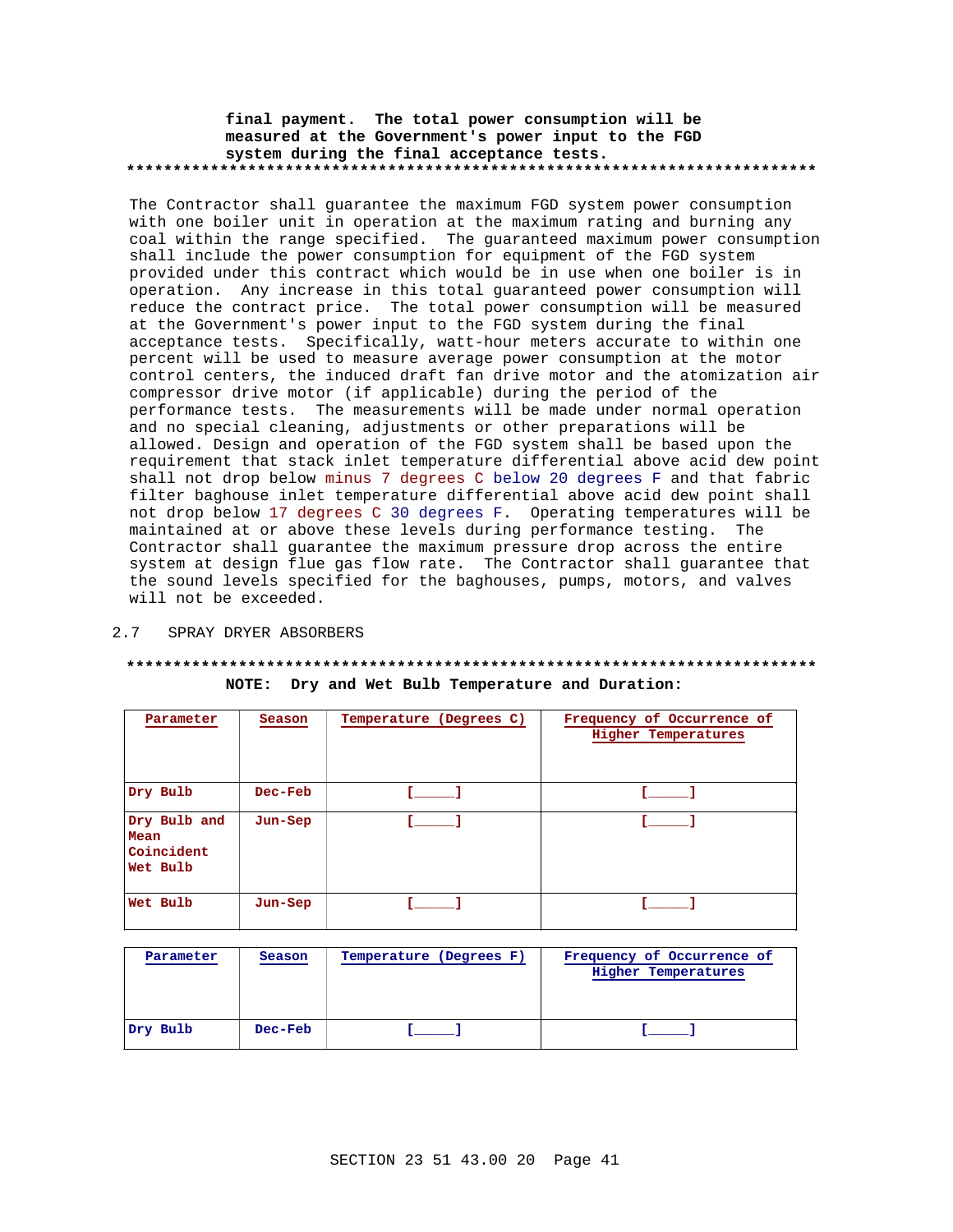**final payment. The total power consumption will be measured at the Government's power input to the FGD system during the final acceptance tests.**

**************************************************************************

The Contractor shall guarantee the maximum FGD system power consumption with one boiler unit in operation at the maximum rating and burning any coal within the range specified. The guaranteed maximum power consumption shall include the power consumption for equipment of the FGD system provided under this contract which would be in use when one boiler is in operation. Any increase in this total guaranteed power consumption will reduce the contract price. The total power consumption will be measured at the Government's power input to the FGD system during the final acceptance tests. Specifically, watt-hour meters accurate to within one percent will be used to measure average power consumption at the motor control centers, the induced draft fan drive motor and the atomization air compressor drive motor (if applicable) during the period of the performance tests. The measurements will be made under normal operation and no special cleaning, adjustments or other preparations will be allowed. Design and operation of the FGD system shall be based upon the requirement that stack inlet temperature differential above acid dew point shall not drop below minus 7 degrees C below 20 degrees F and that fabric filter baghouse inlet temperature differential above acid dew point shall not drop below 17 degrees C 30 degrees F. Operating temperatures will be maintained at or above these levels during performance testing. The Contractor shall guarantee the maximum pressure drop across the entire system at design flue gas flow rate. The Contractor shall guarantee that the sound levels specified for the baghouses, pumps, motors, and valves will not be exceeded.

## 2.7 SPRAY DRYER ABSORBERS

**************************************************************************

**NOTE: Dry and Wet Bulb Temperature and Duration:**

| Parameter | Season | Temperature (Degrees C) | Frequency of Occurrence of Higher Temperatures |
|---|---|---|---|
| Dry Bulb | Dec-Feb | [_____] | [_____] |
| Dry Bulb and Mean Coincident Wet Bulb | Jun-Sep | [_____] | [_____] |
| Wet Bulb | Jun-Sep | [_____] | [_____] |

| Parameter | Season | Temperature (Degrees F) | Frequency of Occurrence of Higher Temperatures |
|---|---|---|---|
| Dry Bulb | Dec-Feb | [_____] | [_____] |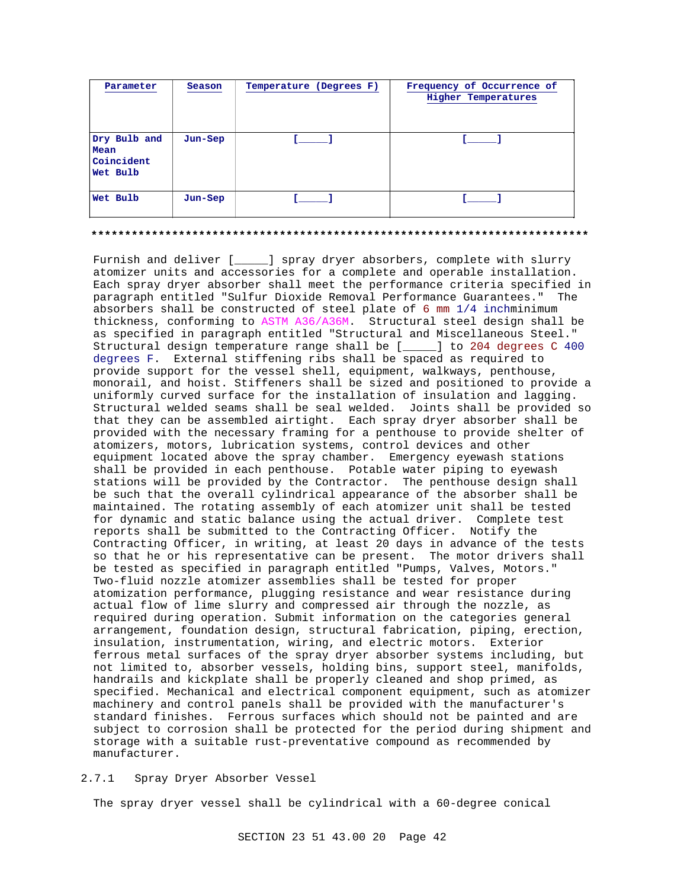| Parameter | Season | Temperature (Degrees F) | Frequency of Occurrence of Higher Temperatures |
| --- | --- | --- | --- |
| Dry Bulb and Mean Coincident Wet Bulb | Jun-Sep | [_____] | [_____] |
| Wet Bulb | Jun-Sep | [_____] | [_____] |

**************************************************************************

Furnish and deliver [_____] spray dryer absorbers, complete with slurry atomizer units and accessories for a complete and operable installation. Each spray dryer absorber shall meet the performance criteria specified in paragraph entitled "Sulfur Dioxide Removal Performance Guarantees." The absorbers shall be constructed of steel plate of 6 mm 1/4 inchminimum thickness, conforming to ASTM A36/A36M. Structural steel design shall be as specified in paragraph entitled "Structural and Miscellaneous Steel." Structural design temperature range shall be [_____] to 204 degrees C 400 degrees F. External stiffening ribs shall be spaced as required to provide support for the vessel shell, equipment, walkways, penthouse, monorail, and hoist. Stiffeners shall be sized and positioned to provide a uniformly curved surface for the installation of insulation and lagging. Structural welded seams shall be seal welded. Joints shall be provided so that they can be assembled airtight. Each spray dryer absorber shall be provided with the necessary framing for a penthouse to provide shelter of atomizers, motors, lubrication systems, control devices and other equipment located above the spray chamber. Emergency eyewash stations shall be provided in each penthouse. Potable water piping to eyewash stations will be provided by the Contractor. The penthouse design shall be such that the overall cylindrical appearance of the absorber shall be maintained. The rotating assembly of each atomizer unit shall be tested for dynamic and static balance using the actual driver. Complete test reports shall be submitted to the Contracting Officer. Notify the Contracting Officer, in writing, at least 20 days in advance of the tests so that he or his representative can be present. The motor drivers shall be tested as specified in paragraph entitled "Pumps, Valves, Motors." Two-fluid nozzle atomizer assemblies shall be tested for proper atomization performance, plugging resistance and wear resistance during actual flow of lime slurry and compressed air through the nozzle, as required during operation. Submit information on the categories general arrangement, foundation design, structural fabrication, piping, erection, insulation, instrumentation, wiring, and electric motors. Exterior ferrous metal surfaces of the spray dryer absorber systems including, but not limited to, absorber vessels, holding bins, support steel, manifolds, handrails and kickplate shall be properly cleaned and shop primed, as specified. Mechanical and electrical component equipment, such as atomizer machinery and control panels shall be provided with the manufacturer's standard finishes. Ferrous surfaces which should not be painted and are subject to corrosion shall be protected for the period during shipment and storage with a suitable rust-preventative compound as recommended by manufacturer.

### 2.7.1 Spray Dryer Absorber Vessel

The spray dryer vessel shall be cylindrical with a 60-degree conical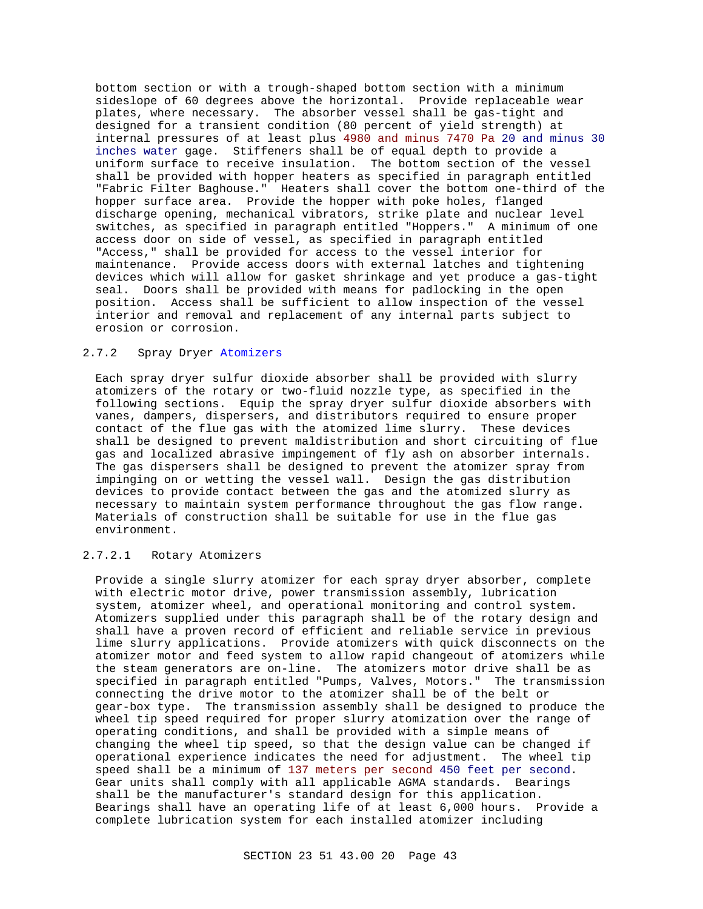bottom section or with a trough-shaped bottom section with a minimum sideslope of 60 degrees above the horizontal. Provide replaceable wear plates, where necessary. The absorber vessel shall be gas-tight and designed for a transient condition (80 percent of yield strength) at internal pressures of at least plus 4980 and minus 7470 Pa 20 and minus 30 inches water gage. Stiffeners shall be of equal depth to provide a uniform surface to receive insulation. The bottom section of the vessel shall be provided with hopper heaters as specified in paragraph entitled "Fabric Filter Baghouse." Heaters shall cover the bottom one-third of the hopper surface area. Provide the hopper with poke holes, flanged discharge opening, mechanical vibrators, strike plate and nuclear level switches, as specified in paragraph entitled "Hoppers." A minimum of one access door on side of vessel, as specified in paragraph entitled "Access," shall be provided for access to the vessel interior for maintenance. Provide access doors with external latches and tightening devices which will allow for gasket shrinkage and yet produce a gas-tight seal. Doors shall be provided with means for padlocking in the open position. Access shall be sufficient to allow inspection of the vessel interior and removal and replacement of any internal parts subject to erosion or corrosion.

### 2.7.2 Spray Dryer Atomizers

Each spray dryer sulfur dioxide absorber shall be provided with slurry atomizers of the rotary or two-fluid nozzle type, as specified in the following sections. Equip the spray dryer sulfur dioxide absorbers with vanes, dampers, dispersers, and distributors required to ensure proper contact of the flue gas with the atomized lime slurry. These devices shall be designed to prevent maldistribution and short circuiting of flue gas and localized abrasive impingement of fly ash on absorber internals. The gas dispersers shall be designed to prevent the atomizer spray from impinging on or wetting the vessel wall. Design the gas distribution devices to provide contact between the gas and the atomized slurry as necessary to maintain system performance throughout the gas flow range. Materials of construction shall be suitable for use in the flue gas environment.

#### 2.7.2.1 Rotary Atomizers

Provide a single slurry atomizer for each spray dryer absorber, complete with electric motor drive, power transmission assembly, lubrication system, atomizer wheel, and operational monitoring and control system. Atomizers supplied under this paragraph shall be of the rotary design and shall have a proven record of efficient and reliable service in previous lime slurry applications. Provide atomizers with quick disconnects on the atomizer motor and feed system to allow rapid changeout of atomizers while the steam generators are on-line. The atomizers motor drive shall be as specified in paragraph entitled "Pumps, Valves, Motors." The transmission connecting the drive motor to the atomizer shall be of the belt or gear-box type. The transmission assembly shall be designed to produce the wheel tip speed required for proper slurry atomization over the range of operating conditions, and shall be provided with a simple means of changing the wheel tip speed, so that the design value can be changed if operational experience indicates the need for adjustment. The wheel tip speed shall be a minimum of 137 meters per second 450 feet per second. Gear units shall comply with all applicable AGMA standards. Bearings shall be the manufacturer's standard design for this application. Bearings shall have an operating life of at least 6,000 hours. Provide a complete lubrication system for each installed atomizer including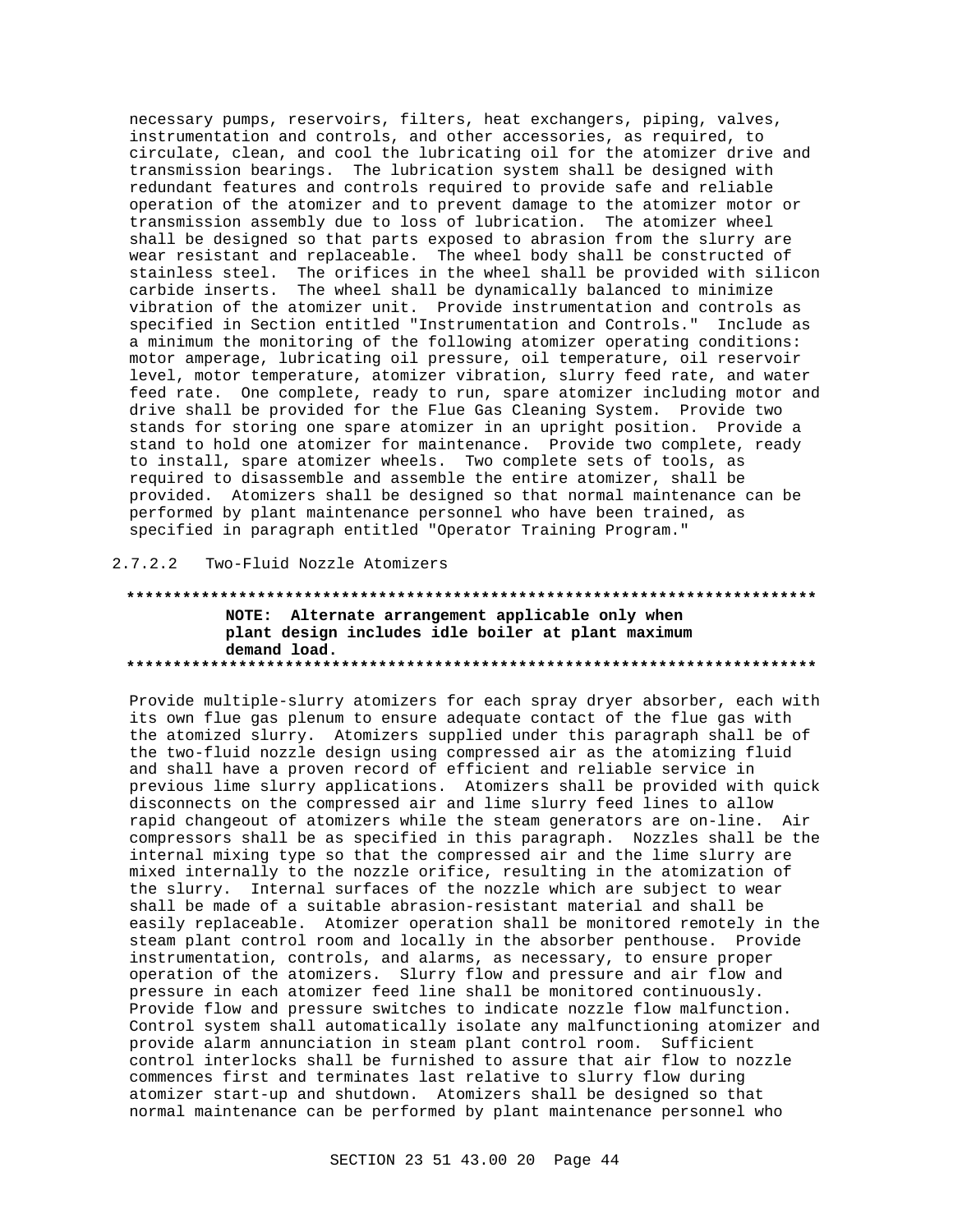necessary pumps, reservoirs, filters, heat exchangers, piping, valves, instrumentation and controls, and other accessories, as required, to circulate, clean, and cool the lubricating oil for the atomizer drive and transmission bearings. The lubrication system shall be designed with redundant features and controls required to provide safe and reliable operation of the atomizer and to prevent damage to the atomizer motor or transmission assembly due to loss of lubrication. The atomizer wheel shall be designed so that parts exposed to abrasion from the slurry are wear resistant and replaceable. The wheel body shall be constructed of stainless steel. The orifices in the wheel shall be provided with silicon carbide inserts. The wheel shall be dynamically balanced to minimize vibration of the atomizer unit. Provide instrumentation and controls as specified in Section entitled "Instrumentation and Controls." Include as a minimum the monitoring of the following atomizer operating conditions: motor amperage, lubricating oil pressure, oil temperature, oil reservoir level, motor temperature, atomizer vibration, slurry feed rate, and water feed rate. One complete, ready to run, spare atomizer including motor and drive shall be provided for the Flue Gas Cleaning System. Provide two stands for storing one spare atomizer in an upright position. Provide a stand to hold one atomizer for maintenance. Provide two complete, ready to install, spare atomizer wheels. Two complete sets of tools, as required to disassemble and assemble the entire atomizer, shall be provided. Atomizers shall be designed so that normal maintenance can be performed by plant maintenance personnel who have been trained, as specified in paragraph entitled "Operator Training Program."

#### 2.7.2.2 Two-Fluid Nozzle Atomizers

**************************************************************************

**NOTE: Alternate arrangement applicable only when plant design includes idle boiler at plant maximum demand load.**

**************************************************************************

Provide multiple-slurry atomizers for each spray dryer absorber, each with its own flue gas plenum to ensure adequate contact of the flue gas with the atomized slurry. Atomizers supplied under this paragraph shall be of the two-fluid nozzle design using compressed air as the atomizing fluid and shall have a proven record of efficient and reliable service in previous lime slurry applications. Atomizers shall be provided with quick disconnects on the compressed air and lime slurry feed lines to allow rapid changeout of atomizers while the steam generators are on-line. Air compressors shall be as specified in this paragraph. Nozzles shall be the internal mixing type so that the compressed air and the lime slurry are mixed internally to the nozzle orifice, resulting in the atomization of the slurry. Internal surfaces of the nozzle which are subject to wear shall be made of a suitable abrasion-resistant material and shall be easily replaceable. Atomizer operation shall be monitored remotely in the steam plant control room and locally in the absorber penthouse. Provide instrumentation, controls, and alarms, as necessary, to ensure proper operation of the atomizers. Slurry flow and pressure and air flow and pressure in each atomizer feed line shall be monitored continuously. Provide flow and pressure switches to indicate nozzle flow malfunction. Control system shall automatically isolate any malfunctioning atomizer and provide alarm annunciation in steam plant control room. Sufficient control interlocks shall be furnished to assure that air flow to nozzle commences first and terminates last relative to slurry flow during atomizer start-up and shutdown. Atomizers shall be designed so that normal maintenance can be performed by plant maintenance personnel who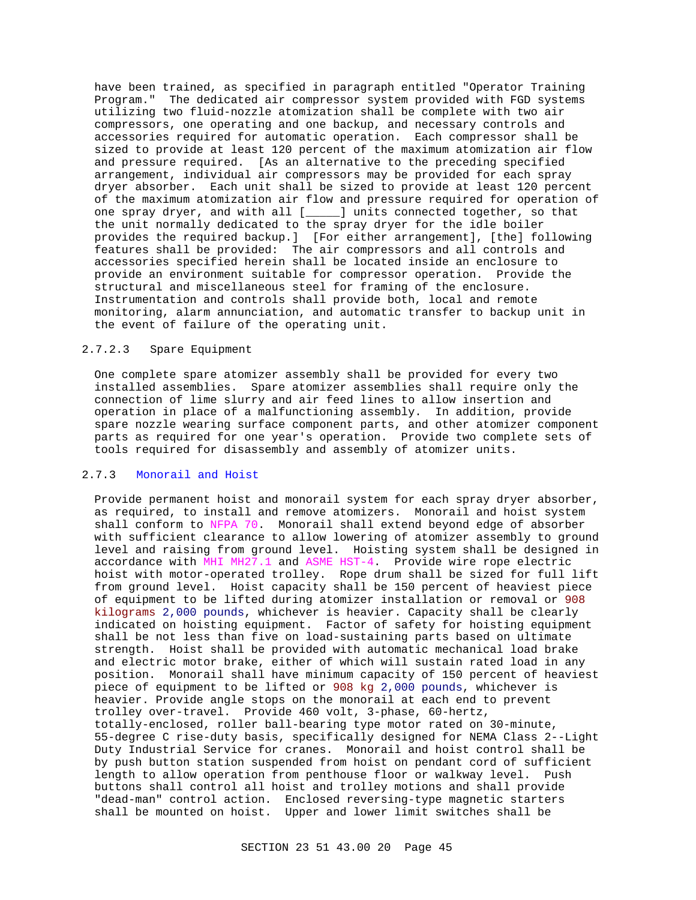have been trained, as specified in paragraph entitled "Operator Training Program." The dedicated air compressor system provided with FGD systems utilizing two fluid-nozzle atomization shall be complete with two air compressors, one operating and one backup, and necessary controls and accessories required for automatic operation. Each compressor shall be sized to provide at least 120 percent of the maximum atomization air flow and pressure required. [As an alternative to the preceding specified arrangement, individual air compressors may be provided for each spray dryer absorber. Each unit shall be sized to provide at least 120 percent of the maximum atomization air flow and pressure required for operation of one spray dryer, and with all [_____] units connected together, so that the unit normally dedicated to the spray dryer for the idle boiler provides the required backup.] [For either arrangement], [the] following features shall be provided: The air compressors and all controls and accessories specified herein shall be located inside an enclosure to provide an environment suitable for compressor operation. Provide the structural and miscellaneous steel for framing of the enclosure. Instrumentation and controls shall provide both, local and remote monitoring, alarm annunciation, and automatic transfer to backup unit in the event of failure of the operating unit.

#### 2.7.2.3 Spare Equipment

One complete spare atomizer assembly shall be provided for every two installed assemblies. Spare atomizer assemblies shall require only the connection of lime slurry and air feed lines to allow insertion and operation in place of a malfunctioning assembly. In addition, provide spare nozzle wearing surface component parts, and other atomizer component parts as required for one year's operation. Provide two complete sets of tools required for disassembly and assembly of atomizer units.

### 2.7.3 Monorail and Hoist

Provide permanent hoist and monorail system for each spray dryer absorber, as required, to install and remove atomizers. Monorail and hoist system shall conform to NFPA 70. Monorail shall extend beyond edge of absorber with sufficient clearance to allow lowering of atomizer assembly to ground level and raising from ground level. Hoisting system shall be designed in accordance with MHI MH27.1 and ASME HST-4. Provide wire rope electric hoist with motor-operated trolley. Rope drum shall be sized for full lift from ground level. Hoist capacity shall be 150 percent of heaviest piece of equipment to be lifted during atomizer installation or removal or 908 kilograms 2,000 pounds, whichever is heavier. Capacity shall be clearly indicated on hoisting equipment. Factor of safety for hoisting equipment shall be not less than five on load-sustaining parts based on ultimate strength. Hoist shall be provided with automatic mechanical load brake and electric motor brake, either of which will sustain rated load in any position. Monorail shall have minimum capacity of 150 percent of heaviest piece of equipment to be lifted or 908 kg 2,000 pounds, whichever is heavier. Provide angle stops on the monorail at each end to prevent trolley over-travel. Provide 460 volt, 3-phase, 60-hertz, totally-enclosed, roller ball-bearing type motor rated on 30-minute, 55-degree C rise-duty basis, specifically designed for NEMA Class 2--Light Duty Industrial Service for cranes. Monorail and hoist control shall be by push button station suspended from hoist on pendant cord of sufficient length to allow operation from penthouse floor or walkway level. Push buttons shall control all hoist and trolley motions and shall provide "dead-man" control action. Enclosed reversing-type magnetic starters shall be mounted on hoist. Upper and lower limit switches shall be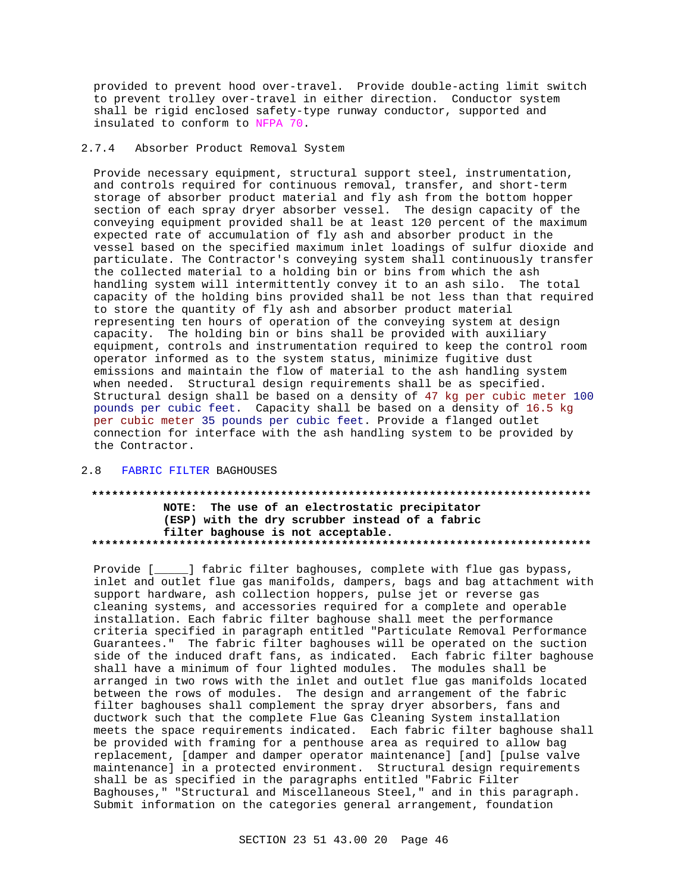provided to prevent hood over-travel. Provide double-acting limit switch to prevent trolley over-travel in either direction. Conductor system shall be rigid enclosed safety-type runway conductor, supported and insulated to conform to NFPA 70.

### 2.7.4 Absorber Product Removal System

Provide necessary equipment, structural support steel, instrumentation, and controls required for continuous removal, transfer, and short-term storage of absorber product material and fly ash from the bottom hopper section of each spray dryer absorber vessel. The design capacity of the conveying equipment provided shall be at least 120 percent of the maximum expected rate of accumulation of fly ash and absorber product in the vessel based on the specified maximum inlet loadings of sulfur dioxide and particulate. The Contractor's conveying system shall continuously transfer the collected material to a holding bin or bins from which the ash handling system will intermittently convey it to an ash silo. The total capacity of the holding bins provided shall be not less than that required to store the quantity of fly ash and absorber product material representing ten hours of operation of the conveying system at design capacity. The holding bin or bins shall be provided with auxiliary equipment, controls and instrumentation required to keep the control room operator informed as to the system status, minimize fugitive dust emissions and maintain the flow of material to the ash handling system when needed. Structural design requirements shall be as specified. Structural design shall be based on a density of 47 kg per cubic meter 100 pounds per cubic feet. Capacity shall be based on a density of 16.5 kg per cubic meter 35 pounds per cubic feet. Provide a flanged outlet connection for interface with the ash handling system to be provided by the Contractor.

## 2.8 FABRIC FILTER BAGHOUSES

**************************************************************************

**NOTE: The use of an electrostatic precipitator (ESP) with the dry scrubber instead of a fabric filter baghouse is not acceptable.**

**************************************************************************

Provide [_____] fabric filter baghouses, complete with flue gas bypass, inlet and outlet flue gas manifolds, dampers, bags and bag attachment with support hardware, ash collection hoppers, pulse jet or reverse gas cleaning systems, and accessories required for a complete and operable installation. Each fabric filter baghouse shall meet the performance criteria specified in paragraph entitled "Particulate Removal Performance Guarantees." The fabric filter baghouses will be operated on the suction side of the induced draft fans, as indicated. Each fabric filter baghouse shall have a minimum of four lighted modules. The modules shall be arranged in two rows with the inlet and outlet flue gas manifolds located between the rows of modules. The design and arrangement of the fabric filter baghouses shall complement the spray dryer absorbers, fans and ductwork such that the complete Flue Gas Cleaning System installation meets the space requirements indicated. Each fabric filter baghouse shall be provided with framing for a penthouse area as required to allow bag replacement, [damper and damper operator maintenance] [and] [pulse valve maintenance] in a protected environment. Structural design requirements shall be as specified in the paragraphs entitled "Fabric Filter Baghouses," "Structural and Miscellaneous Steel," and in this paragraph. Submit information on the categories general arrangement, foundation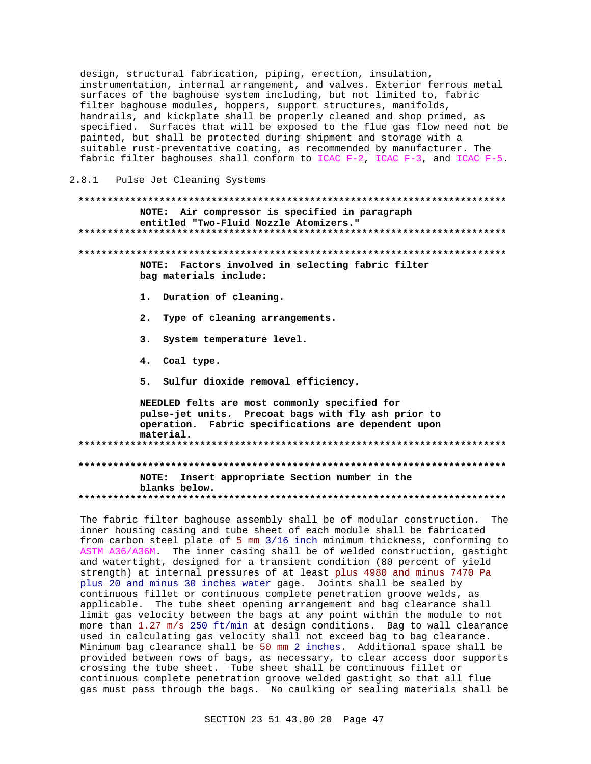design, structural fabrication, piping, erection, insulation, instrumentation, internal arrangement, and valves. Exterior ferrous metal surfaces of the baghouse system including, but not limited to, fabric filter baghouse modules, hoppers, support structures, manifolds, handrails, and kickplate shall be properly cleaned and shop primed, as specified. Surfaces that will be exposed to the flue gas flow need not be painted, but shall be protected during shipment and storage with a suitable rust-preventative coating, as recommended by manufacturer. The fabric filter baghouses shall conform to ICAC F-2, ICAC F-3, and ICAC F-5.

### 2.8.1 Pulse Jet Cleaning Systems

**NOTE: Air compressor is specified in paragraph entitled "Two-Fluid Nozzle Atomizers."**

**NOTE: Factors involved in selecting fabric filter bag materials include:**

**1. Duration of cleaning.**

**2. Type of cleaning arrangements.**

**3. System temperature level.**

**4. Coal type.**

**5. Sulfur dioxide removal efficiency.**

**NEEDLED felts are most commonly specified for pulse-jet units. Precoat bags with fly ash prior to operation. Fabric specifications are dependent upon material.**

**NOTE: Insert appropriate Section number in the blanks below.**

The fabric filter baghouse assembly shall be of modular construction. The inner housing casing and tube sheet of each module shall be fabricated from carbon steel plate of 5 mm 3/16 inch minimum thickness, conforming to ASTM A36/A36M. The inner casing shall be of welded construction, gastight and watertight, designed for a transient condition (80 percent of yield strength) at internal pressures of at least plus 4980 and minus 7470 Pa plus 20 and minus 30 inches water gage. Joints shall be sealed by continuous fillet or continuous complete penetration groove welds, as applicable. The tube sheet opening arrangement and bag clearance shall limit gas velocity between the bags at any point within the module to not more than 1.27 m/s 250 ft/min at design conditions. Bag to wall clearance used in calculating gas velocity shall not exceed bag to bag clearance. Minimum bag clearance shall be 50 mm 2 inches. Additional space shall be provided between rows of bags, as necessary, to clear access door supports crossing the tube sheet. Tube sheet shall be continuous fillet or continuous complete penetration groove welded gastight so that all flue gas must pass through the bags. No caulking or sealing materials shall be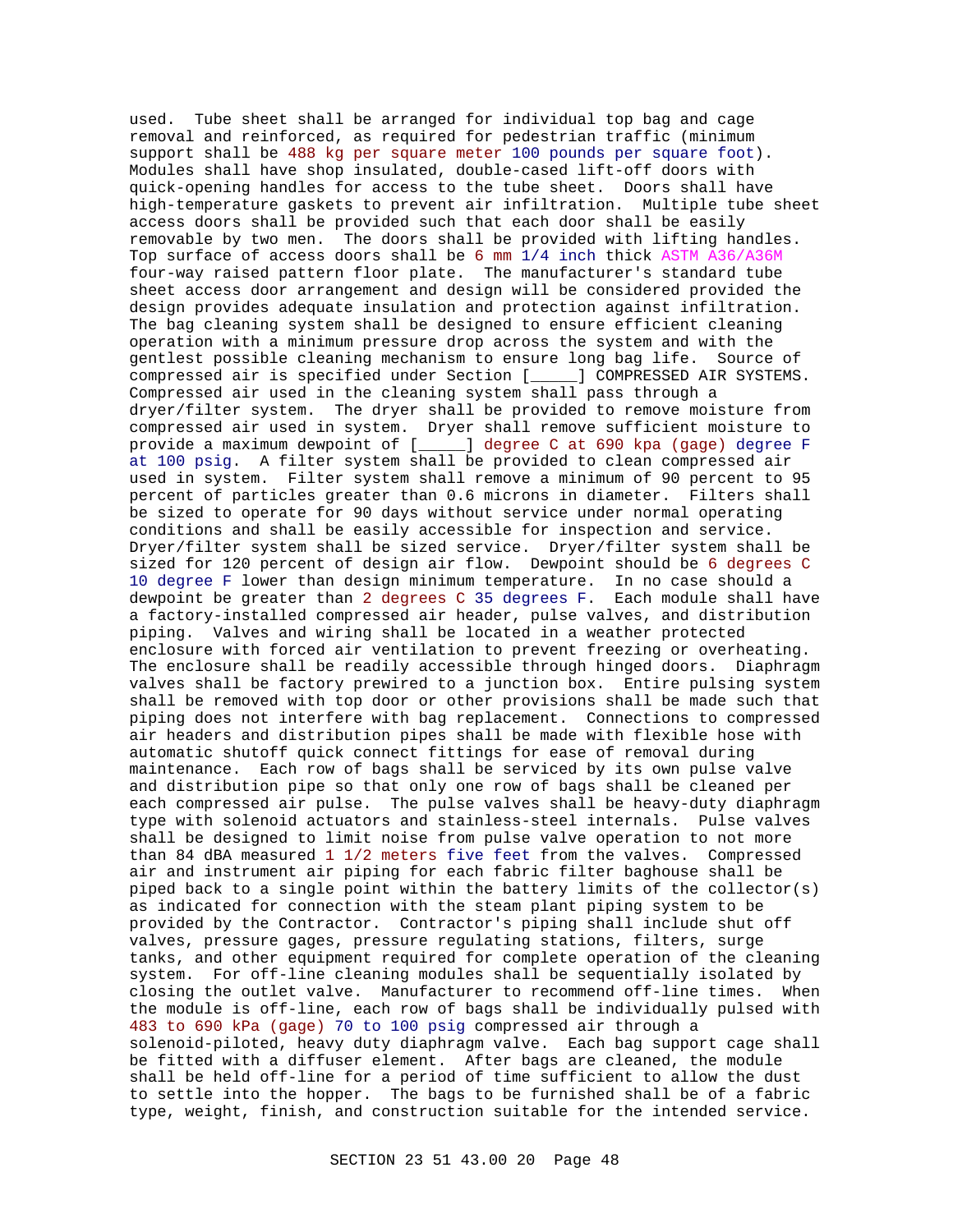used. Tube sheet shall be arranged for individual top bag and cage removal and reinforced, as required for pedestrian traffic (minimum support shall be 488 kg per square meter 100 pounds per square foot). Modules shall have shop insulated, double-cased lift-off doors with quick-opening handles for access to the tube sheet. Doors shall have high-temperature gaskets to prevent air infiltration. Multiple tube sheet access doors shall be provided such that each door shall be easily removable by two men. The doors shall be provided with lifting handles. Top surface of access doors shall be 6 mm 1/4 inch thick ASTM A36/A36M four-way raised pattern floor plate. The manufacturer's standard tube sheet access door arrangement and design will be considered provided the design provides adequate insulation and protection against infiltration. The bag cleaning system shall be designed to ensure efficient cleaning operation with a minimum pressure drop across the system and with the gentlest possible cleaning mechanism to ensure long bag life. Source of compressed air is specified under Section [_____] COMPRESSED AIR SYSTEMS. Compressed air used in the cleaning system shall pass through a dryer/filter system. The dryer shall be provided to remove moisture from compressed air used in system. Dryer shall remove sufficient moisture to provide a maximum dewpoint of [_____] degree C at 690 kpa (gage) degree F at 100 psig. A filter system shall be provided to clean compressed air used in system. Filter system shall remove a minimum of 90 percent to 95 percent of particles greater than 0.6 microns in diameter. Filters shall be sized to operate for 90 days without service under normal operating conditions and shall be easily accessible for inspection and service. Dryer/filter system shall be sized service. Dryer/filter system shall be sized for 120 percent of design air flow. Dewpoint should be 6 degrees C 10 degree F lower than design minimum temperature. In no case should a dewpoint be greater than 2 degrees C 35 degrees F. Each module shall have a factory-installed compressed air header, pulse valves, and distribution piping. Valves and wiring shall be located in a weather protected enclosure with forced air ventilation to prevent freezing or overheating. The enclosure shall be readily accessible through hinged doors. Diaphragm valves shall be factory prewired to a junction box. Entire pulsing system shall be removed with top door or other provisions shall be made such that piping does not interfere with bag replacement. Connections to compressed air headers and distribution pipes shall be made with flexible hose with automatic shutoff quick connect fittings for ease of removal during maintenance. Each row of bags shall be serviced by its own pulse valve and distribution pipe so that only one row of bags shall be cleaned per each compressed air pulse. The pulse valves shall be heavy-duty diaphragm type with solenoid actuators and stainless-steel internals. Pulse valves shall be designed to limit noise from pulse valve operation to not more than 84 dBA measured 1 1/2 meters five feet from the valves. Compressed air and instrument air piping for each fabric filter baghouse shall be piped back to a single point within the battery limits of the collector(s) as indicated for connection with the steam plant piping system to be provided by the Contractor. Contractor's piping shall include shut off valves, pressure gages, pressure regulating stations, filters, surge tanks, and other equipment required for complete operation of the cleaning system. For off-line cleaning modules shall be sequentially isolated by closing the outlet valve. Manufacturer to recommend off-line times. When the module is off-line, each row of bags shall be individually pulsed with 483 to 690 kPa (gage) 70 to 100 psig compressed air through a solenoid-piloted, heavy duty diaphragm valve. Each bag support cage shall be fitted with a diffuser element. After bags are cleaned, the module shall be held off-line for a period of time sufficient to allow the dust to settle into the hopper. The bags to be furnished shall be of a fabric type, weight, finish, and construction suitable for the intended service.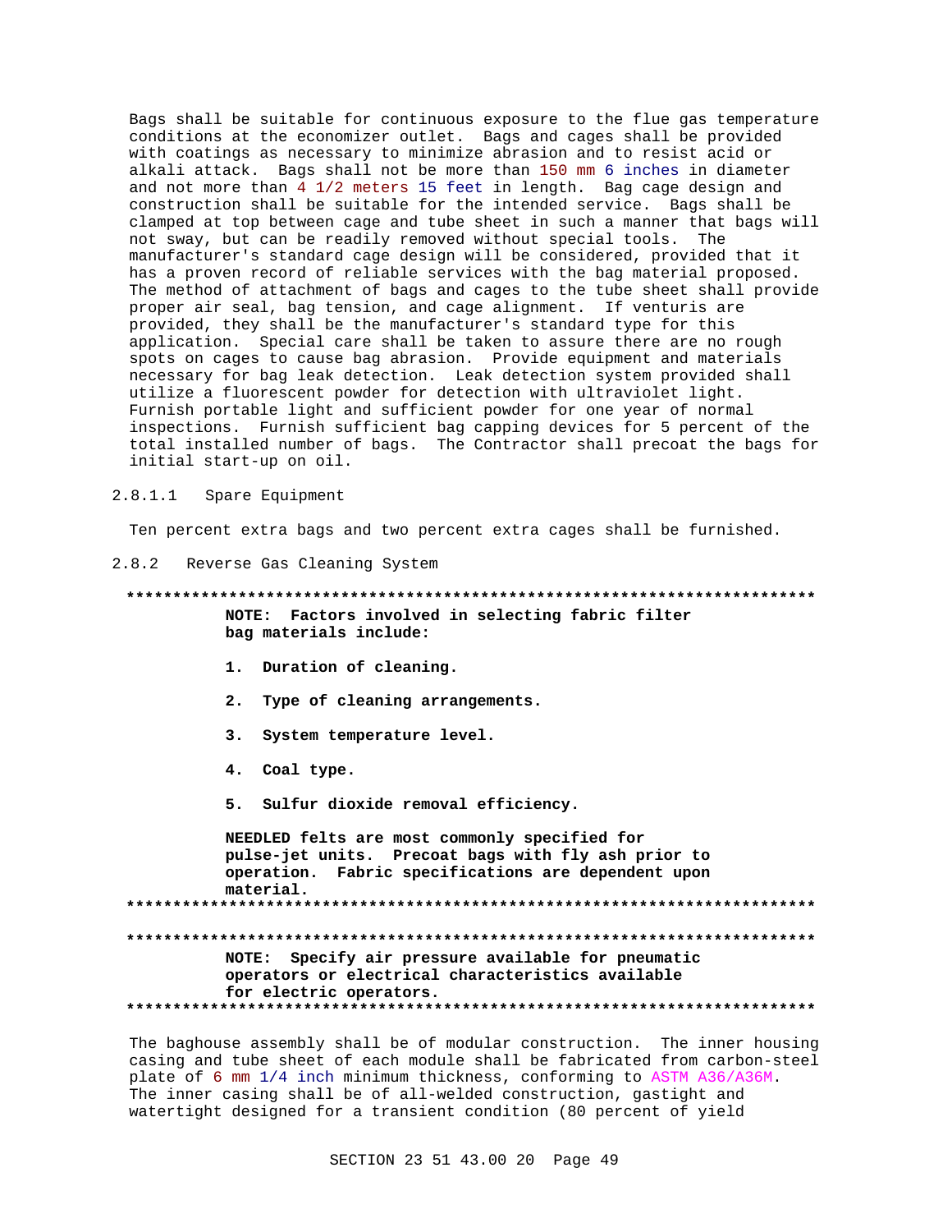Bags shall be suitable for continuous exposure to the flue gas temperature conditions at the economizer outlet. Bags and cages shall be provided with coatings as necessary to minimize abrasion and to resist acid or alkali attack. Bags shall not be more than 150 mm 6 inches in diameter and not more than 4 1/2 meters 15 feet in length. Bag cage design and construction shall be suitable for the intended service. Bags shall be clamped at top between cage and tube sheet in such a manner that bags will not sway, but can be readily removed without special tools. The manufacturer's standard cage design will be considered, provided that it has a proven record of reliable services with the bag material proposed. The method of attachment of bags and cages to the tube sheet shall provide proper air seal, bag tension, and cage alignment. If venturis are provided, they shall be the manufacturer's standard type for this application. Special care shall be taken to assure there are no rough spots on cages to cause bag abrasion. Provide equipment and materials necessary for bag leak detection. Leak detection system provided shall utilize a fluorescent powder for detection with ultraviolet light. Furnish portable light and sufficient powder for one year of normal inspections. Furnish sufficient bag capping devices for 5 percent of the total installed number of bags. The Contractor shall precoat the bags for initial start-up on oil.

#### 2.8.1.1 Spare Equipment

Ten percent extra bags and two percent extra cages shall be furnished.

### 2.8.2 Reverse Gas Cleaning System

**************************************************************************

**NOTE: Factors involved in selecting fabric filter bag materials include:**

**1. Duration of cleaning.**

**2. Type of cleaning arrangements.**

**3. System temperature level.**

**4. Coal type.**

**5. Sulfur dioxide removal efficiency.**

**NEEDLED felts are most commonly specified for pulse-jet units. Precoat bags with fly ash prior to operation. Fabric specifications are dependent upon material.**

**************************************************************************

**************************************************************************

**NOTE: Specify air pressure available for pneumatic operators or electrical characteristics available for electric operators.**

**************************************************************************

The baghouse assembly shall be of modular construction. The inner housing casing and tube sheet of each module shall be fabricated from carbon-steel plate of 6 mm 1/4 inch minimum thickness, conforming to ASTM A36/A36M. The inner casing shall be of all-welded construction, gastight and watertight designed for a transient condition (80 percent of yield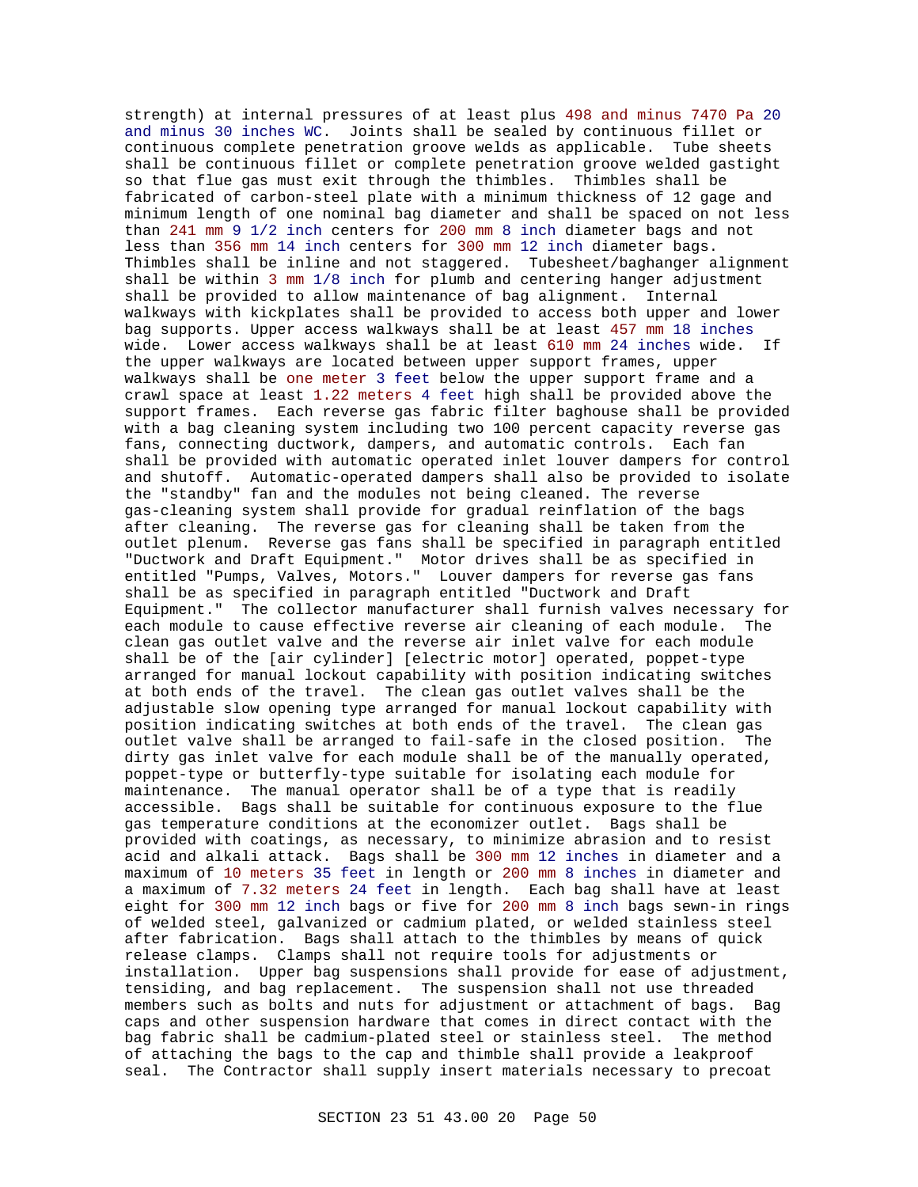strength) at internal pressures of at least plus 498 and minus 7470 Pa 20 and minus 30 inches WC. Joints shall be sealed by continuous fillet or continuous complete penetration groove welds as applicable. Tube sheets shall be continuous fillet or complete penetration groove welded gastight so that flue gas must exit through the thimbles. Thimbles shall be fabricated of carbon-steel plate with a minimum thickness of 12 gage and minimum length of one nominal bag diameter and shall be spaced on not less than 241 mm 9 1/2 inch centers for 200 mm 8 inch diameter bags and not less than 356 mm 14 inch centers for 300 mm 12 inch diameter bags. Thimbles shall be inline and not staggered. Tubesheet/baghanger alignment shall be within 3 mm 1/8 inch for plumb and centering hanger adjustment shall be provided to allow maintenance of bag alignment. Internal walkways with kickplates shall be provided to access both upper and lower bag supports. Upper access walkways shall be at least 457 mm 18 inches wide. Lower access walkways shall be at least 610 mm 24 inches wide. If the upper walkways are located between upper support frames, upper walkways shall be one meter 3 feet below the upper support frame and a crawl space at least 1.22 meters 4 feet high shall be provided above the support frames. Each reverse gas fabric filter baghouse shall be provided with a bag cleaning system including two 100 percent capacity reverse gas fans, connecting ductwork, dampers, and automatic controls. Each fan shall be provided with automatic operated inlet louver dampers for control and shutoff. Automatic-operated dampers shall also be provided to isolate the "standby" fan and the modules not being cleaned. The reverse gas-cleaning system shall provide for gradual reinflation of the bags after cleaning. The reverse gas for cleaning shall be taken from the outlet plenum. Reverse gas fans shall be specified in paragraph entitled "Ductwork and Draft Equipment." Motor drives shall be as specified in entitled "Pumps, Valves, Motors." Louver dampers for reverse gas fans shall be as specified in paragraph entitled "Ductwork and Draft Equipment." The collector manufacturer shall furnish valves necessary for each module to cause effective reverse air cleaning of each module. The clean gas outlet valve and the reverse air inlet valve for each module shall be of the [air cylinder] [electric motor] operated, poppet-type arranged for manual lockout capability with position indicating switches at both ends of the travel. The clean gas outlet valves shall be the adjustable slow opening type arranged for manual lockout capability with position indicating switches at both ends of the travel. The clean gas outlet valve shall be arranged to fail-safe in the closed position. The dirty gas inlet valve for each module shall be of the manually operated, poppet-type or butterfly-type suitable for isolating each module for maintenance. The manual operator shall be of a type that is readily accessible. Bags shall be suitable for continuous exposure to the flue gas temperature conditions at the economizer outlet. Bags shall be provided with coatings, as necessary, to minimize abrasion and to resist acid and alkali attack. Bags shall be 300 mm 12 inches in diameter and a maximum of 10 meters 35 feet in length or 200 mm 8 inches in diameter and a maximum of 7.32 meters 24 feet in length. Each bag shall have at least eight for 300 mm 12 inch bags or five for 200 mm 8 inch bags sewn-in rings of welded steel, galvanized or cadmium plated, or welded stainless steel after fabrication. Bags shall attach to the thimbles by means of quick release clamps. Clamps shall not require tools for adjustments or installation. Upper bag suspensions shall provide for ease of adjustment, tensiding, and bag replacement. The suspension shall not use threaded members such as bolts and nuts for adjustment or attachment of bags. Bag caps and other suspension hardware that comes in direct contact with the bag fabric shall be cadmium-plated steel or stainless steel. The method of attaching the bags to the cap and thimble shall provide a leakproof seal. The Contractor shall supply insert materials necessary to precoat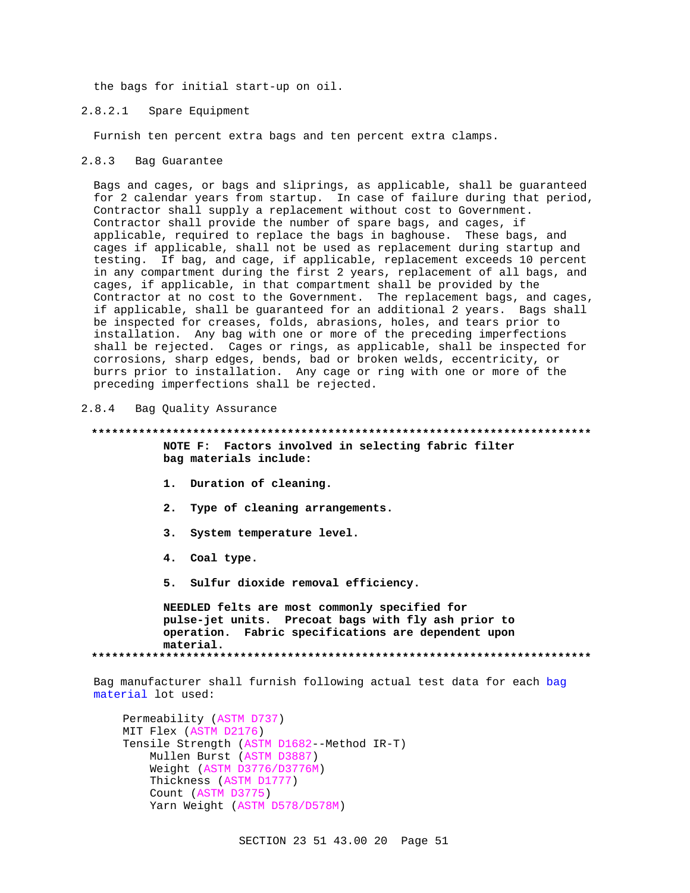the bags for initial start-up on oil.

#### 2.8.2.1 Spare Equipment

Furnish ten percent extra bags and ten percent extra clamps.

### 2.8.3 Bag Guarantee

Bags and cages, or bags and sliprings, as applicable, shall be guaranteed for 2 calendar years from startup. In case of failure during that period, Contractor shall supply a replacement without cost to Government. Contractor shall provide the number of spare bags, and cages, if applicable, required to replace the bags in baghouse. These bags, and cages if applicable, shall not be used as replacement during startup and testing. If bag, and cage, if applicable, replacement exceeds 10 percent in any compartment during the first 2 years, replacement of all bags, and cages, if applicable, in that compartment shall be provided by the Contractor at no cost to the Government. The replacement bags, and cages, if applicable, shall be guaranteed for an additional 2 years. Bags shall be inspected for creases, folds, abrasions, holes, and tears prior to installation. Any bag with one or more of the preceding imperfections shall be rejected. Cages or rings, as applicable, shall be inspected for corrosions, sharp edges, bends, bad or broken welds, eccentricity, or burrs prior to installation. Any cage or ring with one or more of the preceding imperfections shall be rejected.

### 2.8.4 Bag Quality Assurance

**************************************************************************

**NOTE F: Factors involved in selecting fabric filter bag materials include:**

**1. Duration of cleaning.**

**2. Type of cleaning arrangements.**

**3. System temperature level.**

**4. Coal type.**

**5. Sulfur dioxide removal efficiency.**

**NEEDLED felts are most commonly specified for pulse-jet units. Precoat bags with fly ash prior to operation. Fabric specifications are dependent upon material.**

**************************************************************************

Bag manufacturer shall furnish following actual test data for each bag material lot used:

- Permeability (ASTM D737)
- MIT Flex (ASTM D2176)
- Tensile Strength (ASTM D1682--Method IR-T)
  - Mullen Burst (ASTM D3887)
  - Weight (ASTM D3776/D3776M)
  - Thickness (ASTM D1777)
  - Count (ASTM D3775)
  - Yarn Weight (ASTM D578/D578M)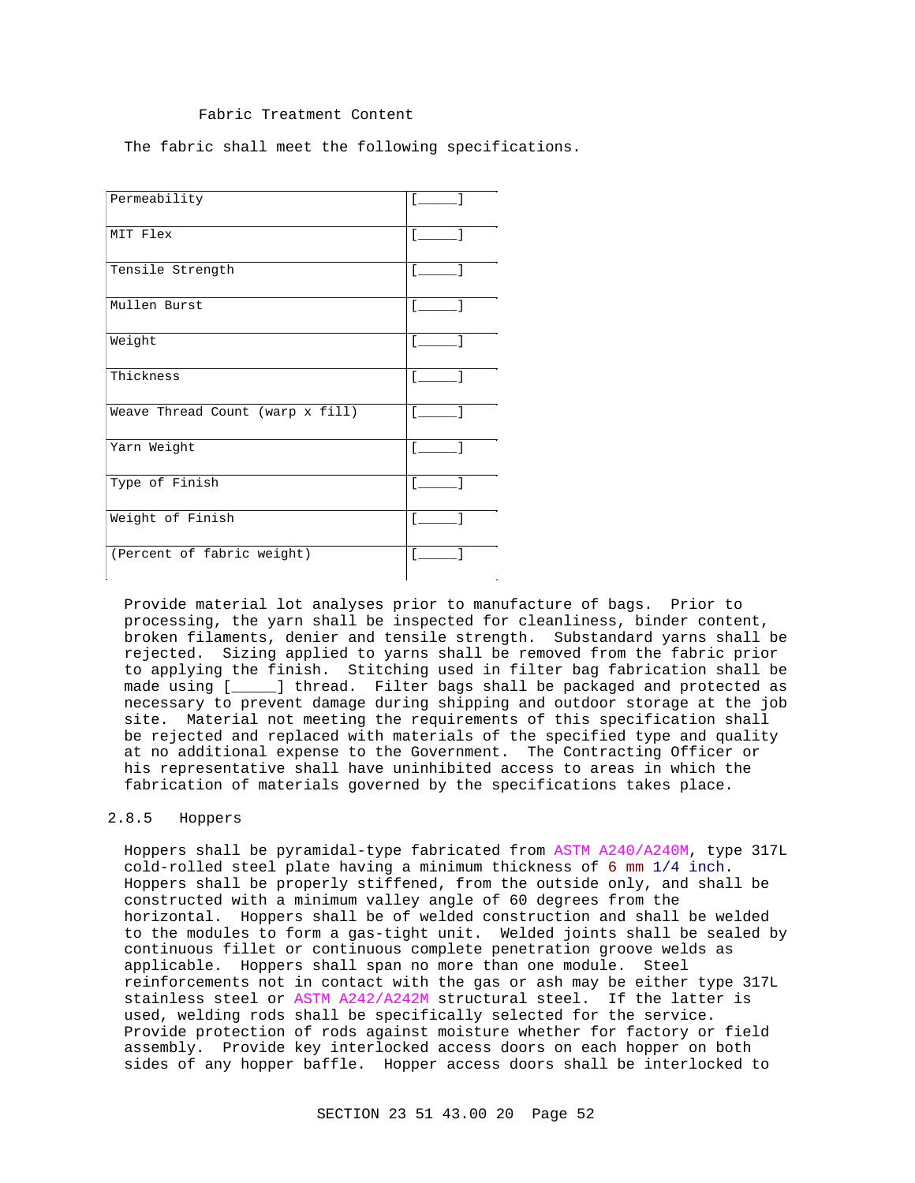Fabric Treatment Content

The fabric shall meet the following specifications.

| | |
|---|---|
| Permeability | [_____] |
| MIT Flex | [_____] |
| Tensile Strength | [_____] |
| Mullen Burst | [_____] |
| Weight | [_____] |
| Thickness | [_____] |
| Weave Thread Count (warp x fill) | [_____] |
| Yarn Weight | [_____] |
| Type of Finish | [_____] |
| Weight of Finish | [_____] |
| (Percent of fabric weight) | [_____] |

Provide material lot analyses prior to manufacture of bags. Prior to processing, the yarn shall be inspected for cleanliness, binder content, broken filaments, denier and tensile strength. Substandard yarns shall be rejected. Sizing applied to yarns shall be removed from the fabric prior to applying the finish. Stitching used in filter bag fabrication shall be made using [_____] thread. Filter bags shall be packaged and protected as necessary to prevent damage during shipping and outdoor storage at the job site. Material not meeting the requirements of this specification shall be rejected and replaced with materials of the specified type and quality at no additional expense to the Government. The Contracting Officer or his representative shall have uninhibited access to areas in which the fabrication of materials governed by the specifications takes place.

## 2.8.5 Hoppers

Hoppers shall be pyramidal-type fabricated from ASTM A240/A240M, type 317L cold-rolled steel plate having a minimum thickness of 6 mm 1/4 inch. Hoppers shall be properly stiffened, from the outside only, and shall be constructed with a minimum valley angle of 60 degrees from the horizontal. Hoppers shall be of welded construction and shall be welded to the modules to form a gas-tight unit. Welded joints shall be sealed by continuous fillet or continuous complete penetration groove welds as applicable. Hoppers shall span no more than one module. Steel reinforcements not in contact with the gas or ash may be either type 317L stainless steel or ASTM A242/A242M structural steel. If the latter is used, welding rods shall be specifically selected for the service. Provide protection of rods against moisture whether for factory or field assembly. Provide key interlocked access doors on each hopper on both sides of any hopper baffle. Hopper access doors shall be interlocked to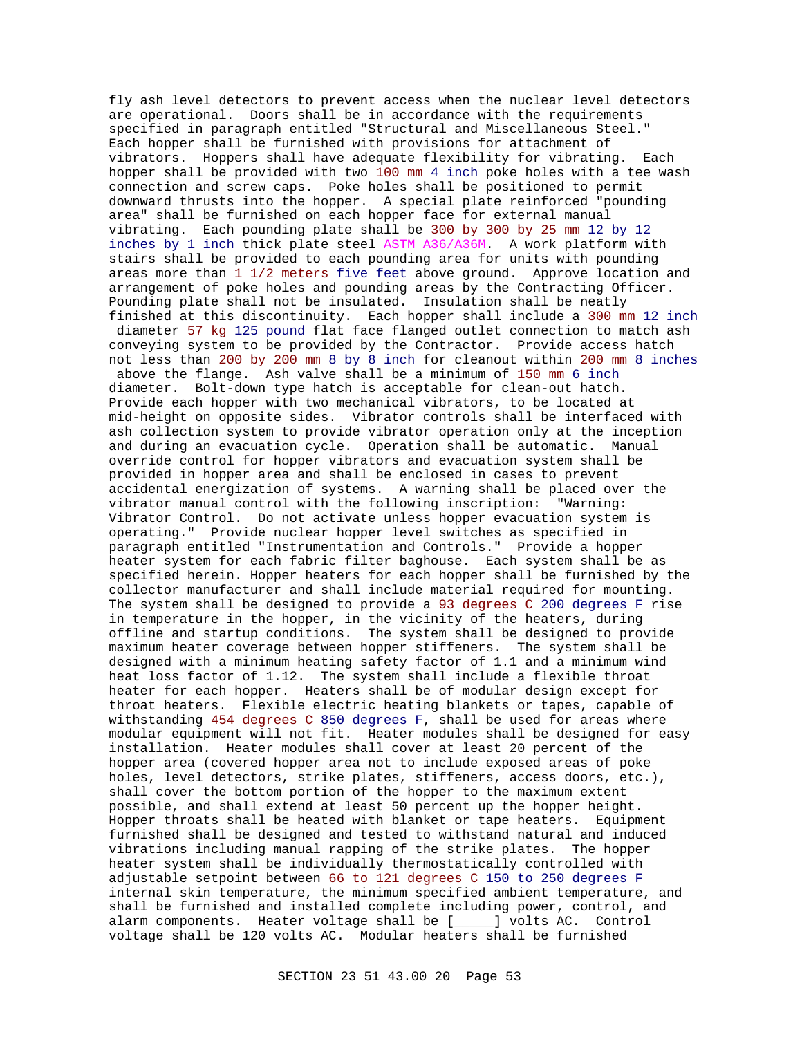fly ash level detectors to prevent access when the nuclear level detectors are operational. Doors shall be in accordance with the requirements specified in paragraph entitled "Structural and Miscellaneous Steel." Each hopper shall be furnished with provisions for attachment of vibrators. Hoppers shall have adequate flexibility for vibrating. Each hopper shall be provided with two 100 mm 4 inch poke holes with a tee wash connection and screw caps. Poke holes shall be positioned to permit downward thrusts into the hopper. A special plate reinforced "pounding area" shall be furnished on each hopper face for external manual vibrating. Each pounding plate shall be 300 by 300 by 25 mm 12 by 12 inches by 1 inch thick plate steel ASTM A36/A36M. A work platform with stairs shall be provided to each pounding area for units with pounding areas more than 1 1/2 meters five feet above ground. Approve location and arrangement of poke holes and pounding areas by the Contracting Officer. Pounding plate shall not be insulated. Insulation shall be neatly finished at this discontinuity. Each hopper shall include a 300 mm 12 inch diameter 57 kg 125 pound flat face flanged outlet connection to match ash conveying system to be provided by the Contractor. Provide access hatch not less than 200 by 200 mm 8 by 8 inch for cleanout within 200 mm 8 inches above the flange. Ash valve shall be a minimum of 150 mm 6 inch diameter. Bolt-down type hatch is acceptable for clean-out hatch. Provide each hopper with two mechanical vibrators, to be located at mid-height on opposite sides. Vibrator controls shall be interfaced with ash collection system to provide vibrator operation only at the inception and during an evacuation cycle. Operation shall be automatic. Manual override control for hopper vibrators and evacuation system shall be provided in hopper area and shall be enclosed in cases to prevent accidental energization of systems. A warning shall be placed over the vibrator manual control with the following inscription: "Warning: Vibrator Control. Do not activate unless hopper evacuation system is operating." Provide nuclear hopper level switches as specified in paragraph entitled "Instrumentation and Controls." Provide a hopper heater system for each fabric filter baghouse. Each system shall be as specified herein. Hopper heaters for each hopper shall be furnished by the collector manufacturer and shall include material required for mounting. The system shall be designed to provide a 93 degrees C 200 degrees F rise in temperature in the hopper, in the vicinity of the heaters, during offline and startup conditions. The system shall be designed to provide maximum heater coverage between hopper stiffeners. The system shall be designed with a minimum heating safety factor of 1.1 and a minimum wind heat loss factor of 1.12. The system shall include a flexible throat heater for each hopper. Heaters shall be of modular design except for throat heaters. Flexible electric heating blankets or tapes, capable of withstanding 454 degrees C 850 degrees F, shall be used for areas where modular equipment will not fit. Heater modules shall be designed for easy installation. Heater modules shall cover at least 20 percent of the hopper area (covered hopper area not to include exposed areas of poke holes, level detectors, strike plates, stiffeners, access doors, etc.), shall cover the bottom portion of the hopper to the maximum extent possible, and shall extend at least 50 percent up the hopper height. Hopper throats shall be heated with blanket or tape heaters. Equipment furnished shall be designed and tested to withstand natural and induced vibrations including manual rapping of the strike plates. The hopper heater system shall be individually thermostatically controlled with adjustable setpoint between 66 to 121 degrees C 150 to 250 degrees F internal skin temperature, the minimum specified ambient temperature, and shall be furnished and installed complete including power, control, and alarm components. Heater voltage shall be [_____] volts AC. Control voltage shall be 120 volts AC. Modular heaters shall be furnished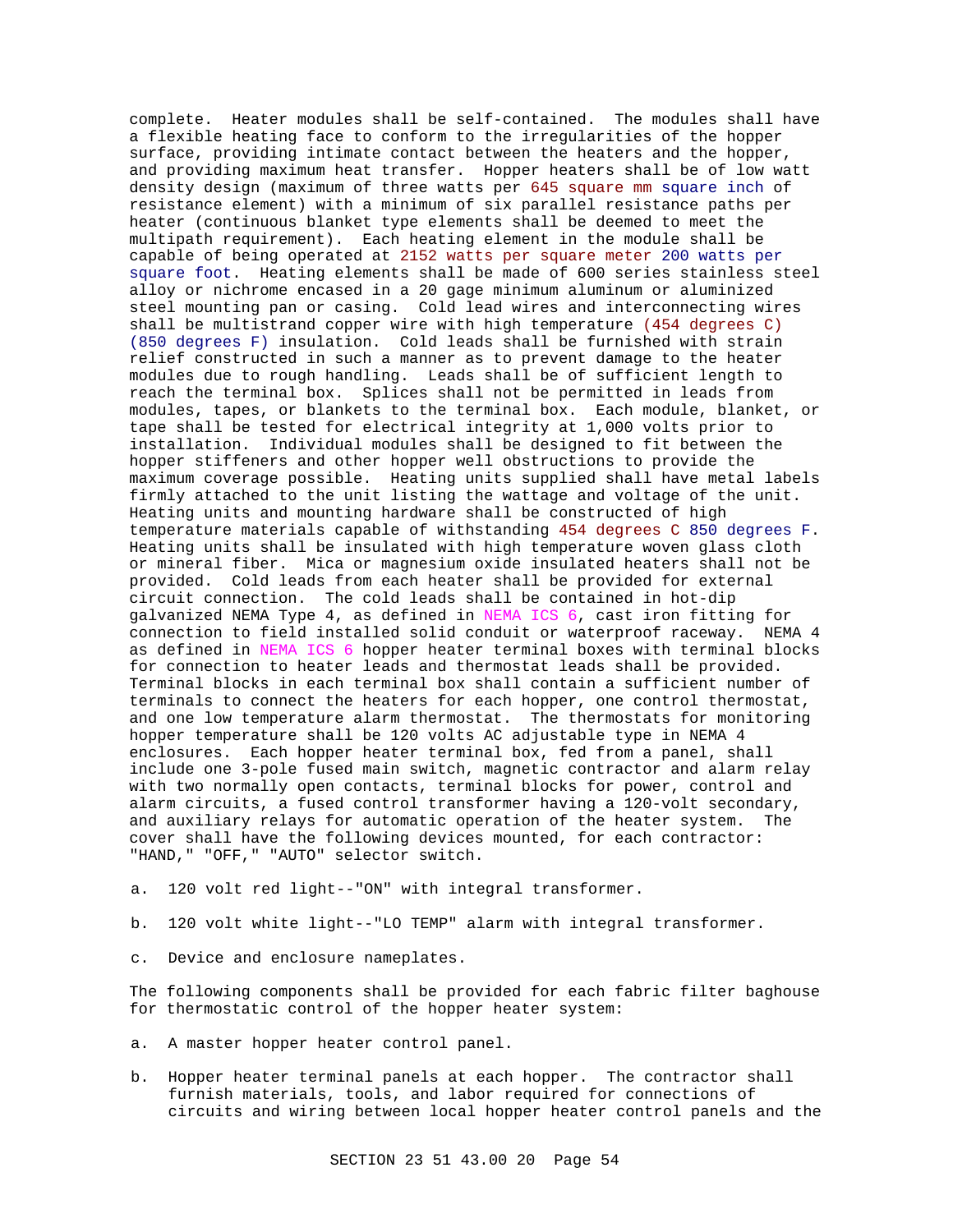complete. Heater modules shall be self-contained. The modules shall have a flexible heating face to conform to the irregularities of the hopper surface, providing intimate contact between the heaters and the hopper, and providing maximum heat transfer. Hopper heaters shall be of low watt density design (maximum of three watts per 645 square mm square inch of resistance element) with a minimum of six parallel resistance paths per heater (continuous blanket type elements shall be deemed to meet the multipath requirement). Each heating element in the module shall be capable of being operated at 2152 watts per square meter 200 watts per square foot. Heating elements shall be made of 600 series stainless steel alloy or nichrome encased in a 20 gage minimum aluminum or aluminized steel mounting pan or casing. Cold lead wires and interconnecting wires shall be multistrand copper wire with high temperature (454 degrees C) (850 degrees F) insulation. Cold leads shall be furnished with strain relief constructed in such a manner as to prevent damage to the heater modules due to rough handling. Leads shall be of sufficient length to reach the terminal box. Splices shall not be permitted in leads from modules, tapes, or blankets to the terminal box. Each module, blanket, or tape shall be tested for electrical integrity at 1,000 volts prior to installation. Individual modules shall be designed to fit between the hopper stiffeners and other hopper well obstructions to provide the maximum coverage possible. Heating units supplied shall have metal labels firmly attached to the unit listing the wattage and voltage of the unit. Heating units and mounting hardware shall be constructed of high temperature materials capable of withstanding 454 degrees C 850 degrees F. Heating units shall be insulated with high temperature woven glass cloth or mineral fiber. Mica or magnesium oxide insulated heaters shall not be provided. Cold leads from each heater shall be provided for external circuit connection. The cold leads shall be contained in hot-dip galvanized NEMA Type 4, as defined in NEMA ICS 6, cast iron fitting for connection to field installed solid conduit or waterproof raceway. NEMA 4 as defined in NEMA ICS 6 hopper heater terminal boxes with terminal blocks for connection to heater leads and thermostat leads shall be provided. Terminal blocks in each terminal box shall contain a sufficient number of terminals to connect the heaters for each hopper, one control thermostat, and one low temperature alarm thermostat. The thermostats for monitoring hopper temperature shall be 120 volts AC adjustable type in NEMA 4 enclosures. Each hopper heater terminal box, fed from a panel, shall include one 3-pole fused main switch, magnetic contractor and alarm relay with two normally open contacts, terminal blocks for power, control and alarm circuits, a fused control transformer having a 120-volt secondary, and auxiliary relays for automatic operation of the heater system. The cover shall have the following devices mounted, for each contractor: "HAND," "OFF," "AUTO" selector switch.

a. 120 volt red light--"ON" with integral transformer.

b. 120 volt white light--"LO TEMP" alarm with integral transformer.

c. Device and enclosure nameplates.

The following components shall be provided for each fabric filter baghouse for thermostatic control of the hopper heater system:

a. A master hopper heater control panel.

b. Hopper heater terminal panels at each hopper. The contractor shall furnish materials, tools, and labor required for connections of circuits and wiring between local hopper heater control panels and the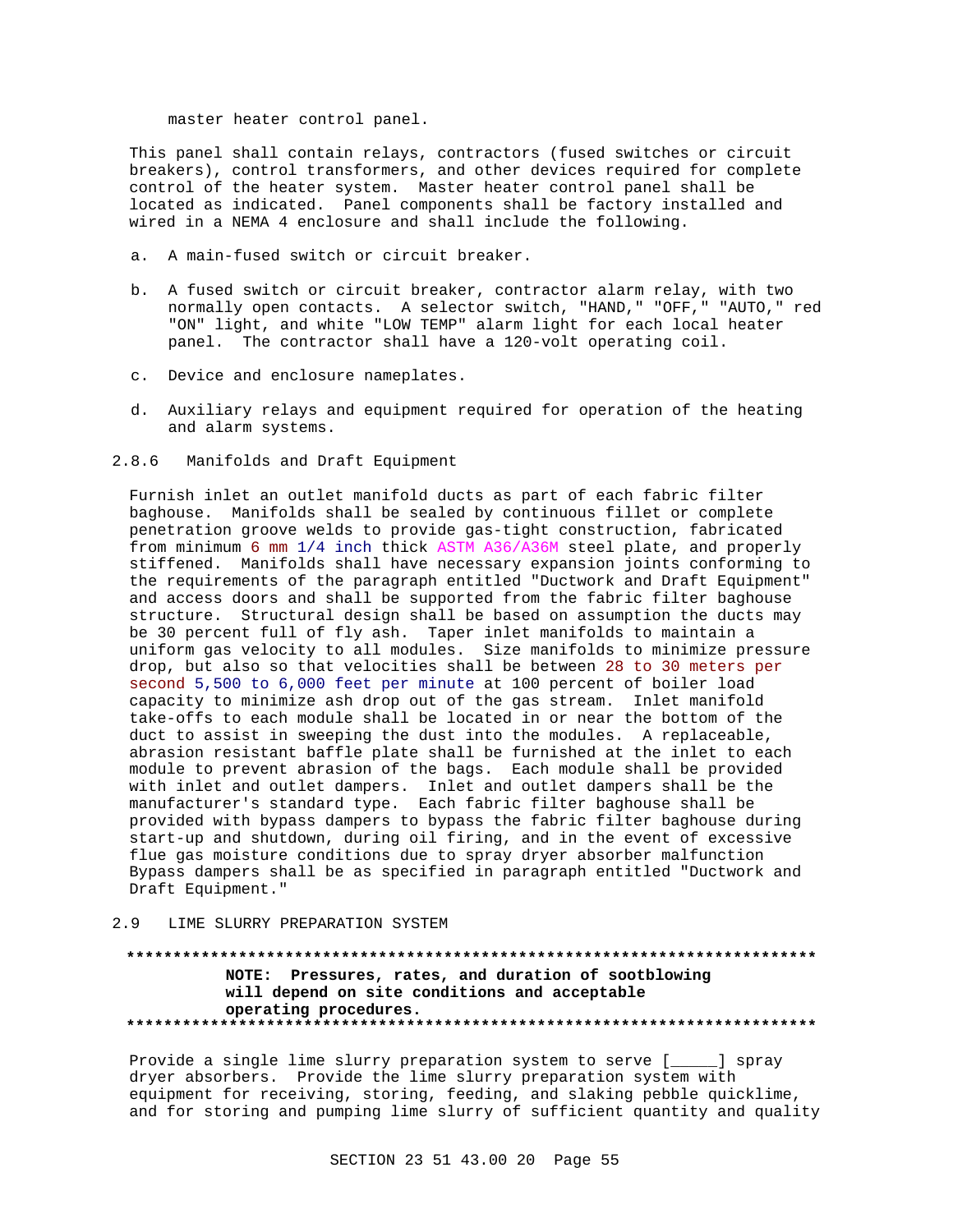master heater control panel.

This panel shall contain relays, contractors (fused switches or circuit breakers), control transformers, and other devices required for complete control of the heater system. Master heater control panel shall be located as indicated. Panel components shall be factory installed and wired in a NEMA 4 enclosure and shall include the following.

a. A main-fused switch or circuit breaker.

b. A fused switch or circuit breaker, contractor alarm relay, with two normally open contacts. A selector switch, "HAND," "OFF," "AUTO," red "ON" light, and white "LOW TEMP" alarm light for each local heater panel. The contractor shall have a 120-volt operating coil.

c. Device and enclosure nameplates.

d. Auxiliary relays and equipment required for operation of the heating and alarm systems.

### 2.8.6 Manifolds and Draft Equipment

Furnish inlet an outlet manifold ducts as part of each fabric filter baghouse. Manifolds shall be sealed by continuous fillet or complete penetration groove welds to provide gas-tight construction, fabricated from minimum 6 mm 1/4 inch thick ASTM A36/A36M steel plate, and properly stiffened. Manifolds shall have necessary expansion joints conforming to the requirements of the paragraph entitled "Ductwork and Draft Equipment" and access doors and shall be supported from the fabric filter baghouse structure. Structural design shall be based on assumption the ducts may be 30 percent full of fly ash. Taper inlet manifolds to maintain a uniform gas velocity to all modules. Size manifolds to minimize pressure drop, but also so that velocities shall be between 28 to 30 meters per second 5,500 to 6,000 feet per minute at 100 percent of boiler load capacity to minimize ash drop out of the gas stream. Inlet manifold take-offs to each module shall be located in or near the bottom of the duct to assist in sweeping the dust into the modules. A replaceable, abrasion resistant baffle plate shall be furnished at the inlet to each module to prevent abrasion of the bags. Each module shall be provided with inlet and outlet dampers. Inlet and outlet dampers shall be the manufacturer's standard type. Each fabric filter baghouse shall be provided with bypass dampers to bypass the fabric filter baghouse during start-up and shutdown, during oil firing, and in the event of excessive flue gas moisture conditions due to spray dryer absorber malfunction Bypass dampers shall be as specified in paragraph entitled "Ductwork and Draft Equipment."

## 2.9 LIME SLURRY PREPARATION SYSTEM

**************************************************************************
**NOTE: Pressures, rates, and duration of sootblowing will depend on site conditions and acceptable operating procedures.**
**************************************************************************

Provide a single lime slurry preparation system to serve [_____] spray dryer absorbers. Provide the lime slurry preparation system with equipment for receiving, storing, feeding, and slaking pebble quicklime, and for storing and pumping lime slurry of sufficient quantity and quality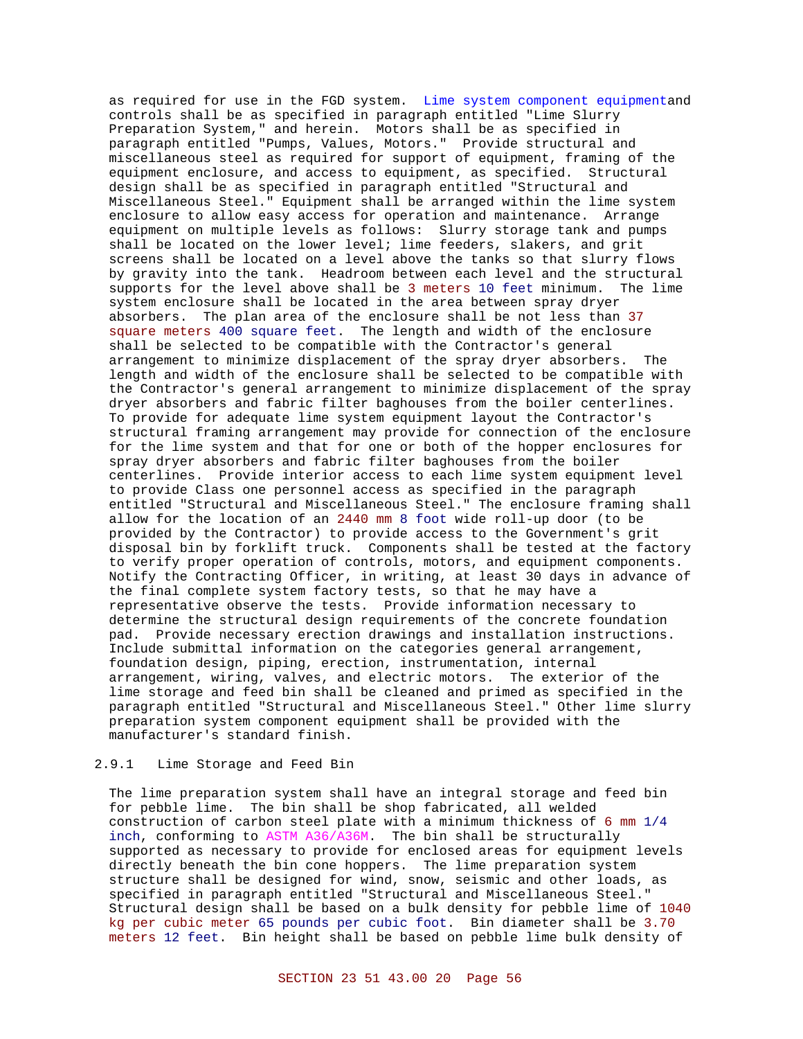as required for use in the FGD system. Lime system component equipmentand controls shall be as specified in paragraph entitled "Lime Slurry Preparation System," and herein. Motors shall be as specified in paragraph entitled "Pumps, Values, Motors." Provide structural and miscellaneous steel as required for support of equipment, framing of the equipment enclosure, and access to equipment, as specified. Structural design shall be as specified in paragraph entitled "Structural and Miscellaneous Steel." Equipment shall be arranged within the lime system enclosure to allow easy access for operation and maintenance. Arrange equipment on multiple levels as follows: Slurry storage tank and pumps shall be located on the lower level; lime feeders, slakers, and grit screens shall be located on a level above the tanks so that slurry flows by gravity into the tank. Headroom between each level and the structural supports for the level above shall be 3 meters 10 feet minimum. The lime system enclosure shall be located in the area between spray dryer absorbers. The plan area of the enclosure shall be not less than 37 square meters 400 square feet. The length and width of the enclosure shall be selected to be compatible with the Contractor's general arrangement to minimize displacement of the spray dryer absorbers. The length and width of the enclosure shall be selected to be compatible with the Contractor's general arrangement to minimize displacement of the spray dryer absorbers and fabric filter baghouses from the boiler centerlines. To provide for adequate lime system equipment layout the Contractor's structural framing arrangement may provide for connection of the enclosure for the lime system and that for one or both of the hopper enclosures for spray dryer absorbers and fabric filter baghouses from the boiler centerlines. Provide interior access to each lime system equipment level to provide Class one personnel access as specified in the paragraph entitled "Structural and Miscellaneous Steel." The enclosure framing shall allow for the location of an 2440 mm 8 foot wide roll-up door (to be provided by the Contractor) to provide access to the Government's grit disposal bin by forklift truck. Components shall be tested at the factory to verify proper operation of controls, motors, and equipment components. Notify the Contracting Officer, in writing, at least 30 days in advance of the final complete system factory tests, so that he may have a representative observe the tests. Provide information necessary to determine the structural design requirements of the concrete foundation pad. Provide necessary erection drawings and installation instructions. Include submittal information on the categories general arrangement, foundation design, piping, erection, instrumentation, internal arrangement, wiring, valves, and electric motors. The exterior of the lime storage and feed bin shall be cleaned and primed as specified in the paragraph entitled "Structural and Miscellaneous Steel." Other lime slurry preparation system component equipment shall be provided with the manufacturer's standard finish.

### 2.9.1 Lime Storage and Feed Bin

The lime preparation system shall have an integral storage and feed bin for pebble lime. The bin shall be shop fabricated, all welded construction of carbon steel plate with a minimum thickness of 6 mm 1/4 inch, conforming to ASTM A36/A36M. The bin shall be structurally supported as necessary to provide for enclosed areas for equipment levels directly beneath the bin cone hoppers. The lime preparation system structure shall be designed for wind, snow, seismic and other loads, as specified in paragraph entitled "Structural and Miscellaneous Steel." Structural design shall be based on a bulk density for pebble lime of 1040 kg per cubic meter 65 pounds per cubic foot. Bin diameter shall be 3.70 meters 12 feet. Bin height shall be based on pebble lime bulk density of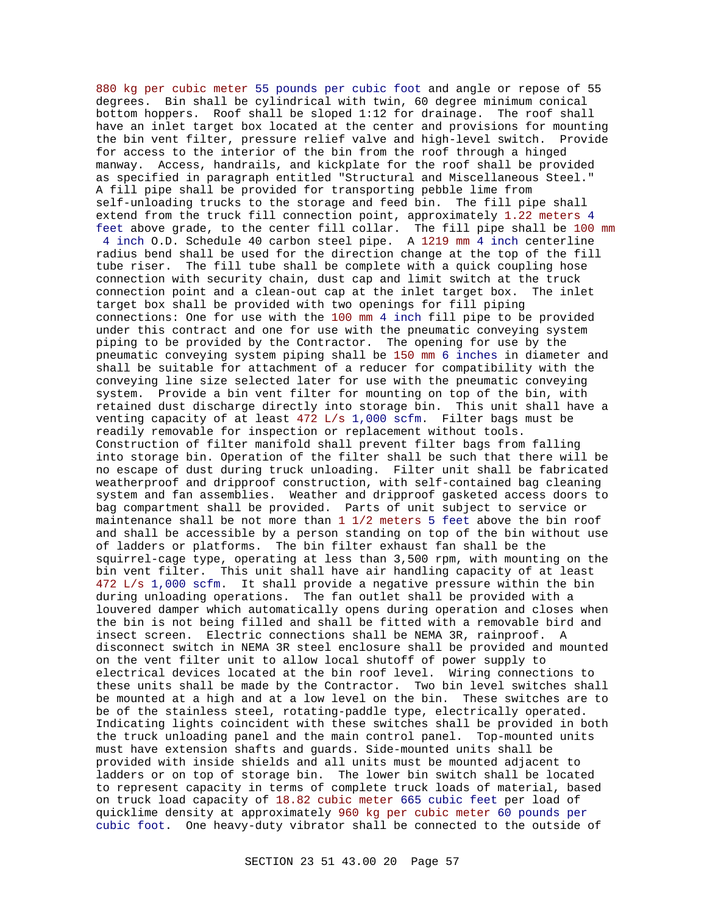880 kg per cubic meter 55 pounds per cubic foot and angle or repose of 55 degrees. Bin shall be cylindrical with twin, 60 degree minimum conical bottom hoppers. Roof shall be sloped 1:12 for drainage. The roof shall have an inlet target box located at the center and provisions for mounting the bin vent filter, pressure relief valve and high-level switch. Provide for access to the interior of the bin from the roof through a hinged manway. Access, handrails, and kickplate for the roof shall be provided as specified in paragraph entitled "Structural and Miscellaneous Steel." A fill pipe shall be provided for transporting pebble lime from self-unloading trucks to the storage and feed bin. The fill pipe shall extend from the truck fill connection point, approximately 1.22 meters 4 feet above grade, to the center fill collar. The fill pipe shall be 100 mm 4 inch O.D. Schedule 40 carbon steel pipe. A 1219 mm 4 inch centerline radius bend shall be used for the direction change at the top of the fill tube riser. The fill tube shall be complete with a quick coupling hose connection with security chain, dust cap and limit switch at the truck connection point and a clean-out cap at the inlet target box. The inlet target box shall be provided with two openings for fill piping connections: One for use with the 100 mm 4 inch fill pipe to be provided under this contract and one for use with the pneumatic conveying system piping to be provided by the Contractor. The opening for use by the pneumatic conveying system piping shall be 150 mm 6 inches in diameter and shall be suitable for attachment of a reducer for compatibility with the conveying line size selected later for use with the pneumatic conveying system. Provide a bin vent filter for mounting on top of the bin, with retained dust discharge directly into storage bin. This unit shall have a venting capacity of at least 472 L/s 1,000 scfm. Filter bags must be readily removable for inspection or replacement without tools. Construction of filter manifold shall prevent filter bags from falling into storage bin. Operation of the filter shall be such that there will be no escape of dust during truck unloading. Filter unit shall be fabricated weatherproof and dripproof construction, with self-contained bag cleaning system and fan assemblies. Weather and dripproof gasketed access doors to bag compartment shall be provided. Parts of unit subject to service or maintenance shall be not more than 1 1/2 meters 5 feet above the bin roof and shall be accessible by a person standing on top of the bin without use of ladders or platforms. The bin filter exhaust fan shall be the squirrel-cage type, operating at less than 3,500 rpm, with mounting on the bin vent filter. This unit shall have air handling capacity of at least 472 L/s 1,000 scfm. It shall provide a negative pressure within the bin during unloading operations. The fan outlet shall be provided with a louvered damper which automatically opens during operation and closes when the bin is not being filled and shall be fitted with a removable bird and insect screen. Electric connections shall be NEMA 3R, rainproof. A disconnect switch in NEMA 3R steel enclosure shall be provided and mounted on the vent filter unit to allow local shutoff of power supply to electrical devices located at the bin roof level. Wiring connections to these units shall be made by the Contractor. Two bin level switches shall be mounted at a high and at a low level on the bin. These switches are to be of the stainless steel, rotating-paddle type, electrically operated. Indicating lights coincident with these switches shall be provided in both the truck unloading panel and the main control panel. Top-mounted units must have extension shafts and guards. Side-mounted units shall be provided with inside shields and all units must be mounted adjacent to ladders or on top of storage bin. The lower bin switch shall be located to represent capacity in terms of complete truck loads of material, based on truck load capacity of 18.82 cubic meter 665 cubic feet per load of quicklime density at approximately 960 kg per cubic meter 60 pounds per cubic foot. One heavy-duty vibrator shall be connected to the outside of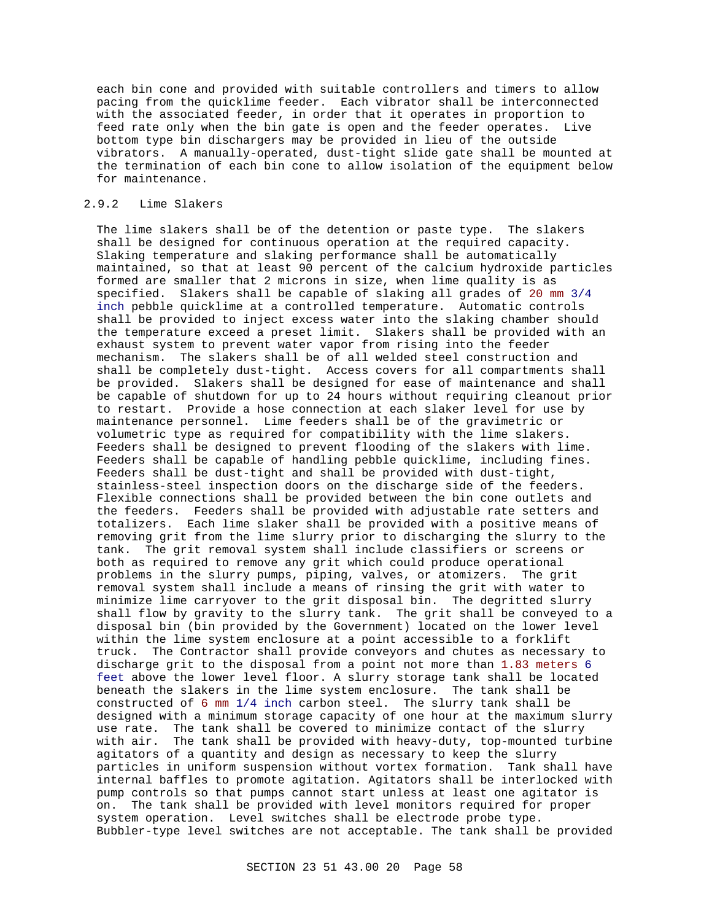each bin cone and provided with suitable controllers and timers to allow pacing from the quicklime feeder. Each vibrator shall be interconnected with the associated feeder, in order that it operates in proportion to feed rate only when the bin gate is open and the feeder operates. Live bottom type bin dischargers may be provided in lieu of the outside vibrators. A manually-operated, dust-tight slide gate shall be mounted at the termination of each bin cone to allow isolation of the equipment below for maintenance.

### 2.9.2 Lime Slakers

The lime slakers shall be of the detention or paste type. The slakers shall be designed for continuous operation at the required capacity. Slaking temperature and slaking performance shall be automatically maintained, so that at least 90 percent of the calcium hydroxide particles formed are smaller that 2 microns in size, when lime quality is as specified. Slakers shall be capable of slaking all grades of 20 mm 3/4 inch pebble quicklime at a controlled temperature. Automatic controls shall be provided to inject excess water into the slaking chamber should the temperature exceed a preset limit. Slakers shall be provided with an exhaust system to prevent water vapor from rising into the feeder mechanism. The slakers shall be of all welded steel construction and shall be completely dust-tight. Access covers for all compartments shall be provided. Slakers shall be designed for ease of maintenance and shall be capable of shutdown for up to 24 hours without requiring cleanout prior to restart. Provide a hose connection at each slaker level for use by maintenance personnel. Lime feeders shall be of the gravimetric or volumetric type as required for compatibility with the lime slakers. Feeders shall be designed to prevent flooding of the slakers with lime. Feeders shall be capable of handling pebble quicklime, including fines. Feeders shall be dust-tight and shall be provided with dust-tight, stainless-steel inspection doors on the discharge side of the feeders. Flexible connections shall be provided between the bin cone outlets and the feeders. Feeders shall be provided with adjustable rate setters and totalizers. Each lime slaker shall be provided with a positive means of removing grit from the lime slurry prior to discharging the slurry to the tank. The grit removal system shall include classifiers or screens or both as required to remove any grit which could produce operational problems in the slurry pumps, piping, valves, or atomizers. The grit removal system shall include a means of rinsing the grit with water to minimize lime carryover to the grit disposal bin. The degritted slurry shall flow by gravity to the slurry tank. The grit shall be conveyed to a disposal bin (bin provided by the Government) located on the lower level within the lime system enclosure at a point accessible to a forklift truck. The Contractor shall provide conveyors and chutes as necessary to discharge grit to the disposal from a point not more than 1.83 meters 6 feet above the lower level floor. A slurry storage tank shall be located beneath the slakers in the lime system enclosure. The tank shall be constructed of 6 mm 1/4 inch carbon steel. The slurry tank shall be designed with a minimum storage capacity of one hour at the maximum slurry use rate. The tank shall be covered to minimize contact of the slurry with air. The tank shall be provided with heavy-duty, top-mounted turbine agitators of a quantity and design as necessary to keep the slurry particles in uniform suspension without vortex formation. Tank shall have internal baffles to promote agitation. Agitators shall be interlocked with pump controls so that pumps cannot start unless at least one agitator is on. The tank shall be provided with level monitors required for proper system operation. Level switches shall be electrode probe type. Bubbler-type level switches are not acceptable. The tank shall be provided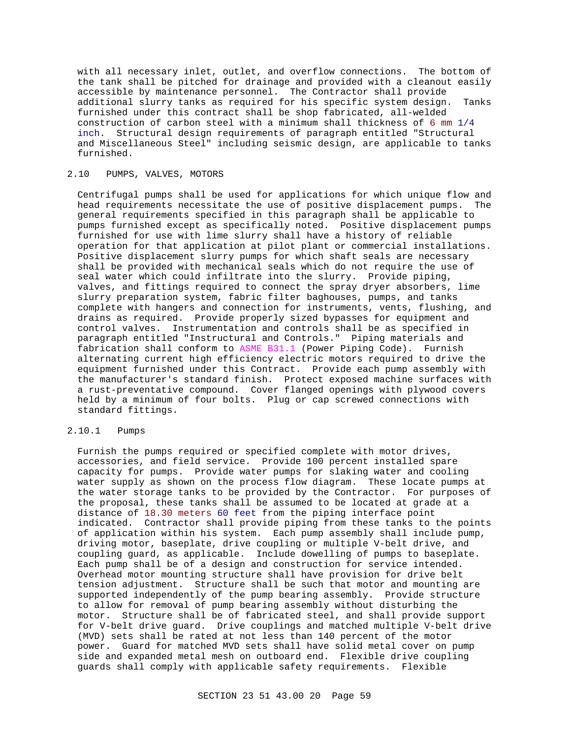with all necessary inlet, outlet, and overflow connections. The bottom of the tank shall be pitched for drainage and provided with a cleanout easily accessible by maintenance personnel. The Contractor shall provide additional slurry tanks as required for his specific system design. Tanks furnished under this contract shall be shop fabricated, all-welded construction of carbon steel with a minimum shall thickness of 6 mm 1/4 inch. Structural design requirements of paragraph entitled "Structural and Miscellaneous Steel" including seismic design, are applicable to tanks furnished.

## 2.10 PUMPS, VALVES, MOTORS

Centrifugal pumps shall be used for applications for which unique flow and head requirements necessitate the use of positive displacement pumps. The general requirements specified in this paragraph shall be applicable to pumps furnished except as specifically noted. Positive displacement pumps furnished for use with lime slurry shall have a history of reliable operation for that application at pilot plant or commercial installations. Positive displacement slurry pumps for which shaft seals are necessary shall be provided with mechanical seals which do not require the use of seal water which could infiltrate into the slurry. Provide piping, valves, and fittings required to connect the spray dryer absorbers, lime slurry preparation system, fabric filter baghouses, pumps, and tanks complete with hangers and connection for instruments, vents, flushing, and drains as required. Provide properly sized bypasses for equipment and control valves. Instrumentation and controls shall be as specified in paragraph entitled "Instructural and Controls." Piping materials and fabrication shall conform to ASME B31.1 (Power Piping Code). Furnish alternating current high efficiency electric motors required to drive the equipment furnished under this Contract. Provide each pump assembly with the manufacturer's standard finish. Protect exposed machine surfaces with a rust-preventative compound. Cover flanged openings with plywood covers held by a minimum of four bolts. Plug or cap screwed connections with standard fittings.

### 2.10.1 Pumps

Furnish the pumps required or specified complete with motor drives, accessories, and field service. Provide 100 percent installed spare capacity for pumps. Provide water pumps for slaking water and cooling water supply as shown on the process flow diagram. These locate pumps at the water storage tanks to be provided by the Contractor. For purposes of the proposal, these tanks shall be assumed to be located at grade at a distance of 18.30 meters 60 feet from the piping interface point indicated. Contractor shall provide piping from these tanks to the points of application within his system. Each pump assembly shall include pump, driving motor, baseplate, drive coupling or multiple V-belt drive, and coupling guard, as applicable. Include dowelling of pumps to baseplate. Each pump shall be of a design and construction for service intended. Overhead motor mounting structure shall have provision for drive belt tension adjustment. Structure shall be such that motor and mounting are supported independently of the pump bearing assembly. Provide structure to allow for removal of pump bearing assembly without disturbing the motor. Structure shall be of fabricated steel, and shall provide support for V-belt drive guard. Drive couplings and matched multiple V-belt drive (MVD) sets shall be rated at not less than 140 percent of the motor power. Guard for matched MVD sets shall have solid metal cover on pump side and expanded metal mesh on outboard end. Flexible drive coupling guards shall comply with applicable safety requirements. Flexible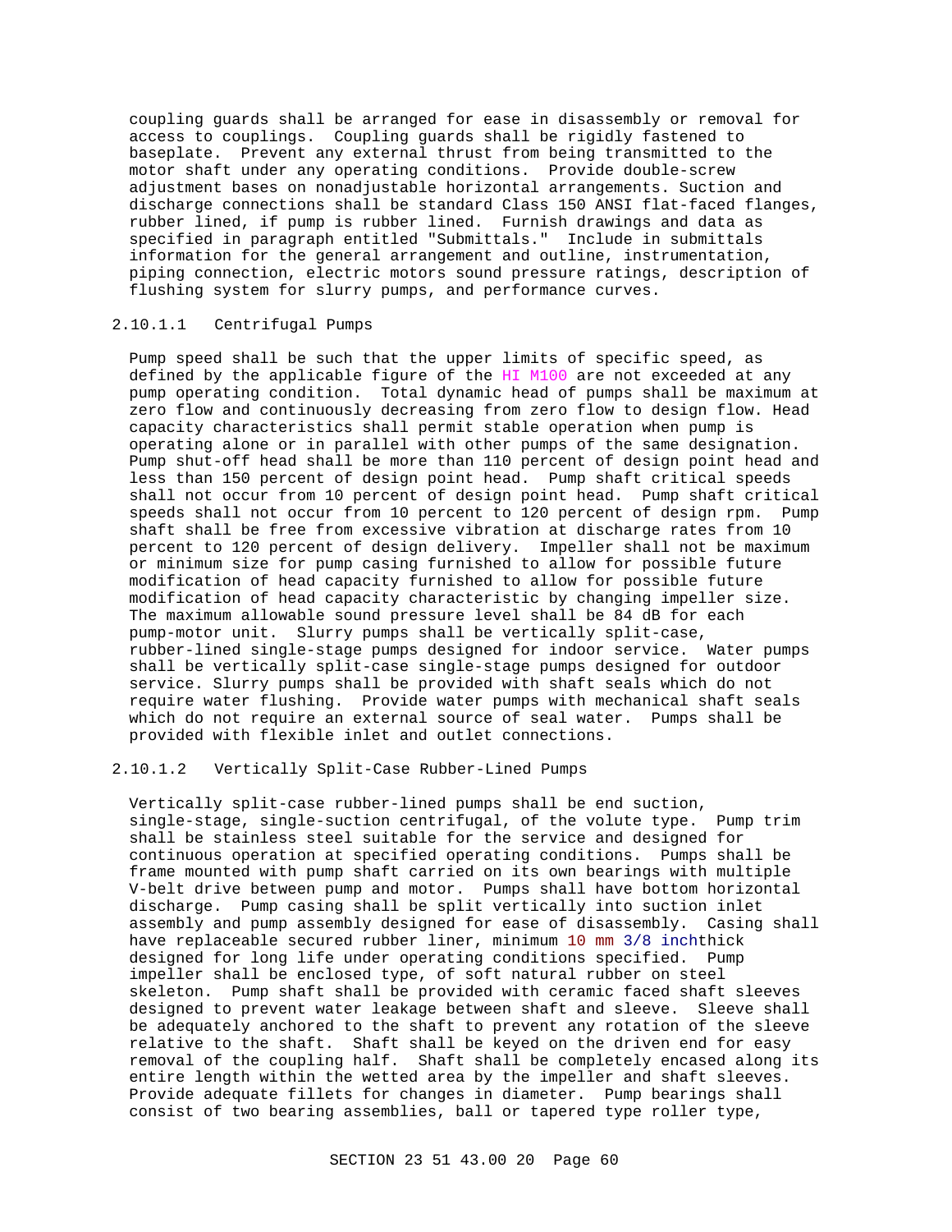coupling guards shall be arranged for ease in disassembly or removal for access to couplings. Coupling guards shall be rigidly fastened to baseplate. Prevent any external thrust from being transmitted to the motor shaft under any operating conditions. Provide double-screw adjustment bases on nonadjustable horizontal arrangements. Suction and discharge connections shall be standard Class 150 ANSI flat-faced flanges, rubber lined, if pump is rubber lined. Furnish drawings and data as specified in paragraph entitled "Submittals." Include in submittals information for the general arrangement and outline, instrumentation, piping connection, electric motors sound pressure ratings, description of flushing system for slurry pumps, and performance curves.

#### 2.10.1.1 Centrifugal Pumps

Pump speed shall be such that the upper limits of specific speed, as defined by the applicable figure of the HI M100 are not exceeded at any pump operating condition. Total dynamic head of pumps shall be maximum at zero flow and continuously decreasing from zero flow to design flow. Head capacity characteristics shall permit stable operation when pump is operating alone or in parallel with other pumps of the same designation. Pump shut-off head shall be more than 110 percent of design point head and less than 150 percent of design point head. Pump shaft critical speeds shall not occur from 10 percent of design point head. Pump shaft critical speeds shall not occur from 10 percent to 120 percent of design rpm. Pump shaft shall be free from excessive vibration at discharge rates from 10 percent to 120 percent of design delivery. Impeller shall not be maximum or minimum size for pump casing furnished to allow for possible future modification of head capacity furnished to allow for possible future modification of head capacity characteristic by changing impeller size. The maximum allowable sound pressure level shall be 84 dB for each pump-motor unit. Slurry pumps shall be vertically split-case, rubber-lined single-stage pumps designed for indoor service. Water pumps shall be vertically split-case single-stage pumps designed for outdoor service. Slurry pumps shall be provided with shaft seals which do not require water flushing. Provide water pumps with mechanical shaft seals which do not require an external source of seal water. Pumps shall be provided with flexible inlet and outlet connections.

#### 2.10.1.2 Vertically Split-Case Rubber-Lined Pumps

Vertically split-case rubber-lined pumps shall be end suction, single-stage, single-suction centrifugal, of the volute type. Pump trim shall be stainless steel suitable for the service and designed for continuous operation at specified operating conditions. Pumps shall be frame mounted with pump shaft carried on its own bearings with multiple V-belt drive between pump and motor. Pumps shall have bottom horizontal discharge. Pump casing shall be split vertically into suction inlet assembly and pump assembly designed for ease of disassembly. Casing shall have replaceable secured rubber liner, minimum 10 mm 3/8 inchthick designed for long life under operating conditions specified. Pump impeller shall be enclosed type, of soft natural rubber on steel skeleton. Pump shaft shall be provided with ceramic faced shaft sleeves designed to prevent water leakage between shaft and sleeve. Sleeve shall be adequately anchored to the shaft to prevent any rotation of the sleeve relative to the shaft. Shaft shall be keyed on the driven end for easy removal of the coupling half. Shaft shall be completely encased along its entire length within the wetted area by the impeller and shaft sleeves. Provide adequate fillets for changes in diameter. Pump bearings shall consist of two bearing assemblies, ball or tapered type roller type,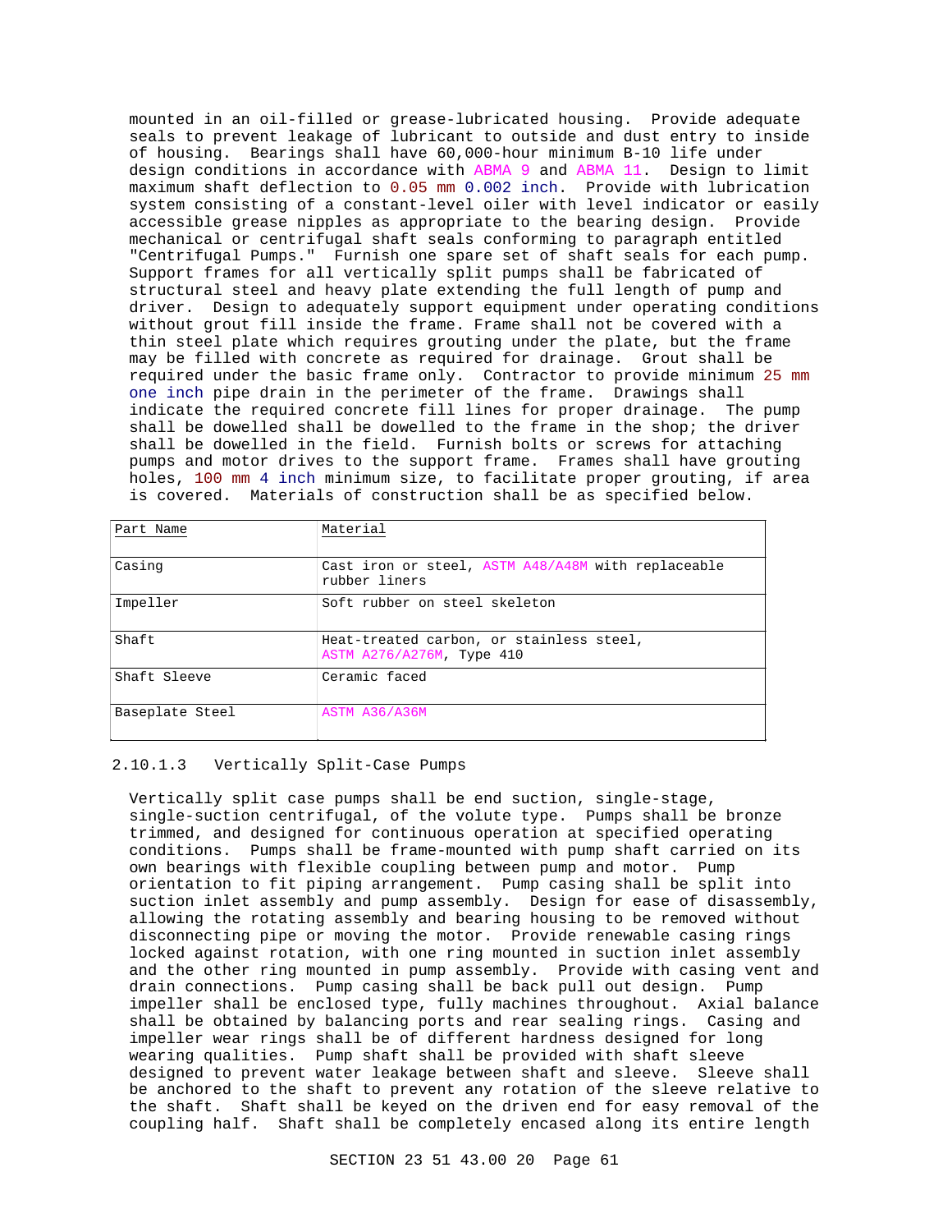mounted in an oil-filled or grease-lubricated housing. Provide adequate seals to prevent leakage of lubricant to outside and dust entry to inside of housing. Bearings shall have 60,000-hour minimum B-10 life under design conditions in accordance with ABMA 9 and ABMA 11. Design to limit maximum shaft deflection to 0.05 mm 0.002 inch. Provide with lubrication system consisting of a constant-level oiler with level indicator or easily accessible grease nipples as appropriate to the bearing design. Provide mechanical or centrifugal shaft seals conforming to paragraph entitled "Centrifugal Pumps." Furnish one spare set of shaft seals for each pump. Support frames for all vertically split pumps shall be fabricated of structural steel and heavy plate extending the full length of pump and driver. Design to adequately support equipment under operating conditions without grout fill inside the frame. Frame shall not be covered with a thin steel plate which requires grouting under the plate, but the frame may be filled with concrete as required for drainage. Grout shall be required under the basic frame only. Contractor to provide minimum 25 mm one inch pipe drain in the perimeter of the frame. Drawings shall indicate the required concrete fill lines for proper drainage. The pump shall be dowelled shall be dowelled to the frame in the shop; the driver shall be dowelled in the field. Furnish bolts or screws for attaching pumps and motor drives to the support frame. Frames shall have grouting holes, 100 mm 4 inch minimum size, to facilitate proper grouting, if area is covered. Materials of construction shall be as specified below.

| Part Name | Material |
|---|---|
| Casing | Cast iron or steel, ASTM A48/A48M with replaceable rubber liners |
| Impeller | Soft rubber on steel skeleton |
| Shaft | Heat-treated carbon, or stainless steel, ASTM A276/A276M, Type 410 |
| Shaft Sleeve | Ceramic faced |
| Baseplate Steel | ASTM A36/A36M |

### 2.10.1.3 Vertically Split-Case Pumps

Vertically split case pumps shall be end suction, single-stage, single-suction centrifugal, of the volute type. Pumps shall be bronze trimmed, and designed for continuous operation at specified operating conditions. Pumps shall be frame-mounted with pump shaft carried on its own bearings with flexible coupling between pump and motor. Pump orientation to fit piping arrangement. Pump casing shall be split into suction inlet assembly and pump assembly. Design for ease of disassembly, allowing the rotating assembly and bearing housing to be removed without disconnecting pipe or moving the motor. Provide renewable casing rings locked against rotation, with one ring mounted in suction inlet assembly and the other ring mounted in pump assembly. Provide with casing vent and drain connections. Pump casing shall be back pull out design. Pump impeller shall be enclosed type, fully machines throughout. Axial balance shall be obtained by balancing ports and rear sealing rings. Casing and impeller wear rings shall be of different hardness designed for long wearing qualities. Pump shaft shall be provided with shaft sleeve designed to prevent water leakage between shaft and sleeve. Sleeve shall be anchored to the shaft to prevent any rotation of the sleeve relative to the shaft. Shaft shall be keyed on the driven end for easy removal of the coupling half. Shaft shall be completely encased along its entire length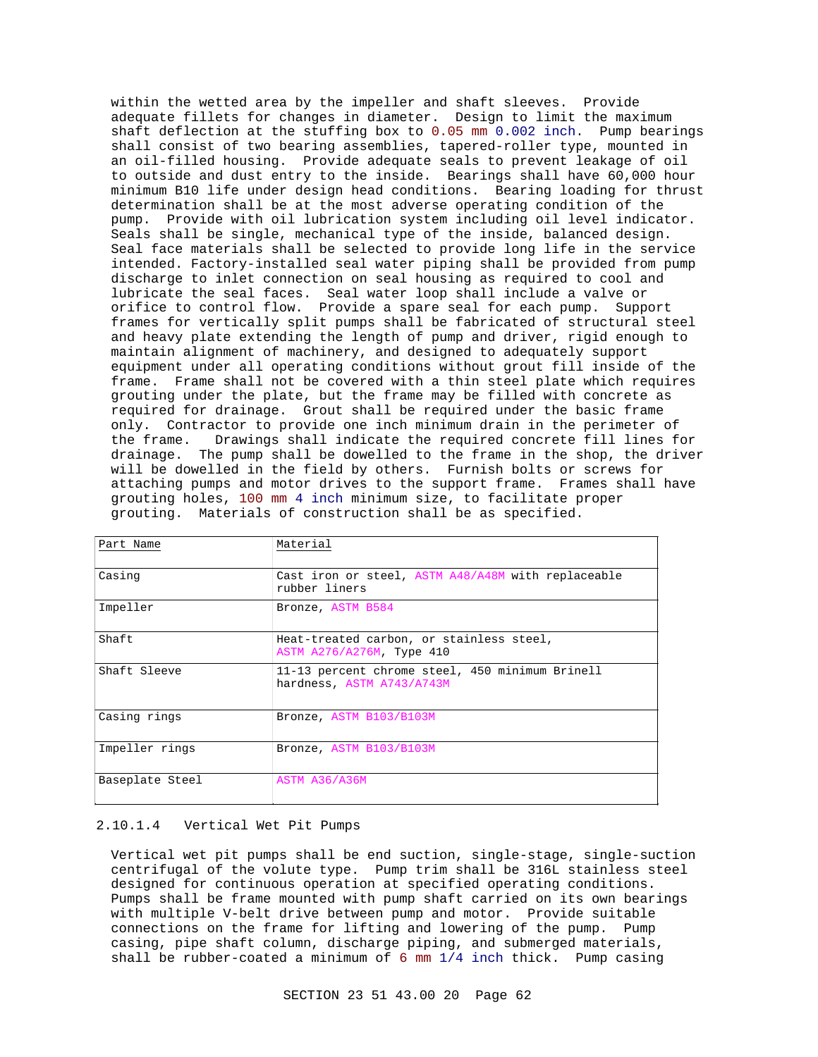within the wetted area by the impeller and shaft sleeves. Provide adequate fillets for changes in diameter. Design to limit the maximum shaft deflection at the stuffing box to 0.05 mm 0.002 inch. Pump bearings shall consist of two bearing assemblies, tapered-roller type, mounted in an oil-filled housing. Provide adequate seals to prevent leakage of oil to outside and dust entry to the inside. Bearings shall have 60,000 hour minimum B10 life under design head conditions. Bearing loading for thrust determination shall be at the most adverse operating condition of the pump. Provide with oil lubrication system including oil level indicator. Seals shall be single, mechanical type of the inside, balanced design. Seal face materials shall be selected to provide long life in the service intended. Factory-installed seal water piping shall be provided from pump discharge to inlet connection on seal housing as required to cool and lubricate the seal faces. Seal water loop shall include a valve or orifice to control flow. Provide a spare seal for each pump. Support frames for vertically split pumps shall be fabricated of structural steel and heavy plate extending the length of pump and driver, rigid enough to maintain alignment of machinery, and designed to adequately support equipment under all operating conditions without grout fill inside of the frame. Frame shall not be covered with a thin steel plate which requires grouting under the plate, but the frame may be filled with concrete as required for drainage. Grout shall be required under the basic frame only. Contractor to provide one inch minimum drain in the perimeter of the frame. Drawings shall indicate the required concrete fill lines for drainage. The pump shall be dowelled to the frame in the shop, the driver will be dowelled in the field by others. Furnish bolts or screws for attaching pumps and motor drives to the support frame. Frames shall have grouting holes, 100 mm 4 inch minimum size, to facilitate proper grouting. Materials of construction shall be as specified.

| Part Name | Material |
|---|---|
| Casing | Cast iron or steel, ASTM A48/A48M with replaceable rubber liners |
| Impeller | Bronze, ASTM B584 |
| Shaft | Heat-treated carbon, or stainless steel, ASTM A276/A276M, Type 410 |
| Shaft Sleeve | 11-13 percent chrome steel, 450 minimum Brinell hardness, ASTM A743/A743M |
| Casing rings | Bronze, ASTM B103/B103M |
| Impeller rings | Bronze, ASTM B103/B103M |
| Baseplate Steel | ASTM A36/A36M |

#### 2.10.1.4 Vertical Wet Pit Pumps

Vertical wet pit pumps shall be end suction, single-stage, single-suction centrifugal of the volute type. Pump trim shall be 316L stainless steel designed for continuous operation at specified operating conditions. Pumps shall be frame mounted with pump shaft carried on its own bearings with multiple V-belt drive between pump and motor. Provide suitable connections on the frame for lifting and lowering of the pump. Pump casing, pipe shaft column, discharge piping, and submerged materials, shall be rubber-coated a minimum of 6 mm 1/4 inch thick. Pump casing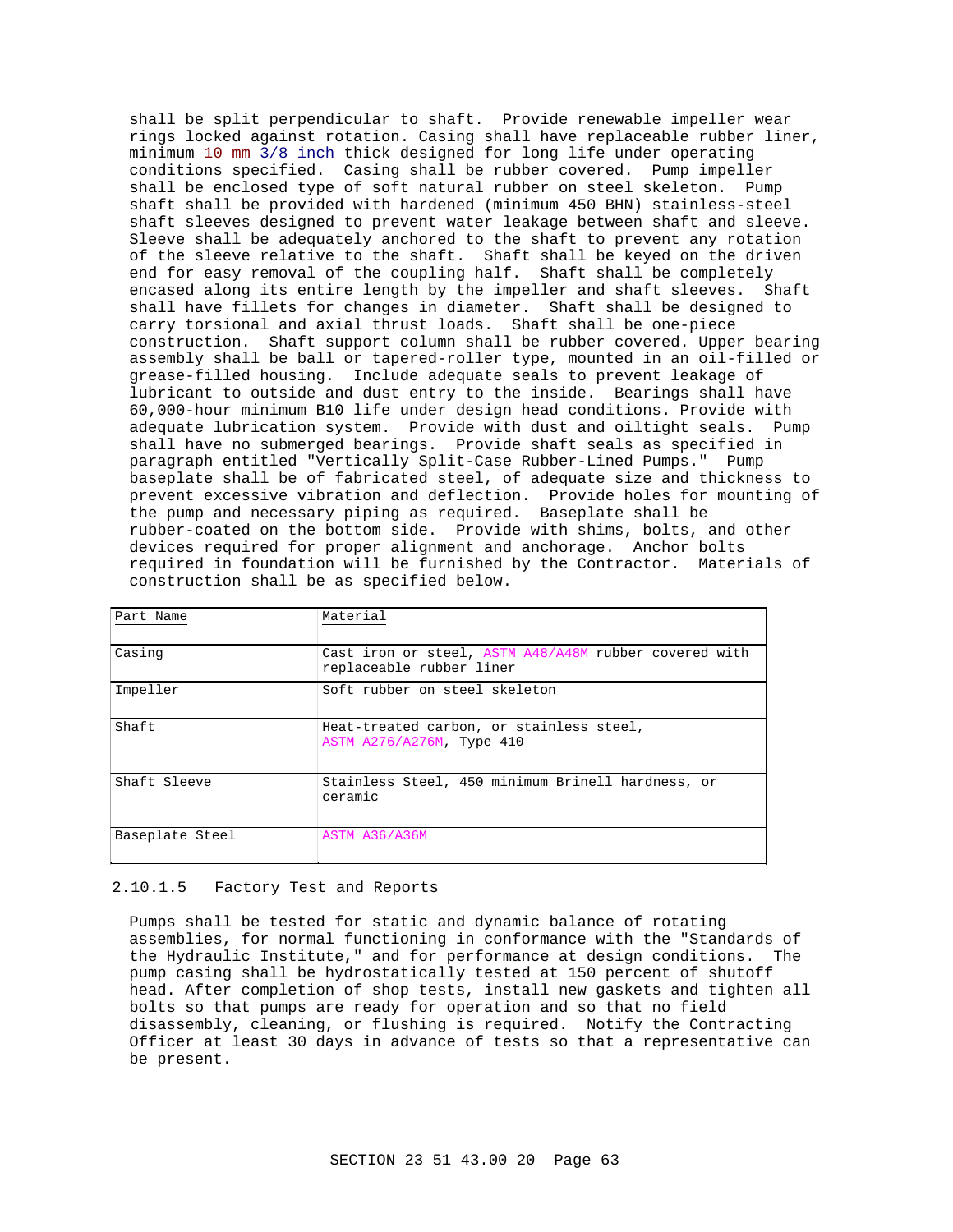shall be split perpendicular to shaft. Provide renewable impeller wear rings locked against rotation. Casing shall have replaceable rubber liner, minimum 10 mm 3/8 inch thick designed for long life under operating conditions specified. Casing shall be rubber covered. Pump impeller shall be enclosed type of soft natural rubber on steel skeleton. Pump shaft shall be provided with hardened (minimum 450 BHN) stainless-steel shaft sleeves designed to prevent water leakage between shaft and sleeve. Sleeve shall be adequately anchored to the shaft to prevent any rotation of the sleeve relative to the shaft. Shaft shall be keyed on the driven end for easy removal of the coupling half. Shaft shall be completely encased along its entire length by the impeller and shaft sleeves. Shaft shall have fillets for changes in diameter. Shaft shall be designed to carry torsional and axial thrust loads. Shaft shall be one-piece construction. Shaft support column shall be rubber covered. Upper bearing assembly shall be ball or tapered-roller type, mounted in an oil-filled or grease-filled housing. Include adequate seals to prevent leakage of lubricant to outside and dust entry to the inside. Bearings shall have 60,000-hour minimum B10 life under design head conditions. Provide with adequate lubrication system. Provide with dust and oiltight seals. Pump shall have no submerged bearings. Provide shaft seals as specified in paragraph entitled "Vertically Split-Case Rubber-Lined Pumps." Pump baseplate shall be of fabricated steel, of adequate size and thickness to prevent excessive vibration and deflection. Provide holes for mounting of the pump and necessary piping as required. Baseplate shall be rubber-coated on the bottom side. Provide with shims, bolts, and other devices required for proper alignment and anchorage. Anchor bolts required in foundation will be furnished by the Contractor. Materials of construction shall be as specified below.

| Part Name | Material |
|---|---|
| Casing | Cast iron or steel, ASTM A48/A48M rubber covered with replaceable rubber liner |
| Impeller | Soft rubber on steel skeleton |
| Shaft | Heat-treated carbon, or stainless steel, ASTM A276/A276M, Type 410 |
| Shaft Sleeve | Stainless Steel, 450 minimum Brinell hardness, or ceramic |
| Baseplate Steel | ASTM A36/A36M |

#### 2.10.1.5 Factory Test and Reports

Pumps shall be tested for static and dynamic balance of rotating assemblies, for normal functioning in conformance with the "Standards of the Hydraulic Institute," and for performance at design conditions. The pump casing shall be hydrostatically tested at 150 percent of shutoff head. After completion of shop tests, install new gaskets and tighten all bolts so that pumps are ready for operation and so that no field disassembly, cleaning, or flushing is required. Notify the Contracting Officer at least 30 days in advance of tests so that a representative can be present.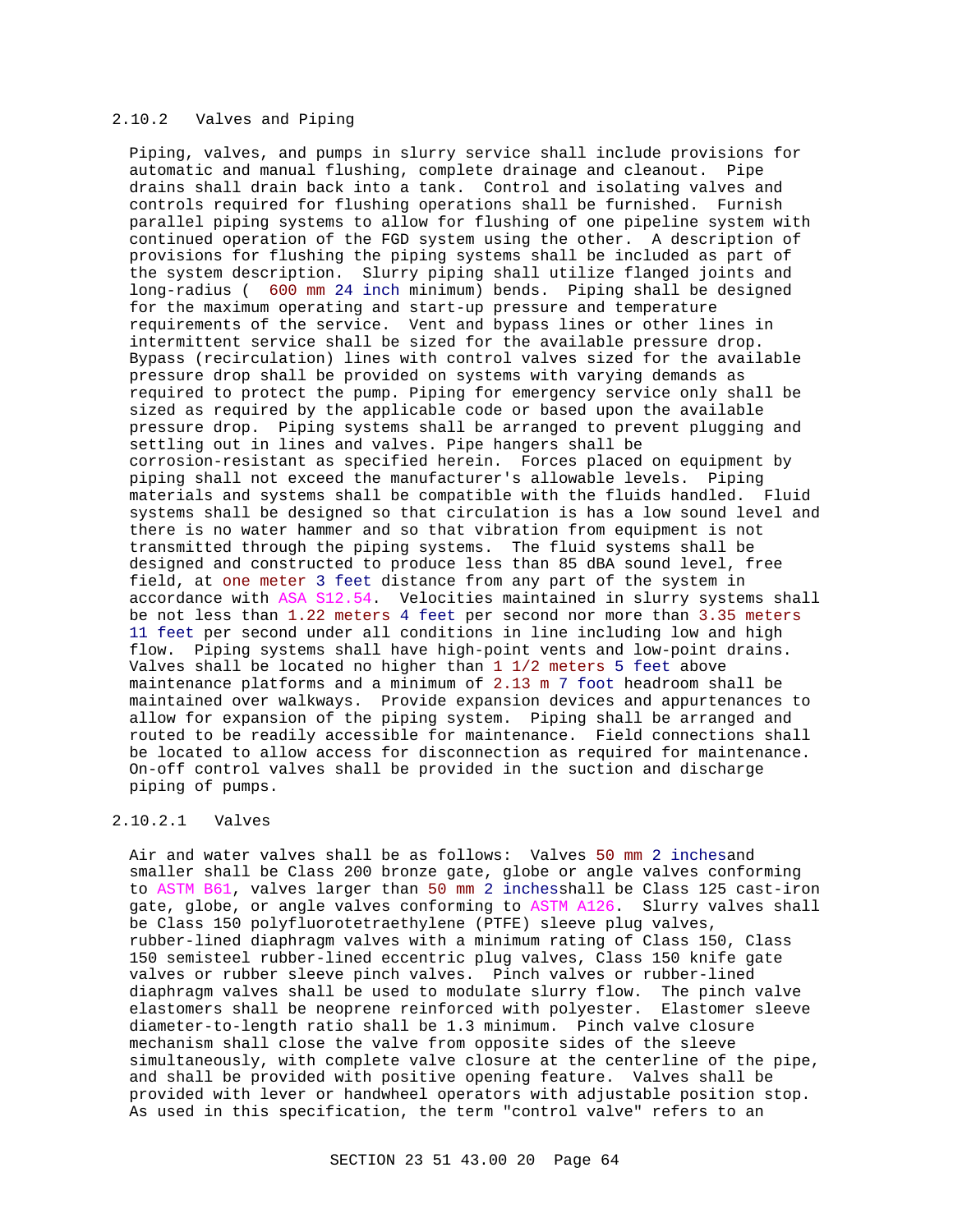### 2.10.2 Valves and Piping

Piping, valves, and pumps in slurry service shall include provisions for automatic and manual flushing, complete drainage and cleanout. Pipe drains shall drain back into a tank. Control and isolating valves and controls required for flushing operations shall be furnished. Furnish parallel piping systems to allow for flushing of one pipeline system with continued operation of the FGD system using the other. A description of provisions for flushing the piping systems shall be included as part of the system description. Slurry piping shall utilize flanged joints and long-radius ( 600 mm 24 inch minimum) bends. Piping shall be designed for the maximum operating and start-up pressure and temperature requirements of the service. Vent and bypass lines or other lines in intermittent service shall be sized for the available pressure drop. Bypass (recirculation) lines with control valves sized for the available pressure drop shall be provided on systems with varying demands as required to protect the pump. Piping for emergency service only shall be sized as required by the applicable code or based upon the available pressure drop. Piping systems shall be arranged to prevent plugging and settling out in lines and valves. Pipe hangers shall be corrosion-resistant as specified herein. Forces placed on equipment by piping shall not exceed the manufacturer's allowable levels. Piping materials and systems shall be compatible with the fluids handled. Fluid systems shall be designed so that circulation is has a low sound level and there is no water hammer and so that vibration from equipment is not transmitted through the piping systems. The fluid systems shall be designed and constructed to produce less than 85 dBA sound level, free field, at one meter 3 feet distance from any part of the system in accordance with ASA S12.54. Velocities maintained in slurry systems shall be not less than 1.22 meters 4 feet per second nor more than 3.35 meters 11 feet per second under all conditions in line including low and high flow. Piping systems shall have high-point vents and low-point drains. Valves shall be located no higher than 1 1/2 meters 5 feet above maintenance platforms and a minimum of 2.13 m 7 foot headroom shall be maintained over walkways. Provide expansion devices and appurtenances to allow for expansion of the piping system. Piping shall be arranged and routed to be readily accessible for maintenance. Field connections shall be located to allow access for disconnection as required for maintenance. On-off control valves shall be provided in the suction and discharge piping of pumps.

#### 2.10.2.1 Valves

Air and water valves shall be as follows: Valves 50 mm 2 inchesand smaller shall be Class 200 bronze gate, globe or angle valves conforming to ASTM B61, valves larger than 50 mm 2 inchesshall be Class 125 cast-iron gate, globe, or angle valves conforming to ASTM A126. Slurry valves shall be Class 150 polyfluorotetraethylene (PTFE) sleeve plug valves, rubber-lined diaphragm valves with a minimum rating of Class 150, Class 150 semisteel rubber-lined eccentric plug valves, Class 150 knife gate valves or rubber sleeve pinch valves. Pinch valves or rubber-lined diaphragm valves shall be used to modulate slurry flow. The pinch valve elastomers shall be neoprene reinforced with polyester. Elastomer sleeve diameter-to-length ratio shall be 1.3 minimum. Pinch valve closure mechanism shall close the valve from opposite sides of the sleeve simultaneously, with complete valve closure at the centerline of the pipe, and shall be provided with positive opening feature. Valves shall be provided with lever or handwheel operators with adjustable position stop. As used in this specification, the term "control valve" refers to an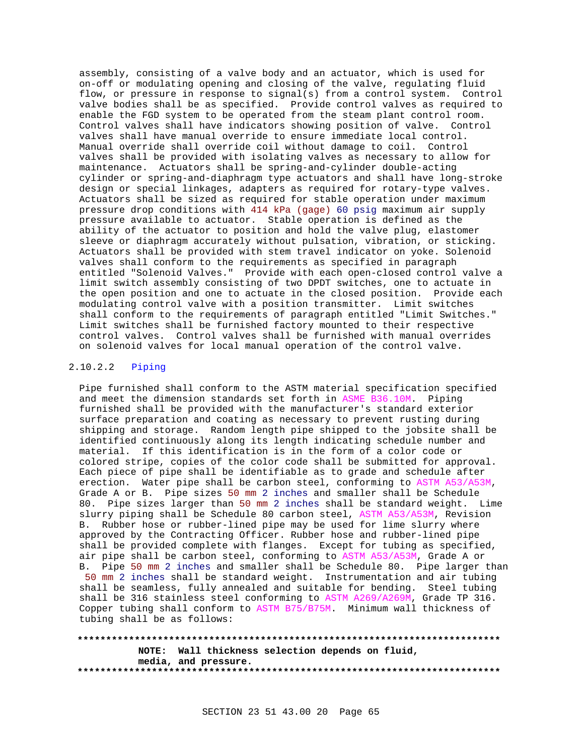assembly, consisting of a valve body and an actuator, which is used for on-off or modulating opening and closing of the valve, regulating fluid flow, or pressure in response to signal(s) from a control system. Control valve bodies shall be as specified. Provide control valves as required to enable the FGD system to be operated from the steam plant control room. Control valves shall have indicators showing position of valve. Control valves shall have manual override to ensure immediate local control. Manual override shall override coil without damage to coil. Control valves shall be provided with isolating valves as necessary to allow for maintenance. Actuators shall be spring-and-cylinder double-acting cylinder or spring-and-diaphragm type actuators and shall have long-stroke design or special linkages, adapters as required for rotary-type valves. Actuators shall be sized as required for stable operation under maximum pressure drop conditions with 414 kPa (gage) 60 psig maximum air supply pressure available to actuator. Stable operation is defined as the ability of the actuator to position and hold the valve plug, elastomer sleeve or diaphragm accurately without pulsation, vibration, or sticking. Actuators shall be provided with stem travel indicator on yoke. Solenoid valves shall conform to the requirements as specified in paragraph entitled "Solenoid Valves." Provide with each open-closed control valve a limit switch assembly consisting of two DPDT switches, one to actuate in the open position and one to actuate in the closed position. Provide each modulating control valve with a position transmitter. Limit switches shall conform to the requirements of paragraph entitled "Limit Switches." Limit switches shall be furnished factory mounted to their respective control valves. Control valves shall be furnished with manual overrides on solenoid valves for local manual operation of the control valve.

#### 2.10.2.2 Piping

Pipe furnished shall conform to the ASTM material specification specified and meet the dimension standards set forth in ASME B36.10M. Piping furnished shall be provided with the manufacturer's standard exterior surface preparation and coating as necessary to prevent rusting during shipping and storage. Random length pipe shipped to the jobsite shall be identified continuously along its length indicating schedule number and material. If this identification is in the form of a color code or colored stripe, copies of the color code shall be submitted for approval. Each piece of pipe shall be identifiable as to grade and schedule after erection. Water pipe shall be carbon steel, conforming to ASTM A53/A53M, Grade A or B. Pipe sizes 50 mm 2 inches and smaller shall be Schedule 80. Pipe sizes larger than 50 mm 2 inches shall be standard weight. Lime slurry piping shall be Schedule 80 carbon steel, ASTM A53/A53M, Revision B. Rubber hose or rubber-lined pipe may be used for lime slurry where approved by the Contracting Officer. Rubber hose and rubber-lined pipe shall be provided complete with flanges. Except for tubing as specified, air pipe shall be carbon steel, conforming to ASTM A53/A53M, Grade A or B. Pipe 50 mm 2 inches and smaller shall be Schedule 80. Pipe larger than 50 mm 2 inches shall be standard weight. Instrumentation and air tubing shall be seamless, fully annealed and suitable for bending. Steel tubing shall be 316 stainless steel conforming to ASTM A269/A269M, Grade TP 316. Copper tubing shall conform to ASTM B75/B75M. Minimum wall thickness of tubing shall be as follows:

**************************************************************************

**NOTE: Wall thickness selection depends on fluid, media, and pressure.**

**************************************************************************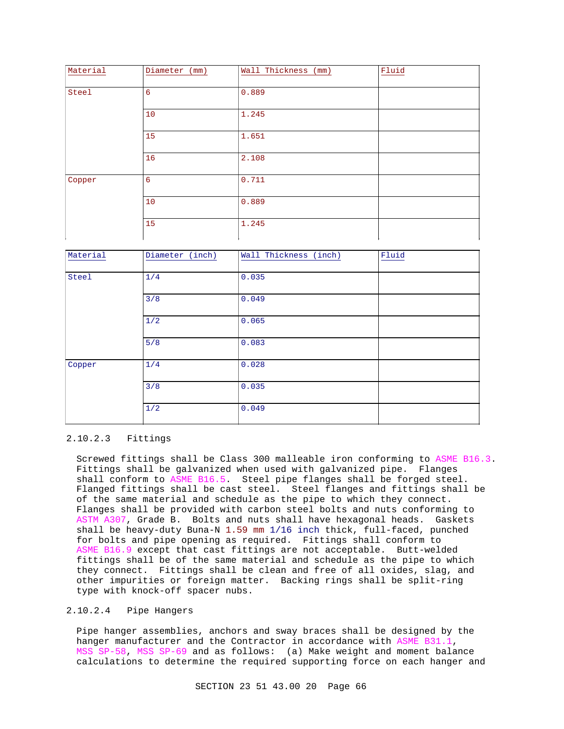| Material | Diameter (mm) | Wall Thickness (mm) | Fluid |
|---|---|---|---|
| Steel | 6 | 0.889 | |
| | 10 | 1.245 | |
| | 15 | 1.651 | |
| | 16 | 2.108 | |
| Copper | 6 | 0.711 | |
| | 10 | 0.889 | |
| | 15 | 1.245 | |

| Material | Diameter (inch) | Wall Thickness (inch) | Fluid |
|---|---|---|---|
| Steel | 1/4 | 0.035 | |
| | 3/8 | 0.049 | |
| | 1/2 | 0.065 | |
| | 5/8 | 0.083 | |
| Copper | 1/4 | 0.028 | |
| | 3/8 | 0.035 | |
| | 1/2 | 0.049 | |

2.10.2.3 Fittings

Screwed fittings shall be Class 300 malleable iron conforming to ASME B16.3. Fittings shall be galvanized when used with galvanized pipe. Flanges shall conform to ASME B16.5. Steel pipe flanges shall be forged steel. Flanged fittings shall be cast steel. Steel flanges and fittings shall be of the same material and schedule as the pipe to which they connect. Flanges shall be provided with carbon steel bolts and nuts conforming to ASTM A307, Grade B. Bolts and nuts shall have hexagonal heads. Gaskets shall be heavy-duty Buna-N 1.59 mm 1/16 inch thick, full-faced, punched for bolts and pipe opening as required. Fittings shall conform to ASME B16.9 except that cast fittings are not acceptable. Butt-welded fittings shall be of the same material and schedule as the pipe to which they connect. Fittings shall be clean and free of all oxides, slag, and other impurities or foreign matter. Backing rings shall be split-ring type with knock-off spacer nubs.

2.10.2.4 Pipe Hangers

Pipe hanger assemblies, anchors and sway braces shall be designed by the hanger manufacturer and the Contractor in accordance with ASME B31.1, MSS SP-58, MSS SP-69 and as follows: (a) Make weight and moment balance calculations to determine the required supporting force on each hanger and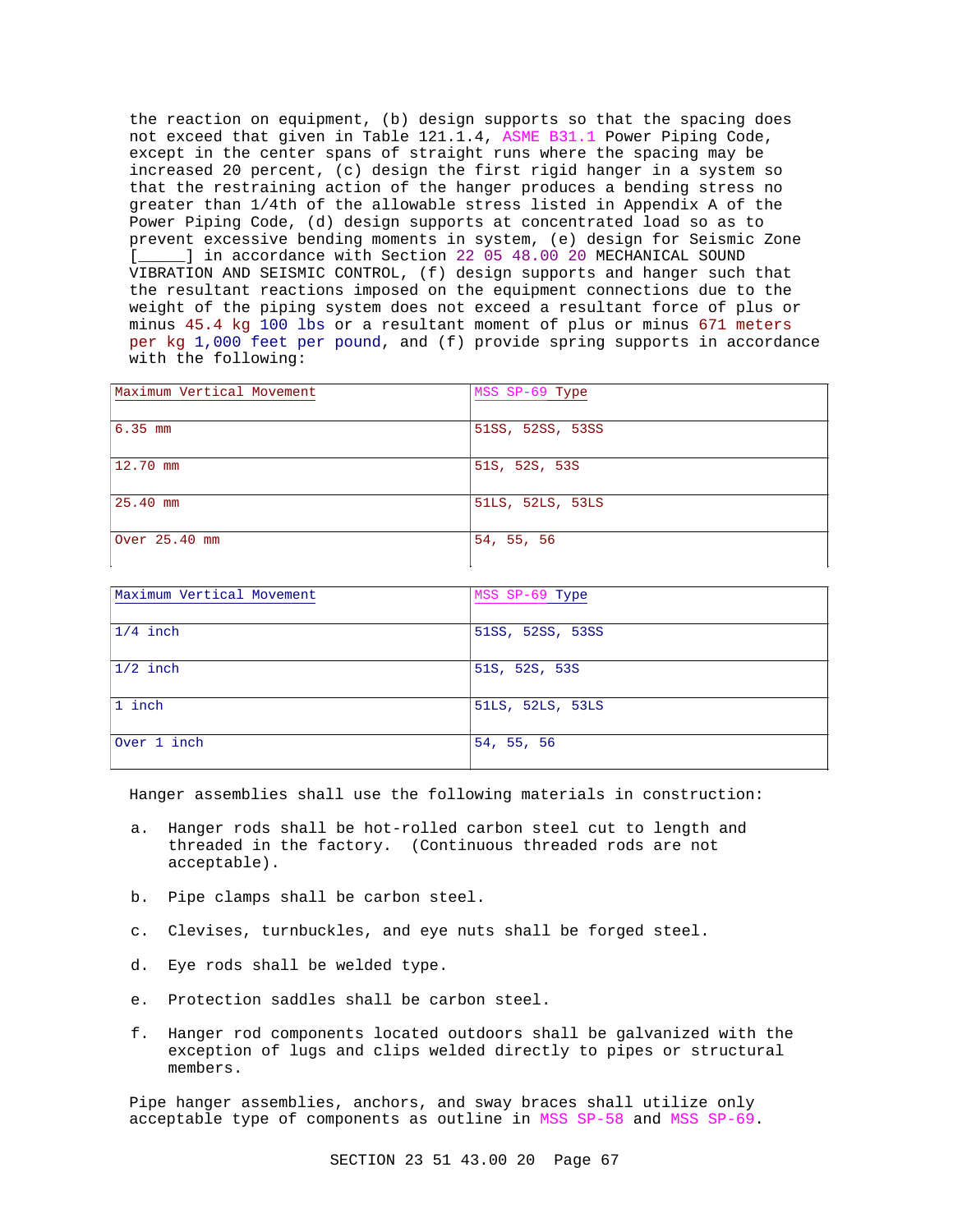the reaction on equipment, (b) design supports so that the spacing does not exceed that given in Table 121.1.4, ASME B31.1 Power Piping Code, except in the center spans of straight runs where the spacing may be increased 20 percent, (c) design the first rigid hanger in a system so that the restraining action of the hanger produces a bending stress no greater than 1/4th of the allowable stress listed in Appendix A of the Power Piping Code, (d) design supports at concentrated load so as to prevent excessive bending moments in system, (e) design for Seismic Zone [_____] in accordance with Section 22 05 48.00 20 MECHANICAL SOUND VIBRATION AND SEISMIC CONTROL, (f) design supports and hanger such that the resultant reactions imposed on the equipment connections due to the weight of the piping system does not exceed a resultant force of plus or minus 45.4 kg 100 lbs or a resultant moment of plus or minus 671 meters per kg 1,000 feet per pound, and (f) provide spring supports in accordance with the following:

| Maximum Vertical Movement | MSS SP-69 Type |
|---|---|
| 6.35 mm | 51SS, 52SS, 53SS |
| 12.70 mm | 51S, 52S, 53S |
| 25.40 mm | 51LS, 52LS, 53LS |
| Over 25.40 mm | 54, 55, 56 |

| Maximum Vertical Movement | MSS SP-69 Type |
|---|---|
| 1/4 inch | 51SS, 52SS, 53SS |
| 1/2 inch | 51S, 52S, 53S |
| 1 inch | 51LS, 52LS, 53LS |
| Over 1 inch | 54, 55, 56 |

Hanger assemblies shall use the following materials in construction:

a. Hanger rods shall be hot-rolled carbon steel cut to length and threaded in the factory. (Continuous threaded rods are not acceptable).

b. Pipe clamps shall be carbon steel.

c. Clevises, turnbuckles, and eye nuts shall be forged steel.

d. Eye rods shall be welded type.

e. Protection saddles shall be carbon steel.

f. Hanger rod components located outdoors shall be galvanized with the exception of lugs and clips welded directly to pipes or structural members.

Pipe hanger assemblies, anchors, and sway braces shall utilize only acceptable type of components as outline in MSS SP-58 and MSS SP-69.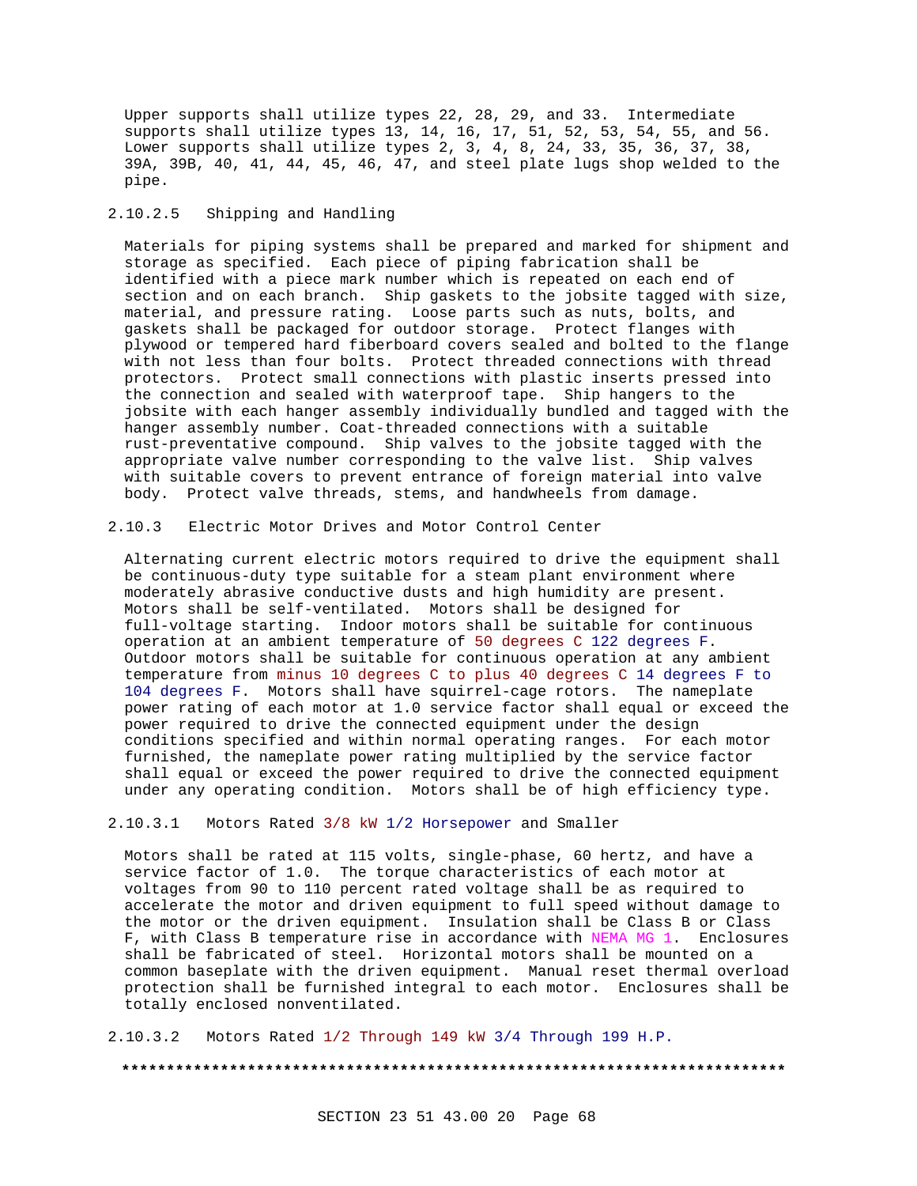Upper supports shall utilize types 22, 28, 29, and 33. Intermediate supports shall utilize types 13, 14, 16, 17, 51, 52, 53, 54, 55, and 56. Lower supports shall utilize types 2, 3, 4, 8, 24, 33, 35, 36, 37, 38, 39A, 39B, 40, 41, 44, 45, 46, 47, and steel plate lugs shop welded to the pipe.

#### 2.10.2.5 Shipping and Handling

Materials for piping systems shall be prepared and marked for shipment and storage as specified. Each piece of piping fabrication shall be identified with a piece mark number which is repeated on each end of section and on each branch. Ship gaskets to the jobsite tagged with size, material, and pressure rating. Loose parts such as nuts, bolts, and gaskets shall be packaged for outdoor storage. Protect flanges with plywood or tempered hard fiberboard covers sealed and bolted to the flange with not less than four bolts. Protect threaded connections with thread protectors. Protect small connections with plastic inserts pressed into the connection and sealed with waterproof tape. Ship hangers to the jobsite with each hanger assembly individually bundled and tagged with the hanger assembly number. Coat-threaded connections with a suitable rust-preventative compound. Ship valves to the jobsite tagged with the appropriate valve number corresponding to the valve list. Ship valves with suitable covers to prevent entrance of foreign material into valve body. Protect valve threads, stems, and handwheels from damage.

### 2.10.3 Electric Motor Drives and Motor Control Center

Alternating current electric motors required to drive the equipment shall be continuous-duty type suitable for a steam plant environment where moderately abrasive conductive dusts and high humidity are present. Motors shall be self-ventilated. Motors shall be designed for full-voltage starting. Indoor motors shall be suitable for continuous operation at an ambient temperature of 50 degrees C 122 degrees F. Outdoor motors shall be suitable for continuous operation at any ambient temperature from minus 10 degrees C to plus 40 degrees C 14 degrees F to 104 degrees F. Motors shall have squirrel-cage rotors. The nameplate power rating of each motor at 1.0 service factor shall equal or exceed the power required to drive the connected equipment under the design conditions specified and within normal operating ranges. For each motor furnished, the nameplate power rating multiplied by the service factor shall equal or exceed the power required to drive the connected equipment under any operating condition. Motors shall be of high efficiency type.

#### 2.10.3.1 Motors Rated 3/8 kW 1/2 Horsepower and Smaller

Motors shall be rated at 115 volts, single-phase, 60 hertz, and have a service factor of 1.0. The torque characteristics of each motor at voltages from 90 to 110 percent rated voltage shall be as required to accelerate the motor and driven equipment to full speed without damage to the motor or the driven equipment. Insulation shall be Class B or Class F, with Class B temperature rise in accordance with NEMA MG 1. Enclosures shall be fabricated of steel. Horizontal motors shall be mounted on a common baseplate with the driven equipment. Manual reset thermal overload protection shall be furnished integral to each motor. Enclosures shall be totally enclosed nonventilated.

#### 2.10.3.2 Motors Rated 1/2 Through 149 kW 3/4 Through 199 H.P.

**************************************************************************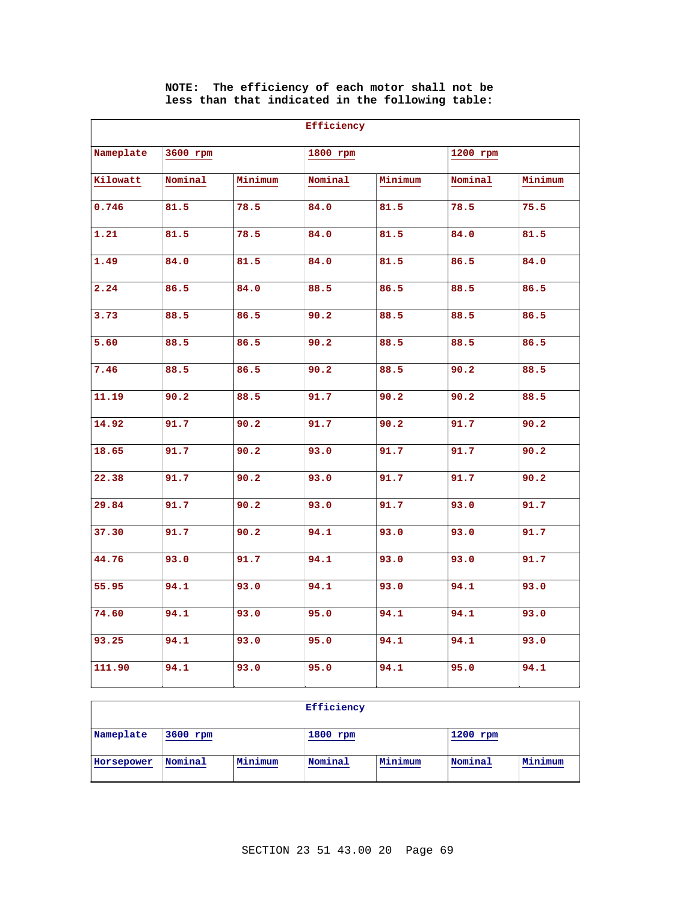NOTE: The efficiency of each motor shall not be less than that indicated in the following table:

| Efficiency | | | | | | |
|---|---|---|---|---|---|---|
| Nameplate | 3600 rpm | | 1800 rpm | | 1200 rpm | |
| Kilowatt | Nominal | Minimum | Nominal | Minimum | Nominal | Minimum |
| 0.746 | 81.5 | 78.5 | 84.0 | 81.5 | 78.5 | 75.5 |
| 1.21 | 81.5 | 78.5 | 84.0 | 81.5 | 84.0 | 81.5 |
| 1.49 | 84.0 | 81.5 | 84.0 | 81.5 | 86.5 | 84.0 |
| 2.24 | 86.5 | 84.0 | 88.5 | 86.5 | 88.5 | 86.5 |
| 3.73 | 88.5 | 86.5 | 90.2 | 88.5 | 88.5 | 86.5 |
| 5.60 | 88.5 | 86.5 | 90.2 | 88.5 | 88.5 | 86.5 |
| 7.46 | 88.5 | 86.5 | 90.2 | 88.5 | 90.2 | 88.5 |
| 11.19 | 90.2 | 88.5 | 91.7 | 90.2 | 90.2 | 88.5 |
| 14.92 | 91.7 | 90.2 | 91.7 | 90.2 | 91.7 | 90.2 |
| 18.65 | 91.7 | 90.2 | 93.0 | 91.7 | 91.7 | 90.2 |
| 22.38 | 91.7 | 90.2 | 93.0 | 91.7 | 91.7 | 90.2 |
| 29.84 | 91.7 | 90.2 | 93.0 | 91.7 | 93.0 | 91.7 |
| 37.30 | 91.7 | 90.2 | 94.1 | 93.0 | 93.0 | 91.7 |
| 44.76 | 93.0 | 91.7 | 94.1 | 93.0 | 93.0 | 91.7 |
| 55.95 | 94.1 | 93.0 | 94.1 | 93.0 | 94.1 | 93.0 |
| 74.60 | 94.1 | 93.0 | 95.0 | 94.1 | 94.1 | 93.0 |
| 93.25 | 94.1 | 93.0 | 95.0 | 94.1 | 94.1 | 93.0 |
| 111.90 | 94.1 | 93.0 | 95.0 | 94.1 | 95.0 | 94.1 |

| Efficiency | | | | | | |
|---|---|---|---|---|---|---|
| Nameplate | 3600 rpm | | 1800 rpm | | 1200 rpm | |
| Horsepower | Nominal | Minimum | Nominal | Minimum | Nominal | Minimum |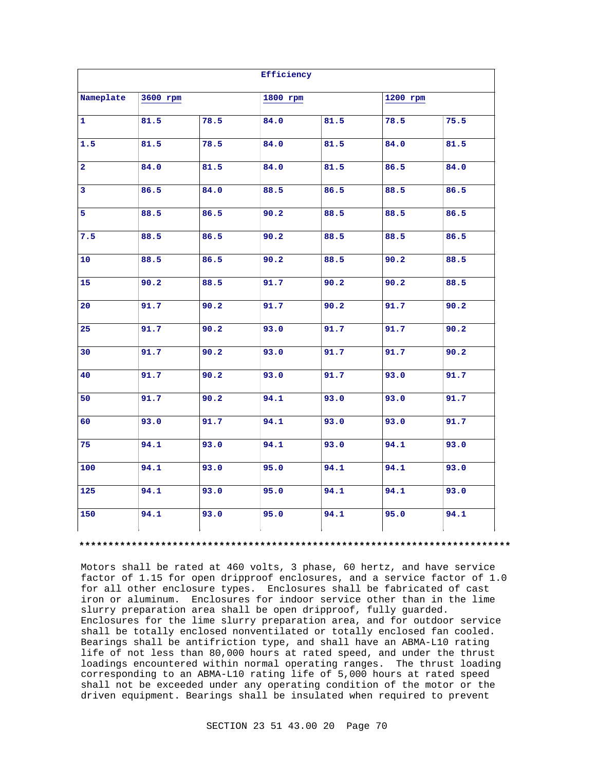| Efficiency | | | | | | |
|---|---|---|---|---|---|---|
| Nameplate | 3600 rpm | | 1800 rpm | | 1200 rpm | |
| 1 | 81.5 | 78.5 | 84.0 | 81.5 | 78.5 | 75.5 |
| 1.5 | 81.5 | 78.5 | 84.0 | 81.5 | 84.0 | 81.5 |
| 2 | 84.0 | 81.5 | 84.0 | 81.5 | 86.5 | 84.0 |
| 3 | 86.5 | 84.0 | 88.5 | 86.5 | 88.5 | 86.5 |
| 5 | 88.5 | 86.5 | 90.2 | 88.5 | 88.5 | 86.5 |
| 7.5 | 88.5 | 86.5 | 90.2 | 88.5 | 88.5 | 86.5 |
| 10 | 88.5 | 86.5 | 90.2 | 88.5 | 90.2 | 88.5 |
| 15 | 90.2 | 88.5 | 91.7 | 90.2 | 90.2 | 88.5 |
| 20 | 91.7 | 90.2 | 91.7 | 90.2 | 91.7 | 90.2 |
| 25 | 91.7 | 90.2 | 93.0 | 91.7 | 91.7 | 90.2 |
| 30 | 91.7 | 90.2 | 93.0 | 91.7 | 91.7 | 90.2 |
| 40 | 91.7 | 90.2 | 93.0 | 91.7 | 93.0 | 91.7 |
| 50 | 91.7 | 90.2 | 94.1 | 93.0 | 93.0 | 91.7 |
| 60 | 93.0 | 91.7 | 94.1 | 93.0 | 93.0 | 91.7 |
| 75 | 94.1 | 93.0 | 94.1 | 93.0 | 94.1 | 93.0 |
| 100 | 94.1 | 93.0 | 95.0 | 94.1 | 94.1 | 93.0 |
| 125 | 94.1 | 93.0 | 95.0 | 94.1 | 94.1 | 93.0 |
| 150 | 94.1 | 93.0 | 95.0 | 94.1 | 95.0 | 94.1 |

**************************************************************************

Motors shall be rated at 460 volts, 3 phase, 60 hertz, and have service factor of 1.15 for open dripproof enclosures, and a service factor of 1.0 for all other enclosure types. Enclosures shall be fabricated of cast iron or aluminum. Enclosures for indoor service other than in the lime slurry preparation area shall be open dripproof, fully guarded. Enclosures for the lime slurry preparation area, and for outdoor service shall be totally enclosed nonventilated or totally enclosed fan cooled. Bearings shall be antifriction type, and shall have an ABMA-L10 rating life of not less than 80,000 hours at rated speed, and under the thrust loadings encountered within normal operating ranges. The thrust loading corresponding to an ABMA-L10 rating life of 5,000 hours at rated speed shall not be exceeded under any operating condition of the motor or the driven equipment. Bearings shall be insulated when required to prevent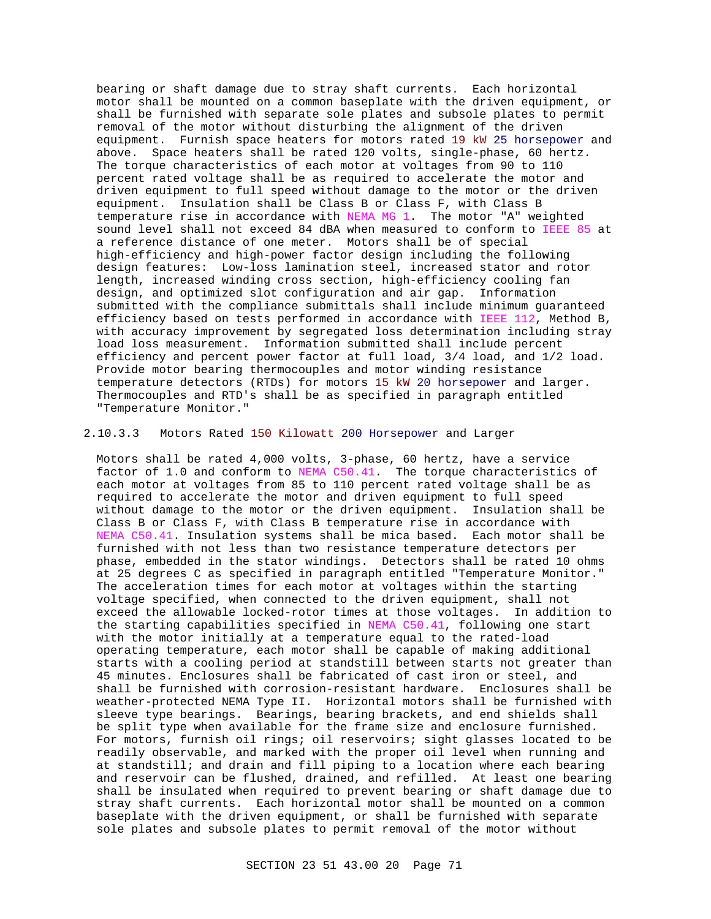bearing or shaft damage due to stray shaft currents. Each horizontal motor shall be mounted on a common baseplate with the driven equipment, or shall be furnished with separate sole plates and subsole plates to permit removal of the motor without disturbing the alignment of the driven equipment. Furnish space heaters for motors rated 19 kW 25 horsepower and above. Space heaters shall be rated 120 volts, single-phase, 60 hertz. The torque characteristics of each motor at voltages from 90 to 110 percent rated voltage shall be as required to accelerate the motor and driven equipment to full speed without damage to the motor or the driven equipment. Insulation shall be Class B or Class F, with Class B temperature rise in accordance with NEMA MG 1. The motor "A" weighted sound level shall not exceed 84 dBA when measured to conform to IEEE 85 at a reference distance of one meter. Motors shall be of special high-efficiency and high-power factor design including the following design features: Low-loss lamination steel, increased stator and rotor length, increased winding cross section, high-efficiency cooling fan design, and optimized slot configuration and air gap. Information submitted with the compliance submittals shall include minimum guaranteed efficiency based on tests performed in accordance with IEEE 112, Method B, with accuracy improvement by segregated loss determination including stray load loss measurement. Information submitted shall include percent efficiency and percent power factor at full load, 3/4 load, and 1/2 load. Provide motor bearing thermocouples and motor winding resistance temperature detectors (RTDs) for motors 15 kW 20 horsepower and larger. Thermocouples and RTD's shall be as specified in paragraph entitled "Temperature Monitor."

#### 2.10.3.3 Motors Rated 150 Kilowatt 200 Horsepower and Larger

Motors shall be rated 4,000 volts, 3-phase, 60 hertz, have a service factor of 1.0 and conform to NEMA C50.41. The torque characteristics of each motor at voltages from 85 to 110 percent rated voltage shall be as required to accelerate the motor and driven equipment to full speed without damage to the motor or the driven equipment. Insulation shall be Class B or Class F, with Class B temperature rise in accordance with NEMA C50.41. Insulation systems shall be mica based. Each motor shall be furnished with not less than two resistance temperature detectors per phase, embedded in the stator windings. Detectors shall be rated 10 ohms at 25 degrees C as specified in paragraph entitled "Temperature Monitor." The acceleration times for each motor at voltages within the starting voltage specified, when connected to the driven equipment, shall not exceed the allowable locked-rotor times at those voltages. In addition to the starting capabilities specified in NEMA C50.41, following one start with the motor initially at a temperature equal to the rated-load operating temperature, each motor shall be capable of making additional starts with a cooling period at standstill between starts not greater than 45 minutes. Enclosures shall be fabricated of cast iron or steel, and shall be furnished with corrosion-resistant hardware. Enclosures shall be weather-protected NEMA Type II. Horizontal motors shall be furnished with sleeve type bearings. Bearings, bearing brackets, and end shields shall be split type when available for the frame size and enclosure furnished. For motors, furnish oil rings; oil reservoirs; sight glasses located to be readily observable, and marked with the proper oil level when running and at standstill; and drain and fill piping to a location where each bearing and reservoir can be flushed, drained, and refilled. At least one bearing shall be insulated when required to prevent bearing or shaft damage due to stray shaft currents. Each horizontal motor shall be mounted on a common baseplate with the driven equipment, or shall be furnished with separate sole plates and subsole plates to permit removal of the motor without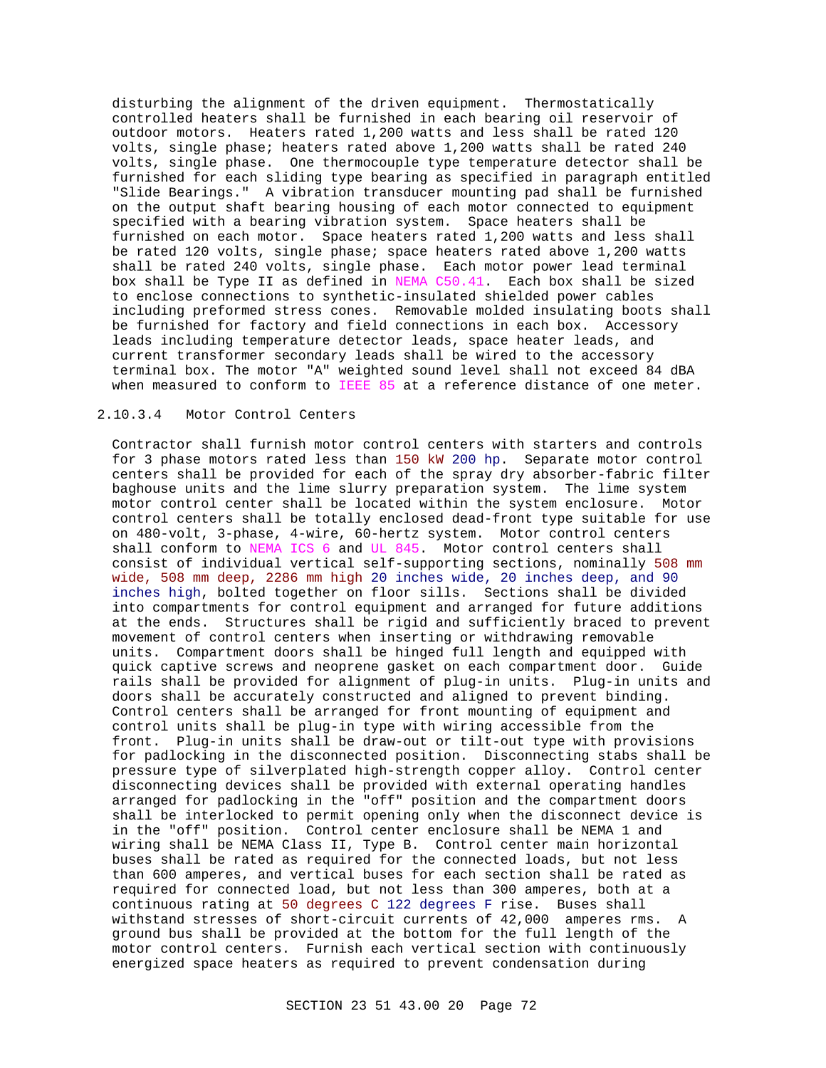disturbing the alignment of the driven equipment. Thermostatically controlled heaters shall be furnished in each bearing oil reservoir of outdoor motors. Heaters rated 1,200 watts and less shall be rated 120 volts, single phase; heaters rated above 1,200 watts shall be rated 240 volts, single phase. One thermocouple type temperature detector shall be furnished for each sliding type bearing as specified in paragraph entitled "Slide Bearings." A vibration transducer mounting pad shall be furnished on the output shaft bearing housing of each motor connected to equipment specified with a bearing vibration system. Space heaters shall be furnished on each motor. Space heaters rated 1,200 watts and less shall be rated 120 volts, single phase; space heaters rated above 1,200 watts shall be rated 240 volts, single phase. Each motor power lead terminal box shall be Type II as defined in NEMA C50.41. Each box shall be sized to enclose connections to synthetic-insulated shielded power cables including preformed stress cones. Removable molded insulating boots shall be furnished for factory and field connections in each box. Accessory leads including temperature detector leads, space heater leads, and current transformer secondary leads shall be wired to the accessory terminal box. The motor "A" weighted sound level shall not exceed 84 dBA when measured to conform to IEEE 85 at a reference distance of one meter.

#### 2.10.3.4 Motor Control Centers

Contractor shall furnish motor control centers with starters and controls for 3 phase motors rated less than 150 kW 200 hp. Separate motor control centers shall be provided for each of the spray dry absorber-fabric filter baghouse units and the lime slurry preparation system. The lime system motor control center shall be located within the system enclosure. Motor control centers shall be totally enclosed dead-front type suitable for use on 480-volt, 3-phase, 4-wire, 60-hertz system. Motor control centers shall conform to NEMA ICS 6 and UL 845. Motor control centers shall consist of individual vertical self-supporting sections, nominally 508 mm wide, 508 mm deep, 2286 mm high 20 inches wide, 20 inches deep, and 90 inches high, bolted together on floor sills. Sections shall be divided into compartments for control equipment and arranged for future additions at the ends. Structures shall be rigid and sufficiently braced to prevent movement of control centers when inserting or withdrawing removable units. Compartment doors shall be hinged full length and equipped with quick captive screws and neoprene gasket on each compartment door. Guide rails shall be provided for alignment of plug-in units. Plug-in units and doors shall be accurately constructed and aligned to prevent binding. Control centers shall be arranged for front mounting of equipment and control units shall be plug-in type with wiring accessible from the front. Plug-in units shall be draw-out or tilt-out type with provisions for padlocking in the disconnected position. Disconnecting stabs shall be pressure type of silverplated high-strength copper alloy. Control center disconnecting devices shall be provided with external operating handles arranged for padlocking in the "off" position and the compartment doors shall be interlocked to permit opening only when the disconnect device is in the "off" position. Control center enclosure shall be NEMA 1 and wiring shall be NEMA Class II, Type B. Control center main horizontal buses shall be rated as required for the connected loads, but not less than 600 amperes, and vertical buses for each section shall be rated as required for connected load, but not less than 300 amperes, both at a continuous rating at 50 degrees C 122 degrees F rise. Buses shall withstand stresses of short-circuit currents of 42,000 amperes rms. A ground bus shall be provided at the bottom for the full length of the motor control centers. Furnish each vertical section with continuously energized space heaters as required to prevent condensation during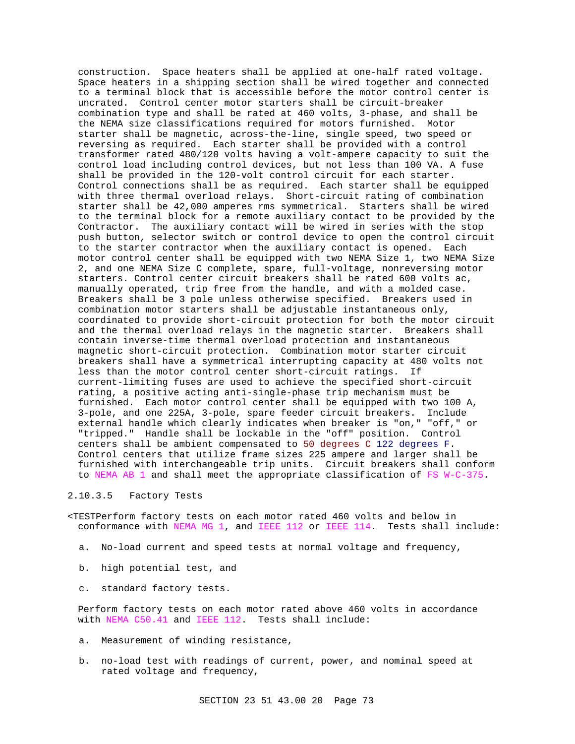construction. Space heaters shall be applied at one-half rated voltage. Space heaters in a shipping section shall be wired together and connected to a terminal block that is accessible before the motor control center is uncrated. Control center motor starters shall be circuit-breaker combination type and shall be rated at 460 volts, 3-phase, and shall be the NEMA size classifications required for motors furnished. Motor starter shall be magnetic, across-the-line, single speed, two speed or reversing as required. Each starter shall be provided with a control transformer rated 480/120 volts having a volt-ampere capacity to suit the control load including control devices, but not less than 100 VA. A fuse shall be provided in the 120-volt control circuit for each starter. Control connections shall be as required. Each starter shall be equipped with three thermal overload relays. Short-circuit rating of combination starter shall be 42,000 amperes rms symmetrical. Starters shall be wired to the terminal block for a remote auxiliary contact to be provided by the Contractor. The auxiliary contact will be wired in series with the stop push button, selector switch or control device to open the control circuit to the starter contractor when the auxiliary contact is opened. Each motor control center shall be equipped with two NEMA Size 1, two NEMA Size 2, and one NEMA Size C complete, spare, full-voltage, nonreversing motor starters. Control center circuit breakers shall be rated 600 volts ac, manually operated, trip free from the handle, and with a molded case. Breakers shall be 3 pole unless otherwise specified. Breakers used in combination motor starters shall be adjustable instantaneous only, coordinated to provide short-circuit protection for both the motor circuit and the thermal overload relays in the magnetic starter. Breakers shall contain inverse-time thermal overload protection and instantaneous magnetic short-circuit protection. Combination motor starter circuit breakers shall have a symmetrical interrupting capacity at 480 volts not less than the motor control center short-circuit ratings. If current-limiting fuses are used to achieve the specified short-circuit rating, a positive acting anti-single-phase trip mechanism must be furnished. Each motor control center shall be equipped with two 100 A, 3-pole, and one 225A, 3-pole, spare feeder circuit breakers. Include external handle which clearly indicates when breaker is "on," "off," or "tripped." Handle shall be lockable in the "off" position. Control centers shall be ambient compensated to 50 degrees C 122 degrees F. Control centers that utilize frame sizes 225 ampere and larger shall be furnished with interchangeable trip units. Circuit breakers shall conform to NEMA AB 1 and shall meet the appropriate classification of FS W-C-375.

#### 2.10.3.5 Factory Tests

<TESTPerform factory tests on each motor rated 460 volts and below in conformance with NEMA MG 1, and IEEE 112 or IEEE 114. Tests shall include:

a. No-load current and speed tests at normal voltage and frequency,

b. high potential test, and

c. standard factory tests.

Perform factory tests on each motor rated above 460 volts in accordance with NEMA C50.41 and IEEE 112. Tests shall include:

a. Measurement of winding resistance,

b. no-load test with readings of current, power, and nominal speed at rated voltage and frequency,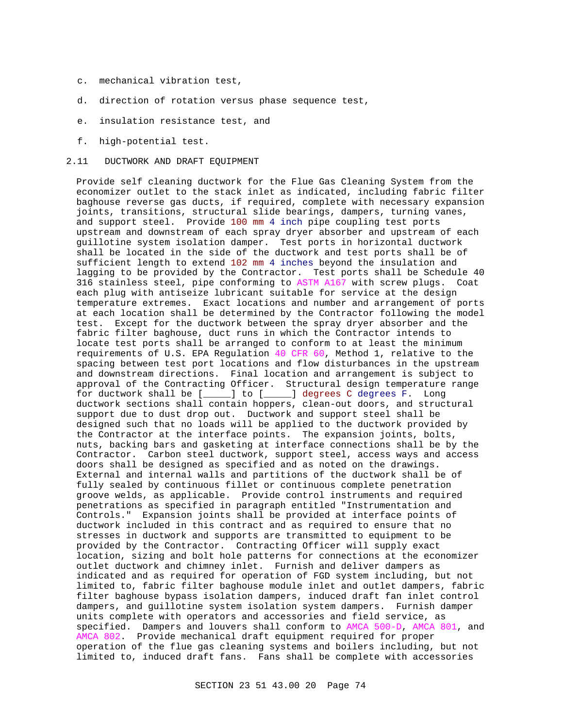c. mechanical vibration test,

d. direction of rotation versus phase sequence test,

e. insulation resistance test, and

f. high-potential test.

## 2.11 DUCTWORK AND DRAFT EQUIPMENT

Provide self cleaning ductwork for the Flue Gas Cleaning System from the economizer outlet to the stack inlet as indicated, including fabric filter baghouse reverse gas ducts, if required, complete with necessary expansion joints, transitions, structural slide bearings, dampers, turning vanes, and support steel. Provide 100 mm 4 inch pipe coupling test ports upstream and downstream of each spray dryer absorber and upstream of each guillotine system isolation damper. Test ports in horizontal ductwork shall be located in the side of the ductwork and test ports shall be of sufficient length to extend 102 mm 4 inches beyond the insulation and lagging to be provided by the Contractor. Test ports shall be Schedule 40 316 stainless steel, pipe conforming to ASTM A167 with screw plugs. Coat each plug with antiseize lubricant suitable for service at the design temperature extremes. Exact locations and number and arrangement of ports at each location shall be determined by the Contractor following the model test. Except for the ductwork between the spray dryer absorber and the fabric filter baghouse, duct runs in which the Contractor intends to locate test ports shall be arranged to conform to at least the minimum requirements of U.S. EPA Regulation 40 CFR 60, Method 1, relative to the spacing between test port locations and flow disturbances in the upstream and downstream directions. Final location and arrangement is subject to approval of the Contracting Officer. Structural design temperature range for ductwork shall be [_____] to [_____] degrees C degrees F. Long ductwork sections shall contain hoppers, clean-out doors, and structural support due to dust drop out. Ductwork and support steel shall be designed such that no loads will be applied to the ductwork provided by the Contractor at the interface points. The expansion joints, bolts, nuts, backing bars and gasketing at interface connections shall be by the Contractor. Carbon steel ductwork, support steel, access ways and access doors shall be designed as specified and as noted on the drawings. External and internal walls and partitions of the ductwork shall be of fully sealed by continuous fillet or continuous complete penetration groove welds, as applicable. Provide control instruments and required penetrations as specified in paragraph entitled "Instrumentation and Controls." Expansion joints shall be provided at interface points of ductwork included in this contract and as required to ensure that no stresses in ductwork and supports are transmitted to equipment to be provided by the Contractor. Contracting Officer will supply exact location, sizing and bolt hole patterns for connections at the economizer outlet ductwork and chimney inlet. Furnish and deliver dampers as indicated and as required for operation of FGD system including, but not limited to, fabric filter baghouse module inlet and outlet dampers, fabric filter baghouse bypass isolation dampers, induced draft fan inlet control dampers, and guillotine system isolation system dampers. Furnish damper units complete with operators and accessories and field service, as specified. Dampers and louvers shall conform to AMCA 500-D, AMCA 801, and AMCA 802. Provide mechanical draft equipment required for proper operation of the flue gas cleaning systems and boilers including, but not limited to, induced draft fans. Fans shall be complete with accessories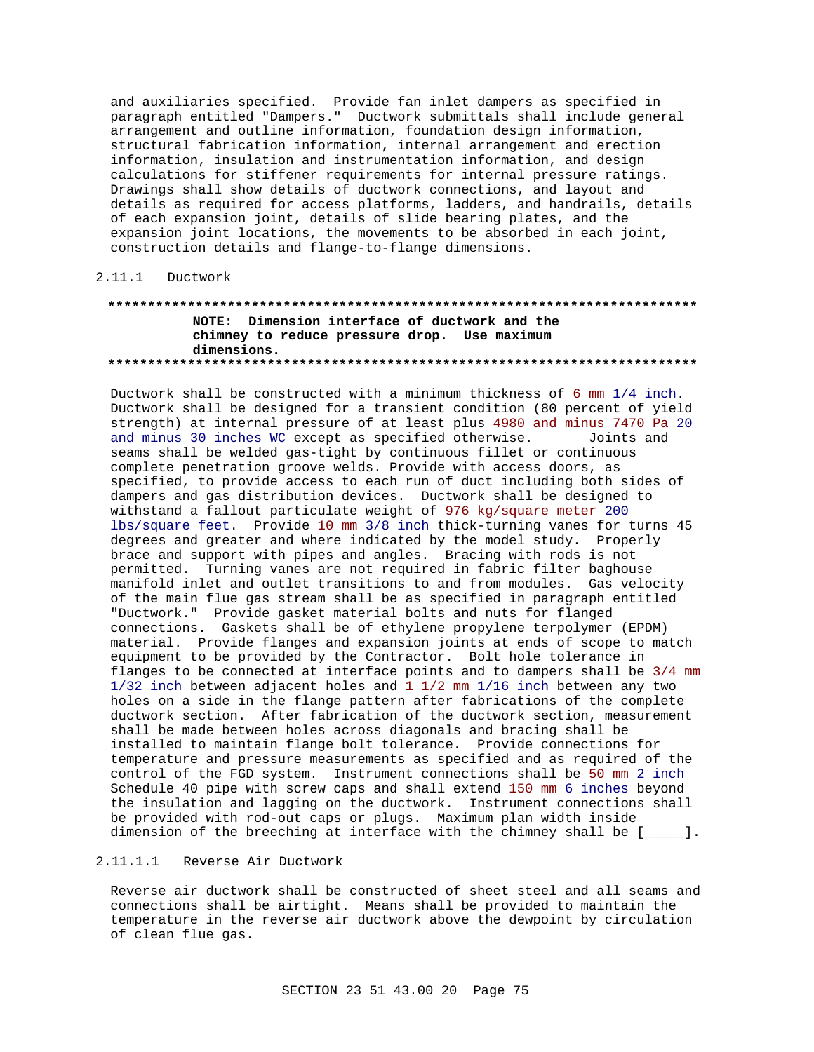and auxiliaries specified. Provide fan inlet dampers as specified in paragraph entitled "Dampers." Ductwork submittals shall include general arrangement and outline information, foundation design information, structural fabrication information, internal arrangement and erection information, insulation and instrumentation information, and design calculations for stiffener requirements for internal pressure ratings. Drawings shall show details of ductwork connections, and layout and details as required for access platforms, ladders, and handrails, details of each expansion joint, details of slide bearing plates, and the expansion joint locations, the movements to be absorbed in each joint, construction details and flange-to-flange dimensions.

### 2.11.1 Ductwork

**************************************************************************

**NOTE: Dimension interface of ductwork and the chimney to reduce pressure drop. Use maximum dimensions.**

**************************************************************************

Ductwork shall be constructed with a minimum thickness of 6 mm 1/4 inch. Ductwork shall be designed for a transient condition (80 percent of yield strength) at internal pressure of at least plus 4980 and minus 7470 Pa 20 and minus 30 inches WC except as specified otherwise. Joints and seams shall be welded gas-tight by continuous fillet or continuous complete penetration groove welds. Provide with access doors, as specified, to provide access to each run of duct including both sides of dampers and gas distribution devices. Ductwork shall be designed to withstand a fallout particulate weight of 976 kg/square meter 200 lbs/square feet. Provide 10 mm 3/8 inch thick-turning vanes for turns 45 degrees and greater and where indicated by the model study. Properly brace and support with pipes and angles. Bracing with rods is not permitted. Turning vanes are not required in fabric filter baghouse manifold inlet and outlet transitions to and from modules. Gas velocity of the main flue gas stream shall be as specified in paragraph entitled "Ductwork." Provide gasket material bolts and nuts for flanged connections. Gaskets shall be of ethylene propylene terpolymer (EPDM) material. Provide flanges and expansion joints at ends of scope to match equipment to be provided by the Contractor. Bolt hole tolerance in flanges to be connected at interface points and to dampers shall be 3/4 mm 1/32 inch between adjacent holes and 1 1/2 mm 1/16 inch between any two holes on a side in the flange pattern after fabrications of the complete ductwork section. After fabrication of the ductwork section, measurement shall be made between holes across diagonals and bracing shall be installed to maintain flange bolt tolerance. Provide connections for temperature and pressure measurements as specified and as required of the control of the FGD system. Instrument connections shall be 50 mm 2 inch Schedule 40 pipe with screw caps and shall extend 150 mm 6 inches beyond the insulation and lagging on the ductwork. Instrument connections shall be provided with rod-out caps or plugs. Maximum plan width inside dimension of the breeching at interface with the chimney shall be [_____].

#### 2.11.1.1 Reverse Air Ductwork

Reverse air ductwork shall be constructed of sheet steel and all seams and connections shall be airtight. Means shall be provided to maintain the temperature in the reverse air ductwork above the dewpoint by circulation of clean flue gas.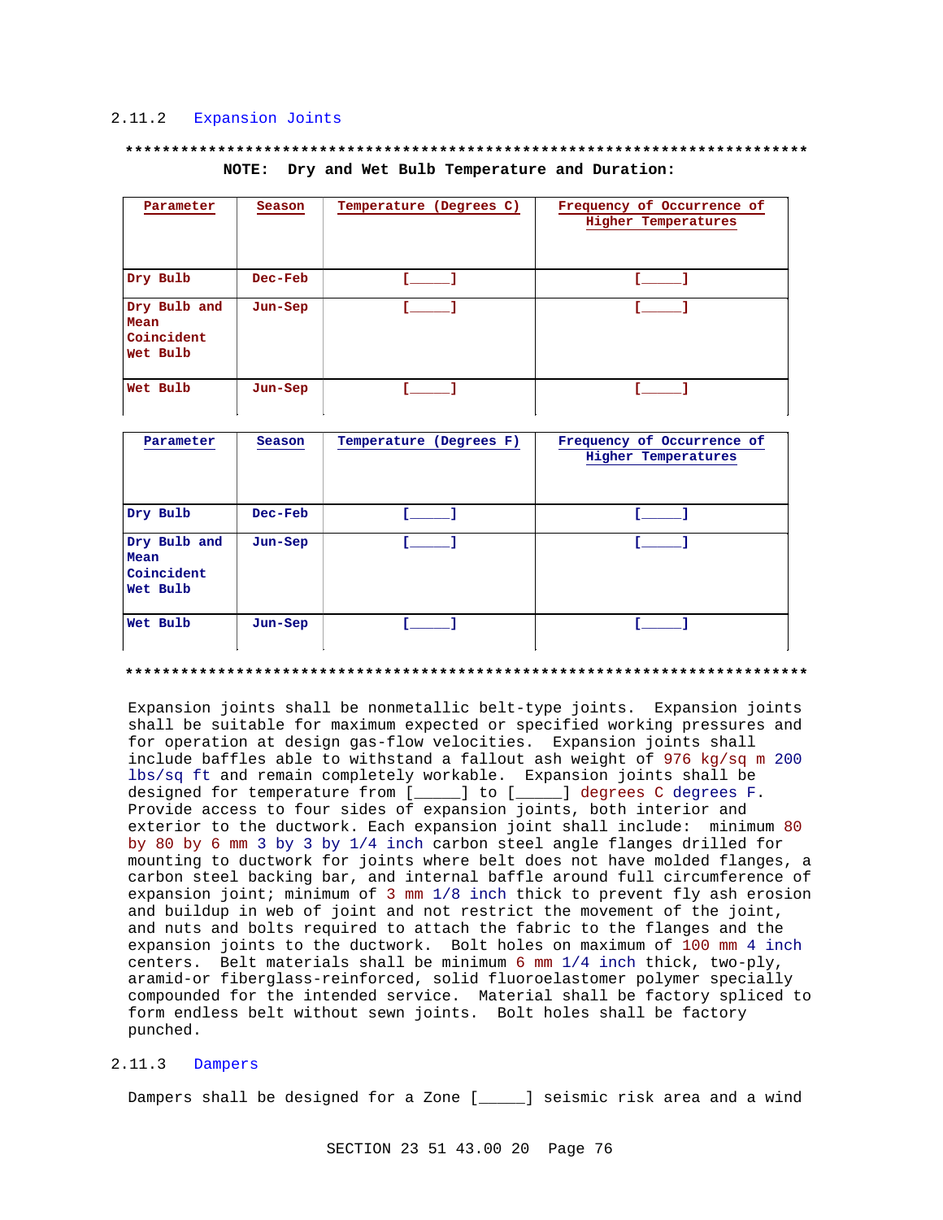### 2.11.2 Expansion Joints

**************************************************************************

**NOTE: Dry and Wet Bulb Temperature and Duration:**

| Parameter | Season | Temperature (Degrees C) | Frequency of Occurrence of Higher Temperatures |
|---|---|---|---|
| Dry Bulb | Dec-Feb | [_____] | [_____] |
| Dry Bulb and Mean Coincident Wet Bulb | Jun-Sep | [_____] | [_____] |
| Wet Bulb | Jun-Sep | [_____] | [_____] |

| Parameter | Season | Temperature (Degrees F) | Frequency of Occurrence of Higher Temperatures |
|---|---|---|---|
| Dry Bulb | Dec-Feb | [_____] | [_____] |
| Dry Bulb and Mean Coincident Wet Bulb | Jun-Sep | [_____] | [_____] |
| Wet Bulb | Jun-Sep | [_____] | [_____] |

**************************************************************************

Expansion joints shall be nonmetallic belt-type joints. Expansion joints shall be suitable for maximum expected or specified working pressures and for operation at design gas-flow velocities. Expansion joints shall include baffles able to withstand a fallout ash weight of 976 kg/sq m 200 lbs/sq ft and remain completely workable. Expansion joints shall be designed for temperature from [_____] to [_____] degrees C degrees F. Provide access to four sides of expansion joints, both interior and exterior to the ductwork. Each expansion joint shall include: minimum 80 by 80 by 6 mm 3 by 3 by 1/4 inch carbon steel angle flanges drilled for mounting to ductwork for joints where belt does not have molded flanges, a carbon steel backing bar, and internal baffle around full circumference of expansion joint; minimum of 3 mm 1/8 inch thick to prevent fly ash erosion and buildup in web of joint and not restrict the movement of the joint, and nuts and bolts required to attach the fabric to the flanges and the expansion joints to the ductwork. Bolt holes on maximum of 100 mm 4 inch centers. Belt materials shall be minimum 6 mm 1/4 inch thick, two-ply, aramid-or fiberglass-reinforced, solid fluoroelastomer polymer specially compounded for the intended service. Material shall be factory spliced to form endless belt without sewn joints. Bolt holes shall be factory punched.

### 2.11.3 Dampers

Dampers shall be designed for a Zone [_____] seismic risk area and a wind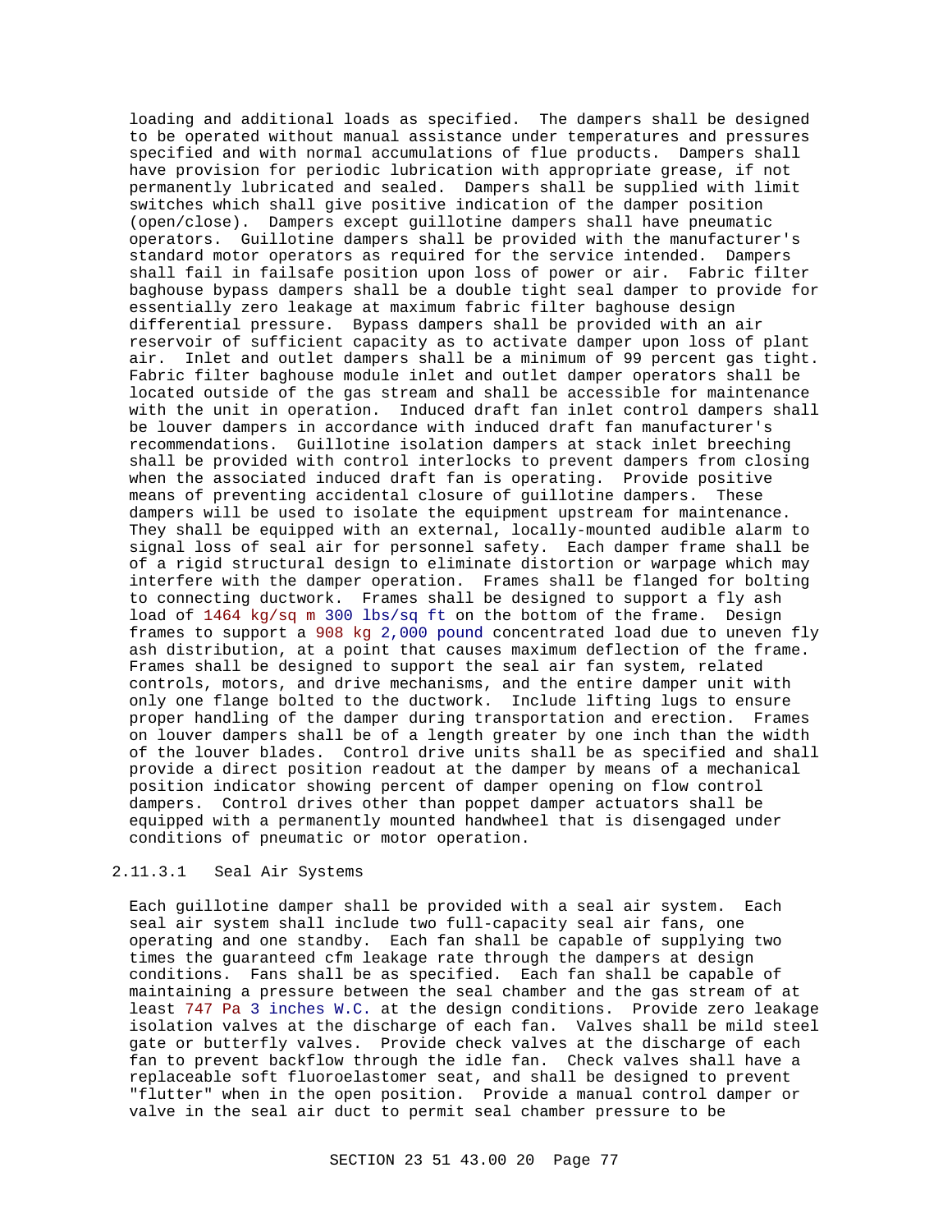loading and additional loads as specified. The dampers shall be designed to be operated without manual assistance under temperatures and pressures specified and with normal accumulations of flue products. Dampers shall have provision for periodic lubrication with appropriate grease, if not permanently lubricated and sealed. Dampers shall be supplied with limit switches which shall give positive indication of the damper position (open/close). Dampers except guillotine dampers shall have pneumatic operators. Guillotine dampers shall be provided with the manufacturer's standard motor operators as required for the service intended. Dampers shall fail in failsafe position upon loss of power or air. Fabric filter baghouse bypass dampers shall be a double tight seal damper to provide for essentially zero leakage at maximum fabric filter baghouse design differential pressure. Bypass dampers shall be provided with an air reservoir of sufficient capacity as to activate damper upon loss of plant air. Inlet and outlet dampers shall be a minimum of 99 percent gas tight. Fabric filter baghouse module inlet and outlet damper operators shall be located outside of the gas stream and shall be accessible for maintenance with the unit in operation. Induced draft fan inlet control dampers shall be louver dampers in accordance with induced draft fan manufacturer's recommendations. Guillotine isolation dampers at stack inlet breeching shall be provided with control interlocks to prevent dampers from closing when the associated induced draft fan is operating. Provide positive means of preventing accidental closure of guillotine dampers. These dampers will be used to isolate the equipment upstream for maintenance. They shall be equipped with an external, locally-mounted audible alarm to signal loss of seal air for personnel safety. Each damper frame shall be of a rigid structural design to eliminate distortion or warpage which may interfere with the damper operation. Frames shall be flanged for bolting to connecting ductwork. Frames shall be designed to support a fly ash load of 1464 kg/sq m 300 lbs/sq ft on the bottom of the frame. Design frames to support a 908 kg 2,000 pound concentrated load due to uneven fly ash distribution, at a point that causes maximum deflection of the frame. Frames shall be designed to support the seal air fan system, related controls, motors, and drive mechanisms, and the entire damper unit with only one flange bolted to the ductwork. Include lifting lugs to ensure proper handling of the damper during transportation and erection. Frames on louver dampers shall be of a length greater by one inch than the width of the louver blades. Control drive units shall be as specified and shall provide a direct position readout at the damper by means of a mechanical position indicator showing percent of damper opening on flow control dampers. Control drives other than poppet damper actuators shall be equipped with a permanently mounted handwheel that is disengaged under conditions of pneumatic or motor operation.

#### 2.11.3.1 Seal Air Systems

Each guillotine damper shall be provided with a seal air system. Each seal air system shall include two full-capacity seal air fans, one operating and one standby. Each fan shall be capable of supplying two times the guaranteed cfm leakage rate through the dampers at design conditions. Fans shall be as specified. Each fan shall be capable of maintaining a pressure between the seal chamber and the gas stream of at least 747 Pa 3 inches W.C. at the design conditions. Provide zero leakage isolation valves at the discharge of each fan. Valves shall be mild steel gate or butterfly valves. Provide check valves at the discharge of each fan to prevent backflow through the idle fan. Check valves shall have a replaceable soft fluoroelastomer seat, and shall be designed to prevent "flutter" when in the open position. Provide a manual control damper or valve in the seal air duct to permit seal chamber pressure to be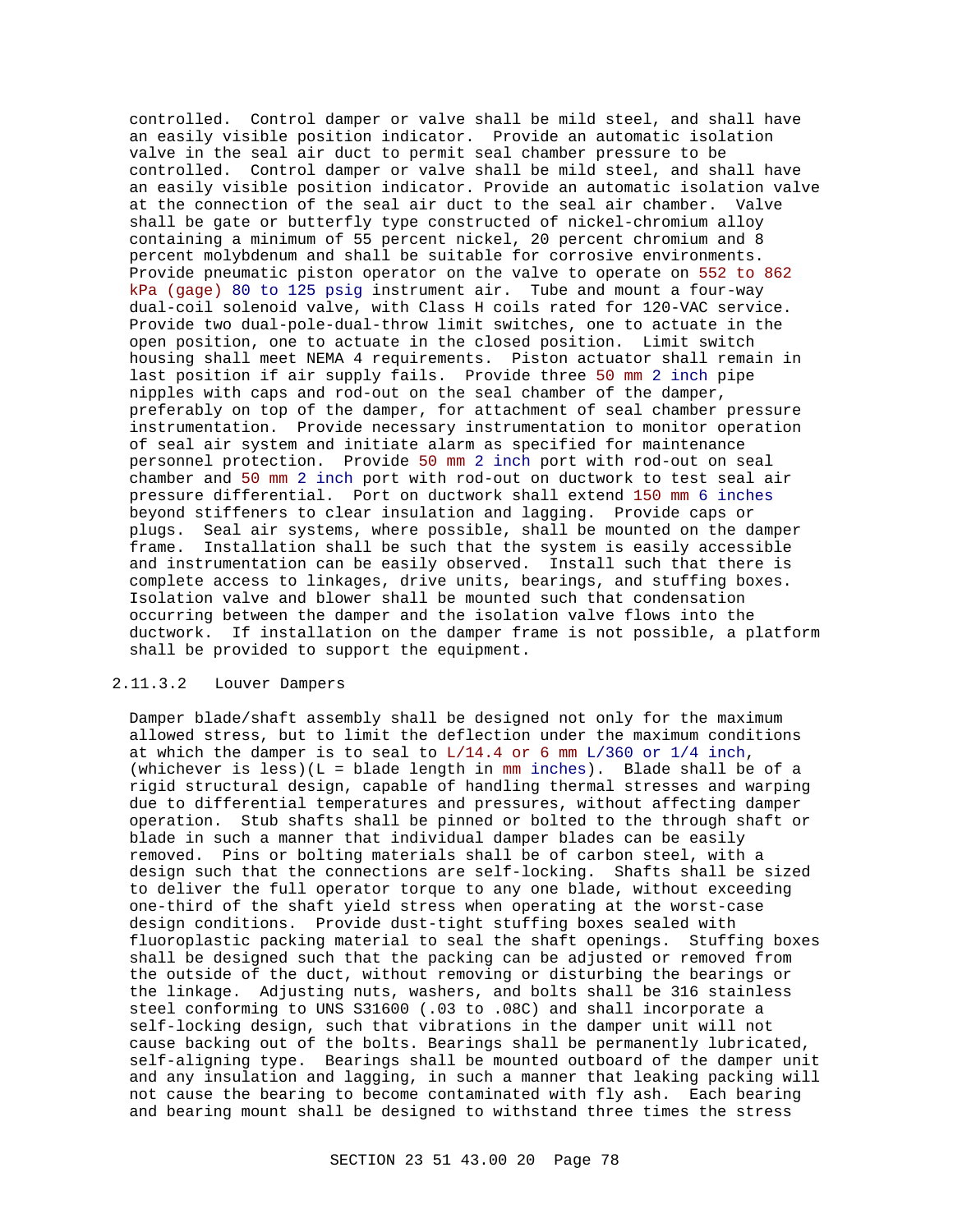controlled. Control damper or valve shall be mild steel, and shall have an easily visible position indicator. Provide an automatic isolation valve in the seal air duct to permit seal chamber pressure to be controlled. Control damper or valve shall be mild steel, and shall have an easily visible position indicator. Provide an automatic isolation valve at the connection of the seal air duct to the seal air chamber. Valve shall be gate or butterfly type constructed of nickel-chromium alloy containing a minimum of 55 percent nickel, 20 percent chromium and 8 percent molybdenum and shall be suitable for corrosive environments. Provide pneumatic piston operator on the valve to operate on 552 to 862 kPa (gage) 80 to 125 psig instrument air. Tube and mount a four-way dual-coil solenoid valve, with Class H coils rated for 120-VAC service. Provide two dual-pole-dual-throw limit switches, one to actuate in the open position, one to actuate in the closed position. Limit switch housing shall meet NEMA 4 requirements. Piston actuator shall remain in last position if air supply fails. Provide three 50 mm 2 inch pipe nipples with caps and rod-out on the seal chamber of the damper, preferably on top of the damper, for attachment of seal chamber pressure instrumentation. Provide necessary instrumentation to monitor operation of seal air system and initiate alarm as specified for maintenance personnel protection. Provide 50 mm 2 inch port with rod-out on seal chamber and 50 mm 2 inch port with rod-out on ductwork to test seal air pressure differential. Port on ductwork shall extend 150 mm 6 inches beyond stiffeners to clear insulation and lagging. Provide caps or plugs. Seal air systems, where possible, shall be mounted on the damper frame. Installation shall be such that the system is easily accessible and instrumentation can be easily observed. Install such that there is complete access to linkages, drive units, bearings, and stuffing boxes. Isolation valve and blower shall be mounted such that condensation occurring between the damper and the isolation valve flows into the ductwork. If installation on the damper frame is not possible, a platform shall be provided to support the equipment.

#### 2.11.3.2 Louver Dampers

Damper blade/shaft assembly shall be designed not only for the maximum allowed stress, but to limit the deflection under the maximum conditions at which the damper is to seal to L/14.4 or 6 mm L/360 or 1/4 inch, (whichever is less)(L = blade length in mm inches). Blade shall be of a rigid structural design, capable of handling thermal stresses and warping due to differential temperatures and pressures, without affecting damper operation. Stub shafts shall be pinned or bolted to the through shaft or blade in such a manner that individual damper blades can be easily removed. Pins or bolting materials shall be of carbon steel, with a design such that the connections are self-locking. Shafts shall be sized to deliver the full operator torque to any one blade, without exceeding one-third of the shaft yield stress when operating at the worst-case design conditions. Provide dust-tight stuffing boxes sealed with fluoroplastic packing material to seal the shaft openings. Stuffing boxes shall be designed such that the packing can be adjusted or removed from the outside of the duct, without removing or disturbing the bearings or the linkage. Adjusting nuts, washers, and bolts shall be 316 stainless steel conforming to UNS S31600 (.03 to .08C) and shall incorporate a self-locking design, such that vibrations in the damper unit will not cause backing out of the bolts. Bearings shall be permanently lubricated, self-aligning type. Bearings shall be mounted outboard of the damper unit and any insulation and lagging, in such a manner that leaking packing will not cause the bearing to become contaminated with fly ash. Each bearing and bearing mount shall be designed to withstand three times the stress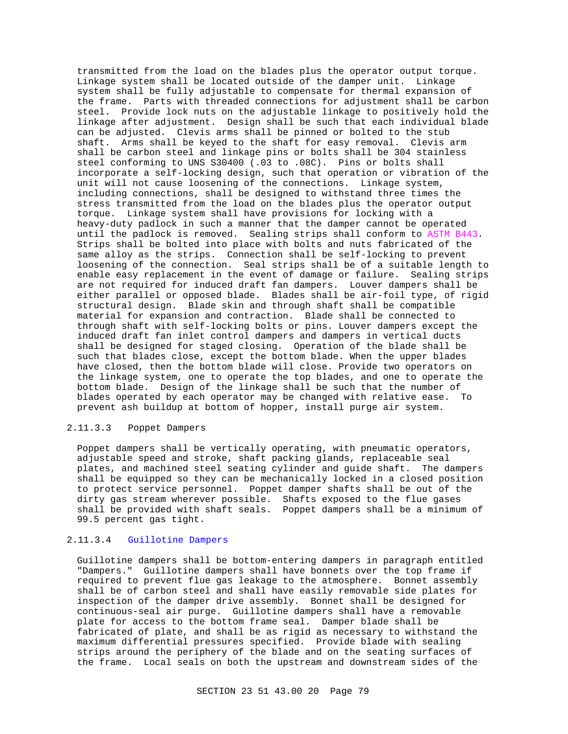transmitted from the load on the blades plus the operator output torque. Linkage system shall be located outside of the damper unit. Linkage system shall be fully adjustable to compensate for thermal expansion of the frame. Parts with threaded connections for adjustment shall be carbon steel. Provide lock nuts on the adjustable linkage to positively hold the linkage after adjustment. Design shall be such that each individual blade can be adjusted. Clevis arms shall be pinned or bolted to the stub shaft. Arms shall be keyed to the shaft for easy removal. Clevis arm shall be carbon steel and linkage pins or bolts shall be 304 stainless steel conforming to UNS S30400 (.03 to .08C). Pins or bolts shall incorporate a self-locking design, such that operation or vibration of the unit will not cause loosening of the connections. Linkage system, including connections, shall be designed to withstand three times the stress transmitted from the load on the blades plus the operator output torque. Linkage system shall have provisions for locking with a heavy-duty padlock in such a manner that the damper cannot be operated until the padlock is removed. Sealing strips shall conform to ASTM B443. Strips shall be bolted into place with bolts and nuts fabricated of the same alloy as the strips. Connection shall be self-locking to prevent loosening of the connection. Seal strips shall be of a suitable length to enable easy replacement in the event of damage or failure. Sealing strips are not required for induced draft fan dampers. Louver dampers shall be either parallel or opposed blade. Blades shall be air-foil type, of rigid structural design. Blade skin and through shaft shall be compatible material for expansion and contraction. Blade shall be connected to through shaft with self-locking bolts or pins. Louver dampers except the induced draft fan inlet control dampers and dampers in vertical ducts shall be designed for staged closing. Operation of the blade shall be such that blades close, except the bottom blade. When the upper blades have closed, then the bottom blade will close. Provide two operators on the linkage system, one to operate the top blades, and one to operate the bottom blade. Design of the linkage shall be such that the number of blades operated by each operator may be changed with relative ease. To prevent ash buildup at bottom of hopper, install purge air system.

#### 2.11.3.3 Poppet Dampers

Poppet dampers shall be vertically operating, with pneumatic operators, adjustable speed and stroke, shaft packing glands, replaceable seal plates, and machined steel seating cylinder and guide shaft. The dampers shall be equipped so they can be mechanically locked in a closed position to protect service personnel. Poppet damper shafts shall be out of the dirty gas stream wherever possible. Shafts exposed to the flue gases shall be provided with shaft seals. Poppet dampers shall be a minimum of 99.5 percent gas tight.

#### 2.11.3.4 Guillotine Dampers

Guillotine dampers shall be bottom-entering dampers in paragraph entitled "Dampers." Guillotine dampers shall have bonnets over the top frame if required to prevent flue gas leakage to the atmosphere. Bonnet assembly shall be of carbon steel and shall have easily removable side plates for inspection of the damper drive assembly. Bonnet shall be designed for continuous-seal air purge. Guillotine dampers shall have a removable plate for access to the bottom frame seal. Damper blade shall be fabricated of plate, and shall be as rigid as necessary to withstand the maximum differential pressures specified. Provide blade with sealing strips around the periphery of the blade and on the seating surfaces of the frame. Local seals on both the upstream and downstream sides of the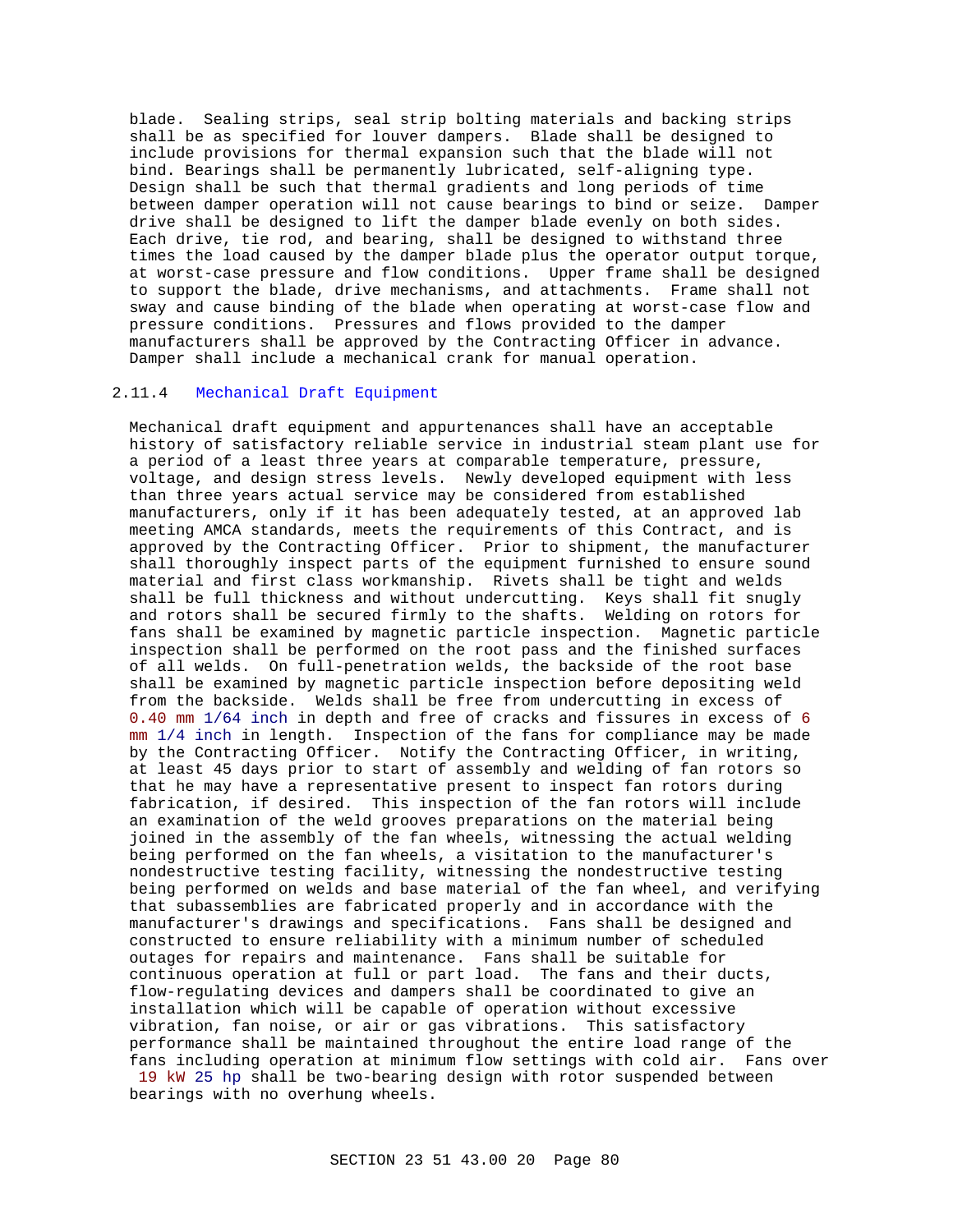blade. Sealing strips, seal strip bolting materials and backing strips shall be as specified for louver dampers. Blade shall be designed to include provisions for thermal expansion such that the blade will not bind. Bearings shall be permanently lubricated, self-aligning type. Design shall be such that thermal gradients and long periods of time between damper operation will not cause bearings to bind or seize. Damper drive shall be designed to lift the damper blade evenly on both sides. Each drive, tie rod, and bearing, shall be designed to withstand three times the load caused by the damper blade plus the operator output torque, at worst-case pressure and flow conditions. Upper frame shall be designed to support the blade, drive mechanisms, and attachments. Frame shall not sway and cause binding of the blade when operating at worst-case flow and pressure conditions. Pressures and flows provided to the damper manufacturers shall be approved by the Contracting Officer in advance. Damper shall include a mechanical crank for manual operation.

### 2.11.4 Mechanical Draft Equipment

Mechanical draft equipment and appurtenances shall have an acceptable history of satisfactory reliable service in industrial steam plant use for a period of a least three years at comparable temperature, pressure, voltage, and design stress levels. Newly developed equipment with less than three years actual service may be considered from established manufacturers, only if it has been adequately tested, at an approved lab meeting AMCA standards, meets the requirements of this Contract, and is approved by the Contracting Officer. Prior to shipment, the manufacturer shall thoroughly inspect parts of the equipment furnished to ensure sound material and first class workmanship. Rivets shall be tight and welds shall be full thickness and without undercutting. Keys shall fit snugly and rotors shall be secured firmly to the shafts. Welding on rotors for fans shall be examined by magnetic particle inspection. Magnetic particle inspection shall be performed on the root pass and the finished surfaces of all welds. On full-penetration welds, the backside of the root base shall be examined by magnetic particle inspection before depositing weld from the backside. Welds shall be free from undercutting in excess of 0.40 mm 1/64 inch in depth and free of cracks and fissures in excess of 6 mm 1/4 inch in length. Inspection of the fans for compliance may be made by the Contracting Officer. Notify the Contracting Officer, in writing, at least 45 days prior to start of assembly and welding of fan rotors so that he may have a representative present to inspect fan rotors during fabrication, if desired. This inspection of the fan rotors will include an examination of the weld grooves preparations on the material being joined in the assembly of the fan wheels, witnessing the actual welding being performed on the fan wheels, a visitation to the manufacturer's nondestructive testing facility, witnessing the nondestructive testing being performed on welds and base material of the fan wheel, and verifying that subassemblies are fabricated properly and in accordance with the manufacturer's drawings and specifications. Fans shall be designed and constructed to ensure reliability with a minimum number of scheduled outages for repairs and maintenance. Fans shall be suitable for continuous operation at full or part load. The fans and their ducts, flow-regulating devices and dampers shall be coordinated to give an installation which will be capable of operation without excessive vibration, fan noise, or air or gas vibrations. This satisfactory performance shall be maintained throughout the entire load range of the fans including operation at minimum flow settings with cold air. Fans over 19 kW 25 hp shall be two-bearing design with rotor suspended between bearings with no overhung wheels.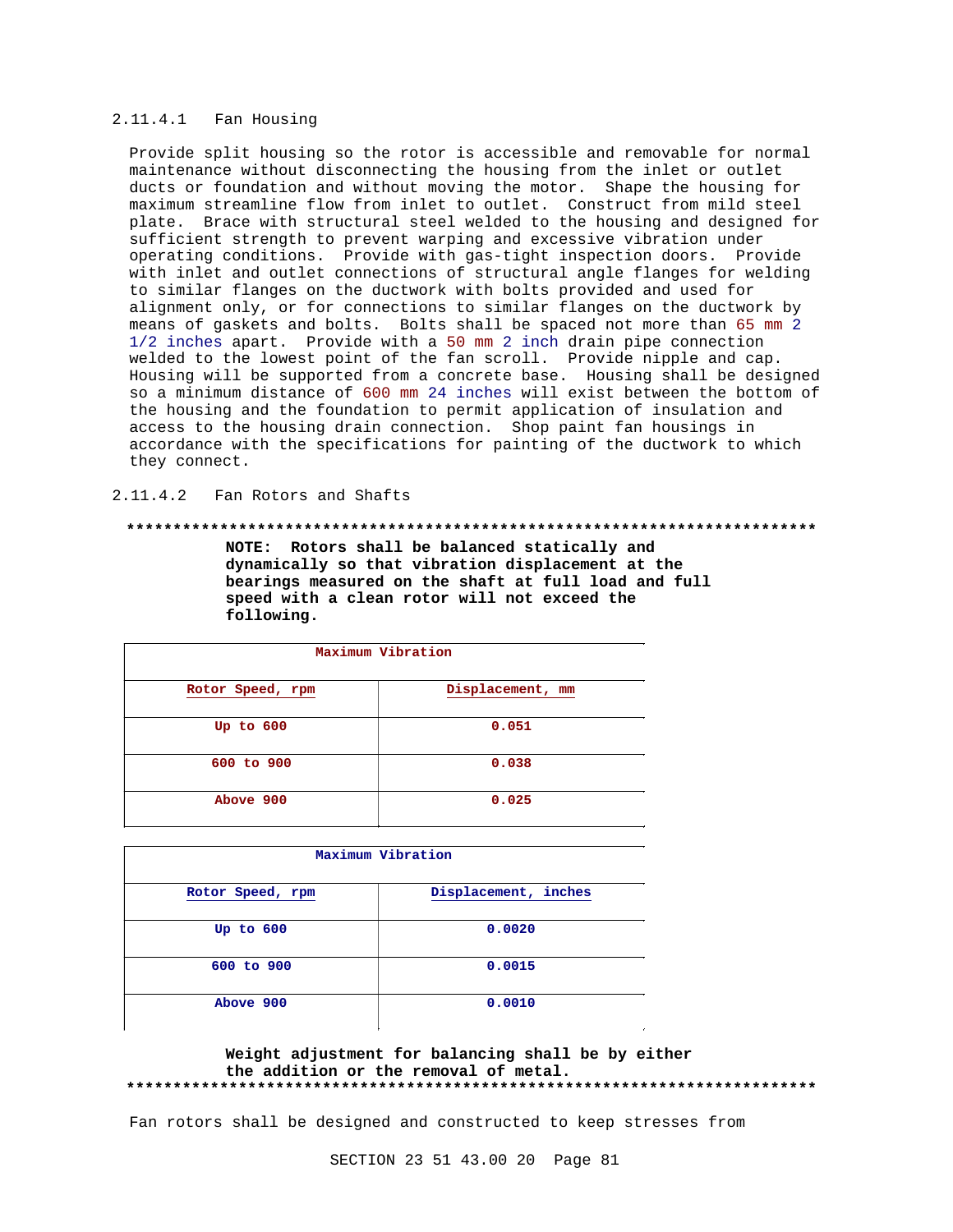#### 2.11.4.1 Fan Housing

Provide split housing so the rotor is accessible and removable for normal maintenance without disconnecting the housing from the inlet or outlet ducts or foundation and without moving the motor. Shape the housing for maximum streamline flow from inlet to outlet. Construct from mild steel plate. Brace with structural steel welded to the housing and designed for sufficient strength to prevent warping and excessive vibration under operating conditions. Provide with gas-tight inspection doors. Provide with inlet and outlet connections of structural angle flanges for welding to similar flanges on the ductwork with bolts provided and used for alignment only, or for connections to similar flanges on the ductwork by means of gaskets and bolts. Bolts shall be spaced not more than 65 mm 2 1/2 inches apart. Provide with a 50 mm 2 inch drain pipe connection welded to the lowest point of the fan scroll. Provide nipple and cap. Housing will be supported from a concrete base. Housing shall be designed so a minimum distance of 600 mm 24 inches will exist between the bottom of the housing and the foundation to permit application of insulation and access to the housing drain connection. Shop paint fan housings in accordance with the specifications for painting of the ductwork to which they connect.

#### 2.11.4.2 Fan Rotors and Shafts

**************************************************************************

**NOTE: Rotors shall be balanced statically and dynamically so that vibration displacement at the bearings measured on the shaft at full load and full speed with a clean rotor will not exceed the following.**

| Maximum Vibration | |
|---|---|
| **Rotor Speed, rpm** | **Displacement, mm** |
| **Up to 600** | **0.051** |
| **600 to 900** | **0.038** |
| **Above 900** | **0.025** |

| Maximum Vibration | |
|---|---|
| **Rotor Speed, rpm** | **Displacement, inches** |
| **Up to 600** | **0.0020** |
| **600 to 900** | **0.0015** |
| **Above 900** | **0.0010** |

**Weight adjustment for balancing shall be by either the addition or the removal of metal.**

**************************************************************************

Fan rotors shall be designed and constructed to keep stresses from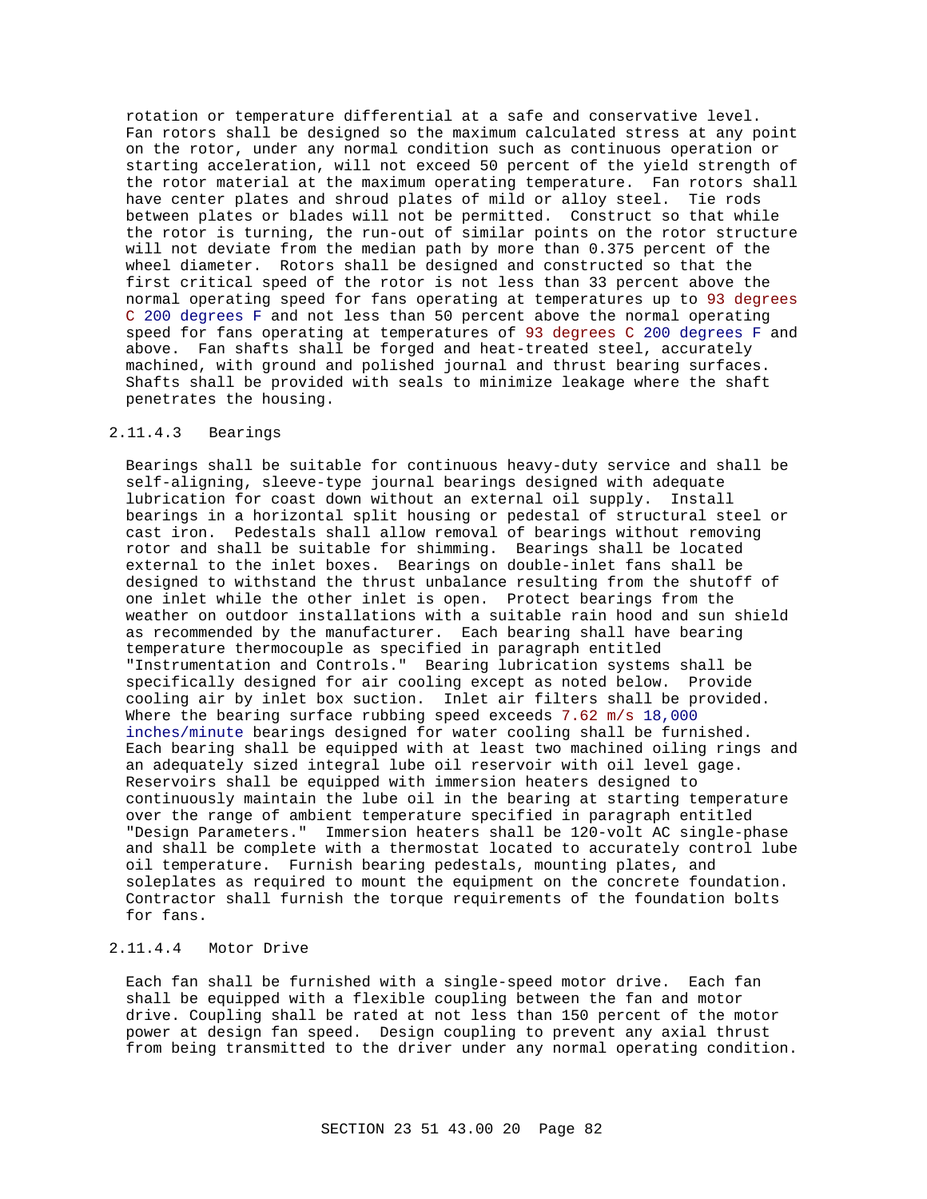rotation or temperature differential at a safe and conservative level. Fan rotors shall be designed so the maximum calculated stress at any point on the rotor, under any normal condition such as continuous operation or starting acceleration, will not exceed 50 percent of the yield strength of the rotor material at the maximum operating temperature. Fan rotors shall have center plates and shroud plates of mild or alloy steel. Tie rods between plates or blades will not be permitted. Construct so that while the rotor is turning, the run-out of similar points on the rotor structure will not deviate from the median path by more than 0.375 percent of the wheel diameter. Rotors shall be designed and constructed so that the first critical speed of the rotor is not less than 33 percent above the normal operating speed for fans operating at temperatures up to 93 degrees C 200 degrees F and not less than 50 percent above the normal operating speed for fans operating at temperatures of 93 degrees C 200 degrees F and above. Fan shafts shall be forged and heat-treated steel, accurately machined, with ground and polished journal and thrust bearing surfaces. Shafts shall be provided with seals to minimize leakage where the shaft penetrates the housing.

#### 2.11.4.3 Bearings

Bearings shall be suitable for continuous heavy-duty service and shall be self-aligning, sleeve-type journal bearings designed with adequate lubrication for coast down without an external oil supply. Install bearings in a horizontal split housing or pedestal of structural steel or cast iron. Pedestals shall allow removal of bearings without removing rotor and shall be suitable for shimming. Bearings shall be located external to the inlet boxes. Bearings on double-inlet fans shall be designed to withstand the thrust unbalance resulting from the shutoff of one inlet while the other inlet is open. Protect bearings from the weather on outdoor installations with a suitable rain hood and sun shield as recommended by the manufacturer. Each bearing shall have bearing temperature thermocouple as specified in paragraph entitled "Instrumentation and Controls." Bearing lubrication systems shall be specifically designed for air cooling except as noted below. Provide cooling air by inlet box suction. Inlet air filters shall be provided. Where the bearing surface rubbing speed exceeds 7.62 m/s 18,000 inches/minute bearings designed for water cooling shall be furnished. Each bearing shall be equipped with at least two machined oiling rings and an adequately sized integral lube oil reservoir with oil level gage. Reservoirs shall be equipped with immersion heaters designed to continuously maintain the lube oil in the bearing at starting temperature over the range of ambient temperature specified in paragraph entitled "Design Parameters." Immersion heaters shall be 120-volt AC single-phase and shall be complete with a thermostat located to accurately control lube oil temperature. Furnish bearing pedestals, mounting plates, and soleplates as required to mount the equipment on the concrete foundation. Contractor shall furnish the torque requirements of the foundation bolts for fans.

#### 2.11.4.4 Motor Drive

Each fan shall be furnished with a single-speed motor drive. Each fan shall be equipped with a flexible coupling between the fan and motor drive. Coupling shall be rated at not less than 150 percent of the motor power at design fan speed. Design coupling to prevent any axial thrust from being transmitted to the driver under any normal operating condition.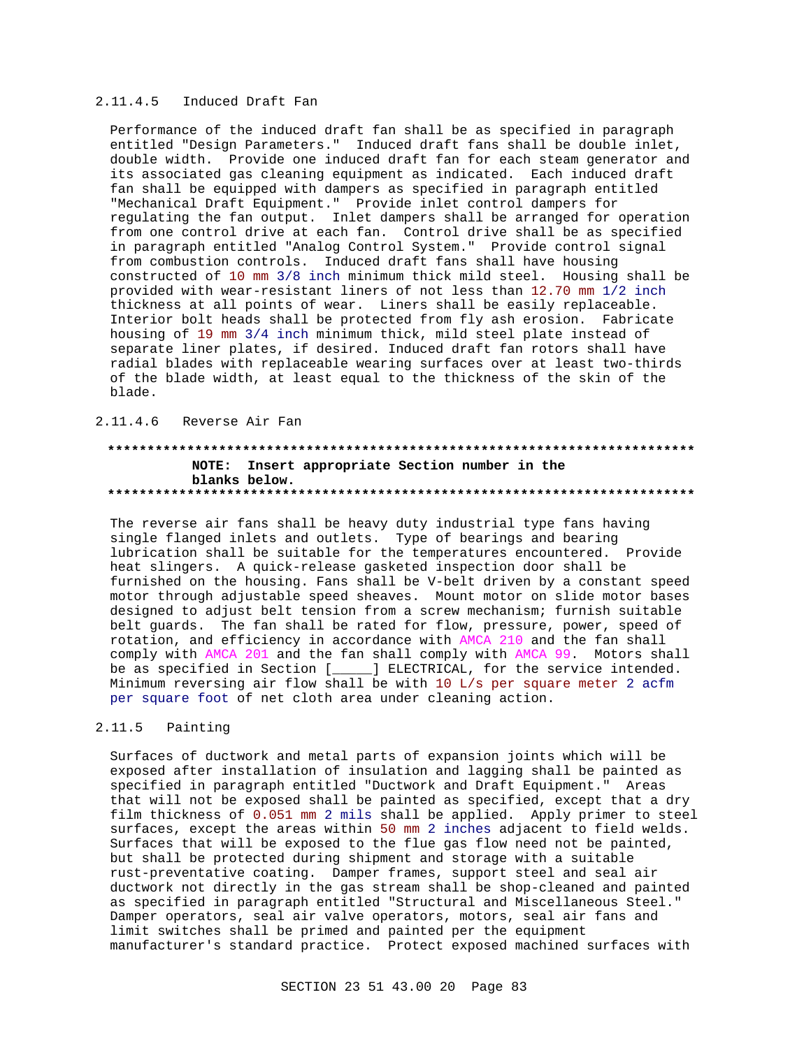#### 2.11.4.5 Induced Draft Fan

Performance of the induced draft fan shall be as specified in paragraph entitled "Design Parameters." Induced draft fans shall be double inlet, double width. Provide one induced draft fan for each steam generator and its associated gas cleaning equipment as indicated. Each induced draft fan shall be equipped with dampers as specified in paragraph entitled "Mechanical Draft Equipment." Provide inlet control dampers for regulating the fan output. Inlet dampers shall be arranged for operation from one control drive at each fan. Control drive shall be as specified in paragraph entitled "Analog Control System." Provide control signal from combustion controls. Induced draft fans shall have housing constructed of 10 mm 3/8 inch minimum thick mild steel. Housing shall be provided with wear-resistant liners of not less than 12.70 mm 1/2 inch thickness at all points of wear. Liners shall be easily replaceable. Interior bolt heads shall be protected from fly ash erosion. Fabricate housing of 19 mm 3/4 inch minimum thick, mild steel plate instead of separate liner plates, if desired. Induced draft fan rotors shall have radial blades with replaceable wearing surfaces over at least two-thirds of the blade width, at least equal to the thickness of the skin of the blade.

#### 2.11.4.6 Reverse Air Fan

**************************************************************************

**NOTE: Insert appropriate Section number in the blanks below.**

**************************************************************************

The reverse air fans shall be heavy duty industrial type fans having single flanged inlets and outlets. Type of bearings and bearing lubrication shall be suitable for the temperatures encountered. Provide heat slingers. A quick-release gasketed inspection door shall be furnished on the housing. Fans shall be V-belt driven by a constant speed motor through adjustable speed sheaves. Mount motor on slide motor bases designed to adjust belt tension from a screw mechanism; furnish suitable belt guards. The fan shall be rated for flow, pressure, power, speed of rotation, and efficiency in accordance with AMCA 210 and the fan shall comply with AMCA 201 and the fan shall comply with AMCA 99. Motors shall be as specified in Section [_____] ELECTRICAL, for the service intended. Minimum reversing air flow shall be with 10 L/s per square meter 2 acfm per square foot of net cloth area under cleaning action.

### 2.11.5 Painting

Surfaces of ductwork and metal parts of expansion joints which will be exposed after installation of insulation and lagging shall be painted as specified in paragraph entitled "Ductwork and Draft Equipment." Areas that will not be exposed shall be painted as specified, except that a dry film thickness of 0.051 mm 2 mils shall be applied. Apply primer to steel surfaces, except the areas within 50 mm 2 inches adjacent to field welds. Surfaces that will be exposed to the flue gas flow need not be painted, but shall be protected during shipment and storage with a suitable rust-preventative coating. Damper frames, support steel and seal air ductwork not directly in the gas stream shall be shop-cleaned and painted as specified in paragraph entitled "Structural and Miscellaneous Steel." Damper operators, seal air valve operators, motors, seal air fans and limit switches shall be primed and painted per the equipment manufacturer's standard practice. Protect exposed machined surfaces with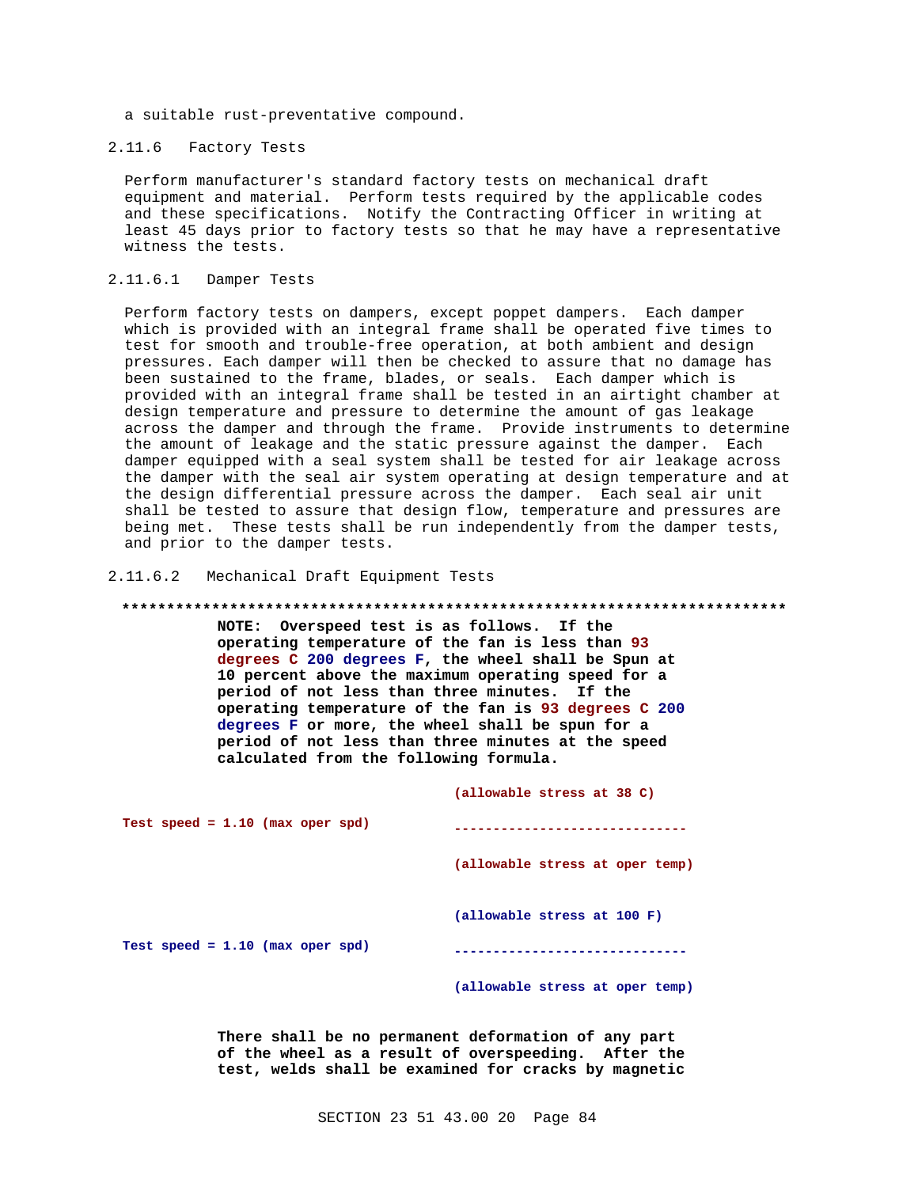a suitable rust-preventative compound.

### 2.11.6 Factory Tests

Perform manufacturer's standard factory tests on mechanical draft equipment and material. Perform tests required by the applicable codes and these specifications. Notify the Contracting Officer in writing at least 45 days prior to factory tests so that he may have a representative witness the tests.

#### 2.11.6.1 Damper Tests

Perform factory tests on dampers, except poppet dampers. Each damper which is provided with an integral frame shall be operated five times to test for smooth and trouble-free operation, at both ambient and design pressures. Each damper will then be checked to assure that no damage has been sustained to the frame, blades, or seals. Each damper which is provided with an integral frame shall be tested in an airtight chamber at design temperature and pressure to determine the amount of gas leakage across the damper and through the frame. Provide instruments to determine the amount of leakage and the static pressure against the damper. Each damper equipped with a seal system shall be tested for air leakage across the damper with the seal air system operating at design temperature and at the design differential pressure across the damper. Each seal air unit shall be tested to assure that design flow, temperature and pressures are being met. These tests shall be run independently from the damper tests, and prior to the damper tests.

#### 2.11.6.2 Mechanical Draft Equipment Tests

**************************************************************************

**NOTE: Overspeed test is as follows. If the operating temperature of the fan is less than 93 degrees C 200 degrees F, the wheel shall be Spun at 10 percent above the maximum operating speed for a period of not less than three minutes. If the operating temperature of the fan is 93 degrees C 200 degrees F or more, the wheel shall be spun for a period of not less than three minutes at the speed calculated from the following formula.**

$$\text{Test speed} = 1.10\ (\text{max oper spd}) \; \frac{(\text{allowable stress at } 38\ \text{C})}{(\text{allowable stress at oper temp})}$$

$$\text{Test speed} = 1.10\ (\text{max oper spd}) \; \frac{(\text{allowable stress at } 100\ \text{F})}{(\text{allowable stress at oper temp})}$$

**There shall be no permanent deformation of any part of the wheel as a result of overspeeding. After the test, welds shall be examined for cracks by magnetic**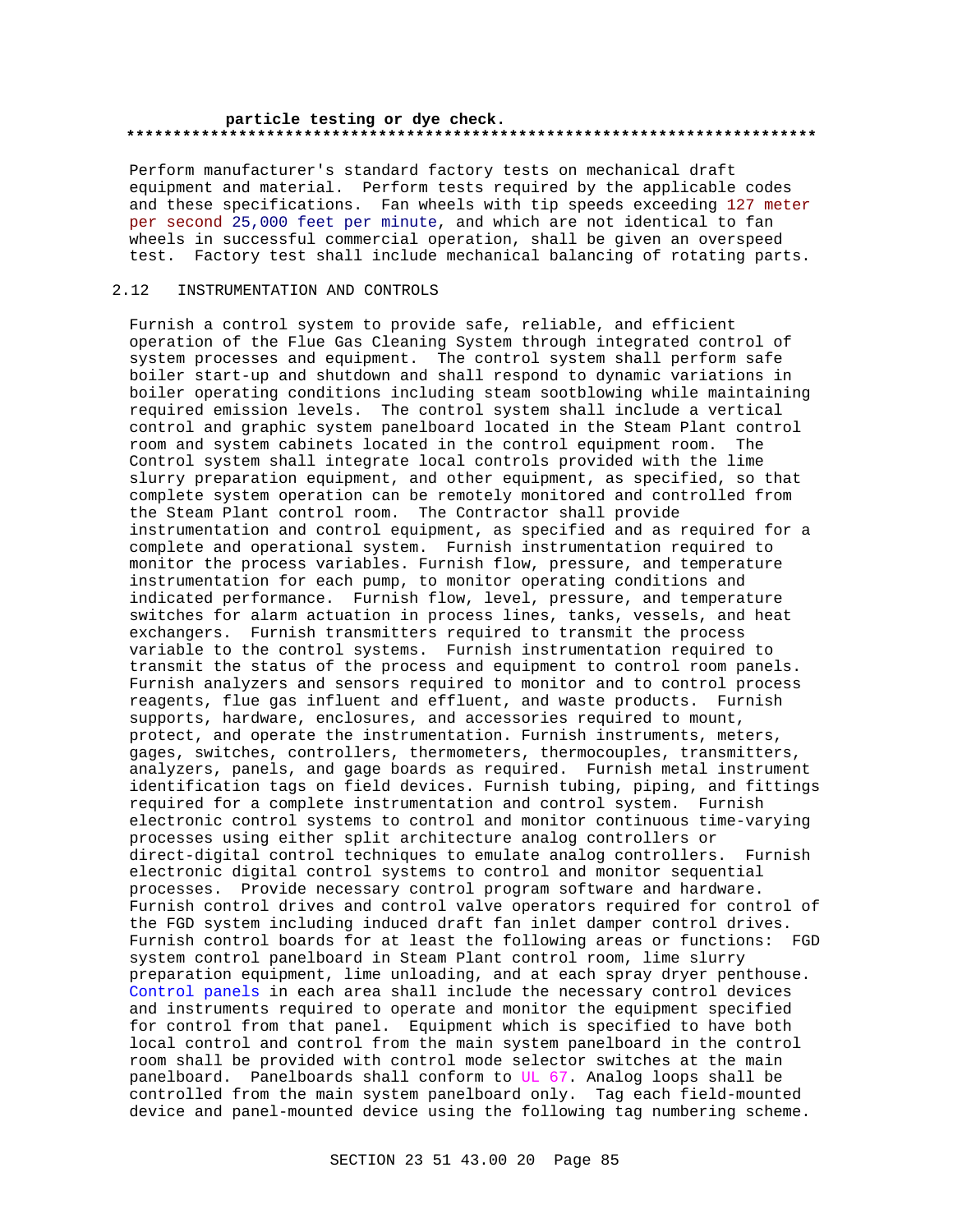**particle testing or dye check.**

**************************************************************************

Perform manufacturer's standard factory tests on mechanical draft equipment and material. Perform tests required by the applicable codes and these specifications. Fan wheels with tip speeds exceeding 127 meter per second 25,000 feet per minute, and which are not identical to fan wheels in successful commercial operation, shall be given an overspeed test. Factory test shall include mechanical balancing of rotating parts.

## 2.12 INSTRUMENTATION AND CONTROLS

Furnish a control system to provide safe, reliable, and efficient operation of the Flue Gas Cleaning System through integrated control of system processes and equipment. The control system shall perform safe boiler start-up and shutdown and shall respond to dynamic variations in boiler operating conditions including steam sootblowing while maintaining required emission levels. The control system shall include a vertical control and graphic system panelboard located in the Steam Plant control room and system cabinets located in the control equipment room. The Control system shall integrate local controls provided with the lime slurry preparation equipment, and other equipment, as specified, so that complete system operation can be remotely monitored and controlled from the Steam Plant control room. The Contractor shall provide instrumentation and control equipment, as specified and as required for a complete and operational system. Furnish instrumentation required to monitor the process variables. Furnish flow, pressure, and temperature instrumentation for each pump, to monitor operating conditions and indicated performance. Furnish flow, level, pressure, and temperature switches for alarm actuation in process lines, tanks, vessels, and heat exchangers. Furnish transmitters required to transmit the process variable to the control systems. Furnish instrumentation required to transmit the status of the process and equipment to control room panels. Furnish analyzers and sensors required to monitor and to control process reagents, flue gas influent and effluent, and waste products. Furnish supports, hardware, enclosures, and accessories required to mount, protect, and operate the instrumentation. Furnish instruments, meters, gages, switches, controllers, thermometers, thermocouples, transmitters, analyzers, panels, and gage boards as required. Furnish metal instrument identification tags on field devices. Furnish tubing, piping, and fittings required for a complete instrumentation and control system. Furnish electronic control systems to control and monitor continuous time-varying processes using either split architecture analog controllers or direct-digital control techniques to emulate analog controllers. Furnish electronic digital control systems to control and monitor sequential processes. Provide necessary control program software and hardware. Furnish control drives and control valve operators required for control of the FGD system including induced draft fan inlet damper control drives. Furnish control boards for at least the following areas or functions: FGD system control panelboard in Steam Plant control room, lime slurry preparation equipment, lime unloading, and at each spray dryer penthouse. Control panels in each area shall include the necessary control devices and instruments required to operate and monitor the equipment specified for control from that panel. Equipment which is specified to have both local control and control from the main system panelboard in the control room shall be provided with control mode selector switches at the main panelboard. Panelboards shall conform to UL 67. Analog loops shall be controlled from the main system panelboard only. Tag each field-mounted device and panel-mounted device using the following tag numbering scheme.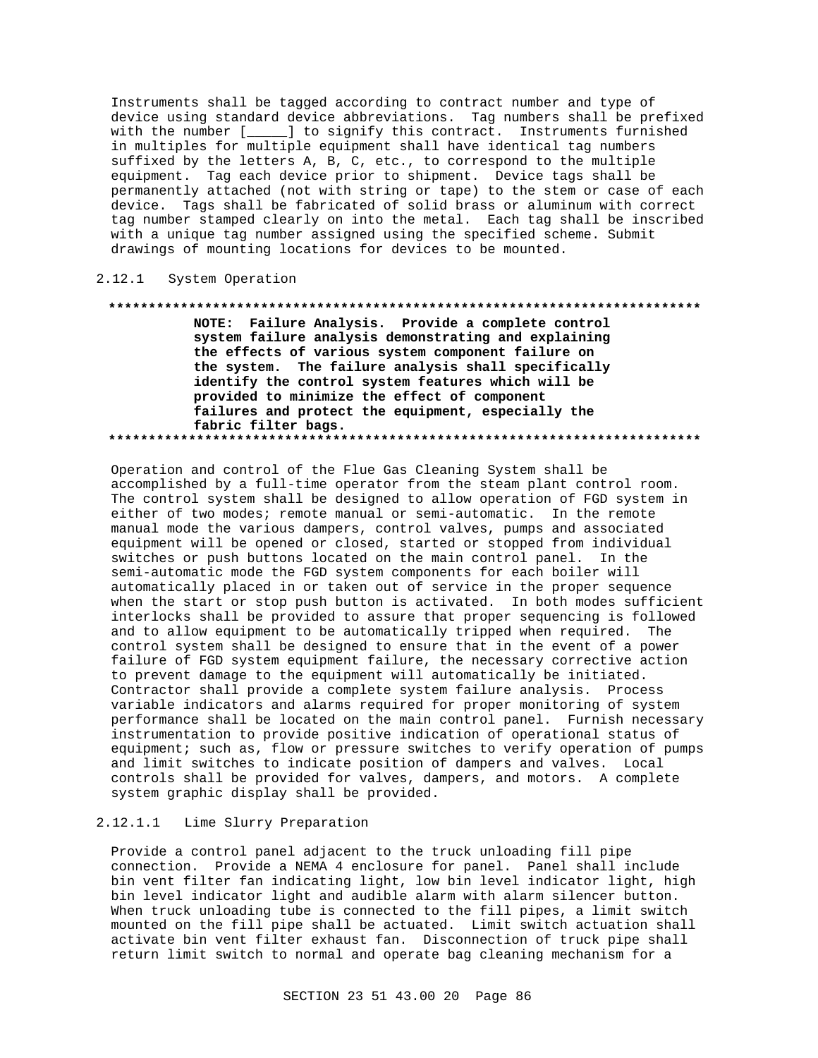Instruments shall be tagged according to contract number and type of device using standard device abbreviations. Tag numbers shall be prefixed with the number [_____] to signify this contract. Instruments furnished in multiples for multiple equipment shall have identical tag numbers suffixed by the letters A, B, C, etc., to correspond to the multiple equipment. Tag each device prior to shipment. Device tags shall be permanently attached (not with string or tape) to the stem or case of each device. Tags shall be fabricated of solid brass or aluminum with correct tag number stamped clearly on into the metal. Each tag shall be inscribed with a unique tag number assigned using the specified scheme. Submit drawings of mounting locations for devices to be mounted.

#### 2.12.1 System Operation

**************************************************************************

**NOTE: Failure Analysis. Provide a complete control system failure analysis demonstrating and explaining the effects of various system component failure on the system. The failure analysis shall specifically identify the control system features which will be provided to minimize the effect of component failures and protect the equipment, especially the fabric filter bags.**

**************************************************************************

Operation and control of the Flue Gas Cleaning System shall be accomplished by a full-time operator from the steam plant control room. The control system shall be designed to allow operation of FGD system in either of two modes; remote manual or semi-automatic. In the remote manual mode the various dampers, control valves, pumps and associated equipment will be opened or closed, started or stopped from individual switches or push buttons located on the main control panel. In the semi-automatic mode the FGD system components for each boiler will automatically placed in or taken out of service in the proper sequence when the start or stop push button is activated. In both modes sufficient interlocks shall be provided to assure that proper sequencing is followed and to allow equipment to be automatically tripped when required. The control system shall be designed to ensure that in the event of a power failure of FGD system equipment failure, the necessary corrective action to prevent damage to the equipment will automatically be initiated. Contractor shall provide a complete system failure analysis. Process variable indicators and alarms required for proper monitoring of system performance shall be located on the main control panel. Furnish necessary instrumentation to provide positive indication of operational status of equipment; such as, flow or pressure switches to verify operation of pumps and limit switches to indicate position of dampers and valves. Local controls shall be provided for valves, dampers, and motors. A complete system graphic display shall be provided.

##### 2.12.1.1 Lime Slurry Preparation

Provide a control panel adjacent to the truck unloading fill pipe connection. Provide a NEMA 4 enclosure for panel. Panel shall include bin vent filter fan indicating light, low bin level indicator light, high bin level indicator light and audible alarm with alarm silencer button. When truck unloading tube is connected to the fill pipes, a limit switch mounted on the fill pipe shall be actuated. Limit switch actuation shall activate bin vent filter exhaust fan. Disconnection of truck pipe shall return limit switch to normal and operate bag cleaning mechanism for a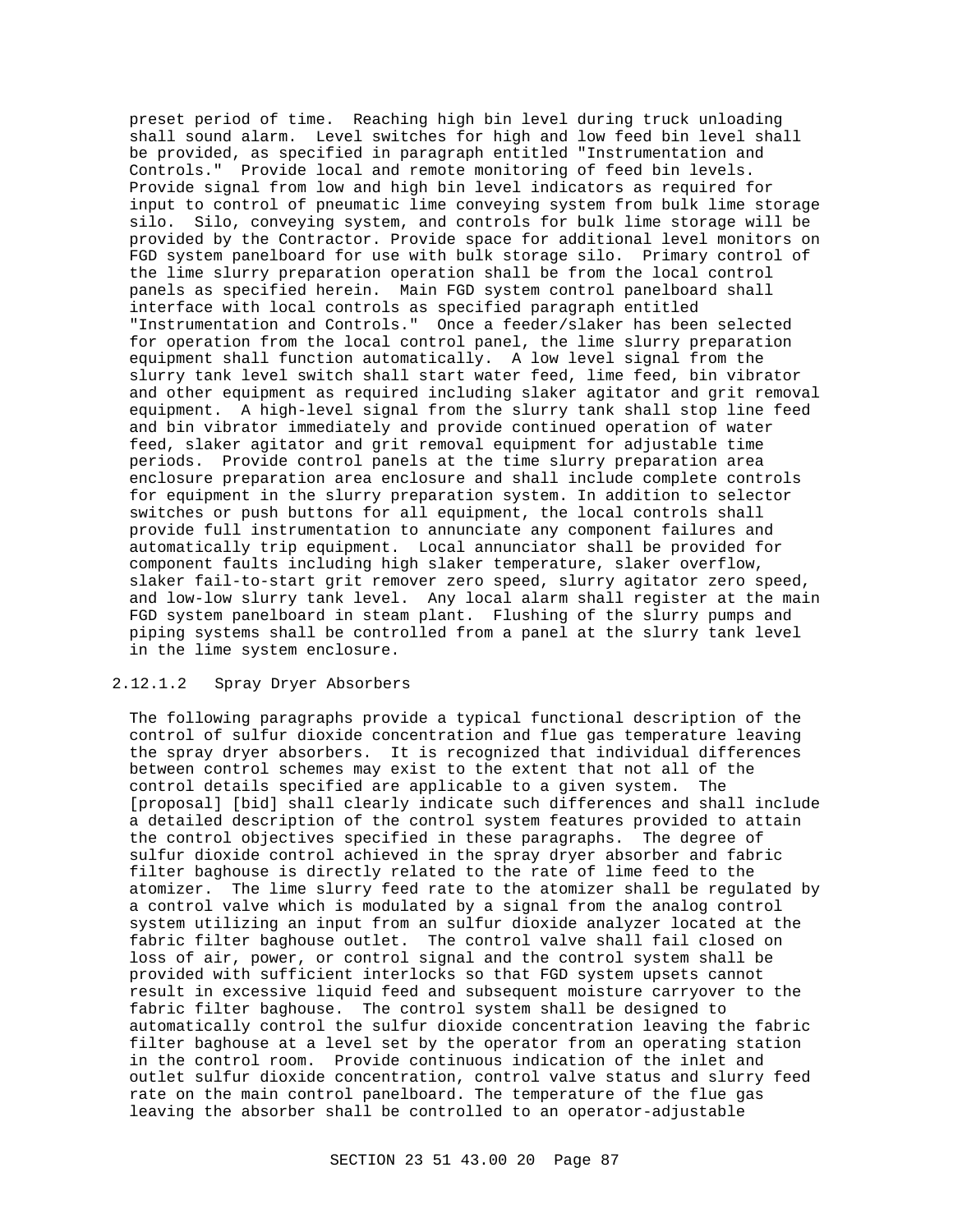preset period of time. Reaching high bin level during truck unloading shall sound alarm. Level switches for high and low feed bin level shall be provided, as specified in paragraph entitled "Instrumentation and Controls." Provide local and remote monitoring of feed bin levels. Provide signal from low and high bin level indicators as required for input to control of pneumatic lime conveying system from bulk lime storage silo. Silo, conveying system, and controls for bulk lime storage will be provided by the Contractor. Provide space for additional level monitors on FGD system panelboard for use with bulk storage silo. Primary control of the lime slurry preparation operation shall be from the local control panels as specified herein. Main FGD system control panelboard shall interface with local controls as specified paragraph entitled "Instrumentation and Controls." Once a feeder/slaker has been selected for operation from the local control panel, the lime slurry preparation equipment shall function automatically. A low level signal from the slurry tank level switch shall start water feed, lime feed, bin vibrator and other equipment as required including slaker agitator and grit removal equipment. A high-level signal from the slurry tank shall stop line feed and bin vibrator immediately and provide continued operation of water feed, slaker agitator and grit removal equipment for adjustable time periods. Provide control panels at the time slurry preparation area enclosure preparation area enclosure and shall include complete controls for equipment in the slurry preparation system. In addition to selector switches or push buttons for all equipment, the local controls shall provide full instrumentation to annunciate any component failures and automatically trip equipment. Local annunciator shall be provided for component faults including high slaker temperature, slaker overflow, slaker fail-to-start grit remover zero speed, slurry agitator zero speed, and low-low slurry tank level. Any local alarm shall register at the main FGD system panelboard in steam plant. Flushing of the slurry pumps and piping systems shall be controlled from a panel at the slurry tank level in the lime system enclosure.

#### 2.12.1.2 Spray Dryer Absorbers

The following paragraphs provide a typical functional description of the control of sulfur dioxide concentration and flue gas temperature leaving the spray dryer absorbers. It is recognized that individual differences between control schemes may exist to the extent that not all of the control details specified are applicable to a given system. The [proposal] [bid] shall clearly indicate such differences and shall include a detailed description of the control system features provided to attain the control objectives specified in these paragraphs. The degree of sulfur dioxide control achieved in the spray dryer absorber and fabric filter baghouse is directly related to the rate of lime feed to the atomizer. The lime slurry feed rate to the atomizer shall be regulated by a control valve which is modulated by a signal from the analog control system utilizing an input from an sulfur dioxide analyzer located at the fabric filter baghouse outlet. The control valve shall fail closed on loss of air, power, or control signal and the control system shall be provided with sufficient interlocks so that FGD system upsets cannot result in excessive liquid feed and subsequent moisture carryover to the fabric filter baghouse. The control system shall be designed to automatically control the sulfur dioxide concentration leaving the fabric filter baghouse at a level set by the operator from an operating station in the control room. Provide continuous indication of the inlet and outlet sulfur dioxide concentration, control valve status and slurry feed rate on the main control panelboard. The temperature of the flue gas leaving the absorber shall be controlled to an operator-adjustable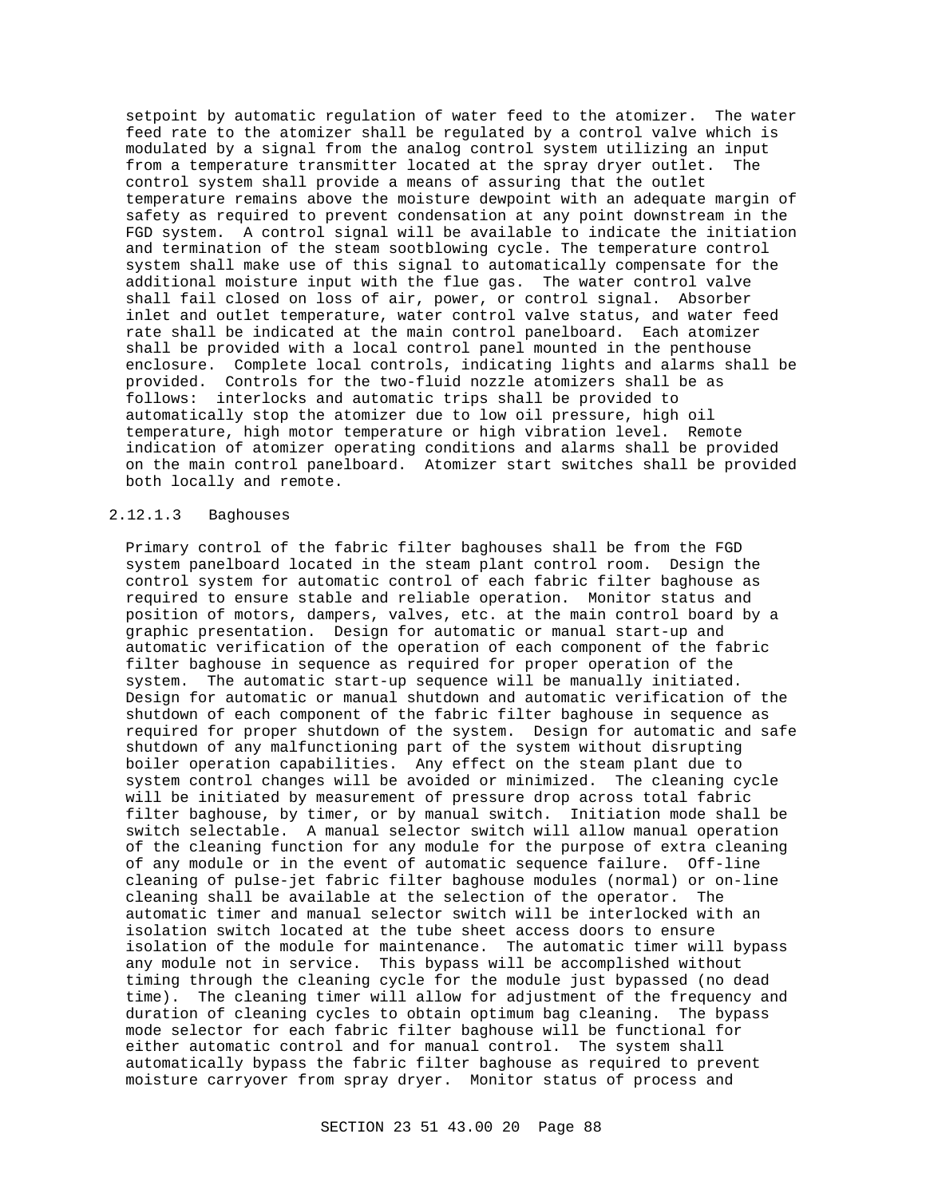setpoint by automatic regulation of water feed to the atomizer. The water feed rate to the atomizer shall be regulated by a control valve which is modulated by a signal from the analog control system utilizing an input from a temperature transmitter located at the spray dryer outlet. The control system shall provide a means of assuring that the outlet temperature remains above the moisture dewpoint with an adequate margin of safety as required to prevent condensation at any point downstream in the FGD system. A control signal will be available to indicate the initiation and termination of the steam sootblowing cycle. The temperature control system shall make use of this signal to automatically compensate for the additional moisture input with the flue gas. The water control valve shall fail closed on loss of air, power, or control signal. Absorber inlet and outlet temperature, water control valve status, and water feed rate shall be indicated at the main control panelboard. Each atomizer shall be provided with a local control panel mounted in the penthouse enclosure. Complete local controls, indicating lights and alarms shall be provided. Controls for the two-fluid nozzle atomizers shall be as follows: interlocks and automatic trips shall be provided to automatically stop the atomizer due to low oil pressure, high oil temperature, high motor temperature or high vibration level. Remote indication of atomizer operating conditions and alarms shall be provided on the main control panelboard. Atomizer start switches shall be provided both locally and remote.

#### 2.12.1.3 Baghouses

Primary control of the fabric filter baghouses shall be from the FGD system panelboard located in the steam plant control room. Design the control system for automatic control of each fabric filter baghouse as required to ensure stable and reliable operation. Monitor status and position of motors, dampers, valves, etc. at the main control board by a graphic presentation. Design for automatic or manual start-up and automatic verification of the operation of each component of the fabric filter baghouse in sequence as required for proper operation of the system. The automatic start-up sequence will be manually initiated. Design for automatic or manual shutdown and automatic verification of the shutdown of each component of the fabric filter baghouse in sequence as required for proper shutdown of the system. Design for automatic and safe shutdown of any malfunctioning part of the system without disrupting boiler operation capabilities. Any effect on the steam plant due to system control changes will be avoided or minimized. The cleaning cycle will be initiated by measurement of pressure drop across total fabric filter baghouse, by timer, or by manual switch. Initiation mode shall be switch selectable. A manual selector switch will allow manual operation of the cleaning function for any module for the purpose of extra cleaning of any module or in the event of automatic sequence failure. Off-line cleaning of pulse-jet fabric filter baghouse modules (normal) or on-line cleaning shall be available at the selection of the operator. The automatic timer and manual selector switch will be interlocked with an isolation switch located at the tube sheet access doors to ensure isolation of the module for maintenance. The automatic timer will bypass any module not in service. This bypass will be accomplished without timing through the cleaning cycle for the module just bypassed (no dead time). The cleaning timer will allow for adjustment of the frequency and duration of cleaning cycles to obtain optimum bag cleaning. The bypass mode selector for each fabric filter baghouse will be functional for either automatic control and for manual control. The system shall automatically bypass the fabric filter baghouse as required to prevent moisture carryover from spray dryer. Monitor status of process and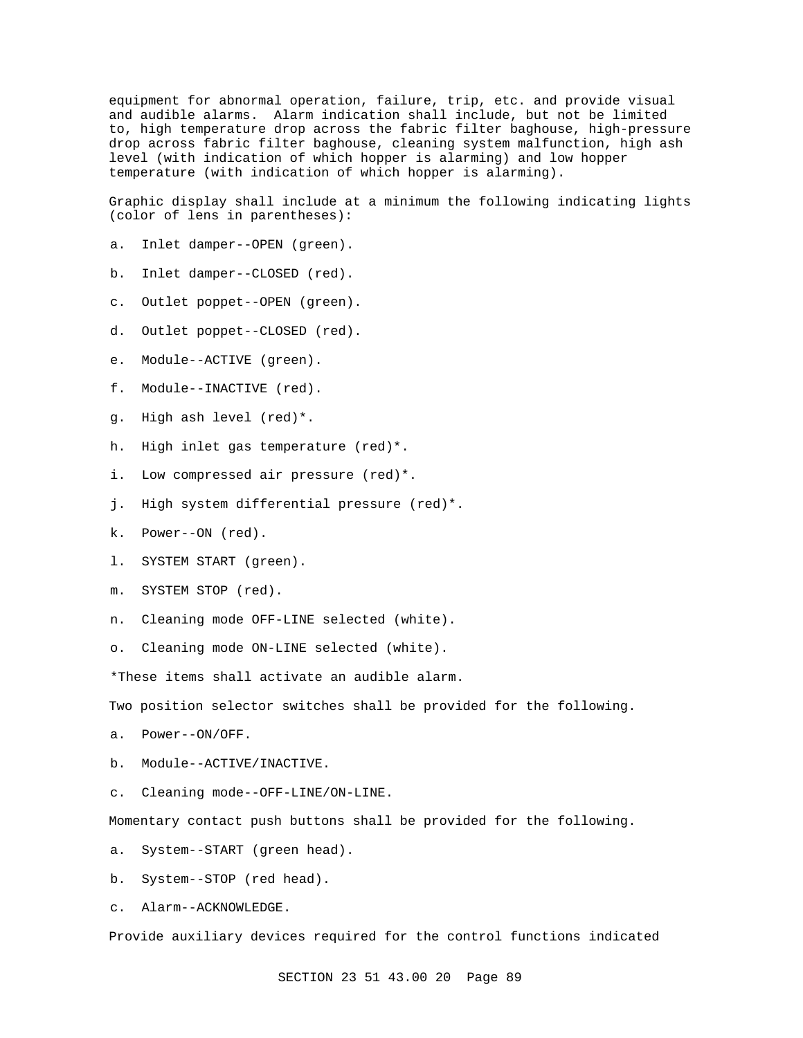equipment for abnormal operation, failure, trip, etc. and provide visual and audible alarms. Alarm indication shall include, but not be limited to, high temperature drop across the fabric filter baghouse, high-pressure drop across fabric filter baghouse, cleaning system malfunction, high ash level (with indication of which hopper is alarming) and low hopper temperature (with indication of which hopper is alarming).

Graphic display shall include at a minimum the following indicating lights (color of lens in parentheses):

a. Inlet damper--OPEN (green).

b. Inlet damper--CLOSED (red).

c. Outlet poppet--OPEN (green).

d. Outlet poppet--CLOSED (red).

e. Module--ACTIVE (green).

f. Module--INACTIVE (red).

g. High ash level (red)*.

h. High inlet gas temperature (red)*.

i. Low compressed air pressure (red)*.

j. High system differential pressure (red)*.

k. Power--ON (red).

l. SYSTEM START (green).

m. SYSTEM STOP (red).

n. Cleaning mode OFF-LINE selected (white).

o. Cleaning mode ON-LINE selected (white).

*These items shall activate an audible alarm.

Two position selector switches shall be provided for the following.

a. Power--ON/OFF.

b. Module--ACTIVE/INACTIVE.

c. Cleaning mode--OFF-LINE/ON-LINE.

Momentary contact push buttons shall be provided for the following.

a. System--START (green head).

b. System--STOP (red head).

c. Alarm--ACKNOWLEDGE.

Provide auxiliary devices required for the control functions indicated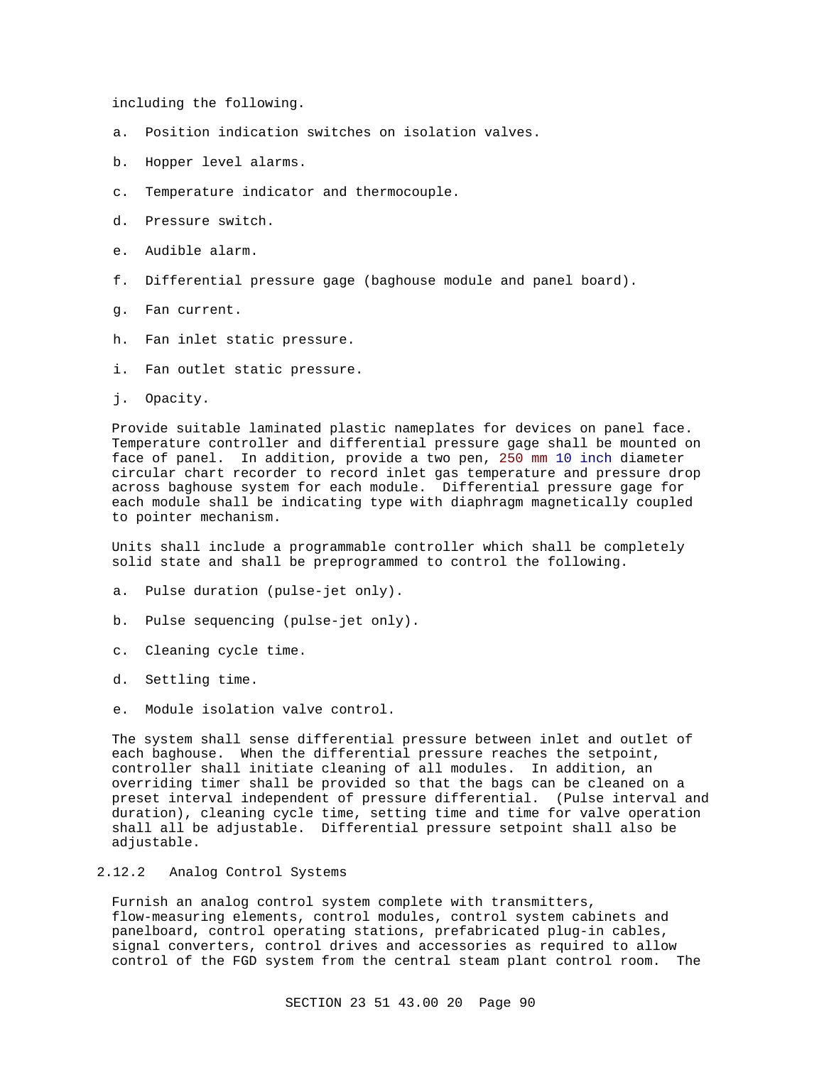including the following.

a. Position indication switches on isolation valves.

b. Hopper level alarms.

c. Temperature indicator and thermocouple.

d. Pressure switch.

e. Audible alarm.

f. Differential pressure gage (baghouse module and panel board).

g. Fan current.

h. Fan inlet static pressure.

i. Fan outlet static pressure.

j. Opacity.

Provide suitable laminated plastic nameplates for devices on panel face. Temperature controller and differential pressure gage shall be mounted on face of panel. In addition, provide a two pen, 250 mm 10 inch diameter circular chart recorder to record inlet gas temperature and pressure drop across baghouse system for each module. Differential pressure gage for each module shall be indicating type with diaphragm magnetically coupled to pointer mechanism.

Units shall include a programmable controller which shall be completely solid state and shall be preprogrammed to control the following.

a. Pulse duration (pulse-jet only).

b. Pulse sequencing (pulse-jet only).

c. Cleaning cycle time.

d. Settling time.

e. Module isolation valve control.

The system shall sense differential pressure between inlet and outlet of each baghouse. When the differential pressure reaches the setpoint, controller shall initiate cleaning of all modules. In addition, an overriding timer shall be provided so that the bags can be cleaned on a preset interval independent of pressure differential. (Pulse interval and duration), cleaning cycle time, setting time and time for valve operation shall all be adjustable. Differential pressure setpoint shall also be adjustable.

### 2.12.2 Analog Control Systems

Furnish an analog control system complete with transmitters, flow-measuring elements, control modules, control system cabinets and panelboard, control operating stations, prefabricated plug-in cables, signal converters, control drives and accessories as required to allow control of the FGD system from the central steam plant control room. The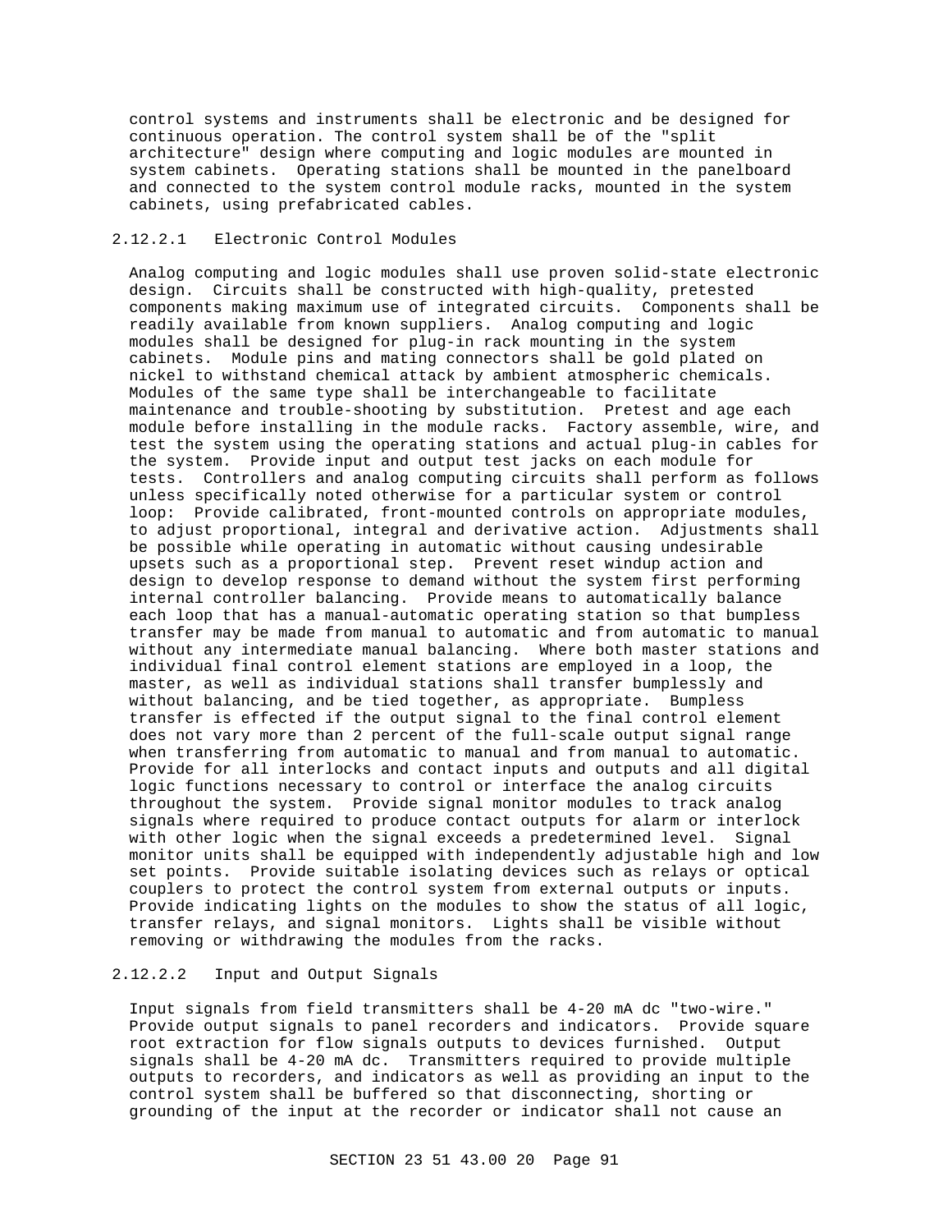control systems and instruments shall be electronic and be designed for continuous operation. The control system shall be of the "split architecture" design where computing and logic modules are mounted in system cabinets. Operating stations shall be mounted in the panelboard and connected to the system control module racks, mounted in the system cabinets, using prefabricated cables.

#### 2.12.2.1 Electronic Control Modules

Analog computing and logic modules shall use proven solid-state electronic design. Circuits shall be constructed with high-quality, pretested components making maximum use of integrated circuits. Components shall be readily available from known suppliers. Analog computing and logic modules shall be designed for plug-in rack mounting in the system cabinets. Module pins and mating connectors shall be gold plated on nickel to withstand chemical attack by ambient atmospheric chemicals. Modules of the same type shall be interchangeable to facilitate maintenance and trouble-shooting by substitution. Pretest and age each module before installing in the module racks. Factory assemble, wire, and test the system using the operating stations and actual plug-in cables for the system. Provide input and output test jacks on each module for tests. Controllers and analog computing circuits shall perform as follows unless specifically noted otherwise for a particular system or control loop: Provide calibrated, front-mounted controls on appropriate modules, to adjust proportional, integral and derivative action. Adjustments shall be possible while operating in automatic without causing undesirable upsets such as a proportional step. Prevent reset windup action and design to develop response to demand without the system first performing internal controller balancing. Provide means to automatically balance each loop that has a manual-automatic operating station so that bumpless transfer may be made from manual to automatic and from automatic to manual without any intermediate manual balancing. Where both master stations and individual final control element stations are employed in a loop, the master, as well as individual stations shall transfer bumplessly and without balancing, and be tied together, as appropriate. Bumpless transfer is effected if the output signal to the final control element does not vary more than 2 percent of the full-scale output signal range when transferring from automatic to manual and from manual to automatic. Provide for all interlocks and contact inputs and outputs and all digital logic functions necessary to control or interface the analog circuits throughout the system. Provide signal monitor modules to track analog signals where required to produce contact outputs for alarm or interlock with other logic when the signal exceeds a predetermined level. Signal monitor units shall be equipped with independently adjustable high and low set points. Provide suitable isolating devices such as relays or optical couplers to protect the control system from external outputs or inputs. Provide indicating lights on the modules to show the status of all logic, transfer relays, and signal monitors. Lights shall be visible without removing or withdrawing the modules from the racks.

#### 2.12.2.2 Input and Output Signals

Input signals from field transmitters shall be 4-20 mA dc "two-wire." Provide output signals to panel recorders and indicators. Provide square root extraction for flow signals outputs to devices furnished. Output signals shall be 4-20 mA dc. Transmitters required to provide multiple outputs to recorders, and indicators as well as providing an input to the control system shall be buffered so that disconnecting, shorting or grounding of the input at the recorder or indicator shall not cause an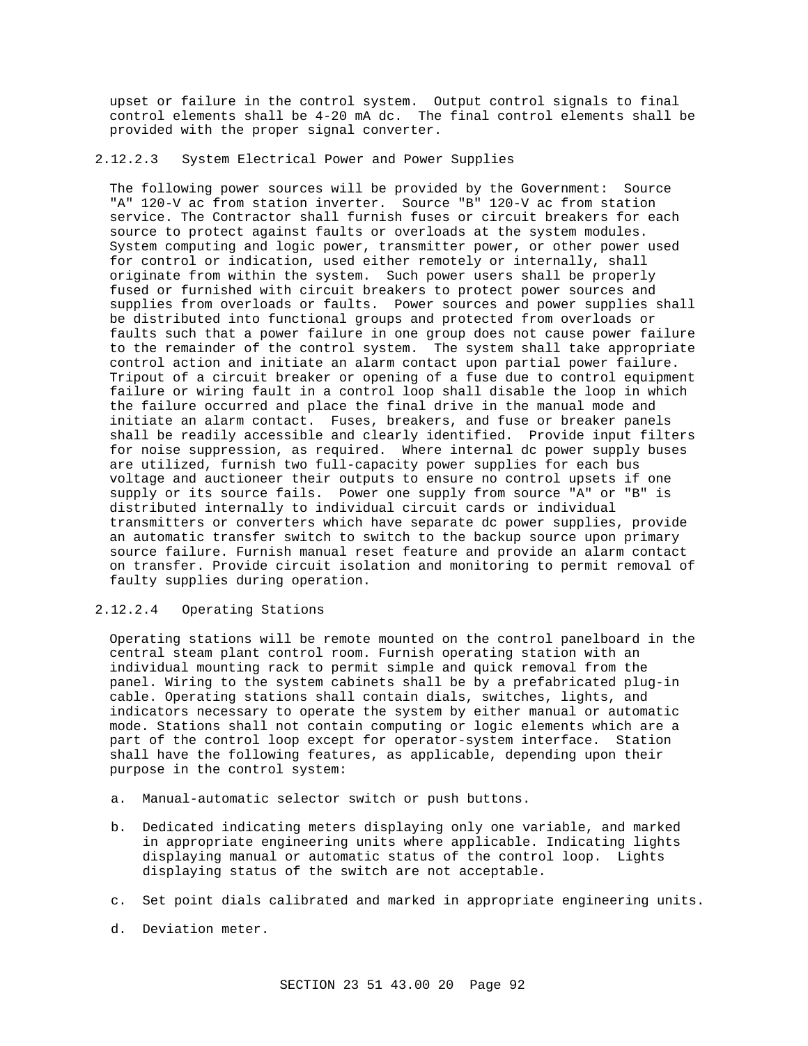upset or failure in the control system. Output control signals to final control elements shall be 4-20 mA dc. The final control elements shall be provided with the proper signal converter.

#### 2.12.2.3 System Electrical Power and Power Supplies

The following power sources will be provided by the Government: Source "A" 120-V ac from station inverter. Source "B" 120-V ac from station service. The Contractor shall furnish fuses or circuit breakers for each source to protect against faults or overloads at the system modules. System computing and logic power, transmitter power, or other power used for control or indication, used either remotely or internally, shall originate from within the system. Such power users shall be properly fused or furnished with circuit breakers to protect power sources and supplies from overloads or faults. Power sources and power supplies shall be distributed into functional groups and protected from overloads or faults such that a power failure in one group does not cause power failure to the remainder of the control system. The system shall take appropriate control action and initiate an alarm contact upon partial power failure. Tripout of a circuit breaker or opening of a fuse due to control equipment failure or wiring fault in a control loop shall disable the loop in which the failure occurred and place the final drive in the manual mode and initiate an alarm contact. Fuses, breakers, and fuse or breaker panels shall be readily accessible and clearly identified. Provide input filters for noise suppression, as required. Where internal dc power supply buses are utilized, furnish two full-capacity power supplies for each bus voltage and auctioneer their outputs to ensure no control upsets if one supply or its source fails. Power one supply from source "A" or "B" is distributed internally to individual circuit cards or individual transmitters or converters which have separate dc power supplies, provide an automatic transfer switch to switch to the backup source upon primary source failure. Furnish manual reset feature and provide an alarm contact on transfer. Provide circuit isolation and monitoring to permit removal of faulty supplies during operation.

#### 2.12.2.4 Operating Stations

Operating stations will be remote mounted on the control panelboard in the central steam plant control room. Furnish operating station with an individual mounting rack to permit simple and quick removal from the panel. Wiring to the system cabinets shall be by a prefabricated plug-in cable. Operating stations shall contain dials, switches, lights, and indicators necessary to operate the system by either manual or automatic mode. Stations shall not contain computing or logic elements which are a part of the control loop except for operator-system interface. Station shall have the following features, as applicable, depending upon their purpose in the control system:

a. Manual-automatic selector switch or push buttons.

b. Dedicated indicating meters displaying only one variable, and marked in appropriate engineering units where applicable. Indicating lights displaying manual or automatic status of the control loop. Lights displaying status of the switch are not acceptable.

c. Set point dials calibrated and marked in appropriate engineering units.

d. Deviation meter.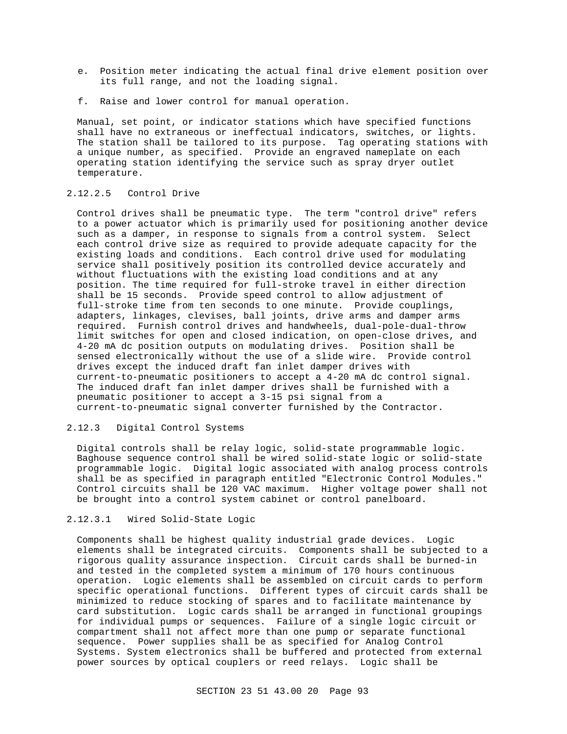e. Position meter indicating the actual final drive element position over its full range, and not the loading signal.

f. Raise and lower control for manual operation.

Manual, set point, or indicator stations which have specified functions shall have no extraneous or ineffectual indicators, switches, or lights. The station shall be tailored to its purpose. Tag operating stations with a unique number, as specified. Provide an engraved nameplate on each operating station identifying the service such as spray dryer outlet temperature.

#### 2.12.2.5 Control Drive

Control drives shall be pneumatic type. The term "control drive" refers to a power actuator which is primarily used for positioning another device such as a damper, in response to signals from a control system. Select each control drive size as required to provide adequate capacity for the existing loads and conditions. Each control drive used for modulating service shall positively position its controlled device accurately and without fluctuations with the existing load conditions and at any position. The time required for full-stroke travel in either direction shall be 15 seconds. Provide speed control to allow adjustment of full-stroke time from ten seconds to one minute. Provide couplings, adapters, linkages, clevises, ball joints, drive arms and damper arms required. Furnish control drives and handwheels, dual-pole-dual-throw limit switches for open and closed indication, on open-close drives, and 4-20 mA dc position outputs on modulating drives. Position shall be sensed electronically without the use of a slide wire. Provide control drives except the induced draft fan inlet damper drives with current-to-pneumatic positioners to accept a 4-20 mA dc control signal. The induced draft fan inlet damper drives shall be furnished with a pneumatic positioner to accept a 3-15 psi signal from a current-to-pneumatic signal converter furnished by the Contractor.

### 2.12.3 Digital Control Systems

Digital controls shall be relay logic, solid-state programmable logic. Baghouse sequence control shall be wired solid-state logic or solid-state programmable logic. Digital logic associated with analog process controls shall be as specified in paragraph entitled "Electronic Control Modules." Control circuits shall be 120 VAC maximum. Higher voltage power shall not be brought into a control system cabinet or control panelboard.

#### 2.12.3.1 Wired Solid-State Logic

Components shall be highest quality industrial grade devices. Logic elements shall be integrated circuits. Components shall be subjected to a rigorous quality assurance inspection. Circuit cards shall be burned-in and tested in the completed system a minimum of 170 hours continuous operation. Logic elements shall be assembled on circuit cards to perform specific operational functions. Different types of circuit cards shall be minimized to reduce stocking of spares and to facilitate maintenance by card substitution. Logic cards shall be arranged in functional groupings for individual pumps or sequences. Failure of a single logic circuit or compartment shall not affect more than one pump or separate functional sequence. Power supplies shall be as specified for Analog Control Systems. System electronics shall be buffered and protected from external power sources by optical couplers or reed relays. Logic shall be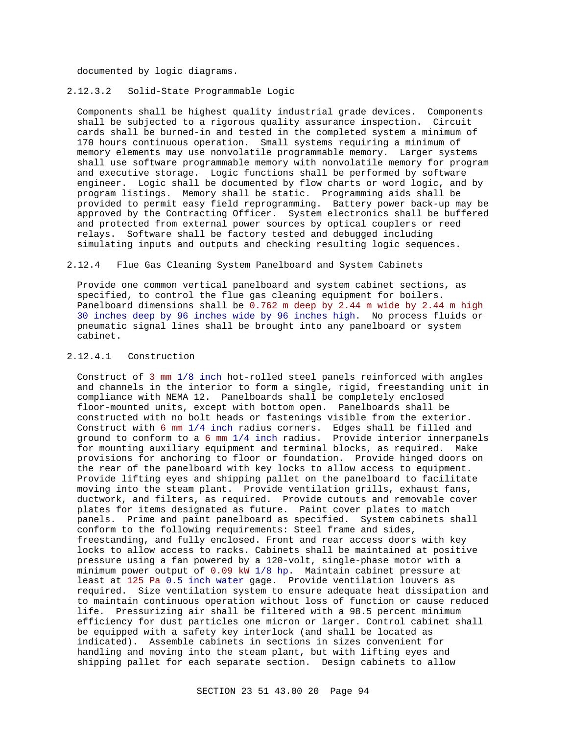documented by logic diagrams.

#### 2.12.3.2 Solid-State Programmable Logic

Components shall be highest quality industrial grade devices. Components shall be subjected to a rigorous quality assurance inspection. Circuit cards shall be burned-in and tested in the completed system a minimum of 170 hours continuous operation. Small systems requiring a minimum of memory elements may use nonvolatile programmable memory. Larger systems shall use software programmable memory with nonvolatile memory for program and executive storage. Logic functions shall be performed by software engineer. Logic shall be documented by flow charts or word logic, and by program listings. Memory shall be static. Programming aids shall be provided to permit easy field reprogramming. Battery power back-up may be approved by the Contracting Officer. System electronics shall be buffered and protected from external power sources by optical couplers or reed relays. Software shall be factory tested and debugged including simulating inputs and outputs and checking resulting logic sequences.

### 2.12.4 Flue Gas Cleaning System Panelboard and System Cabinets

Provide one common vertical panelboard and system cabinet sections, as specified, to control the flue gas cleaning equipment for boilers. Panelboard dimensions shall be 0.762 m deep by 2.44 m wide by 2.44 m high 30 inches deep by 96 inches wide by 96 inches high. No process fluids or pneumatic signal lines shall be brought into any panelboard or system cabinet.

#### 2.12.4.1 Construction

Construct of 3 mm 1/8 inch hot-rolled steel panels reinforced with angles and channels in the interior to form a single, rigid, freestanding unit in compliance with NEMA 12. Panelboards shall be completely enclosed floor-mounted units, except with bottom open. Panelboards shall be constructed with no bolt heads or fastenings visible from the exterior. Construct with 6 mm 1/4 inch radius corners. Edges shall be filled and ground to conform to a 6 mm 1/4 inch radius. Provide interior innerpanels for mounting auxiliary equipment and terminal blocks, as required. Make provisions for anchoring to floor or foundation. Provide hinged doors on the rear of the panelboard with key locks to allow access to equipment. Provide lifting eyes and shipping pallet on the panelboard to facilitate moving into the steam plant. Provide ventilation grills, exhaust fans, ductwork, and filters, as required. Provide cutouts and removable cover plates for items designated as future. Paint cover plates to match panels. Prime and paint panelboard as specified. System cabinets shall conform to the following requirements: Steel frame and sides, freestanding, and fully enclosed. Front and rear access doors with key locks to allow access to racks. Cabinets shall be maintained at positive pressure using a fan powered by a 120-volt, single-phase motor with a minimum power output of 0.09 kW 1/8 hp. Maintain cabinet pressure at least at 125 Pa 0.5 inch water gage. Provide ventilation louvers as required. Size ventilation system to ensure adequate heat dissipation and to maintain continuous operation without loss of function or cause reduced life. Pressurizing air shall be filtered with a 98.5 percent minimum efficiency for dust particles one micron or larger. Control cabinet shall be equipped with a safety key interlock (and shall be located as indicated). Assemble cabinets in sections in sizes convenient for handling and moving into the steam plant, but with lifting eyes and shipping pallet for each separate section. Design cabinets to allow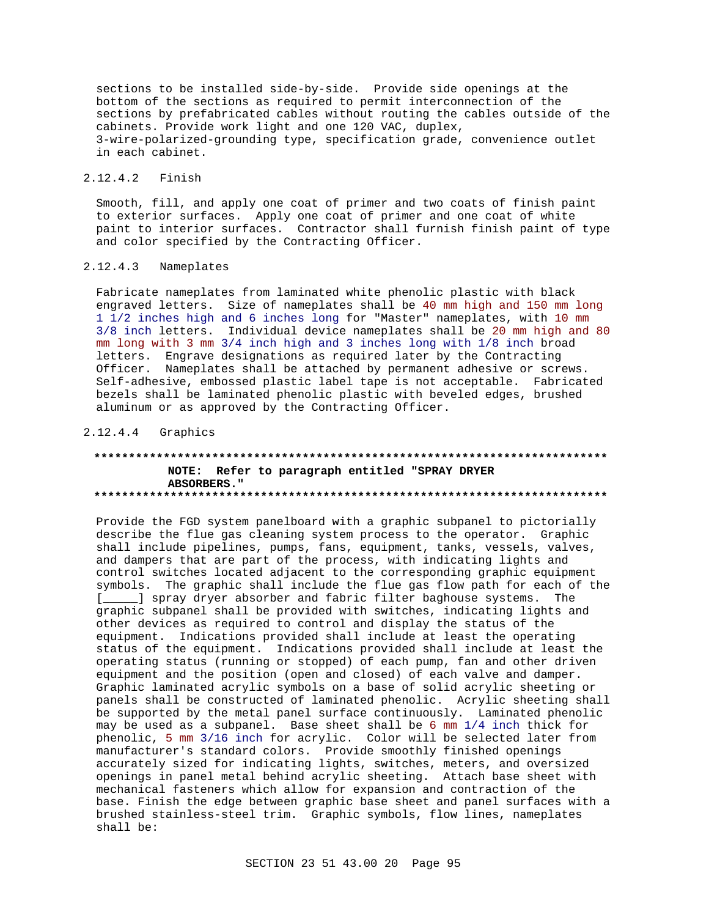sections to be installed side-by-side. Provide side openings at the bottom of the sections as required to permit interconnection of the sections by prefabricated cables without routing the cables outside of the cabinets. Provide work light and one 120 VAC, duplex, 3-wire-polarized-grounding type, specification grade, convenience outlet in each cabinet.

#### 2.12.4.2 Finish

Smooth, fill, and apply one coat of primer and two coats of finish paint to exterior surfaces. Apply one coat of primer and one coat of white paint to interior surfaces. Contractor shall furnish finish paint of type and color specified by the Contracting Officer.

#### 2.12.4.3 Nameplates

Fabricate nameplates from laminated white phenolic plastic with black engraved letters. Size of nameplates shall be 40 mm high and 150 mm long 1 1/2 inches high and 6 inches long for "Master" nameplates, with 10 mm 3/8 inch letters. Individual device nameplates shall be 20 mm high and 80 mm long with 3 mm 3/4 inch high and 3 inches long with 1/8 inch broad letters. Engrave designations as required later by the Contracting Officer. Nameplates shall be attached by permanent adhesive or screws. Self-adhesive, embossed plastic label tape is not acceptable. Fabricated bezels shall be laminated phenolic plastic with beveled edges, brushed aluminum or as approved by the Contracting Officer.

#### 2.12.4.4 Graphics

**************************************************************************

**NOTE: Refer to paragraph entitled "SPRAY DRYER ABSORBERS."**

**************************************************************************

Provide the FGD system panelboard with a graphic subpanel to pictorially describe the flue gas cleaning system process to the operator. Graphic shall include pipelines, pumps, fans, equipment, tanks, vessels, valves, and dampers that are part of the process, with indicating lights and control switches located adjacent to the corresponding graphic equipment symbols. The graphic shall include the flue gas flow path for each of the [_____] spray dryer absorber and fabric filter baghouse systems. The graphic subpanel shall be provided with switches, indicating lights and other devices as required to control and display the status of the equipment. Indications provided shall include at least the operating status of the equipment. Indications provided shall include at least the operating status (running or stopped) of each pump, fan and other driven equipment and the position (open and closed) of each valve and damper. Graphic laminated acrylic symbols on a base of solid acrylic sheeting or panels shall be constructed of laminated phenolic. Acrylic sheeting shall be supported by the metal panel surface continuously. Laminated phenolic may be used as a subpanel. Base sheet shall be 6 mm 1/4 inch thick for phenolic, 5 mm 3/16 inch for acrylic. Color will be selected later from manufacturer's standard colors. Provide smoothly finished openings accurately sized for indicating lights, switches, meters, and oversized openings in panel metal behind acrylic sheeting. Attach base sheet with mechanical fasteners which allow for expansion and contraction of the base. Finish the edge between graphic base sheet and panel surfaces with a brushed stainless-steel trim. Graphic symbols, flow lines, nameplates shall be: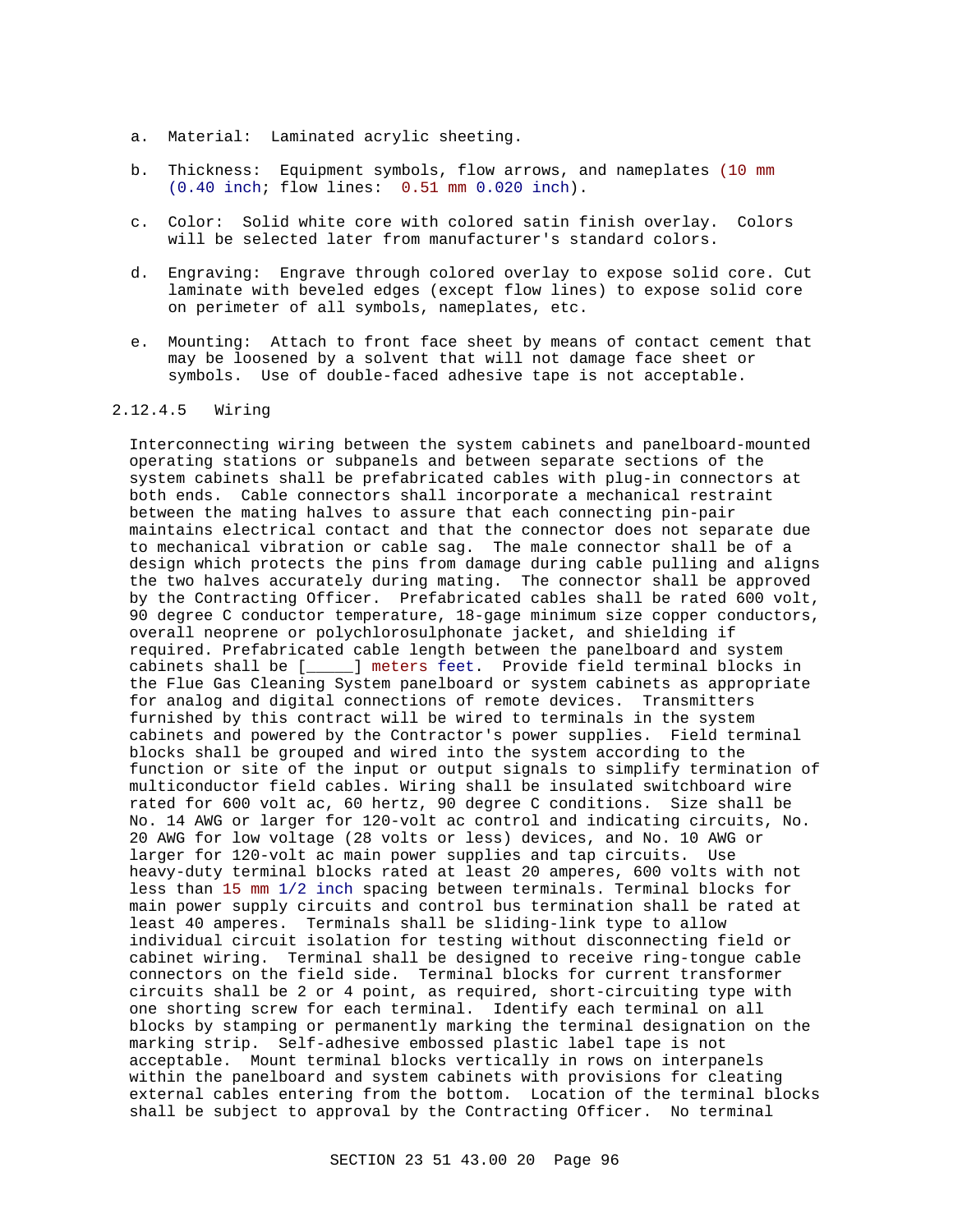a. Material: Laminated acrylic sheeting.

b. Thickness: Equipment symbols, flow arrows, and nameplates (10 mm (0.40 inch; flow lines: 0.51 mm 0.020 inch).

c. Color: Solid white core with colored satin finish overlay. Colors will be selected later from manufacturer's standard colors.

d. Engraving: Engrave through colored overlay to expose solid core. Cut laminate with beveled edges (except flow lines) to expose solid core on perimeter of all symbols, nameplates, etc.

e. Mounting: Attach to front face sheet by means of contact cement that may be loosened by a solvent that will not damage face sheet or symbols. Use of double-faced adhesive tape is not acceptable.

#### 2.12.4.5 Wiring

Interconnecting wiring between the system cabinets and panelboard-mounted operating stations or subpanels and between separate sections of the system cabinets shall be prefabricated cables with plug-in connectors at both ends. Cable connectors shall incorporate a mechanical restraint between the mating halves to assure that each connecting pin-pair maintains electrical contact and that the connector does not separate due to mechanical vibration or cable sag. The male connector shall be of a design which protects the pins from damage during cable pulling and aligns the two halves accurately during mating. The connector shall be approved by the Contracting Officer. Prefabricated cables shall be rated 600 volt, 90 degree C conductor temperature, 18-gage minimum size copper conductors, overall neoprene or polychlorosulphonate jacket, and shielding if required. Prefabricated cable length between the panelboard and system cabinets shall be [_____] meters feet. Provide field terminal blocks in the Flue Gas Cleaning System panelboard or system cabinets as appropriate for analog and digital connections of remote devices. Transmitters furnished by this contract will be wired to terminals in the system cabinets and powered by the Contractor's power supplies. Field terminal blocks shall be grouped and wired into the system according to the function or site of the input or output signals to simplify termination of multiconductor field cables. Wiring shall be insulated switchboard wire rated for 600 volt ac, 60 hertz, 90 degree C conditions. Size shall be No. 14 AWG or larger for 120-volt ac control and indicating circuits, No. 20 AWG for low voltage (28 volts or less) devices, and No. 10 AWG or larger for 120-volt ac main power supplies and tap circuits. Use heavy-duty terminal blocks rated at least 20 amperes, 600 volts with not less than 15 mm 1/2 inch spacing between terminals. Terminal blocks for main power supply circuits and control bus termination shall be rated at least 40 amperes. Terminals shall be sliding-link type to allow individual circuit isolation for testing without disconnecting field or cabinet wiring. Terminal shall be designed to receive ring-tongue cable connectors on the field side. Terminal blocks for current transformer circuits shall be 2 or 4 point, as required, short-circuiting type with one shorting screw for each terminal. Identify each terminal on all blocks by stamping or permanently marking the terminal designation on the marking strip. Self-adhesive embossed plastic label tape is not acceptable. Mount terminal blocks vertically in rows on interpanels within the panelboard and system cabinets with provisions for cleating external cables entering from the bottom. Location of the terminal blocks shall be subject to approval by the Contracting Officer. No terminal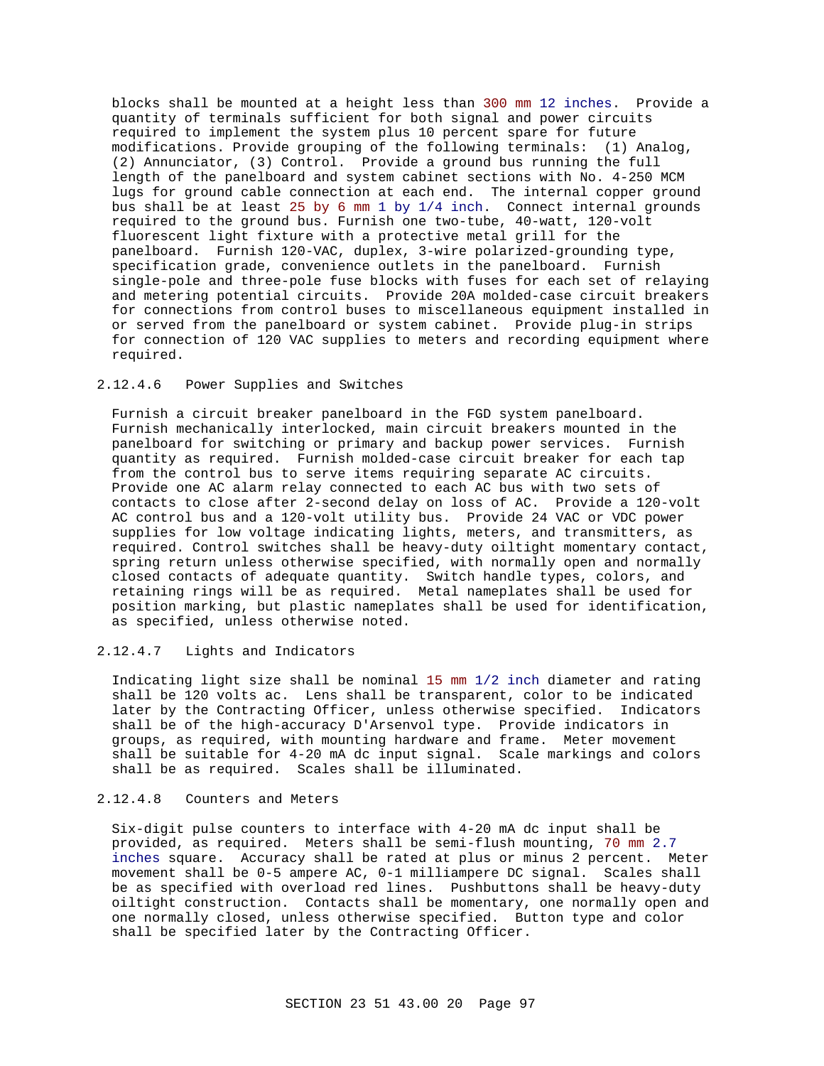blocks shall be mounted at a height less than 300 mm 12 inches. Provide a quantity of terminals sufficient for both signal and power circuits required to implement the system plus 10 percent spare for future modifications. Provide grouping of the following terminals: (1) Analog, (2) Annunciator, (3) Control. Provide a ground bus running the full length of the panelboard and system cabinet sections with No. 4-250 MCM lugs for ground cable connection at each end. The internal copper ground bus shall be at least 25 by 6 mm 1 by 1/4 inch. Connect internal grounds required to the ground bus. Furnish one two-tube, 40-watt, 120-volt fluorescent light fixture with a protective metal grill for the panelboard. Furnish 120-VAC, duplex, 3-wire polarized-grounding type, specification grade, convenience outlets in the panelboard. Furnish single-pole and three-pole fuse blocks with fuses for each set of relaying and metering potential circuits. Provide 20A molded-case circuit breakers for connections from control buses to miscellaneous equipment installed in or served from the panelboard or system cabinet. Provide plug-in strips for connection of 120 VAC supplies to meters and recording equipment where required.

#### 2.12.4.6 Power Supplies and Switches

Furnish a circuit breaker panelboard in the FGD system panelboard. Furnish mechanically interlocked, main circuit breakers mounted in the panelboard for switching or primary and backup power services. Furnish quantity as required. Furnish molded-case circuit breaker for each tap from the control bus to serve items requiring separate AC circuits. Provide one AC alarm relay connected to each AC bus with two sets of contacts to close after 2-second delay on loss of AC. Provide a 120-volt AC control bus and a 120-volt utility bus. Provide 24 VAC or VDC power supplies for low voltage indicating lights, meters, and transmitters, as required. Control switches shall be heavy-duty oiltight momentary contact, spring return unless otherwise specified, with normally open and normally closed contacts of adequate quantity. Switch handle types, colors, and retaining rings will be as required. Metal nameplates shall be used for position marking, but plastic nameplates shall be used for identification, as specified, unless otherwise noted.

#### 2.12.4.7 Lights and Indicators

Indicating light size shall be nominal 15 mm 1/2 inch diameter and rating shall be 120 volts ac. Lens shall be transparent, color to be indicated later by the Contracting Officer, unless otherwise specified. Indicators shall be of the high-accuracy D'Arsenvol type. Provide indicators in groups, as required, with mounting hardware and frame. Meter movement shall be suitable for 4-20 mA dc input signal. Scale markings and colors shall be as required. Scales shall be illuminated.

#### 2.12.4.8 Counters and Meters

Six-digit pulse counters to interface with 4-20 mA dc input shall be provided, as required. Meters shall be semi-flush mounting, 70 mm 2.7 inches square. Accuracy shall be rated at plus or minus 2 percent. Meter movement shall be 0-5 ampere AC, 0-1 milliampere DC signal. Scales shall be as specified with overload red lines. Pushbuttons shall be heavy-duty oiltight construction. Contacts shall be momentary, one normally open and one normally closed, unless otherwise specified. Button type and color shall be specified later by the Contracting Officer.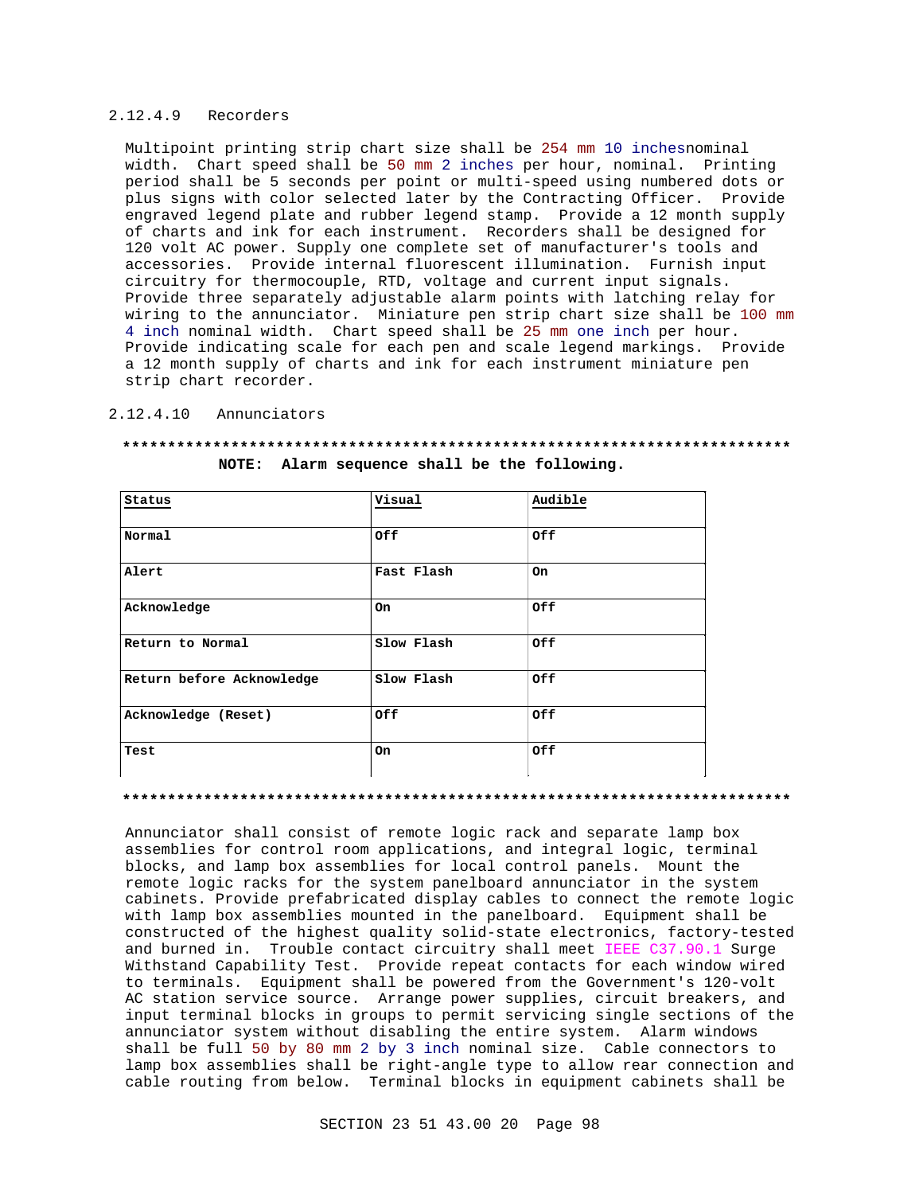#### 2.12.4.9 Recorders

Multipoint printing strip chart size shall be 254 mm 10 inchesnominal width. Chart speed shall be 50 mm 2 inches per hour, nominal. Printing period shall be 5 seconds per point or multi-speed using numbered dots or plus signs with color selected later by the Contracting Officer. Provide engraved legend plate and rubber legend stamp. Provide a 12 month supply of charts and ink for each instrument. Recorders shall be designed for 120 volt AC power. Supply one complete set of manufacturer's tools and accessories. Provide internal fluorescent illumination. Furnish input circuitry for thermocouple, RTD, voltage and current input signals. Provide three separately adjustable alarm points with latching relay for wiring to the annunciator. Miniature pen strip chart size shall be 100 mm 4 inch nominal width. Chart speed shall be 25 mm one inch per hour. Provide indicating scale for each pen and scale legend markings. Provide a 12 month supply of charts and ink for each instrument miniature pen strip chart recorder.

#### 2.12.4.10 Annunciators

**************************************************************************

**NOTE: Alarm sequence shall be the following.**

| Status | Visual | Audible |
|---|---|---|
| Normal | Off | Off |
| Alert | Fast Flash | On |
| Acknowledge | On | Off |
| Return to Normal | Slow Flash | Off |
| Return before Acknowledge | Slow Flash | Off |
| Acknowledge (Reset) | Off | Off |
| Test | On | Off |

**************************************************************************

Annunciator shall consist of remote logic rack and separate lamp box assemblies for control room applications, and integral logic, terminal blocks, and lamp box assemblies for local control panels. Mount the remote logic racks for the system panelboard annunciator in the system cabinets. Provide prefabricated display cables to connect the remote logic with lamp box assemblies mounted in the panelboard. Equipment shall be constructed of the highest quality solid-state electronics, factory-tested and burned in. Trouble contact circuitry shall meet IEEE C37.90.1 Surge Withstand Capability Test. Provide repeat contacts for each window wired to terminals. Equipment shall be powered from the Government's 120-volt AC station service source. Arrange power supplies, circuit breakers, and input terminal blocks in groups to permit servicing single sections of the annunciator system without disabling the entire system. Alarm windows shall be full 50 by 80 mm 2 by 3 inch nominal size. Cable connectors to lamp box assemblies shall be right-angle type to allow rear connection and cable routing from below. Terminal blocks in equipment cabinets shall be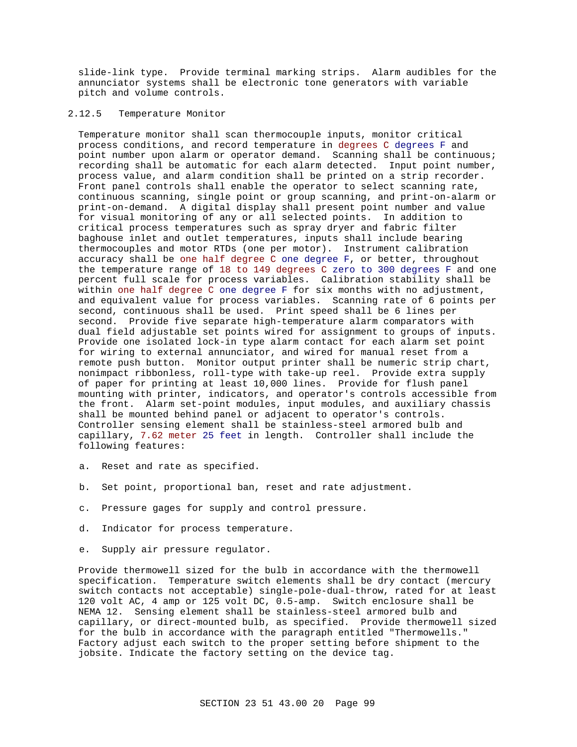slide-link type. Provide terminal marking strips. Alarm audibles for the annunciator systems shall be electronic tone generators with variable pitch and volume controls.

### 2.12.5 Temperature Monitor

Temperature monitor shall scan thermocouple inputs, monitor critical process conditions, and record temperature in degrees C degrees F and point number upon alarm or operator demand. Scanning shall be continuous; recording shall be automatic for each alarm detected. Input point number, process value, and alarm condition shall be printed on a strip recorder. Front panel controls shall enable the operator to select scanning rate, continuous scanning, single point or group scanning, and print-on-alarm or print-on-demand. A digital display shall present point number and value for visual monitoring of any or all selected points. In addition to critical process temperatures such as spray dryer and fabric filter baghouse inlet and outlet temperatures, inputs shall include bearing thermocouples and motor RTDs (one per motor). Instrument calibration accuracy shall be one half degree C one degree F, or better, throughout the temperature range of 18 to 149 degrees C zero to 300 degrees F and one percent full scale for process variables. Calibration stability shall be within one half degree C one degree F for six months with no adjustment, and equivalent value for process variables. Scanning rate of 6 points per second, continuous shall be used. Print speed shall be 6 lines per second. Provide five separate high-temperature alarm comparators with dual field adjustable set points wired for assignment to groups of inputs. Provide one isolated lock-in type alarm contact for each alarm set point for wiring to external annunciator, and wired for manual reset from a remote push button. Monitor output printer shall be numeric strip chart, nonimpact ribbonless, roll-type with take-up reel. Provide extra supply of paper for printing at least 10,000 lines. Provide for flush panel mounting with printer, indicators, and operator's controls accessible from the front. Alarm set-point modules, input modules, and auxiliary chassis shall be mounted behind panel or adjacent to operator's controls. Controller sensing element shall be stainless-steel armored bulb and capillary, 7.62 meter 25 feet in length. Controller shall include the following features:

a. Reset and rate as specified.

b. Set point, proportional ban, reset and rate adjustment.

c. Pressure gages for supply and control pressure.

d. Indicator for process temperature.

e. Supply air pressure regulator.

Provide thermowell sized for the bulb in accordance with the thermowell specification. Temperature switch elements shall be dry contact (mercury switch contacts not acceptable) single-pole-dual-throw, rated for at least 120 volt AC, 4 amp or 125 volt DC, 0.5-amp. Switch enclosure shall be NEMA 12. Sensing element shall be stainless-steel armored bulb and capillary, or direct-mounted bulb, as specified. Provide thermowell sized for the bulb in accordance with the paragraph entitled "Thermowells." Factory adjust each switch to the proper setting before shipment to the jobsite. Indicate the factory setting on the device tag.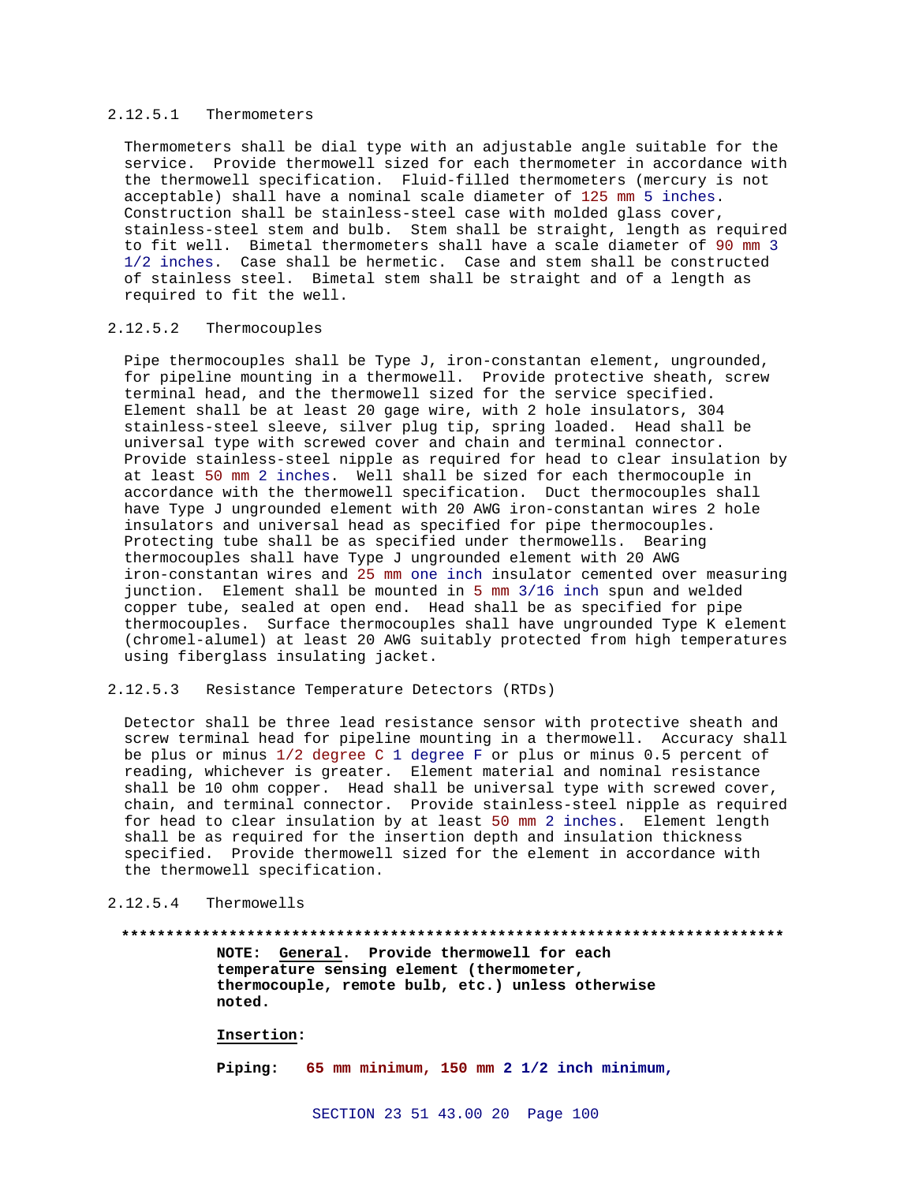#### 2.12.5.1 Thermometers

Thermometers shall be dial type with an adjustable angle suitable for the service. Provide thermowell sized for each thermometer in accordance with the thermowell specification. Fluid-filled thermometers (mercury is not acceptable) shall have a nominal scale diameter of 125 mm 5 inches. Construction shall be stainless-steel case with molded glass cover, stainless-steel stem and bulb. Stem shall be straight, length as required to fit well. Bimetal thermometers shall have a scale diameter of 90 mm 3 1/2 inches. Case shall be hermetic. Case and stem shall be constructed of stainless steel. Bimetal stem shall be straight and of a length as required to fit the well.

#### 2.12.5.2 Thermocouples

Pipe thermocouples shall be Type J, iron-constantan element, ungrounded, for pipeline mounting in a thermowell. Provide protective sheath, screw terminal head, and the thermowell sized for the service specified. Element shall be at least 20 gage wire, with 2 hole insulators, 304 stainless-steel sleeve, silver plug tip, spring loaded. Head shall be universal type with screwed cover and chain and terminal connector. Provide stainless-steel nipple as required for head to clear insulation by at least 50 mm 2 inches. Well shall be sized for each thermocouple in accordance with the thermowell specification. Duct thermocouples shall have Type J ungrounded element with 20 AWG iron-constantan wires 2 hole insulators and universal head as specified for pipe thermocouples. Protecting tube shall be as specified under thermowells. Bearing thermocouples shall have Type J ungrounded element with 20 AWG iron-constantan wires and 25 mm one inch insulator cemented over measuring junction. Element shall be mounted in 5 mm 3/16 inch spun and welded copper tube, sealed at open end. Head shall be as specified for pipe thermocouples. Surface thermocouples shall have ungrounded Type K element (chromel-alumel) at least 20 AWG suitably protected from high temperatures using fiberglass insulating jacket.

#### 2.12.5.3 Resistance Temperature Detectors (RTDs)

Detector shall be three lead resistance sensor with protective sheath and screw terminal head for pipeline mounting in a thermowell. Accuracy shall be plus or minus 1/2 degree C 1 degree F or plus or minus 0.5 percent of reading, whichever is greater. Element material and nominal resistance shall be 10 ohm copper. Head shall be universal type with screwed cover, chain, and terminal connector. Provide stainless-steel nipple as required for head to clear insulation by at least 50 mm 2 inches. Element length shall be as required for the insertion depth and insulation thickness specified. Provide thermowell sized for the element in accordance with the thermowell specification.

#### 2.12.5.4 Thermowells

**************************************************************************

**NOTE: General. Provide thermowell for each temperature sensing element (thermometer, thermocouple, remote bulb, etc.) unless otherwise noted.**

**Insertion:**

**Piping: 65 mm minimum, 150 mm 2 1/2 inch minimum,**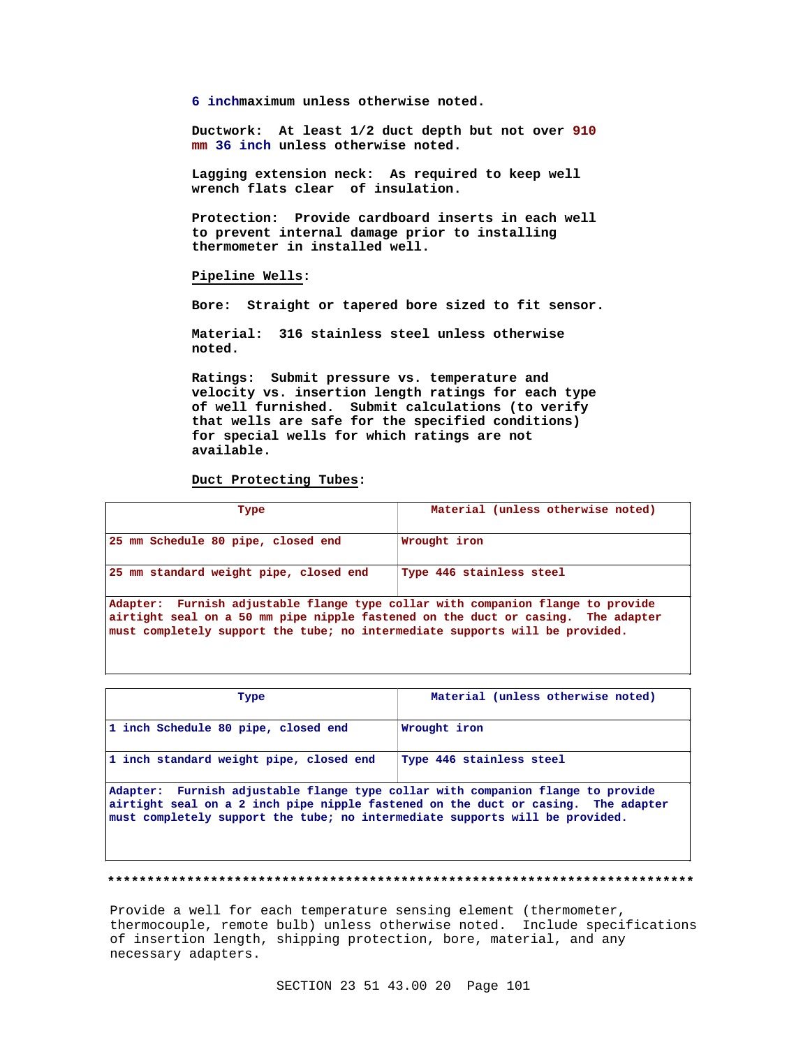6 inchmaximum unless otherwise noted.

Ductwork: At least 1/2 duct depth but not over 910 mm 36 inch unless otherwise noted.

Lagging extension neck: As required to keep well wrench flats clear of insulation.

Protection: Provide cardboard inserts in each well to prevent internal damage prior to installing thermometer in installed well.

Pipeline Wells:

Bore: Straight or tapered bore sized to fit sensor.

Material: 316 stainless steel unless otherwise noted.

Ratings: Submit pressure vs. temperature and velocity vs. insertion length ratings for each type of well furnished. Submit calculations (to verify that wells are safe for the specified conditions) for special wells for which ratings are not available.

Duct Protecting Tubes:

| Type | Material (unless otherwise noted) |
|---|---|
| 25 mm Schedule 80 pipe, closed end | Wrought iron |
| 25 mm standard weight pipe, closed end | Type 446 stainless steel |
| Adapter: Furnish adjustable flange type collar with companion flange to provide airtight seal on a 50 mm pipe nipple fastened on the duct or casing. The adapter must completely support the tube; no intermediate supports will be provided. | |

| Type | Material (unless otherwise noted) |
|---|---|
| 1 inch Schedule 80 pipe, closed end | Wrought iron |
| 1 inch standard weight pipe, closed end | Type 446 stainless steel |
| Adapter: Furnish adjustable flange type collar with companion flange to provide airtight seal on a 2 inch pipe nipple fastened on the duct or casing. The adapter must completely support the tube; no intermediate supports will be provided. | |

**************************************************************************

Provide a well for each temperature sensing element (thermometer, thermocouple, remote bulb) unless otherwise noted. Include specifications of insertion length, shipping protection, bore, material, and any necessary adapters.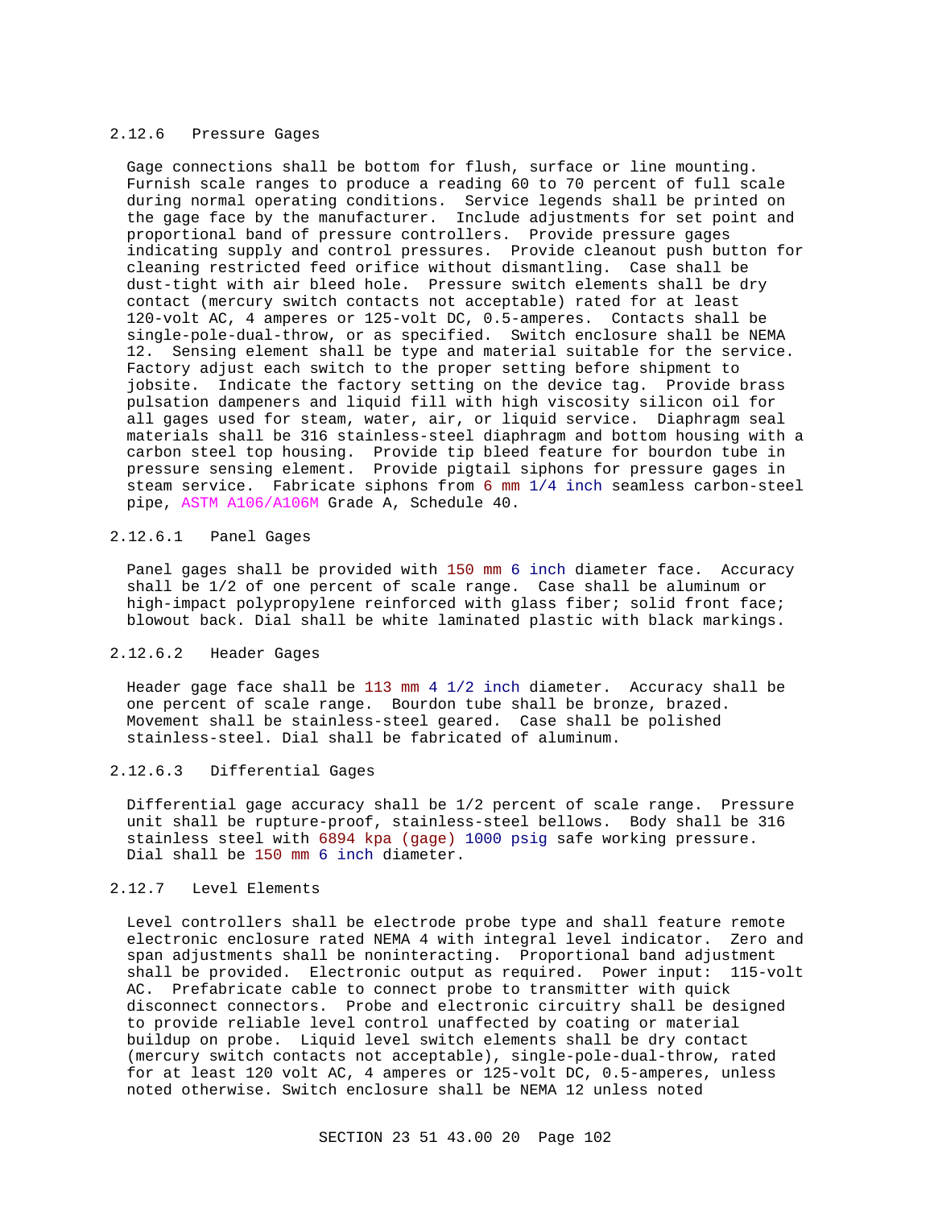### 2.12.6 Pressure Gages

Gage connections shall be bottom for flush, surface or line mounting. Furnish scale ranges to produce a reading 60 to 70 percent of full scale during normal operating conditions. Service legends shall be printed on the gage face by the manufacturer. Include adjustments for set point and proportional band of pressure controllers. Provide pressure gages indicating supply and control pressures. Provide cleanout push button for cleaning restricted feed orifice without dismantling. Case shall be dust-tight with air bleed hole. Pressure switch elements shall be dry contact (mercury switch contacts not acceptable) rated for at least 120-volt AC, 4 amperes or 125-volt DC, 0.5-amperes. Contacts shall be single-pole-dual-throw, or as specified. Switch enclosure shall be NEMA 12. Sensing element shall be type and material suitable for the service. Factory adjust each switch to the proper setting before shipment to jobsite. Indicate the factory setting on the device tag. Provide brass pulsation dampeners and liquid fill with high viscosity silicon oil for all gages used for steam, water, air, or liquid service. Diaphragm seal materials shall be 316 stainless-steel diaphragm and bottom housing with a carbon steel top housing. Provide tip bleed feature for bourdon tube in pressure sensing element. Provide pigtail siphons for pressure gages in steam service. Fabricate siphons from 6 mm 1/4 inch seamless carbon-steel pipe, ASTM A106/A106M Grade A, Schedule 40.

#### 2.12.6.1 Panel Gages

Panel gages shall be provided with 150 mm 6 inch diameter face. Accuracy shall be 1/2 of one percent of scale range. Case shall be aluminum or high-impact polypropylene reinforced with glass fiber; solid front face; blowout back. Dial shall be white laminated plastic with black markings.

#### 2.12.6.2 Header Gages

Header gage face shall be 113 mm 4 1/2 inch diameter. Accuracy shall be one percent of scale range. Bourdon tube shall be bronze, brazed. Movement shall be stainless-steel geared. Case shall be polished stainless-steel. Dial shall be fabricated of aluminum.

#### 2.12.6.3 Differential Gages

Differential gage accuracy shall be 1/2 percent of scale range. Pressure unit shall be rupture-proof, stainless-steel bellows. Body shall be 316 stainless steel with 6894 kpa (gage) 1000 psig safe working pressure. Dial shall be 150 mm 6 inch diameter.

### 2.12.7 Level Elements

Level controllers shall be electrode probe type and shall feature remote electronic enclosure rated NEMA 4 with integral level indicator. Zero and span adjustments shall be noninteracting. Proportional band adjustment shall be provided. Electronic output as required. Power input: 115-volt AC. Prefabricate cable to connect probe to transmitter with quick disconnect connectors. Probe and electronic circuitry shall be designed to provide reliable level control unaffected by coating or material buildup on probe. Liquid level switch elements shall be dry contact (mercury switch contacts not acceptable), single-pole-dual-throw, rated for at least 120 volt AC, 4 amperes or 125-volt DC, 0.5-amperes, unless noted otherwise. Switch enclosure shall be NEMA 12 unless noted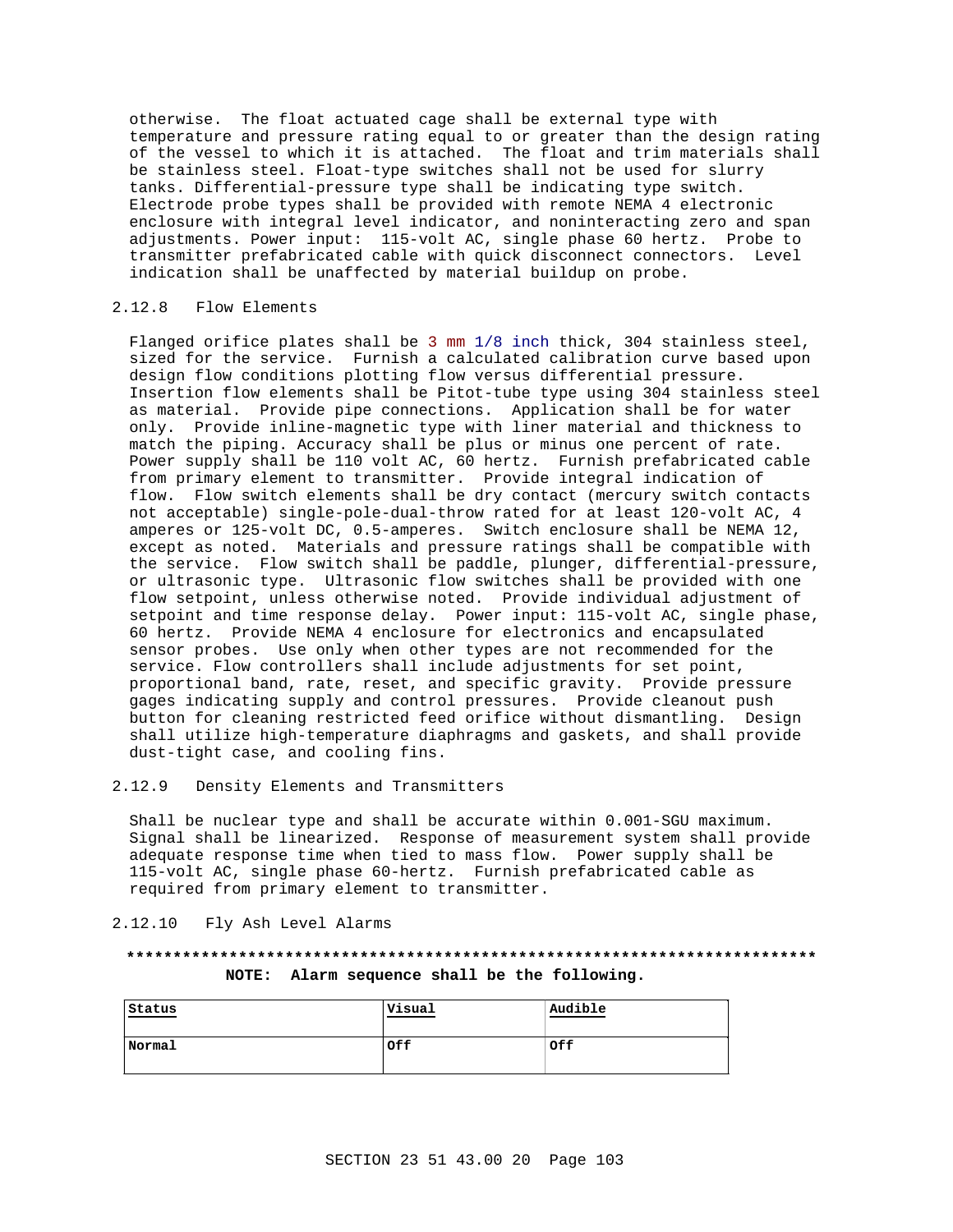otherwise. The float actuated cage shall be external type with temperature and pressure rating equal to or greater than the design rating of the vessel to which it is attached. The float and trim materials shall be stainless steel. Float-type switches shall not be used for slurry tanks. Differential-pressure type shall be indicating type switch. Electrode probe types shall be provided with remote NEMA 4 electronic enclosure with integral level indicator, and noninteracting zero and span adjustments. Power input: 115-volt AC, single phase 60 hertz. Probe to transmitter prefabricated cable with quick disconnect connectors. Level indication shall be unaffected by material buildup on probe.

### 2.12.8 Flow Elements

Flanged orifice plates shall be 3 mm 1/8 inch thick, 304 stainless steel, sized for the service. Furnish a calculated calibration curve based upon design flow conditions plotting flow versus differential pressure. Insertion flow elements shall be Pitot-tube type using 304 stainless steel as material. Provide pipe connections. Application shall be for water only. Provide inline-magnetic type with liner material and thickness to match the piping. Accuracy shall be plus or minus one percent of rate. Power supply shall be 110 volt AC, 60 hertz. Furnish prefabricated cable from primary element to transmitter. Provide integral indication of flow. Flow switch elements shall be dry contact (mercury switch contacts not acceptable) single-pole-dual-throw rated for at least 120-volt AC, 4 amperes or 125-volt DC, 0.5-amperes. Switch enclosure shall be NEMA 12, except as noted. Materials and pressure ratings shall be compatible with the service. Flow switch shall be paddle, plunger, differential-pressure, or ultrasonic type. Ultrasonic flow switches shall be provided with one flow setpoint, unless otherwise noted. Provide individual adjustment of setpoint and time response delay. Power input: 115-volt AC, single phase, 60 hertz. Provide NEMA 4 enclosure for electronics and encapsulated sensor probes. Use only when other types are not recommended for the service. Flow controllers shall include adjustments for set point, proportional band, rate, reset, and specific gravity. Provide pressure gages indicating supply and control pressures. Provide cleanout push button for cleaning restricted feed orifice without dismantling. Design shall utilize high-temperature diaphragms and gaskets, and shall provide dust-tight case, and cooling fins.

### 2.12.9 Density Elements and Transmitters

Shall be nuclear type and shall be accurate within 0.001-SGU maximum. Signal shall be linearized. Response of measurement system shall provide adequate response time when tied to mass flow. Power supply shall be 115-volt AC, single phase 60-hertz. Furnish prefabricated cable as required from primary element to transmitter.

### 2.12.10 Fly Ash Level Alarms

**************************************************************************

**NOTE: Alarm sequence shall be the following.**

| Status | Visual | Audible |
|---|---|---|
| Normal | Off | Off |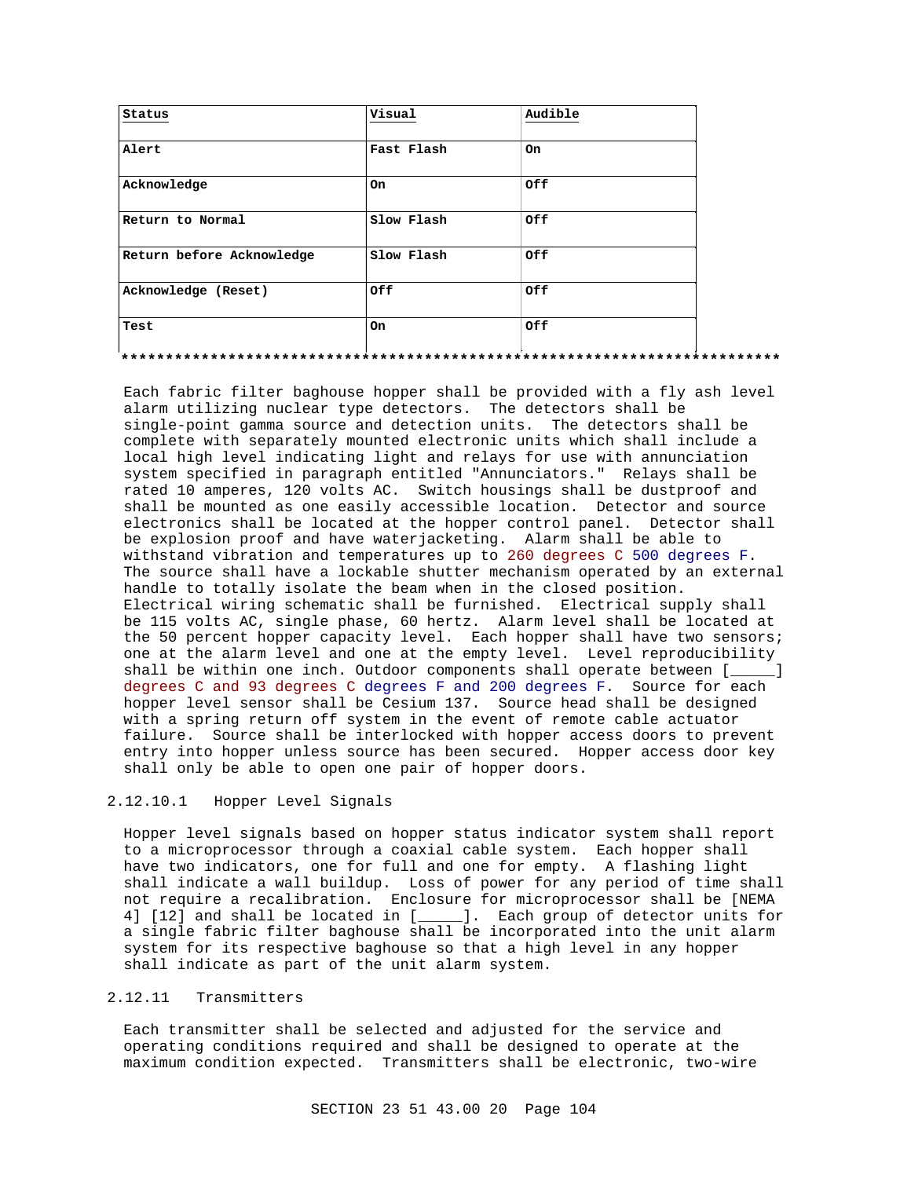| Status | Visual | Audible |
|---|---|---|
| Alert | Fast Flash | On |
| Acknowledge | On | Off |
| Return to Normal | Slow Flash | Off |
| Return before Acknowledge | Slow Flash | Off |
| Acknowledge (Reset) | Off | Off |
| Test | On | Off |

**************************************************************************

Each fabric filter baghouse hopper shall be provided with a fly ash level alarm utilizing nuclear type detectors. The detectors shall be single-point gamma source and detection units. The detectors shall be complete with separately mounted electronic units which shall include a local high level indicating light and relays for use with annunciation system specified in paragraph entitled "Annunciators." Relays shall be rated 10 amperes, 120 volts AC. Switch housings shall be dustproof and shall be mounted as one easily accessible location. Detector and source electronics shall be located at the hopper control panel. Detector shall be explosion proof and have waterjacketing. Alarm shall be able to withstand vibration and temperatures up to 260 degrees C 500 degrees F. The source shall have a lockable shutter mechanism operated by an external handle to totally isolate the beam when in the closed position. Electrical wiring schematic shall be furnished. Electrical supply shall be 115 volts AC, single phase, 60 hertz. Alarm level shall be located at the 50 percent hopper capacity level. Each hopper shall have two sensors; one at the alarm level and one at the empty level. Level reproducibility shall be within one inch. Outdoor components shall operate between [_____] degrees C and 93 degrees C degrees F and 200 degrees F. Source for each hopper level sensor shall be Cesium 137. Source head shall be designed with a spring return off system in the event of remote cable actuator failure. Source shall be interlocked with hopper access doors to prevent entry into hopper unless source has been secured. Hopper access door key shall only be able to open one pair of hopper doors.

### 2.12.10.1 Hopper Level Signals

Hopper level signals based on hopper status indicator system shall report to a microprocessor through a coaxial cable system. Each hopper shall have two indicators, one for full and one for empty. A flashing light shall indicate a wall buildup. Loss of power for any period of time shall not require a recalibration. Enclosure for microprocessor shall be [NEMA 4] [12] and shall be located in [_____]. Each group of detector units for a single fabric filter baghouse shall be incorporated into the unit alarm system for its respective baghouse so that a high level in any hopper shall indicate as part of the unit alarm system.

## 2.12.11 Transmitters

Each transmitter shall be selected and adjusted for the service and operating conditions required and shall be designed to operate at the maximum condition expected. Transmitters shall be electronic, two-wire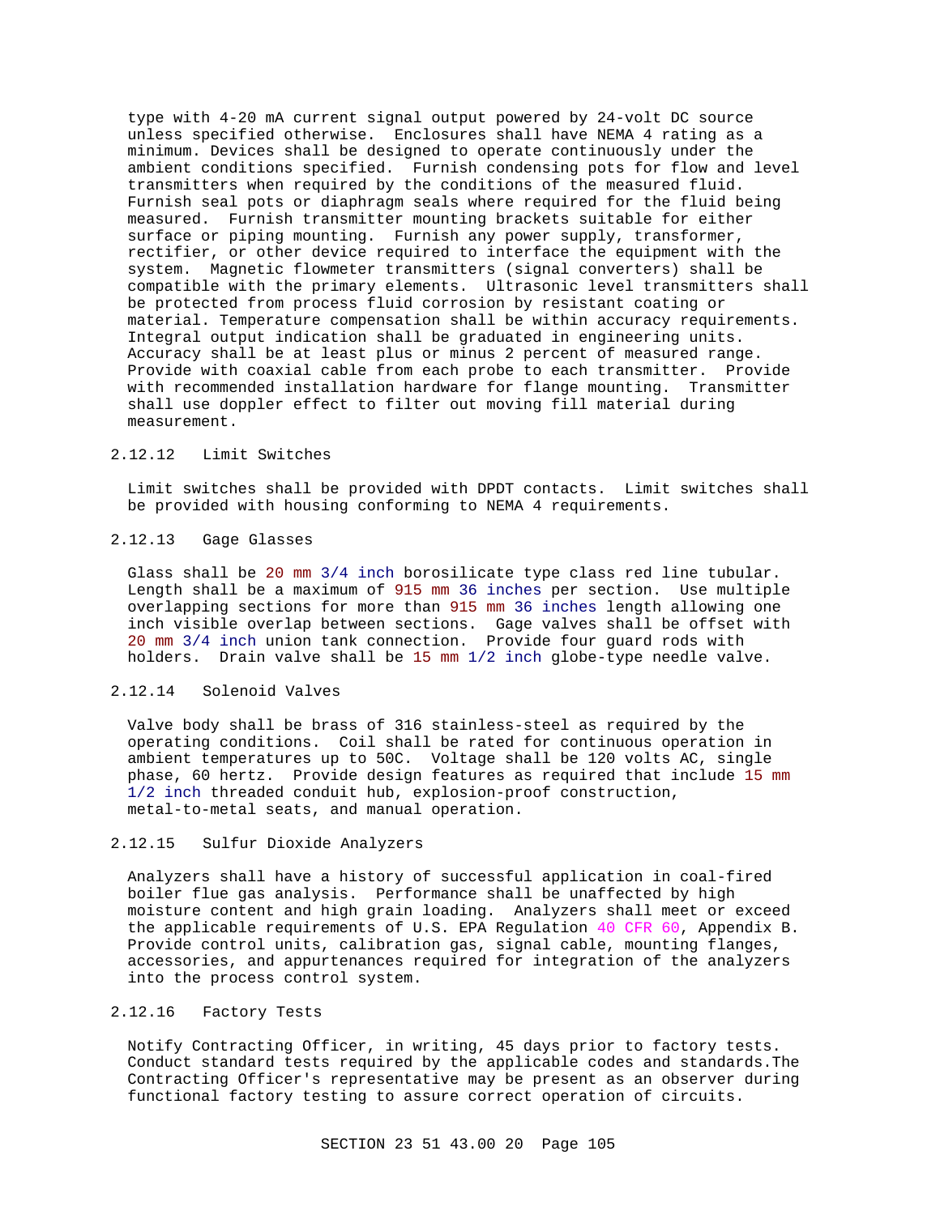type with 4-20 mA current signal output powered by 24-volt DC source unless specified otherwise. Enclosures shall have NEMA 4 rating as a minimum. Devices shall be designed to operate continuously under the ambient conditions specified. Furnish condensing pots for flow and level transmitters when required by the conditions of the measured fluid. Furnish seal pots or diaphragm seals where required for the fluid being measured. Furnish transmitter mounting brackets suitable for either surface or piping mounting. Furnish any power supply, transformer, rectifier, or other device required to interface the equipment with the system. Magnetic flowmeter transmitters (signal converters) shall be compatible with the primary elements. Ultrasonic level transmitters shall be protected from process fluid corrosion by resistant coating or material. Temperature compensation shall be within accuracy requirements. Integral output indication shall be graduated in engineering units. Accuracy shall be at least plus or minus 2 percent of measured range. Provide with coaxial cable from each probe to each transmitter. Provide with recommended installation hardware for flange mounting. Transmitter shall use doppler effect to filter out moving fill material during measurement.

### 2.12.12 Limit Switches

Limit switches shall be provided with DPDT contacts. Limit switches shall be provided with housing conforming to NEMA 4 requirements.

### 2.12.13 Gage Glasses

Glass shall be 20 mm 3/4 inch borosilicate type class red line tubular. Length shall be a maximum of 915 mm 36 inches per section. Use multiple overlapping sections for more than 915 mm 36 inches length allowing one inch visible overlap between sections. Gage valves shall be offset with 20 mm 3/4 inch union tank connection. Provide four guard rods with holders. Drain valve shall be 15 mm 1/2 inch globe-type needle valve.

### 2.12.14 Solenoid Valves

Valve body shall be brass of 316 stainless-steel as required by the operating conditions. Coil shall be rated for continuous operation in ambient temperatures up to 50C. Voltage shall be 120 volts AC, single phase, 60 hertz. Provide design features as required that include 15 mm 1/2 inch threaded conduit hub, explosion-proof construction, metal-to-metal seats, and manual operation.

### 2.12.15 Sulfur Dioxide Analyzers

Analyzers shall have a history of successful application in coal-fired boiler flue gas analysis. Performance shall be unaffected by high moisture content and high grain loading. Analyzers shall meet or exceed the applicable requirements of U.S. EPA Regulation 40 CFR 60, Appendix B. Provide control units, calibration gas, signal cable, mounting flanges, accessories, and appurtenances required for integration of the analyzers into the process control system.

### 2.12.16 Factory Tests

Notify Contracting Officer, in writing, 45 days prior to factory tests. Conduct standard tests required by the applicable codes and standards.The Contracting Officer's representative may be present as an observer during functional factory testing to assure correct operation of circuits.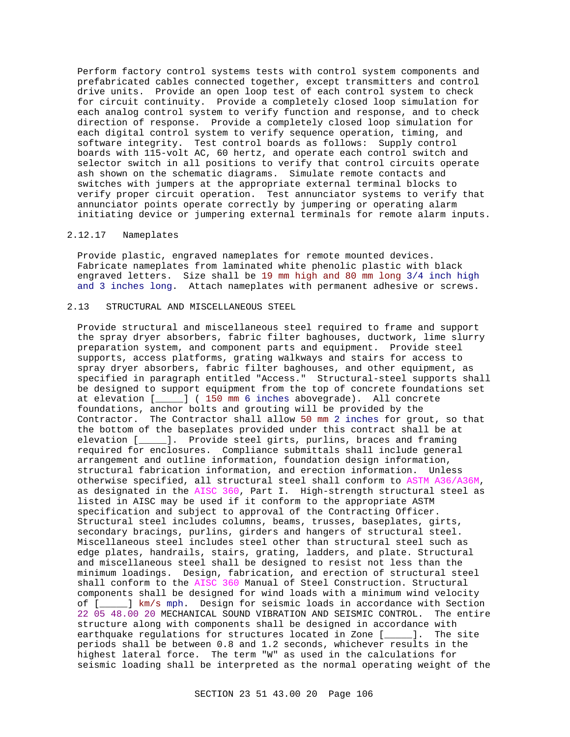Perform factory control systems tests with control system components and prefabricated cables connected together, except transmitters and control drive units. Provide an open loop test of each control system to check for circuit continuity. Provide a completely closed loop simulation for each analog control system to verify function and response, and to check direction of response. Provide a completely closed loop simulation for each digital control system to verify sequence operation, timing, and software integrity. Test control boards as follows: Supply control boards with 115-volt AC, 60 hertz, and operate each control switch and selector switch in all positions to verify that control circuits operate ash shown on the schematic diagrams. Simulate remote contacts and switches with jumpers at the appropriate external terminal blocks to verify proper circuit operation. Test annunciator systems to verify that annunciator points operate correctly by jumpering or operating alarm initiating device or jumpering external terminals for remote alarm inputs.

#### 2.12.17 Nameplates

Provide plastic, engraved nameplates for remote mounted devices. Fabricate nameplates from laminated white phenolic plastic with black engraved letters. Size shall be 19 mm high and 80 mm long 3/4 inch high and 3 inches long. Attach nameplates with permanent adhesive or screws.

### 2.13 STRUCTURAL AND MISCELLANEOUS STEEL

Provide structural and miscellaneous steel required to frame and support the spray dryer absorbers, fabric filter baghouses, ductwork, lime slurry preparation system, and component parts and equipment. Provide steel supports, access platforms, grating walkways and stairs for access to spray dryer absorbers, fabric filter baghouses, and other equipment, as specified in paragraph entitled "Access." Structural-steel supports shall be designed to support equipment from the top of concrete foundations set at elevation [_____] ( 150 mm 6 inches abovegrade). All concrete foundations, anchor bolts and grouting will be provided by the Contractor. The Contractor shall allow 50 mm 2 inches for grout, so that the bottom of the baseplates provided under this contract shall be at elevation [_____]. Provide steel girts, purlins, braces and framing required for enclosures. Compliance submittals shall include general arrangement and outline information, foundation design information, structural fabrication information, and erection information. Unless otherwise specified, all structural steel shall conform to ASTM A36/A36M, as designated in the AISC 360, Part I. High-strength structural steel as listed in AISC may be used if it conform to the appropriate ASTM specification and subject to approval of the Contracting Officer. Structural steel includes columns, beams, trusses, baseplates, girts, secondary bracings, purlins, girders and hangers of structural steel. Miscellaneous steel includes steel other than structural steel such as edge plates, handrails, stairs, grating, ladders, and plate. Structural and miscellaneous steel shall be designed to resist not less than the minimum loadings. Design, fabrication, and erection of structural steel shall conform to the AISC 360 Manual of Steel Construction. Structural components shall be designed for wind loads with a minimum wind velocity of [_____] km/s mph. Design for seismic loads in accordance with Section 22 05 48.00 20 MECHANICAL SOUND VIBRATION AND SEISMIC CONTROL. The entire structure along with components shall be designed in accordance with earthquake regulations for structures located in Zone [_____]. The site periods shall be between 0.8 and 1.2 seconds, whichever results in the highest lateral force. The term "W" as used in the calculations for seismic loading shall be interpreted as the normal operating weight of the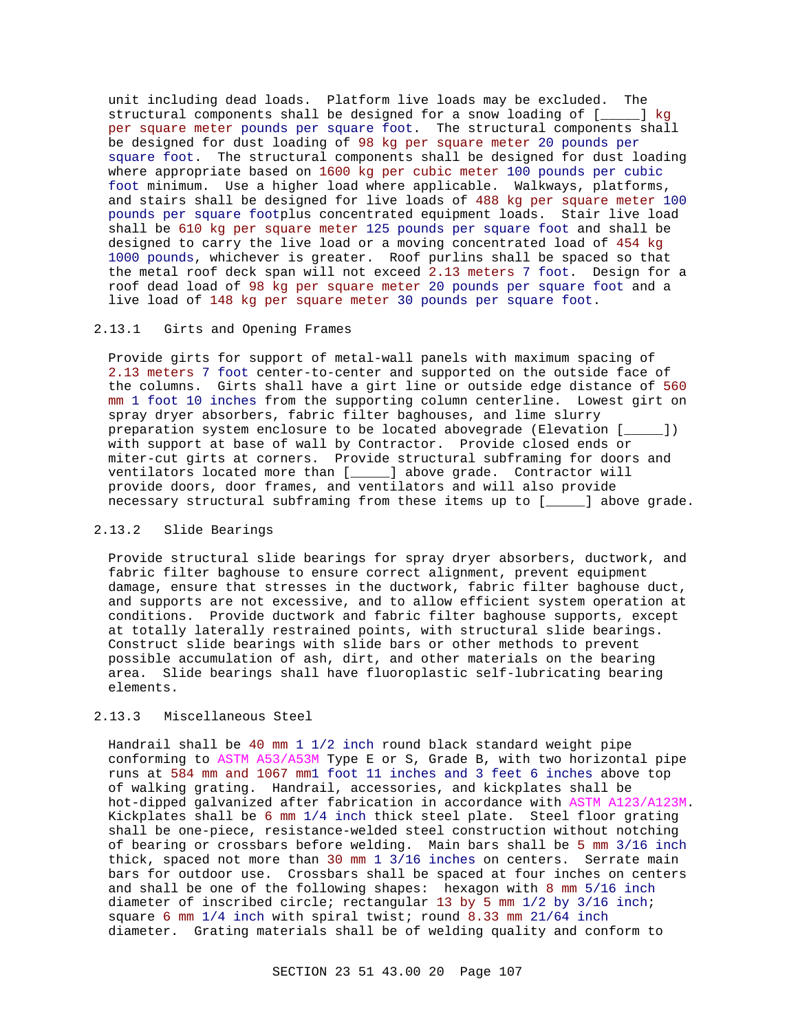unit including dead loads. Platform live loads may be excluded. The structural components shall be designed for a snow loading of [_____] kg per square meter pounds per square foot. The structural components shall be designed for dust loading of 98 kg per square meter 20 pounds per square foot. The structural components shall be designed for dust loading where appropriate based on 1600 kg per cubic meter 100 pounds per cubic foot minimum. Use a higher load where applicable. Walkways, platforms, and stairs shall be designed for live loads of 488 kg per square meter 100 pounds per square footplus concentrated equipment loads. Stair live load shall be 610 kg per square meter 125 pounds per square foot and shall be designed to carry the live load or a moving concentrated load of 454 kg 1000 pounds, whichever is greater. Roof purlins shall be spaced so that the metal roof deck span will not exceed 2.13 meters 7 foot. Design for a roof dead load of 98 kg per square meter 20 pounds per square foot and a live load of 148 kg per square meter 30 pounds per square foot.

### 2.13.1 Girts and Opening Frames

Provide girts for support of metal-wall panels with maximum spacing of 2.13 meters 7 foot center-to-center and supported on the outside face of the columns. Girts shall have a girt line or outside edge distance of 560 mm 1 foot 10 inches from the supporting column centerline. Lowest girt on spray dryer absorbers, fabric filter baghouses, and lime slurry preparation system enclosure to be located abovegrade (Elevation [_____]) with support at base of wall by Contractor. Provide closed ends or miter-cut girts at corners. Provide structural subframing for doors and ventilators located more than [_____] above grade. Contractor will provide doors, door frames, and ventilators and will also provide necessary structural subframing from these items up to [_____] above grade.

### 2.13.2 Slide Bearings

Provide structural slide bearings for spray dryer absorbers, ductwork, and fabric filter baghouse to ensure correct alignment, prevent equipment damage, ensure that stresses in the ductwork, fabric filter baghouse duct, and supports are not excessive, and to allow efficient system operation at conditions. Provide ductwork and fabric filter baghouse supports, except at totally laterally restrained points, with structural slide bearings. Construct slide bearings with slide bars or other methods to prevent possible accumulation of ash, dirt, and other materials on the bearing area. Slide bearings shall have fluoroplastic self-lubricating bearing elements.

### 2.13.3 Miscellaneous Steel

Handrail shall be 40 mm 1 1/2 inch round black standard weight pipe conforming to ASTM A53/A53M Type E or S, Grade B, with two horizontal pipe runs at 584 mm and 1067 mm1 foot 11 inches and 3 feet 6 inches above top of walking grating. Handrail, accessories, and kickplates shall be hot-dipped galvanized after fabrication in accordance with ASTM A123/A123M. Kickplates shall be 6 mm 1/4 inch thick steel plate. Steel floor grating shall be one-piece, resistance-welded steel construction without notching of bearing or crossbars before welding. Main bars shall be 5 mm 3/16 inch thick, spaced not more than 30 mm 1 3/16 inches on centers. Serrate main bars for outdoor use. Crossbars shall be spaced at four inches on centers and shall be one of the following shapes: hexagon with 8 mm 5/16 inch diameter of inscribed circle; rectangular 13 by 5 mm 1/2 by 3/16 inch; square 6 mm 1/4 inch with spiral twist; round 8.33 mm 21/64 inch diameter. Grating materials shall be of welding quality and conform to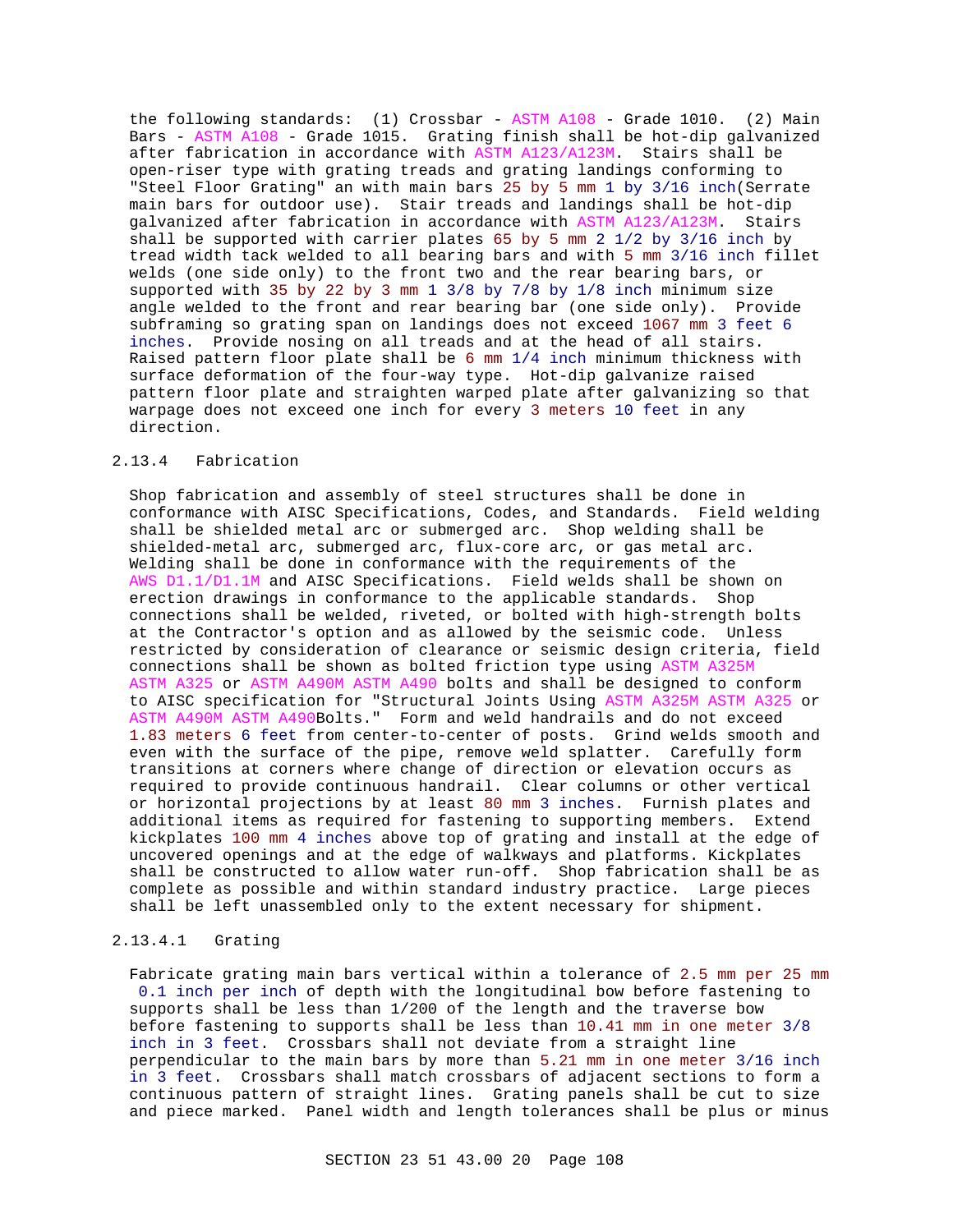the following standards: (1) Crossbar - ASTM A108 - Grade 1010. (2) Main Bars - ASTM A108 - Grade 1015. Grating finish shall be hot-dip galvanized after fabrication in accordance with ASTM A123/A123M. Stairs shall be open-riser type with grating treads and grating landings conforming to "Steel Floor Grating" an with main bars 25 by 5 mm 1 by 3/16 inch(Serrate main bars for outdoor use). Stair treads and landings shall be hot-dip galvanized after fabrication in accordance with ASTM A123/A123M. Stairs shall be supported with carrier plates 65 by 5 mm 2 1/2 by 3/16 inch by tread width tack welded to all bearing bars and with 5 mm 3/16 inch fillet welds (one side only) to the front two and the rear bearing bars, or supported with 35 by 22 by 3 mm 1 3/8 by 7/8 by 1/8 inch minimum size angle welded to the front and rear bearing bar (one side only). Provide subframing so grating span on landings does not exceed 1067 mm 3 feet 6 inches. Provide nosing on all treads and at the head of all stairs. Raised pattern floor plate shall be 6 mm 1/4 inch minimum thickness with surface deformation of the four-way type. Hot-dip galvanize raised pattern floor plate and straighten warped plate after galvanizing so that warpage does not exceed one inch for every 3 meters 10 feet in any direction.

### 2.13.4 Fabrication

Shop fabrication and assembly of steel structures shall be done in conformance with AISC Specifications, Codes, and Standards. Field welding shall be shielded metal arc or submerged arc. Shop welding shall be shielded-metal arc, submerged arc, flux-core arc, or gas metal arc. Welding shall be done in conformance with the requirements of the AWS D1.1/D1.1M and AISC Specifications. Field welds shall be shown on erection drawings in conformance to the applicable standards. Shop connections shall be welded, riveted, or bolted with high-strength bolts at the Contractor's option and as allowed by the seismic code. Unless restricted by consideration of clearance or seismic design criteria, field connections shall be shown as bolted friction type using ASTM A325M ASTM A325 or ASTM A490M ASTM A490 bolts and shall be designed to conform to AISC specification for "Structural Joints Using ASTM A325M ASTM A325 or ASTM A490M ASTM A490Bolts." Form and weld handrails and do not exceed 1.83 meters 6 feet from center-to-center of posts. Grind welds smooth and even with the surface of the pipe, remove weld splatter. Carefully form transitions at corners where change of direction or elevation occurs as required to provide continuous handrail. Clear columns or other vertical or horizontal projections by at least 80 mm 3 inches. Furnish plates and additional items as required for fastening to supporting members. Extend kickplates 100 mm 4 inches above top of grating and install at the edge of uncovered openings and at the edge of walkways and platforms. Kickplates shall be constructed to allow water run-off. Shop fabrication shall be as complete as possible and within standard industry practice. Large pieces shall be left unassembled only to the extent necessary for shipment.

#### 2.13.4.1 Grating

Fabricate grating main bars vertical within a tolerance of 2.5 mm per 25 mm 0.1 inch per inch of depth with the longitudinal bow before fastening to supports shall be less than 1/200 of the length and the traverse bow before fastening to supports shall be less than 10.41 mm in one meter 3/8 inch in 3 feet. Crossbars shall not deviate from a straight line perpendicular to the main bars by more than 5.21 mm in one meter 3/16 inch in 3 feet. Crossbars shall match crossbars of adjacent sections to form a continuous pattern of straight lines. Grating panels shall be cut to size and piece marked. Panel width and length tolerances shall be plus or minus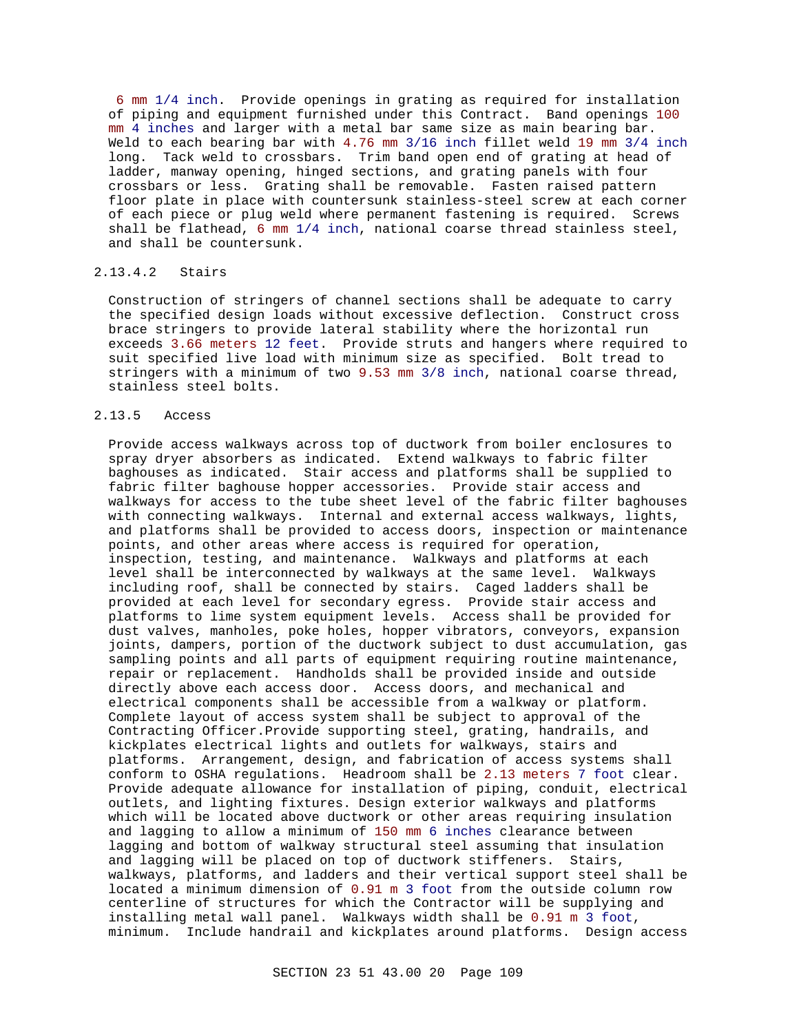6 mm 1/4 inch. Provide openings in grating as required for installation of piping and equipment furnished under this Contract. Band openings 100 mm 4 inches and larger with a metal bar same size as main bearing bar. Weld to each bearing bar with 4.76 mm 3/16 inch fillet weld 19 mm 3/4 inch long. Tack weld to crossbars. Trim band open end of grating at head of ladder, manway opening, hinged sections, and grating panels with four crossbars or less. Grating shall be removable. Fasten raised pattern floor plate in place with countersunk stainless-steel screw at each corner of each piece or plug weld where permanent fastening is required. Screws shall be flathead, 6 mm 1/4 inch, national coarse thread stainless steel, and shall be countersunk.

#### 2.13.4.2 Stairs

Construction of stringers of channel sections shall be adequate to carry the specified design loads without excessive deflection. Construct cross brace stringers to provide lateral stability where the horizontal run exceeds 3.66 meters 12 feet. Provide struts and hangers where required to suit specified live load with minimum size as specified. Bolt tread to stringers with a minimum of two 9.53 mm 3/8 inch, national coarse thread, stainless steel bolts.

### 2.13.5 Access

Provide access walkways across top of ductwork from boiler enclosures to spray dryer absorbers as indicated. Extend walkways to fabric filter baghouses as indicated. Stair access and platforms shall be supplied to fabric filter baghouse hopper accessories. Provide stair access and walkways for access to the tube sheet level of the fabric filter baghouses with connecting walkways. Internal and external access walkways, lights, and platforms shall be provided to access doors, inspection or maintenance points, and other areas where access is required for operation, inspection, testing, and maintenance. Walkways and platforms at each level shall be interconnected by walkways at the same level. Walkways including roof, shall be connected by stairs. Caged ladders shall be provided at each level for secondary egress. Provide stair access and platforms to lime system equipment levels. Access shall be provided for dust valves, manholes, poke holes, hopper vibrators, conveyors, expansion joints, dampers, portion of the ductwork subject to dust accumulation, gas sampling points and all parts of equipment requiring routine maintenance, repair or replacement. Handholds shall be provided inside and outside directly above each access door. Access doors, and mechanical and electrical components shall be accessible from a walkway or platform. Complete layout of access system shall be subject to approval of the Contracting Officer.Provide supporting steel, grating, handrails, and kickplates electrical lights and outlets for walkways, stairs and platforms. Arrangement, design, and fabrication of access systems shall conform to OSHA regulations. Headroom shall be 2.13 meters 7 foot clear. Provide adequate allowance for installation of piping, conduit, electrical outlets, and lighting fixtures. Design exterior walkways and platforms which will be located above ductwork or other areas requiring insulation and lagging to allow a minimum of 150 mm 6 inches clearance between lagging and bottom of walkway structural steel assuming that insulation and lagging will be placed on top of ductwork stiffeners. Stairs, walkways, platforms, and ladders and their vertical support steel shall be located a minimum dimension of 0.91 m 3 foot from the outside column row centerline of structures for which the Contractor will be supplying and installing metal wall panel. Walkways width shall be 0.91 m 3 foot, minimum. Include handrail and kickplates around platforms. Design access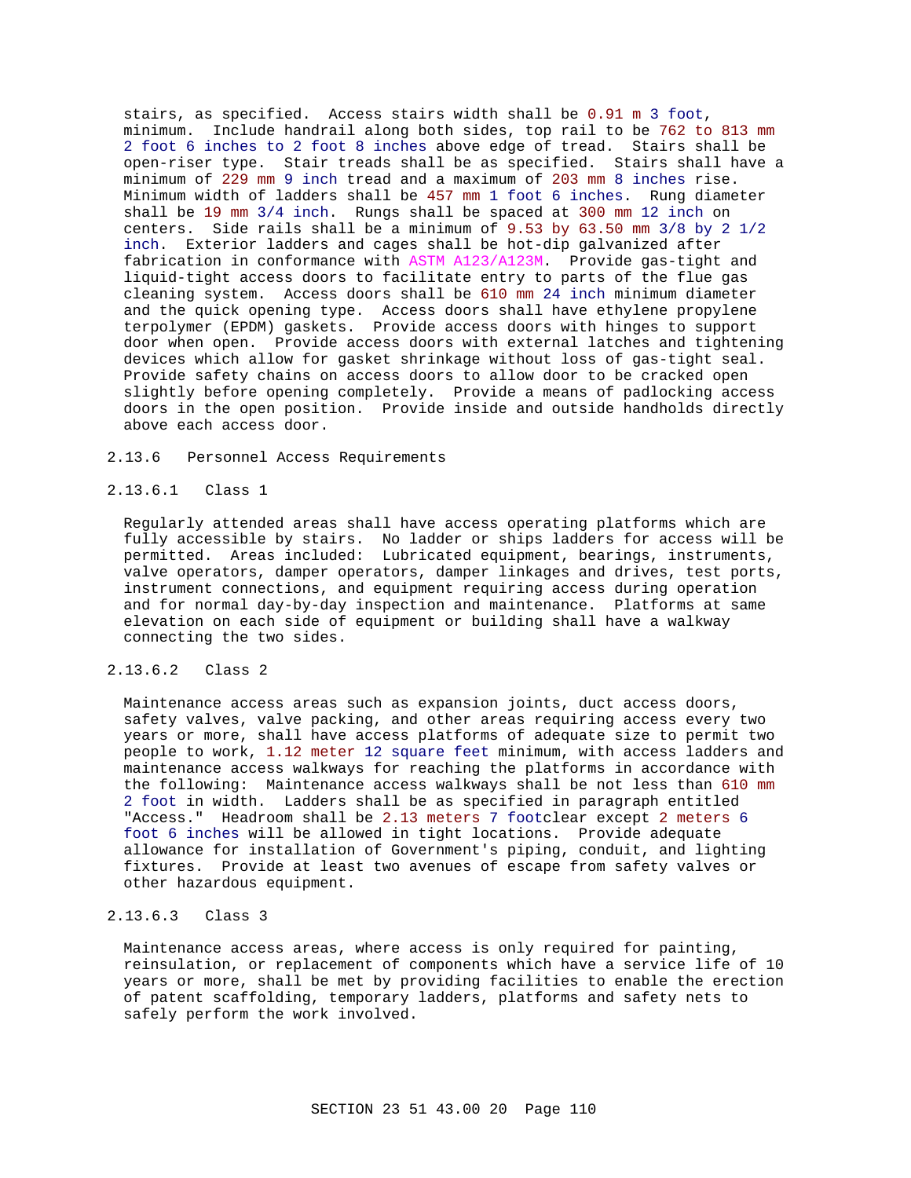stairs, as specified. Access stairs width shall be 0.91 m 3 foot, minimum. Include handrail along both sides, top rail to be 762 to 813 mm 2 foot 6 inches to 2 foot 8 inches above edge of tread. Stairs shall be open-riser type. Stair treads shall be as specified. Stairs shall have a minimum of 229 mm 9 inch tread and a maximum of 203 mm 8 inches rise. Minimum width of ladders shall be 457 mm 1 foot 6 inches. Rung diameter shall be 19 mm 3/4 inch. Rungs shall be spaced at 300 mm 12 inch on centers. Side rails shall be a minimum of 9.53 by 63.50 mm 3/8 by 2 1/2 inch. Exterior ladders and cages shall be hot-dip galvanized after fabrication in conformance with ASTM A123/A123M. Provide gas-tight and liquid-tight access doors to facilitate entry to parts of the flue gas cleaning system. Access doors shall be 610 mm 24 inch minimum diameter and the quick opening type. Access doors shall have ethylene propylene terpolymer (EPDM) gaskets. Provide access doors with hinges to support door when open. Provide access doors with external latches and tightening devices which allow for gasket shrinkage without loss of gas-tight seal. Provide safety chains on access doors to allow door to be cracked open slightly before opening completely. Provide a means of padlocking access doors in the open position. Provide inside and outside handholds directly above each access door.

## 2.13.6 Personnel Access Requirements

### 2.13.6.1 Class 1

Regularly attended areas shall have access operating platforms which are fully accessible by stairs. No ladder or ships ladders for access will be permitted. Areas included: Lubricated equipment, bearings, instruments, valve operators, damper operators, damper linkages and drives, test ports, instrument connections, and equipment requiring access during operation and for normal day-by-day inspection and maintenance. Platforms at same elevation on each side of equipment or building shall have a walkway connecting the two sides.

### 2.13.6.2 Class 2

Maintenance access areas such as expansion joints, duct access doors, safety valves, valve packing, and other areas requiring access every two years or more, shall have access platforms of adequate size to permit two people to work, 1.12 meter 12 square feet minimum, with access ladders and maintenance access walkways for reaching the platforms in accordance with the following: Maintenance access walkways shall be not less than 610 mm 2 foot in width. Ladders shall be as specified in paragraph entitled "Access." Headroom shall be 2.13 meters 7 footclear except 2 meters 6 foot 6 inches will be allowed in tight locations. Provide adequate allowance for installation of Government's piping, conduit, and lighting fixtures. Provide at least two avenues of escape from safety valves or other hazardous equipment.

### 2.13.6.3 Class 3

Maintenance access areas, where access is only required for painting, reinsulation, or replacement of components which have a service life of 10 years or more, shall be met by providing facilities to enable the erection of patent scaffolding, temporary ladders, platforms and safety nets to safely perform the work involved.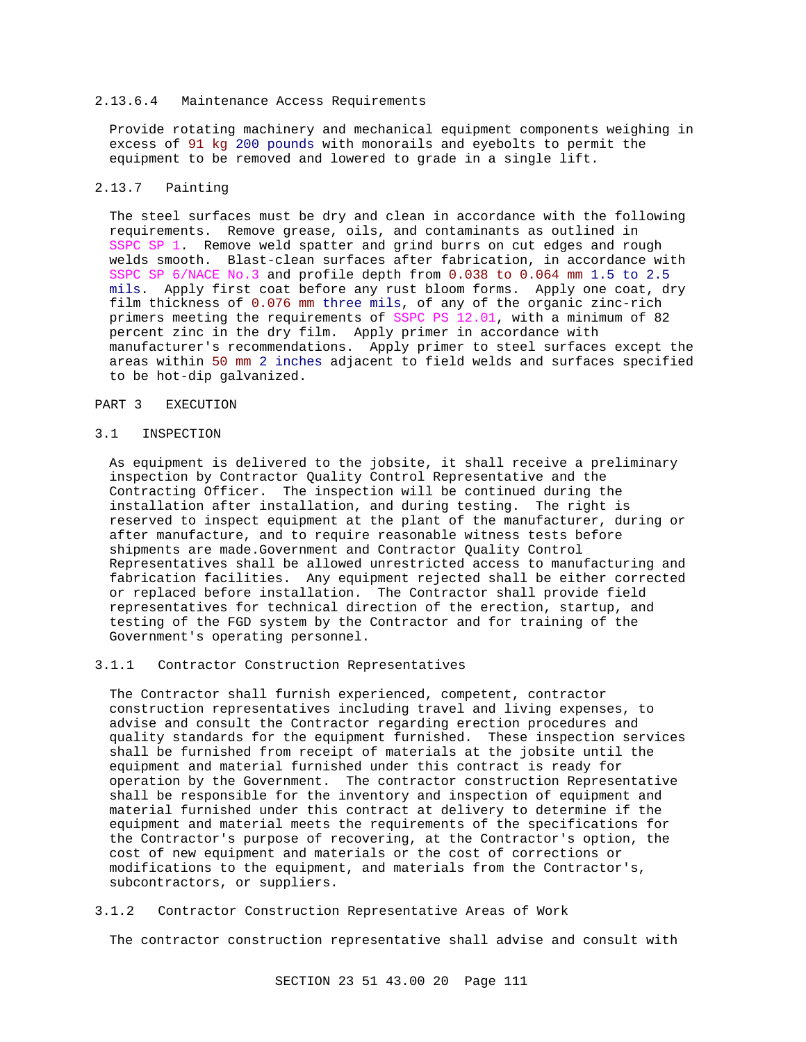#### 2.13.6.4 Maintenance Access Requirements

Provide rotating machinery and mechanical equipment components weighing in excess of 91 kg 200 pounds with monorails and eyebolts to permit the equipment to be removed and lowered to grade in a single lift.

### 2.13.7 Painting

The steel surfaces must be dry and clean in accordance with the following requirements. Remove grease, oils, and contaminants as outlined in SSPC SP 1. Remove weld spatter and grind burrs on cut edges and rough welds smooth. Blast-clean surfaces after fabrication, in accordance with SSPC SP 6/NACE No.3 and profile depth from 0.038 to 0.064 mm 1.5 to 2.5 mils. Apply first coat before any rust bloom forms. Apply one coat, dry film thickness of 0.076 mm three mils, of any of the organic zinc-rich primers meeting the requirements of SSPC PS 12.01, with a minimum of 82 percent zinc in the dry film. Apply primer in accordance with manufacturer's recommendations. Apply primer to steel surfaces except the areas within 50 mm 2 inches adjacent to field welds and surfaces specified to be hot-dip galvanized.

# PART 3 EXECUTION

## 3.1 INSPECTION

As equipment is delivered to the jobsite, it shall receive a preliminary inspection by Contractor Quality Control Representative and the Contracting Officer. The inspection will be continued during the installation after installation, and during testing. The right is reserved to inspect equipment at the plant of the manufacturer, during or after manufacture, and to require reasonable witness tests before shipments are made.Government and Contractor Quality Control Representatives shall be allowed unrestricted access to manufacturing and fabrication facilities. Any equipment rejected shall be either corrected or replaced before installation. The Contractor shall provide field representatives for technical direction of the erection, startup, and testing of the FGD system by the Contractor and for training of the Government's operating personnel.

### 3.1.1 Contractor Construction Representatives

The Contractor shall furnish experienced, competent, contractor construction representatives including travel and living expenses, to advise and consult the Contractor regarding erection procedures and quality standards for the equipment furnished. These inspection services shall be furnished from receipt of materials at the jobsite until the equipment and material furnished under this contract is ready for operation by the Government. The contractor construction Representative shall be responsible for the inventory and inspection of equipment and material furnished under this contract at delivery to determine if the equipment and material meets the requirements of the specifications for the Contractor's purpose of recovering, at the Contractor's option, the cost of new equipment and materials or the cost of corrections or modifications to the equipment, and materials from the Contractor's, subcontractors, or suppliers.

### 3.1.2 Contractor Construction Representative Areas of Work

The contractor construction representative shall advise and consult with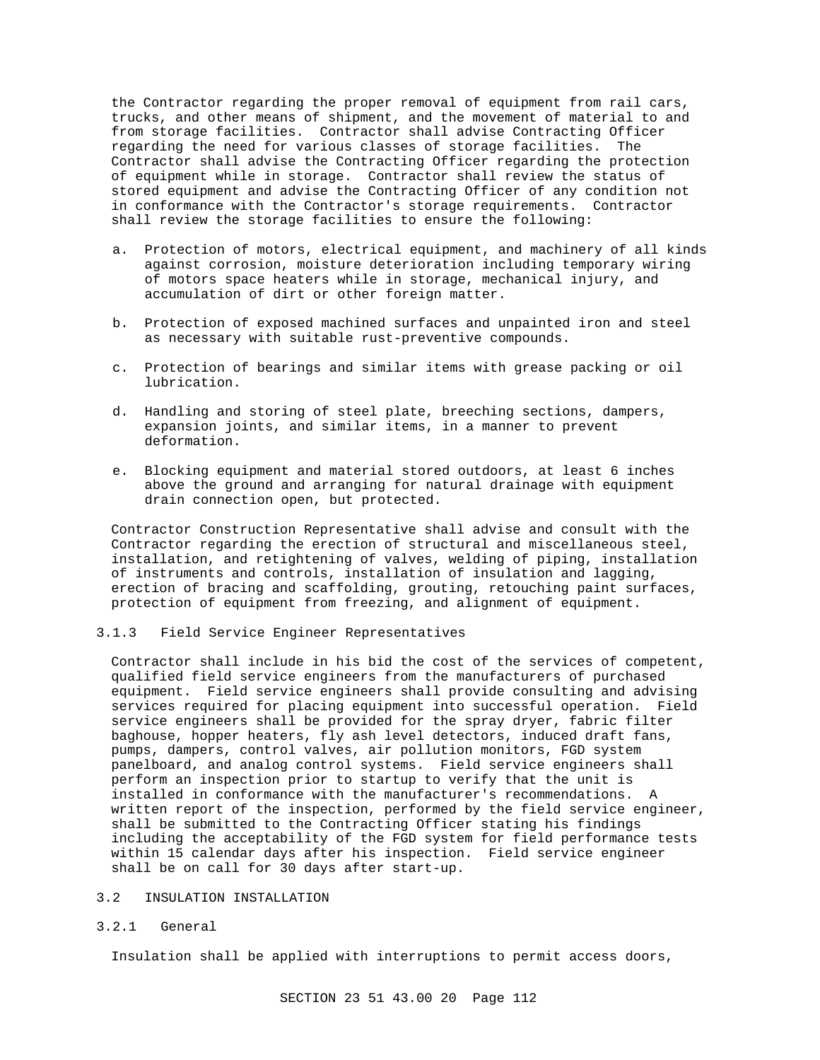the Contractor regarding the proper removal of equipment from rail cars, trucks, and other means of shipment, and the movement of material to and from storage facilities. Contractor shall advise Contracting Officer regarding the need for various classes of storage facilities. The Contractor shall advise the Contracting Officer regarding the protection of equipment while in storage. Contractor shall review the status of stored equipment and advise the Contracting Officer of any condition not in conformance with the Contractor's storage requirements. Contractor shall review the storage facilities to ensure the following:

a. Protection of motors, electrical equipment, and machinery of all kinds against corrosion, moisture deterioration including temporary wiring of motors space heaters while in storage, mechanical injury, and accumulation of dirt or other foreign matter.

b. Protection of exposed machined surfaces and unpainted iron and steel as necessary with suitable rust-preventive compounds.

c. Protection of bearings and similar items with grease packing or oil lubrication.

d. Handling and storing of steel plate, breeching sections, dampers, expansion joints, and similar items, in a manner to prevent deformation.

e. Blocking equipment and material stored outdoors, at least 6 inches above the ground and arranging for natural drainage with equipment drain connection open, but protected.

Contractor Construction Representative shall advise and consult with the Contractor regarding the erection of structural and miscellaneous steel, installation, and retightening of valves, welding of piping, installation of instruments and controls, installation of insulation and lagging, erection of bracing and scaffolding, grouting, retouching paint surfaces, protection of equipment from freezing, and alignment of equipment.

#### 3.1.3 Field Service Engineer Representatives

Contractor shall include in his bid the cost of the services of competent, qualified field service engineers from the manufacturers of purchased equipment. Field service engineers shall provide consulting and advising services required for placing equipment into successful operation. Field service engineers shall be provided for the spray dryer, fabric filter baghouse, hopper heaters, fly ash level detectors, induced draft fans, pumps, dampers, control valves, air pollution monitors, FGD system panelboard, and analog control systems. Field service engineers shall perform an inspection prior to startup to verify that the unit is installed in conformance with the manufacturer's recommendations. A written report of the inspection, performed by the field service engineer, shall be submitted to the Contracting Officer stating his findings including the acceptability of the FGD system for field performance tests within 15 calendar days after his inspection. Field service engineer shall be on call for 30 days after start-up.

## 3.2 INSULATION INSTALLATION

### 3.2.1 General

Insulation shall be applied with interruptions to permit access doors,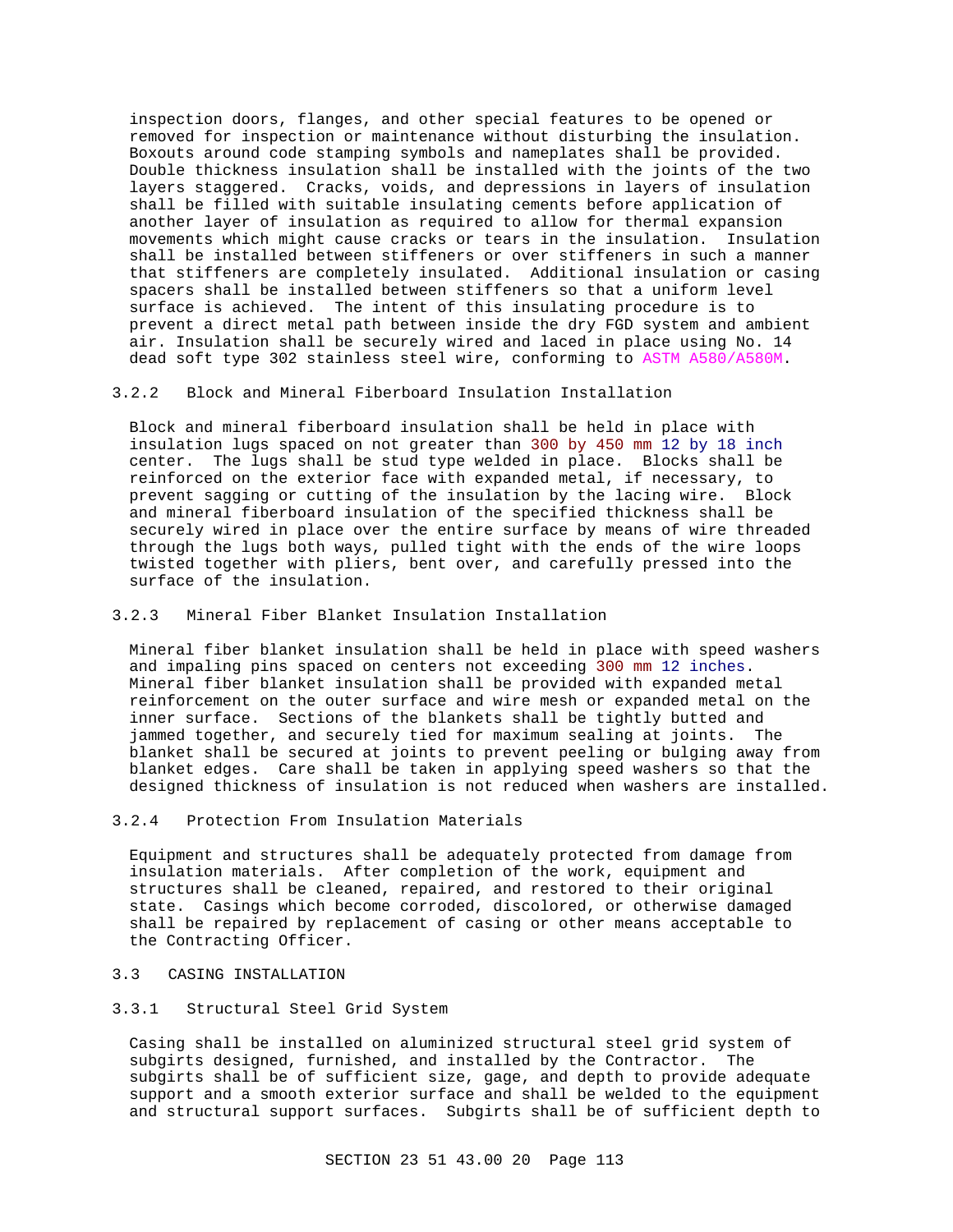inspection doors, flanges, and other special features to be opened or removed for inspection or maintenance without disturbing the insulation. Boxouts around code stamping symbols and nameplates shall be provided. Double thickness insulation shall be installed with the joints of the two layers staggered. Cracks, voids, and depressions in layers of insulation shall be filled with suitable insulating cements before application of another layer of insulation as required to allow for thermal expansion movements which might cause cracks or tears in the insulation. Insulation shall be installed between stiffeners or over stiffeners in such a manner that stiffeners are completely insulated. Additional insulation or casing spacers shall be installed between stiffeners so that a uniform level surface is achieved. The intent of this insulating procedure is to prevent a direct metal path between inside the dry FGD system and ambient air. Insulation shall be securely wired and laced in place using No. 14 dead soft type 302 stainless steel wire, conforming to ASTM A580/A580M.

### 3.2.2 Block and Mineral Fiberboard Insulation Installation

Block and mineral fiberboard insulation shall be held in place with insulation lugs spaced on not greater than 300 by 450 mm 12 by 18 inch center. The lugs shall be stud type welded in place. Blocks shall be reinforced on the exterior face with expanded metal, if necessary, to prevent sagging or cutting of the insulation by the lacing wire. Block and mineral fiberboard insulation of the specified thickness shall be securely wired in place over the entire surface by means of wire threaded through the lugs both ways, pulled tight with the ends of the wire loops twisted together with pliers, bent over, and carefully pressed into the surface of the insulation.

### 3.2.3 Mineral Fiber Blanket Insulation Installation

Mineral fiber blanket insulation shall be held in place with speed washers and impaling pins spaced on centers not exceeding 300 mm 12 inches. Mineral fiber blanket insulation shall be provided with expanded metal reinforcement on the outer surface and wire mesh or expanded metal on the inner surface. Sections of the blankets shall be tightly butted and jammed together, and securely tied for maximum sealing at joints. The blanket shall be secured at joints to prevent peeling or bulging away from blanket edges. Care shall be taken in applying speed washers so that the designed thickness of insulation is not reduced when washers are installed.

### 3.2.4 Protection From Insulation Materials

Equipment and structures shall be adequately protected from damage from insulation materials. After completion of the work, equipment and structures shall be cleaned, repaired, and restored to their original state. Casings which become corroded, discolored, or otherwise damaged shall be repaired by replacement of casing or other means acceptable to the Contracting Officer.

## 3.3 CASING INSTALLATION

### 3.3.1 Structural Steel Grid System

Casing shall be installed on aluminized structural steel grid system of subgirts designed, furnished, and installed by the Contractor. The subgirts shall be of sufficient size, gage, and depth to provide adequate support and a smooth exterior surface and shall be welded to the equipment and structural support surfaces. Subgirts shall be of sufficient depth to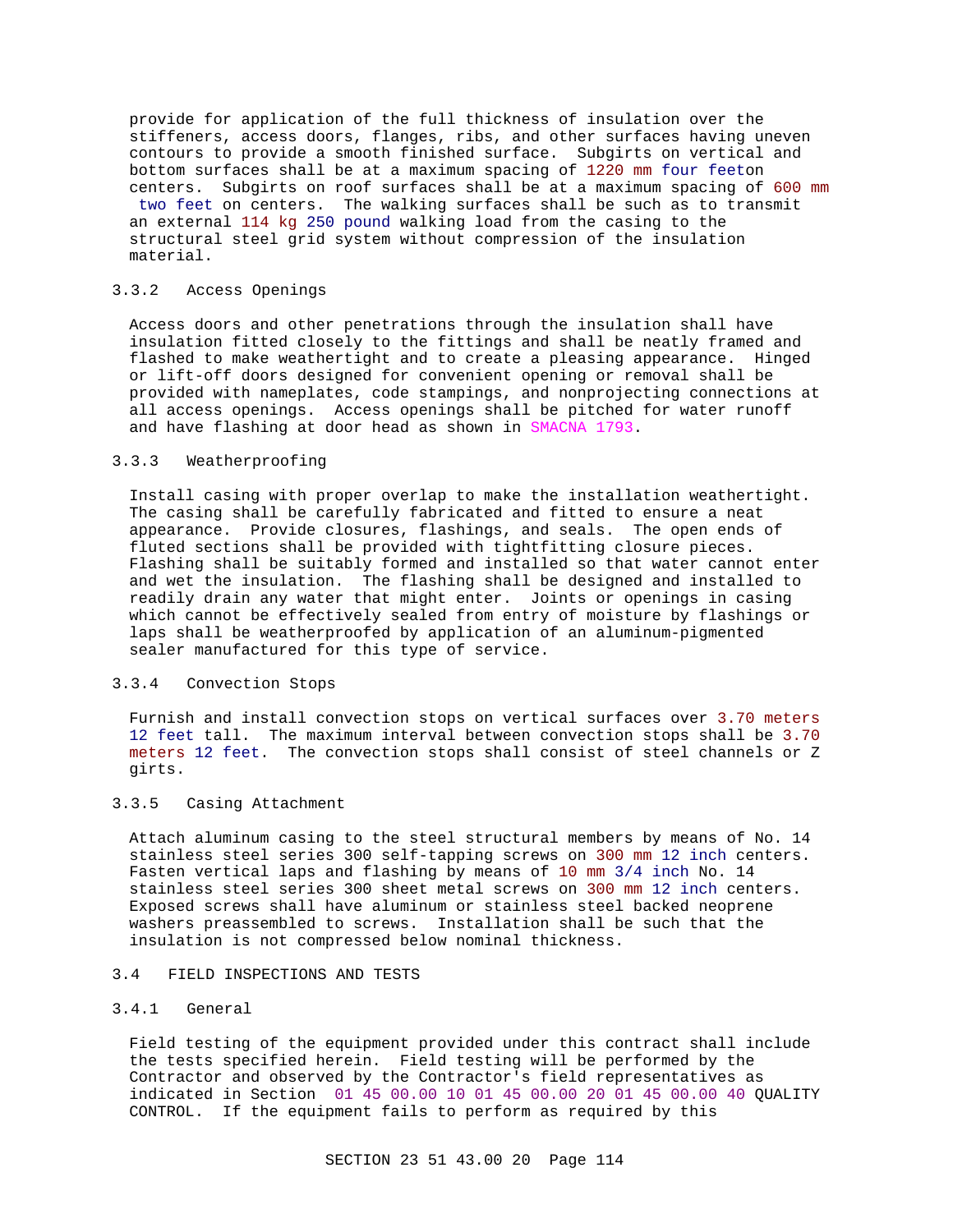provide for application of the full thickness of insulation over the stiffeners, access doors, flanges, ribs, and other surfaces having uneven contours to provide a smooth finished surface. Subgirts on vertical and bottom surfaces shall be at a maximum spacing of 1220 mm four feeton centers. Subgirts on roof surfaces shall be at a maximum spacing of 600 mm two feet on centers. The walking surfaces shall be such as to transmit an external 114 kg 250 pound walking load from the casing to the structural steel grid system without compression of the insulation material.

### 3.3.2 Access Openings

Access doors and other penetrations through the insulation shall have insulation fitted closely to the fittings and shall be neatly framed and flashed to make weathertight and to create a pleasing appearance. Hinged or lift-off doors designed for convenient opening or removal shall be provided with nameplates, code stampings, and nonprojecting connections at all access openings. Access openings shall be pitched for water runoff and have flashing at door head as shown in SMACNA 1793.

### 3.3.3 Weatherproofing

Install casing with proper overlap to make the installation weathertight. The casing shall be carefully fabricated and fitted to ensure a neat appearance. Provide closures, flashings, and seals. The open ends of fluted sections shall be provided with tightfitting closure pieces. Flashing shall be suitably formed and installed so that water cannot enter and wet the insulation. The flashing shall be designed and installed to readily drain any water that might enter. Joints or openings in casing which cannot be effectively sealed from entry of moisture by flashings or laps shall be weatherproofed by application of an aluminum-pigmented sealer manufactured for this type of service.

### 3.3.4 Convection Stops

Furnish and install convection stops on vertical surfaces over 3.70 meters 12 feet tall. The maximum interval between convection stops shall be 3.70 meters 12 feet. The convection stops shall consist of steel channels or Z girts.

### 3.3.5 Casing Attachment

Attach aluminum casing to the steel structural members by means of No. 14 stainless steel series 300 self-tapping screws on 300 mm 12 inch centers. Fasten vertical laps and flashing by means of 10 mm 3/4 inch No. 14 stainless steel series 300 sheet metal screws on 300 mm 12 inch centers. Exposed screws shall have aluminum or stainless steel backed neoprene washers preassembled to screws. Installation shall be such that the insulation is not compressed below nominal thickness.

## 3.4 FIELD INSPECTIONS AND TESTS

### 3.4.1 General

Field testing of the equipment provided under this contract shall include the tests specified herein. Field testing will be performed by the Contractor and observed by the Contractor's field representatives as indicated in Section 01 45 00.00 10 01 45 00.00 20 01 45 00.00 40 QUALITY CONTROL. If the equipment fails to perform as required by this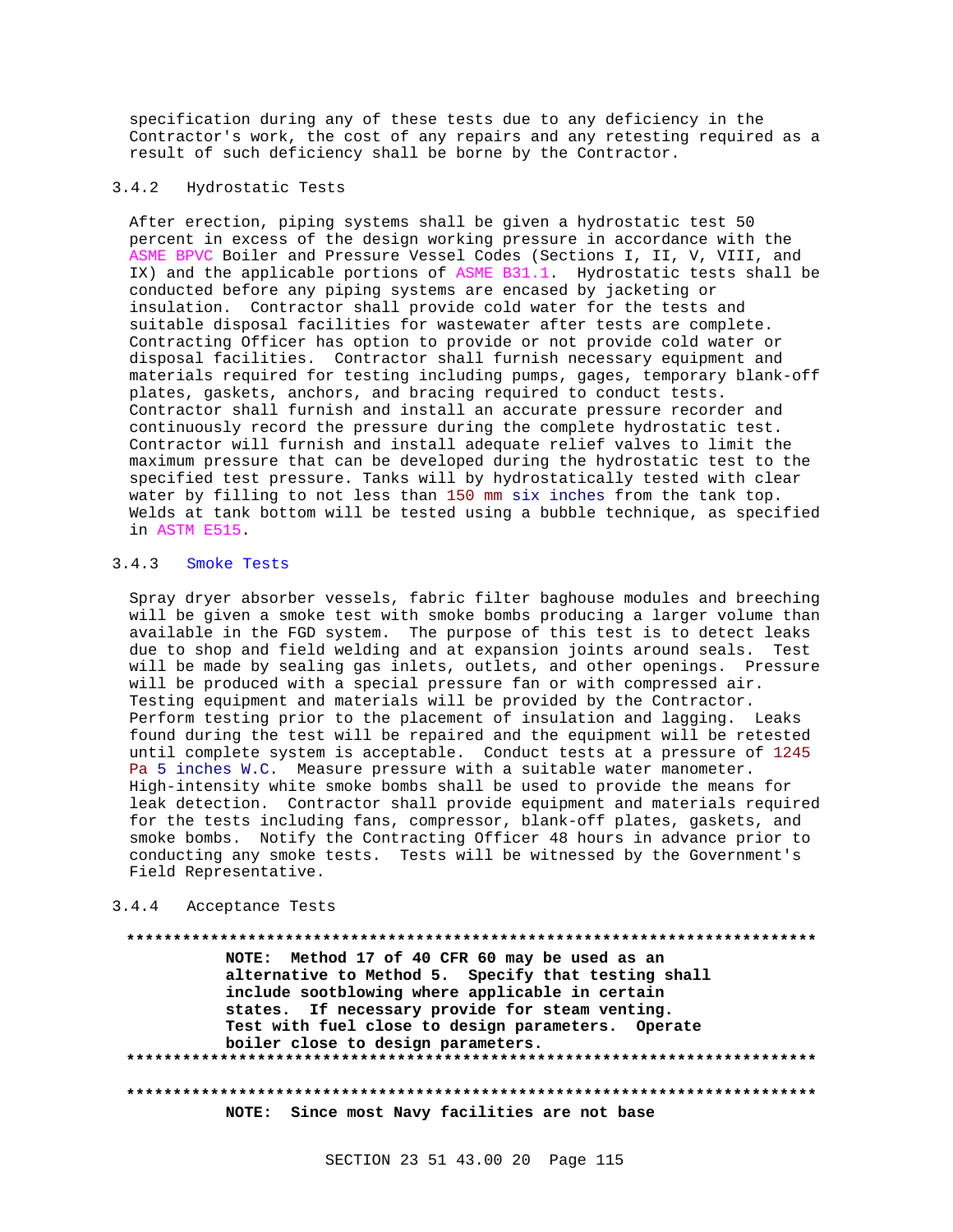specification during any of these tests due to any deficiency in the Contractor's work, the cost of any repairs and any retesting required as a result of such deficiency shall be borne by the Contractor.

### 3.4.2 Hydrostatic Tests

After erection, piping systems shall be given a hydrostatic test 50 percent in excess of the design working pressure in accordance with the ASME BPVC Boiler and Pressure Vessel Codes (Sections I, II, V, VIII, and IX) and the applicable portions of ASME B31.1. Hydrostatic tests shall be conducted before any piping systems are encased by jacketing or insulation. Contractor shall provide cold water for the tests and suitable disposal facilities for wastewater after tests are complete. Contracting Officer has option to provide or not provide cold water or disposal facilities. Contractor shall furnish necessary equipment and materials required for testing including pumps, gages, temporary blank-off plates, gaskets, anchors, and bracing required to conduct tests. Contractor shall furnish and install an accurate pressure recorder and continuously record the pressure during the complete hydrostatic test. Contractor will furnish and install adequate relief valves to limit the maximum pressure that can be developed during the hydrostatic test to the specified test pressure. Tanks will by hydrostatically tested with clear water by filling to not less than 150 mm six inches from the tank top. Welds at tank bottom will be tested using a bubble technique, as specified in ASTM E515.

### 3.4.3 Smoke Tests

Spray dryer absorber vessels, fabric filter baghouse modules and breeching will be given a smoke test with smoke bombs producing a larger volume than available in the FGD system. The purpose of this test is to detect leaks due to shop and field welding and at expansion joints around seals. Test will be made by sealing gas inlets, outlets, and other openings. Pressure will be produced with a special pressure fan or with compressed air. Testing equipment and materials will be provided by the Contractor. Perform testing prior to the placement of insulation and lagging. Leaks found during the test will be repaired and the equipment will be retested until complete system is acceptable. Conduct tests at a pressure of 1245 Pa 5 inches W.C. Measure pressure with a suitable water manometer. High-intensity white smoke bombs shall be used to provide the means for leak detection. Contractor shall provide equipment and materials required for the tests including fans, compressor, blank-off plates, gaskets, and smoke bombs. Notify the Contracting Officer 48 hours in advance prior to conducting any smoke tests. Tests will be witnessed by the Government's Field Representative.

### 3.4.4 Acceptance Tests

**************************************************************************

**NOTE: Method 17 of 40 CFR 60 may be used as an alternative to Method 5. Specify that testing shall include sootblowing where applicable in certain states. If necessary provide for steam venting. Test with fuel close to design parameters. Operate boiler close to design parameters.**

**************************************************************************

**************************************************************************

**NOTE: Since most Navy facilities are not base**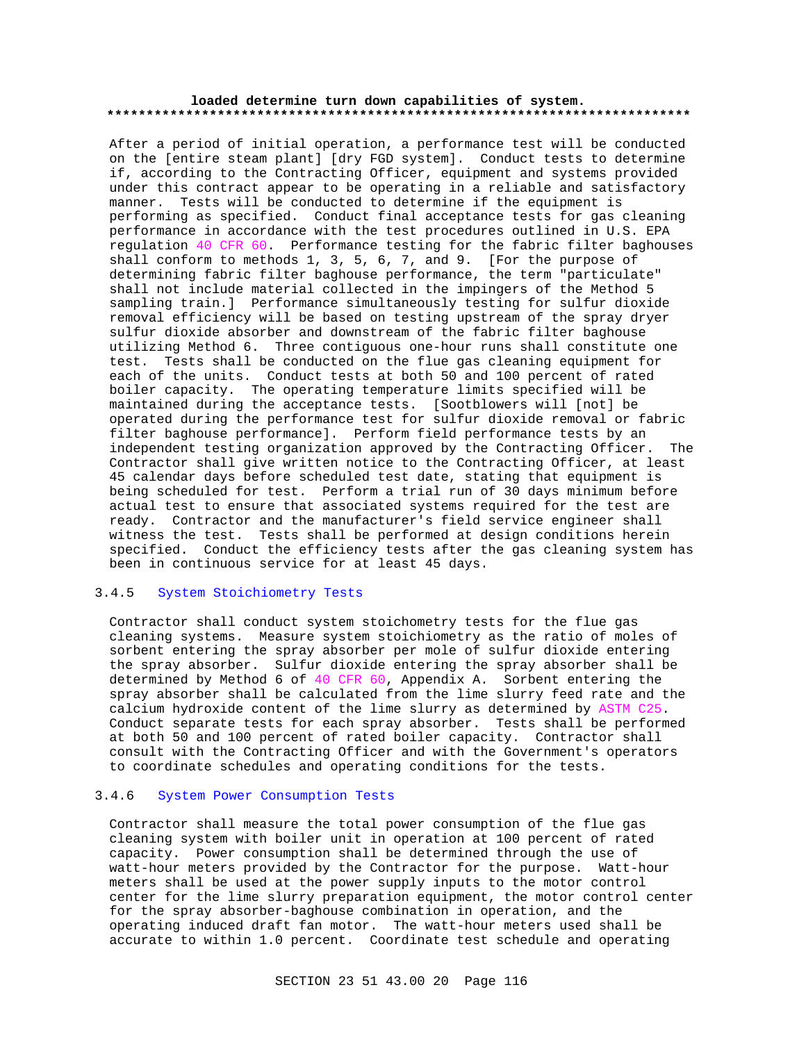**loaded determine turn down capabilities of system.**
**************************************************************************

After a period of initial operation, a performance test will be conducted on the [entire steam plant] [dry FGD system]. Conduct tests to determine if, according to the Contracting Officer, equipment and systems provided under this contract appear to be operating in a reliable and satisfactory manner. Tests will be conducted to determine if the equipment is performing as specified. Conduct final acceptance tests for gas cleaning performance in accordance with the test procedures outlined in U.S. EPA regulation 40 CFR 60. Performance testing for the fabric filter baghouses shall conform to methods 1, 3, 5, 6, 7, and 9. [For the purpose of determining fabric filter baghouse performance, the term "particulate" shall not include material collected in the impingers of the Method 5 sampling train.] Performance simultaneously testing for sulfur dioxide removal efficiency will be based on testing upstream of the spray dryer sulfur dioxide absorber and downstream of the fabric filter baghouse utilizing Method 6. Three contiguous one-hour runs shall constitute one test. Tests shall be conducted on the flue gas cleaning equipment for each of the units. Conduct tests at both 50 and 100 percent of rated boiler capacity. The operating temperature limits specified will be maintained during the acceptance tests. [Sootblowers will [not] be operated during the performance test for sulfur dioxide removal or fabric filter baghouse performance]. Perform field performance tests by an independent testing organization approved by the Contracting Officer. The Contractor shall give written notice to the Contracting Officer, at least 45 calendar days before scheduled test date, stating that equipment is being scheduled for test. Perform a trial run of 30 days minimum before actual test to ensure that associated systems required for the test are ready. Contractor and the manufacturer's field service engineer shall witness the test. Tests shall be performed at design conditions herein specified. Conduct the efficiency tests after the gas cleaning system has been in continuous service for at least 45 days.

### 3.4.5 System Stoichiometry Tests

Contractor shall conduct system stoichometry tests for the flue gas cleaning systems. Measure system stoichiometry as the ratio of moles of sorbent entering the spray absorber per mole of sulfur dioxide entering the spray absorber. Sulfur dioxide entering the spray absorber shall be determined by Method 6 of 40 CFR 60, Appendix A. Sorbent entering the spray absorber shall be calculated from the lime slurry feed rate and the calcium hydroxide content of the lime slurry as determined by ASTM C25. Conduct separate tests for each spray absorber. Tests shall be performed at both 50 and 100 percent of rated boiler capacity. Contractor shall consult with the Contracting Officer and with the Government's operators to coordinate schedules and operating conditions for the tests.

### 3.4.6 System Power Consumption Tests

Contractor shall measure the total power consumption of the flue gas cleaning system with boiler unit in operation at 100 percent of rated capacity. Power consumption shall be determined through the use of watt-hour meters provided by the Contractor for the purpose. Watt-hour meters shall be used at the power supply inputs to the motor control center for the lime slurry preparation equipment, the motor control center for the spray absorber-baghouse combination in operation, and the operating induced draft fan motor. The watt-hour meters used shall be accurate to within 1.0 percent. Coordinate test schedule and operating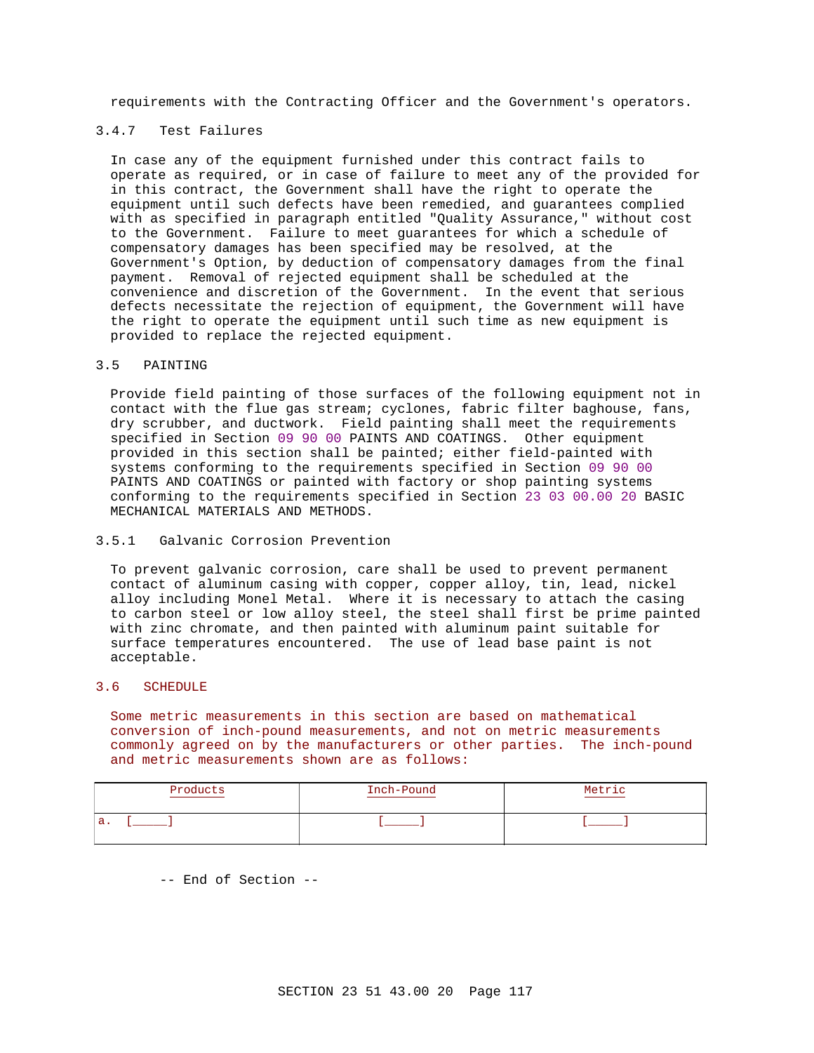requirements with the Contracting Officer and the Government's operators.

### 3.4.7 Test Failures

In case any of the equipment furnished under this contract fails to operate as required, or in case of failure to meet any of the provided for in this contract, the Government shall have the right to operate the equipment until such defects have been remedied, and guarantees complied with as specified in paragraph entitled "Quality Assurance," without cost to the Government. Failure to meet guarantees for which a schedule of compensatory damages has been specified may be resolved, at the Government's Option, by deduction of compensatory damages from the final payment. Removal of rejected equipment shall be scheduled at the convenience and discretion of the Government. In the event that serious defects necessitate the rejection of equipment, the Government will have the right to operate the equipment until such time as new equipment is provided to replace the rejected equipment.

## 3.5 PAINTING

Provide field painting of those surfaces of the following equipment not in contact with the flue gas stream; cyclones, fabric filter baghouse, fans, dry scrubber, and ductwork. Field painting shall meet the requirements specified in Section 09 90 00 PAINTS AND COATINGS. Other equipment provided in this section shall be painted; either field-painted with systems conforming to the requirements specified in Section 09 90 00 PAINTS AND COATINGS or painted with factory or shop painting systems conforming to the requirements specified in Section 23 03 00.00 20 BASIC MECHANICAL MATERIALS AND METHODS.

### 3.5.1 Galvanic Corrosion Prevention

To prevent galvanic corrosion, care shall be used to prevent permanent contact of aluminum casing with copper, copper alloy, tin, lead, nickel alloy including Monel Metal. Where it is necessary to attach the casing to carbon steel or low alloy steel, the steel shall first be prime painted with zinc chromate, and then painted with aluminum paint suitable for surface temperatures encountered. The use of lead base paint is not acceptable.

## 3.6 SCHEDULE

Some metric measurements in this section are based on mathematical conversion of inch-pound measurements, and not on metric measurements commonly agreed on by the manufacturers or other parties. The inch-pound and metric measurements shown are as follows:

| Products | Inch-Pound | Metric |
|---|---|---|
| a. [_____] | [_____] | [_____] |

-- End of Section --